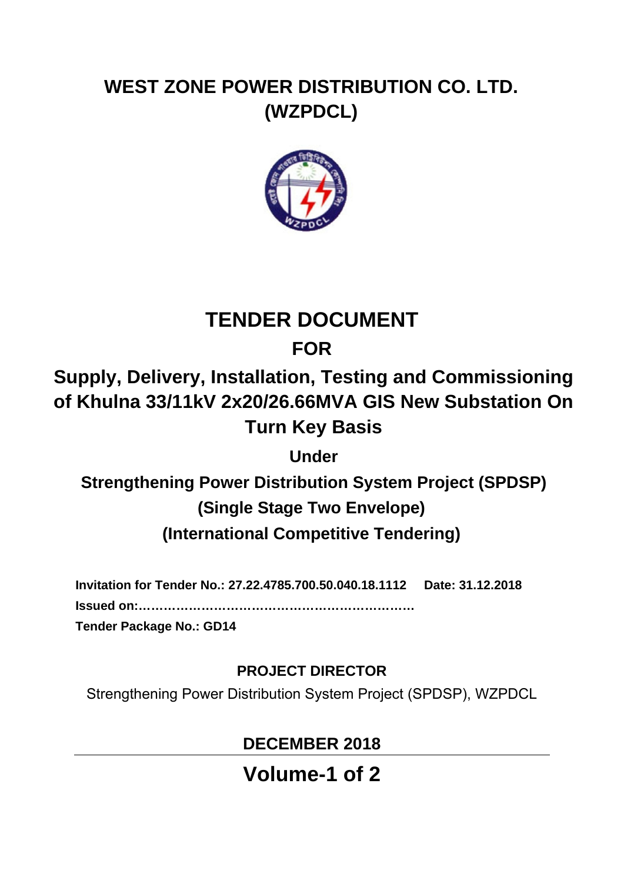# WEST ZONE POWER DISTRIBUTION CO. LTD. (WZPDCL)

# TENDER DOCUMENT

## FOR

## Supply, Delivery, Installation, Testing and Commissioning of Khulna 33/11kV 2x20/26.66MVA GIS New Substation On Turn Key Basis

### Under

### Strengthening Power Distribution System Project (SPDSP)

### (Single Stage Two Envelope)

### (International Competitive Tendering)

**Invitation for Tender No.: 27.22.4785.700.50.040.18.1112 Date: 31.12.2018**

**Issued on:…………………………………………………………**

**Tender Package No.: GD14**

**PROJECT DIRECTOR**

Strengthening Power Distribution System Project (SPDSP), WZPDCL

**DECEMBER 2018**

---

## Volume-1 of 2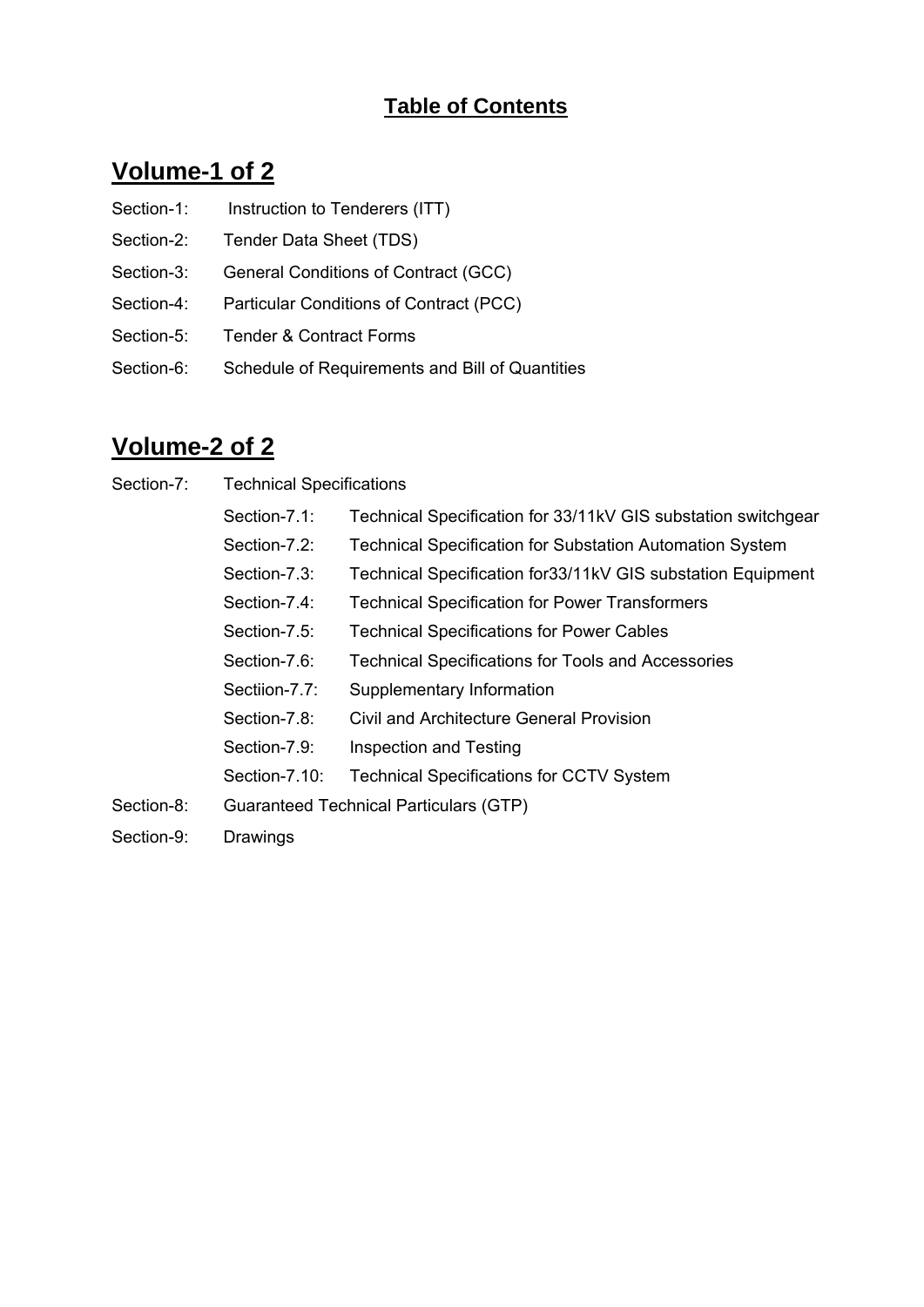# Table of Contents

## Volume-1 of 2

Section-1: Instruction to Tenderers (ITT)

Section-2: Tender Data Sheet (TDS)

Section-3: General Conditions of Contract (GCC)

Section-4: Particular Conditions of Contract (PCC)

Section-5: Tender & Contract Forms

Section-6: Schedule of Requirements and Bill of Quantities

## Volume-2 of 2

Section-7: Technical Specifications

- Section-7.1: Technical Specification for 33/11kV GIS substation switchgear
- Section-7.2: Technical Specification for Substation Automation System
- Section-7.3: Technical Specification for33/11kV GIS substation Equipment
- Section-7.4: Technical Specification for Power Transformers
- Section-7.5: Technical Specifications for Power Cables
- Section-7.6: Technical Specifications for Tools and Accessories
- Sectiion-7.7: Supplementary Information
- Section-7.8: Civil and Architecture General Provision
- Section-7.9: Inspection and Testing
- Section-7.10: Technical Specifications for CCTV System

Section-8: Guaranteed Technical Particulars (GTP)

Section-9: Drawings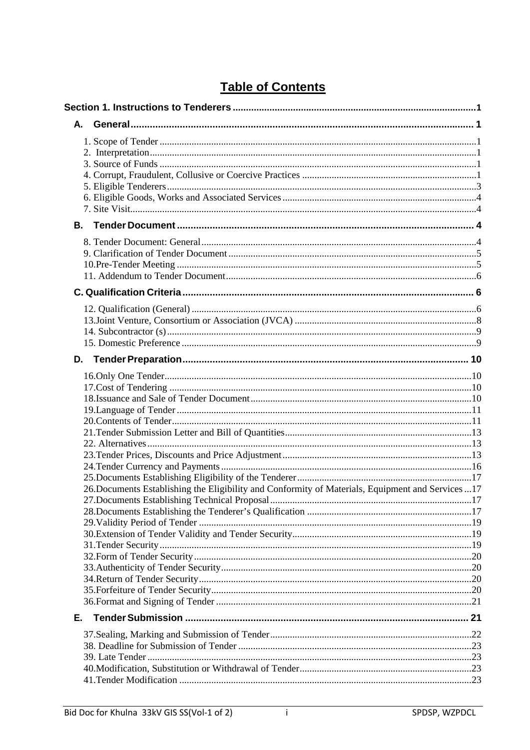# Table of Contents

**Section 1. Instructions to Tenderers .......................................................................................1**

**A. General ............................................................................................................................ 1**

1. Scope of Tender ...............................................................................................................1
2. Interpretation...................................................................................................................1
3. Source of Funds ...............................................................................................................1
4. Corrupt, Fraudulent, Collusive or Coercive Practices ......................................................1
5. Eligible Tenderers.............................................................................................................3
6. Eligible Goods, Works and Associated Services ..............................................................4
7. Site Visit............................................................................................................................4

**B. Tender Document ........................................................................................................... 4**

8. Tender Document: General...............................................................................................4
9. Clarification of Tender Document ....................................................................................5
10. Pre-Tender Meeting .........................................................................................................5
11. Addendum to Tender Document......................................................................................6

**C. Qualification Criteria ....................................................................................................... 6**

12. Qualification (General) ...................................................................................................6
13. Joint Venture, Consortium or Association (JVCA) .........................................................8
14. Subcontractor (s).............................................................................................................9
15. Domestic Preference ........................................................................................................9

**D. Tender Preparation ........................................................................................................ 10**

16. Only One Tender............................................................................................................10
17. Cost of Tendering ..........................................................................................................10
18. Issuance and Sale of Tender Document .........................................................................10
19. Language of Tender .......................................................................................................11
20. Contents of Tender.........................................................................................................11
21. Tender Submission Letter and Bill of Quantities...........................................................13
22. Alternatives ...................................................................................................................13
23. Tender Prices, Discounts and Price Adjustment ............................................................13
24. Tender Currency and Payments .....................................................................................16
25. Documents Establishing Eligibility of the Tenderer ......................................................17
26. Documents Establishing the Eligibility and Conformity of Materials, Equipment and Services ...17
27. Documents Establishing Technical Proposal .................................................................17
28. Documents Establishing the Tenderer's Qualification ..................................................17
29. Validity Period of Tender ..............................................................................................19
30. Extension of Tender Validity and Tender Security.........................................................19
31. Tender Security..............................................................................................................19
32. Form of Tender Security ................................................................................................20
33. Authenticity of Tender Security.....................................................................................20
34. Return of Tender Security..............................................................................................20
35. Forfeiture of Tender Security.........................................................................................20
36. Format and Signing of Tender .......................................................................................21

**E. Tender Submission ........................................................................................................ 21**

37. Sealing, Marking and Submission of Tender.................................................................22
38. Deadline for Submission of Tender ...............................................................................23
39. Late Tender ...................................................................................................................23
40. Modification, Substitution or Withdrawal of Tender......................................................23
41. Tender Modification ......................................................................................................23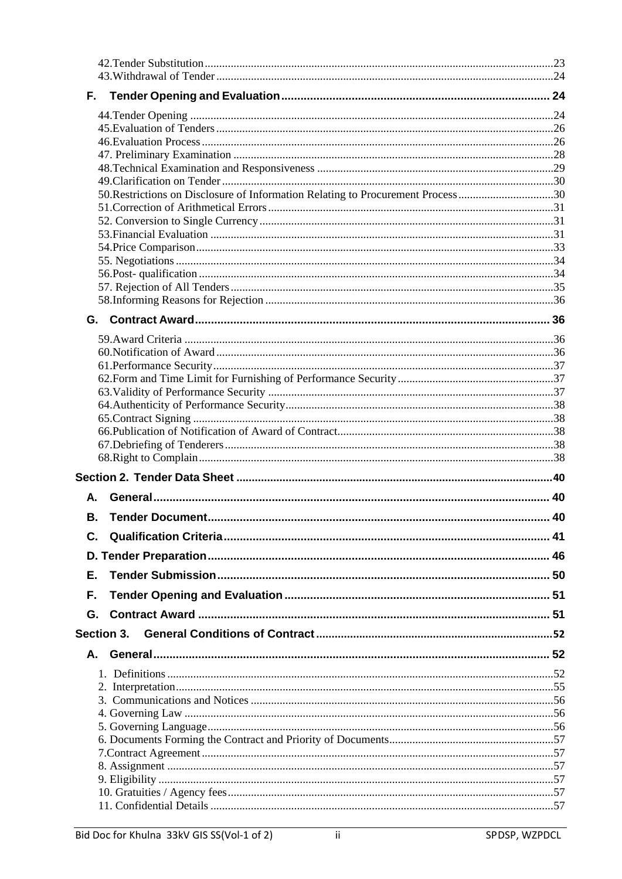42.Tender Substitution ....................................................................................................................23
43.Withdrawal of Tender ..................................................................................................................24

**F. Tender Opening and Evaluation ..................................................................................... 24**

44.Tender Opening ..........................................................................................................................24
45.Evaluation of Tenders ..................................................................................................................26
46.Evaluation Process .....................................................................................................................26
47. Preliminary Examination ...........................................................................................................28
48.Technical Examination and Responsiveness ..............................................................................29
49.Clarification on Tender ...............................................................................................................30
50.Restrictions on Disclosure of Information Relating to Procurement Process ..............................30
51.Correction of Arithmetical Errors ...............................................................................................31
52. Conversion to Single Currency ..................................................................................................31
53.Financial Evaluation ...................................................................................................................31
54.Price Comparison ........................................................................................................................33
55. Negotiations ..............................................................................................................................34
56.Post- qualification .......................................................................................................................34
57. Rejection of All Tenders ............................................................................................................35
58.Informing Reasons for Rejection .................................................................................................36

**G. Contract Award ............................................................................................................... 36**

59.Award Criteria ............................................................................................................................36
60.Notification of Award .................................................................................................................36
61.Performance Security ..................................................................................................................37
62.Form and Time Limit for Furnishing of Performance Security ...................................................37
63.Validity of Performance Security ...............................................................................................37
64.Authenticity of Performance Security .........................................................................................38
65.Contract Signing .........................................................................................................................38
66.Publication of Notification of Award of Contract........................................................................38
67.Debriefing of Tenderers ..............................................................................................................38
68.Right to Complain .......................................................................................................................38

**Section 2. Tender Data Sheet .......................................................................................................40**

**A. General ............................................................................................................................. 40**

**B. Tender Document ............................................................................................................ 40**

**C. Qualification Criteria ....................................................................................................... 41**

**D. Tender Preparation ............................................................................................................ 46**

**E. Tender Submission ........................................................................................................... 50**

**F. Tender Opening and Evaluation ...................................................................................... 51**

**G. Contract Award ............................................................................................................... 51**

**Section 3. General Conditions of Contract ..............................................................................52**

**A. General ............................................................................................................................. 52**

1. Definitions ..................................................................................................................................52
2. Interpretation ...............................................................................................................................55
3. Communications and Notices ......................................................................................................56
4. Governing Law ............................................................................................................................56
5. Governing Language ....................................................................................................................56
6. Documents Forming the Contract and Priority of Documents .......................................................57
7.Contract Agreement .......................................................................................................................57
8. Assignment ..................................................................................................................................57
9. Eligibility .....................................................................................................................................57
10. Gratuities / Agency fees ..............................................................................................................57
11. Confidential Details ....................................................................................................................57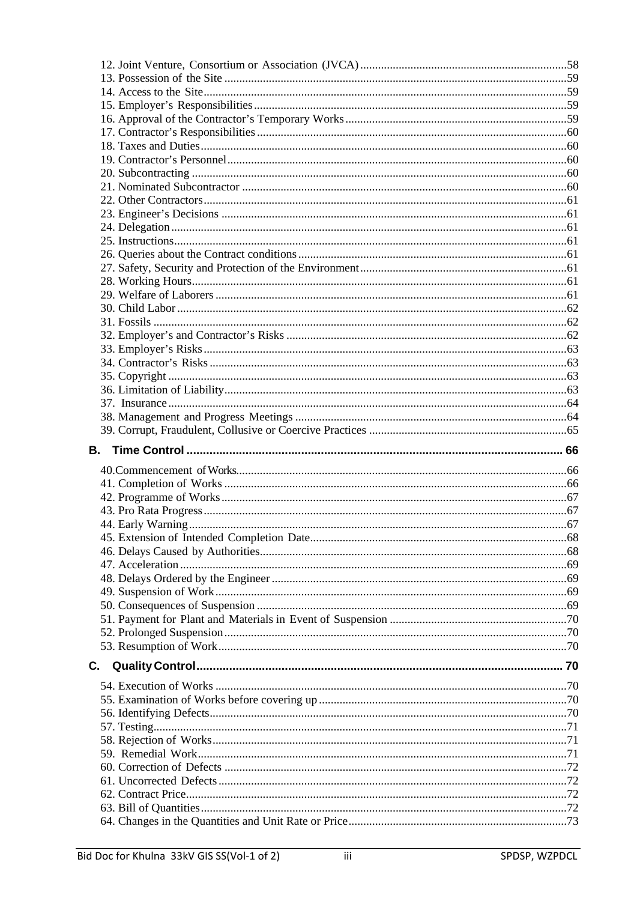12. Joint Venture, Consortium or Association (JVCA) ....................................................................58
13. Possession of the Site ....................................................................................................................59
14. Access to the Site..........................................................................................................................59
15. Employer's Responsibilities ..........................................................................................................59
16. Approval of the Contractor's Temporary Works ...........................................................................59
17. Contractor's Responsibilities ........................................................................................................60
18. Taxes and Duties...........................................................................................................................60
19. Contractor's Personnel..................................................................................................................60
20. Subcontracting ..............................................................................................................................60
21. Nominated Subcontractor .............................................................................................................60
22. Other Contractors..........................................................................................................................61
23. Engineer's Decisions ....................................................................................................................61
24. Delegation.....................................................................................................................................61
25. Instructions....................................................................................................................................61
26. Queries about the Contract conditions ..........................................................................................61
27. Safety, Security and Protection of the Environment.....................................................................61
28. Working Hours..............................................................................................................................61
29. Welfare of Laborers ......................................................................................................................61
30. Child Labor ...................................................................................................................................62
31. Fossils ...........................................................................................................................................62
32. Employer's and Contractor's Risks ..............................................................................................62
33. Employer's Risks..........................................................................................................................63
34. Contractor's Risks ........................................................................................................................63
35. Copyright ......................................................................................................................................63
36. Limitation of Liability...................................................................................................................63
37. Insurance ......................................................................................................................................64
38. Management and Progress Meetings ............................................................................................64
39. Corrupt, Fraudulent, Collusive or Coercive Practices ...................................................................65

## B. Time Control .................................................................................................................. 66

40. Commencement of Works...............................................................................................................66
41. Completion of Works ....................................................................................................................66
42. Programme of Works....................................................................................................................67
43. Pro Rata Progress..........................................................................................................................67
44. Early Warning...............................................................................................................................67
45. Extension of Intended Completion Date.......................................................................................68
46. Delays Caused by Authorities.......................................................................................................68
47. Acceleration ..................................................................................................................................69
48. Delays Ordered by the Engineer ...................................................................................................69
49. Suspension of Work......................................................................................................................69
50. Consequences of Suspension ........................................................................................................69
51. Payment for Plant and Materials in Event of Suspension ............................................................70
52. Prolonged Suspension...................................................................................................................70
53. Resumption of Work.....................................................................................................................70

## C. Quality Control.............................................................................................................. 70

54. Execution of Works ......................................................................................................................70
55. Examination of Works before covering up ...................................................................................70
56. Identifying Defects........................................................................................................................70
57. Testing...........................................................................................................................................71
58. Rejection of Works........................................................................................................................71
59. Remedial Work..............................................................................................................................71
60. Correction of Defects ...................................................................................................................72
61. Uncorrected Defects .....................................................................................................................72
62. Contract Price................................................................................................................................72
63. Bill of Quantities...........................................................................................................................72
64. Changes in the Quantities and Unit Rate or Price..........................................................................73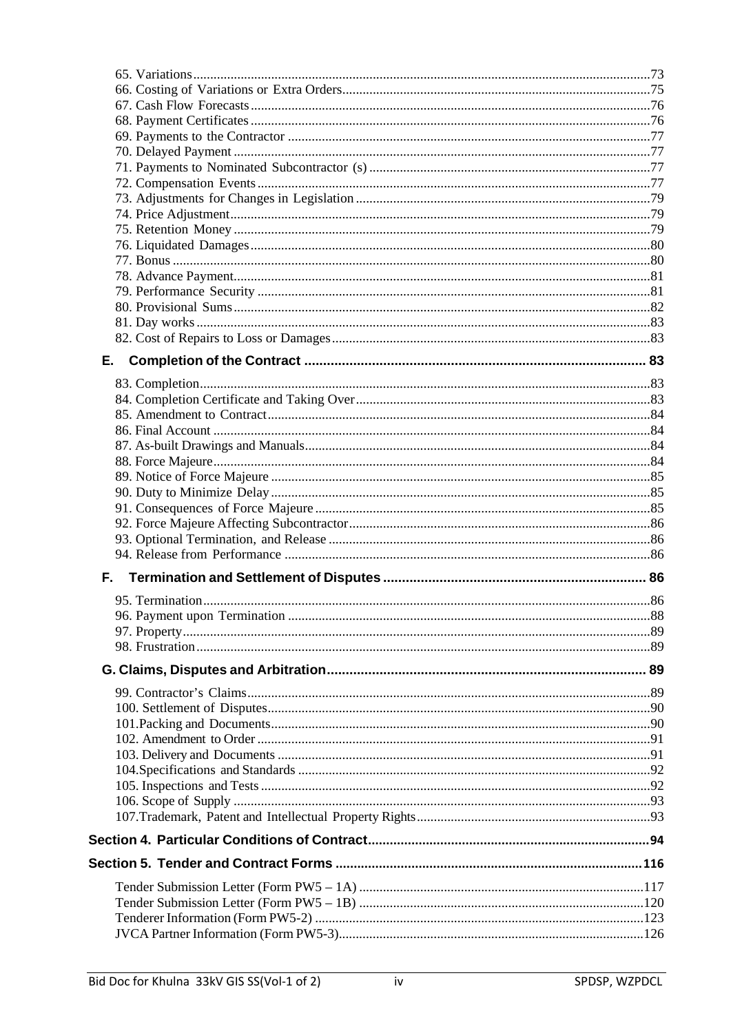65. Variations ....................................................................................................................73
66. Costing of Variations or Extra Orders..........................................................................75
67. Cash Flow Forecasts....................................................................................................76
68. Payment Certificates....................................................................................................76
69. Payments to the Contractor .........................................................................................77
70. Delayed Payment .........................................................................................................77
71. Payments to Nominated Subcontractor (s) ..................................................................77
72. Compensation Events...................................................................................................77
73. Adjustments for Changes in Legislation......................................................................79
74. Price Adjustment..........................................................................................................79
75. Retention Money .........................................................................................................79
76. Liquidated Damages....................................................................................................80
77. Bonus ...........................................................................................................................80
78. Advance Payment.........................................................................................................81
79. Performance Security ..................................................................................................81
80. Provisional Sums.........................................................................................................82
81. Day works....................................................................................................................83
82. Cost of Repairs to Loss or Damages............................................................................83

**E. Completion of the Contract ............................................................................ 83**

83. Completion...................................................................................................................83
84. Completion Certificate and Taking Over......................................................................83
85. Amendment to Contract...............................................................................................84
86. Final Account ...............................................................................................................84
87. As-built Drawings and Manuals....................................................................................84
88. Force Majeure...............................................................................................................84
89. Notice of Force Majeure ...............................................................................................85
90. Duty to Minimize Delay...............................................................................................85
91. Consequences of Force Majeure .................................................................................85
92. Force Majeure Affecting Subcontractor.......................................................................86
93. Optional Termination, and Release .............................................................................86
94. Release from Performance ..........................................................................................86

**F. Termination and Settlement of Disputes ...................................................................... 86**

95. Termination..................................................................................................................86
96. Payment upon Termination .........................................................................................88
97. Property........................................................................................................................89
98. Frustration....................................................................................................................89

**G. Claims, Disputes and Arbitration..................................................................................... 89**

99. Contractor's Claims.....................................................................................................89
100. Settlement of Disputes...............................................................................................90
101.Packing and Documents...............................................................................................90
102. Amendment to Order ..................................................................................................91
103. Delivery and Documents ............................................................................................91
104.Specifications and Standards ......................................................................................92
105. Inspections and Tests .................................................................................................92
106. Scope of Supply .........................................................................................................93
107.Trademark, Patent and Intellectual Property Rights....................................................93

**Section 4. Particular Conditions of Contract............................................................................94**

**Section 5. Tender and Contract Forms ...................................................................................116**

Tender Submission Letter (Form PW5 – 1A) .................................................................117
Tender Submission Letter (Form PW5 – 1B) .................................................................120
Tenderer Information (Form PW5-2) ............................................................................123
JVCA Partner Information (Form PW5-3)......................................................................126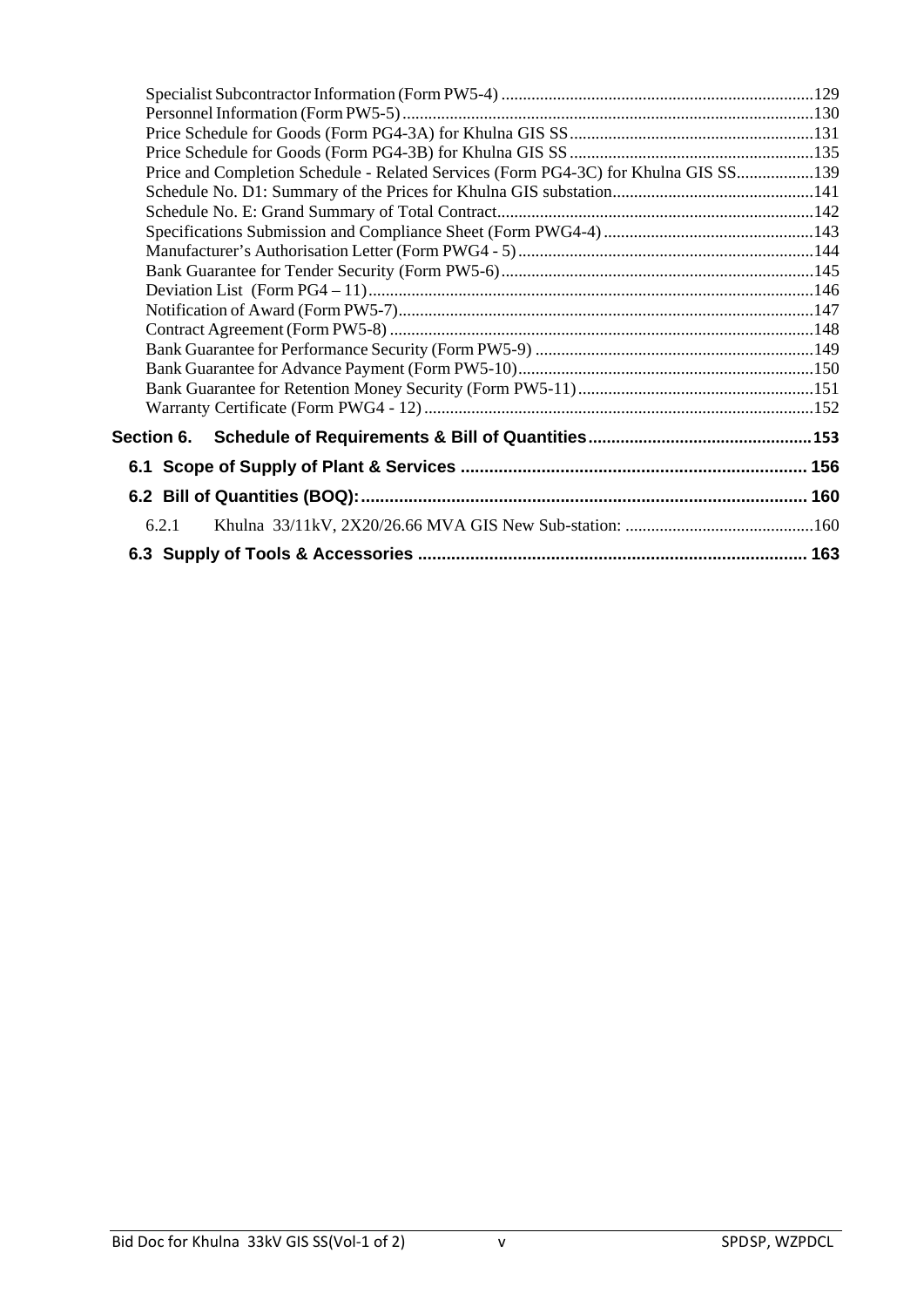Specialist Subcontractor Information (Form PW5-4) ........................................................................129
Personnel Information (Form PW5-5) ...............................................................................................130
Price Schedule for Goods (Form PG4-3A) for Khulna GIS SS........................................................131
Price Schedule for Goods (Form PG4-3B) for Khulna GIS SS ........................................................135
Price and Completion Schedule - Related Services (Form PG4-3C) for Khulna GIS SS.................139
Schedule No. D1: Summary of the Prices for Khulna GIS substation..............................................141
Schedule No. E: Grand Summary of Total Contract..........................................................................142
Specifications Submission and Compliance Sheet (Form PWG4-4) ................................................143
Manufacturer's Authorisation Letter (Form PWG4 - 5) ....................................................................144
Bank Guarantee for Tender Security (Form PW5-6) ........................................................................145
Deviation List (Form PG4 – 11).......................................................................................................146
Notification of Award (Form PW5-7)................................................................................................147
Contract Agreement (Form PW5-8) ..................................................................................................148
Bank Guarantee for Performance Security (Form PW5-9) ................................................................149
Bank Guarantee for Advance Payment (Form PW5-10)....................................................................150
Bank Guarantee for Retention Money Security (Form PW5-11) ......................................................151
Warranty Certificate (Form PWG4 - 12) ..........................................................................................152

**Section 6. Schedule of Requirements & Bill of Quantities................................................153**

**6.1 Scope of Supply of Plant & Services ........................................................................ 156**

**6.2 Bill of Quantities (BOQ):.............................................................................................. 160**

6.2.1 Khulna 33/11kV, 2X20/26.66 MVA GIS New Sub-station: ...........................................160

**6.3 Supply of Tools & Accessories .................................................................................. 163**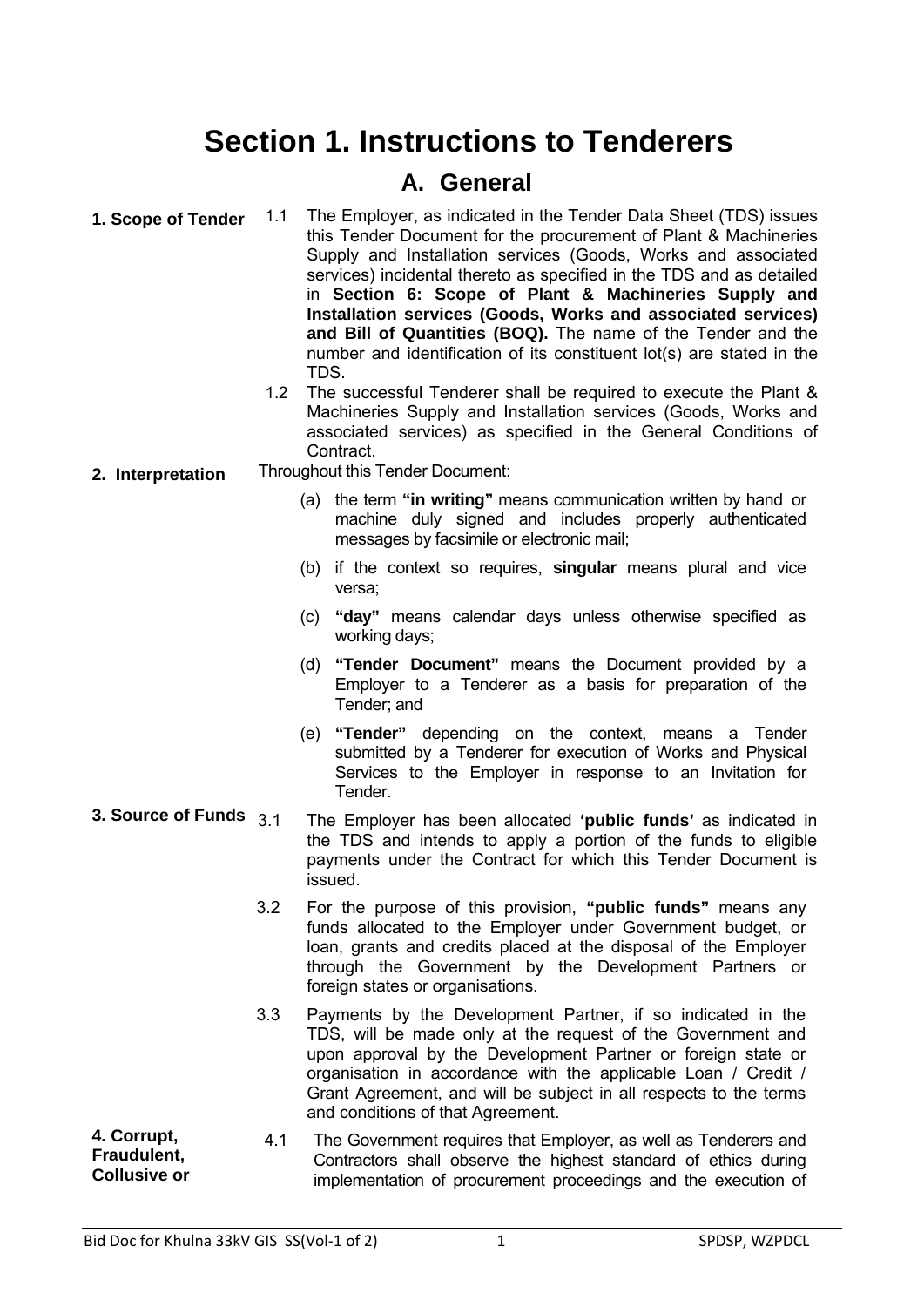# Section 1. Instructions to Tenderers

## A. General

**1. Scope of Tender**

1.1 The Employer, as indicated in the Tender Data Sheet (TDS) issues this Tender Document for the procurement of Plant & Machineries Supply and Installation services (Goods, Works and associated services) incidental thereto as specified in the TDS and as detailed in **Section 6: Scope of Plant & Machineries Supply and Installation services (Goods, Works and associated services) and Bill of Quantities (BOQ).** The name of the Tender and the number and identification of its constituent lot(s) are stated in the TDS.

1.2 The successful Tenderer shall be required to execute the Plant & Machineries Supply and Installation services (Goods, Works and associated services) as specified in the General Conditions of Contract.

**2. Interpretation**

Throughout this Tender Document:

(a) the term **"in writing"** means communication written by hand or machine duly signed and includes properly authenticated messages by facsimile or electronic mail;

(b) if the context so requires, **singular** means plural and vice versa;

(c) **"day"** means calendar days unless otherwise specified as working days;

(d) **"Tender Document"** means the Document provided by a Employer to a Tenderer as a basis for preparation of the Tender; and

(e) **"Tender"** depending on the context, means a Tender submitted by a Tenderer for execution of Works and Physical Services to the Employer in response to an Invitation for Tender.

**3. Source of Funds**

3.1 The Employer has been allocated **'public funds'** as indicated in the TDS and intends to apply a portion of the funds to eligible payments under the Contract for which this Tender Document is issued.

3.2 For the purpose of this provision, **"public funds"** means any funds allocated to the Employer under Government budget, or loan, grants and credits placed at the disposal of the Employer through the Government by the Development Partners or foreign states or organisations.

3.3 Payments by the Development Partner, if so indicated in the TDS, will be made only at the request of the Government and upon approval by the Development Partner or foreign state or organisation in accordance with the applicable Loan / Credit / Grant Agreement, and will be subject in all respects to the terms and conditions of that Agreement.

**4. Corrupt, Fraudulent, Collusive or**

4.1 The Government requires that Employer, as well as Tenderers and Contractors shall observe the highest standard of ethics during implementation of procurement proceedings and the execution of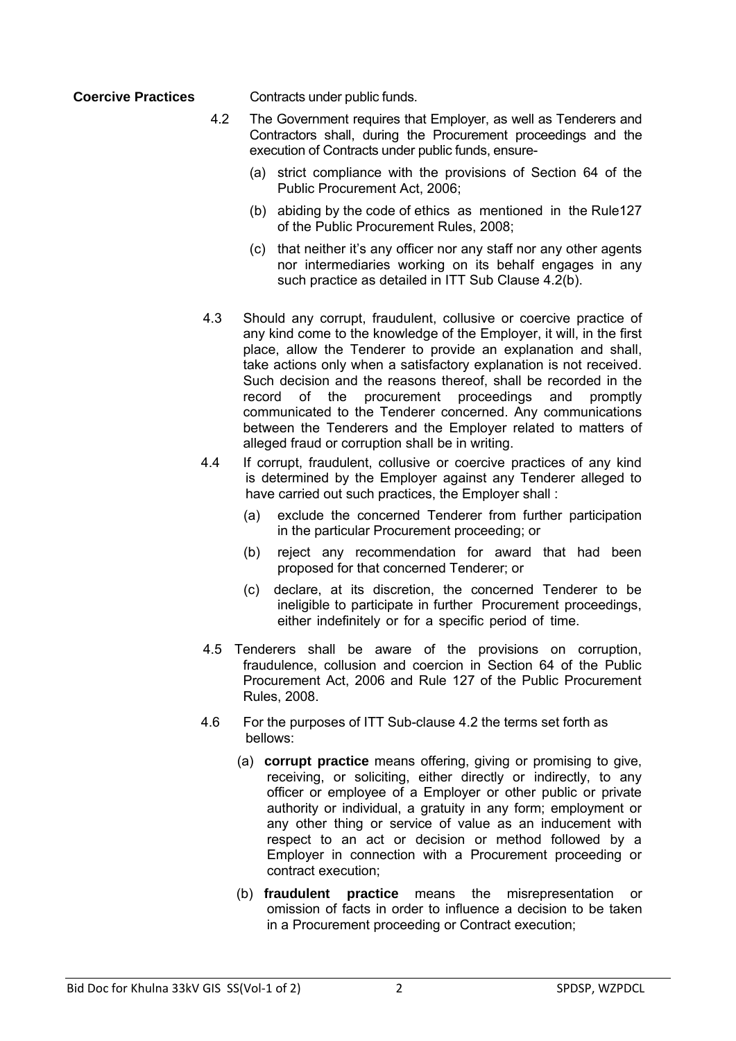**Coercive Practices** Contracts under public funds.

4.2 The Government requires that Employer, as well as Tenderers and Contractors shall, during the Procurement proceedings and the execution of Contracts under public funds, ensure-

(a) strict compliance with the provisions of Section 64 of the Public Procurement Act, 2006;

(b) abiding by the code of ethics as mentioned in the Rule127 of the Public Procurement Rules, 2008;

(c) that neither it's any officer nor any staff nor any other agents nor intermediaries working on its behalf engages in any such practice as detailed in ITT Sub Clause 4.2(b).

4.3 Should any corrupt, fraudulent, collusive or coercive practice of any kind come to the knowledge of the Employer, it will, in the first place, allow the Tenderer to provide an explanation and shall, take actions only when a satisfactory explanation is not received. Such decision and the reasons thereof, shall be recorded in the record of the procurement proceedings and promptly communicated to the Tenderer concerned. Any communications between the Tenderers and the Employer related to matters of alleged fraud or corruption shall be in writing.

4.4 If corrupt, fraudulent, collusive or coercive practices of any kind is determined by the Employer against any Tenderer alleged to have carried out such practices, the Employer shall :

(a) exclude the concerned Tenderer from further participation in the particular Procurement proceeding; or

(b) reject any recommendation for award that had been proposed for that concerned Tenderer; or

(c) declare, at its discretion, the concerned Tenderer to be ineligible to participate in further Procurement proceedings, either indefinitely or for a specific period of time.

4.5 Tenderers shall be aware of the provisions on corruption, fraudulence, collusion and coercion in Section 64 of the Public Procurement Act, 2006 and Rule 127 of the Public Procurement Rules, 2008.

4.6 For the purposes of ITT Sub-clause 4.2 the terms set forth as bellows:

(a) **corrupt practice** means offering, giving or promising to give, receiving, or soliciting, either directly or indirectly, to any officer or employee of a Employer or other public or private authority or individual, a gratuity in any form; employment or any other thing or service of value as an inducement with respect to an act or decision or method followed by a Employer in connection with a Procurement proceeding or contract execution;

(b) **fraudulent practice** means the misrepresentation or omission of facts in order to influence a decision to be taken in a Procurement proceeding or Contract execution;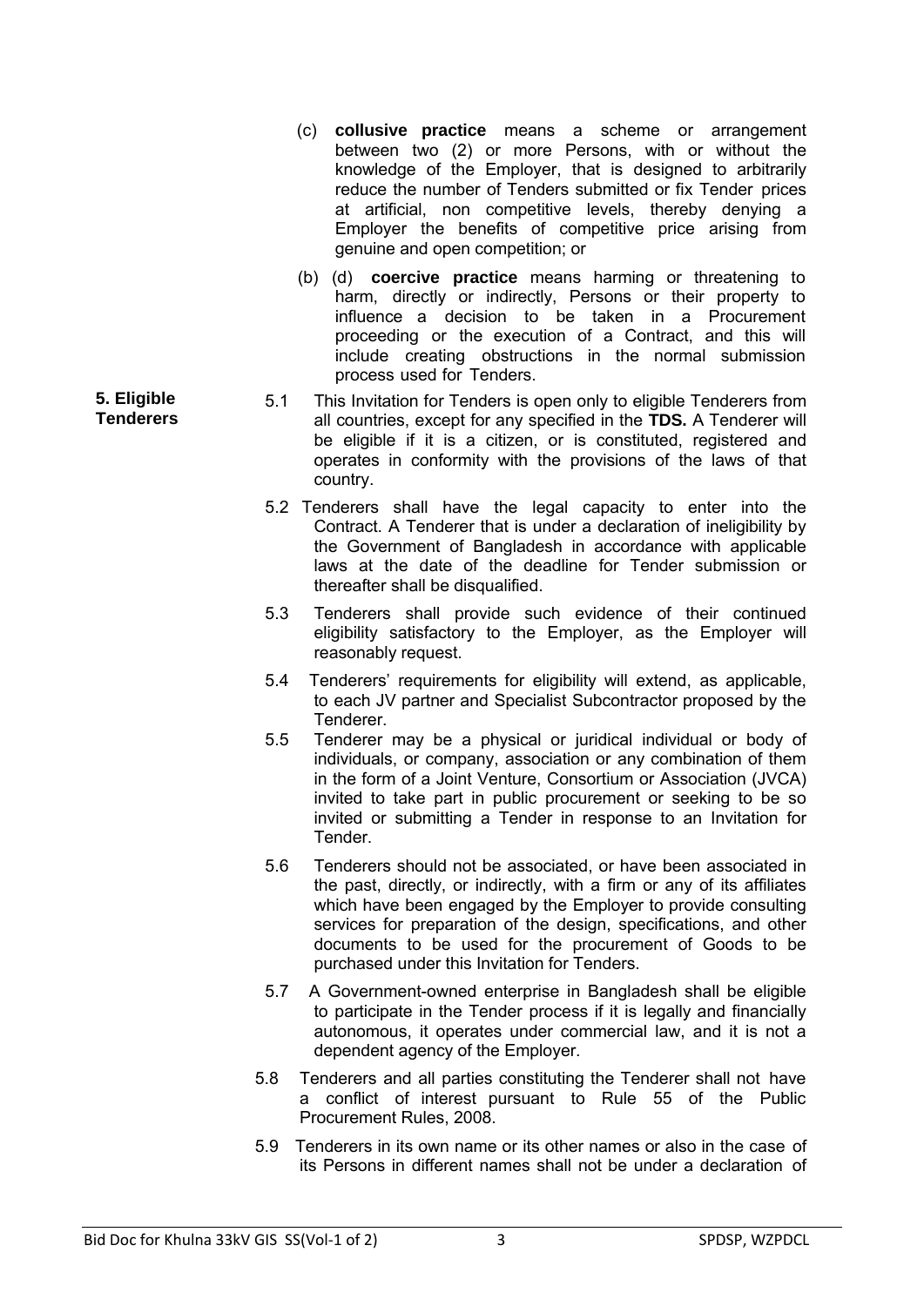(c) **collusive practice** means a scheme or arrangement between two (2) or more Persons, with or without the knowledge of the Employer, that is designed to arbitrarily reduce the number of Tenders submitted or fix Tender prices at artificial, non competitive levels, thereby denying a Employer the benefits of competitive price arising from genuine and open competition; or

(b) (d) **coercive practice** means harming or threatening to harm, directly or indirectly, Persons or their property to influence a decision to be taken in a Procurement proceeding or the execution of a Contract, and this will include creating obstructions in the normal submission process used for Tenders.

**5. Eligible Tenderers**

5.1 This Invitation for Tenders is open only to eligible Tenderers from all countries, except for any specified in the **TDS.** A Tenderer will be eligible if it is a citizen, or is constituted, registered and operates in conformity with the provisions of the laws of that country.

5.2 Tenderers shall have the legal capacity to enter into the Contract. A Tenderer that is under a declaration of ineligibility by the Government of Bangladesh in accordance with applicable laws at the date of the deadline for Tender submission or thereafter shall be disqualified.

5.3 Tenderers shall provide such evidence of their continued eligibility satisfactory to the Employer, as the Employer will reasonably request.

5.4 Tenderers' requirements for eligibility will extend, as applicable, to each JV partner and Specialist Subcontractor proposed by the Tenderer.

5.5 Tenderer may be a physical or juridical individual or body of individuals, or company, association or any combination of them in the form of a Joint Venture, Consortium or Association (JVCA) invited to take part in public procurement or seeking to be so invited or submitting a Tender in response to an Invitation for Tender.

5.6 Tenderers should not be associated, or have been associated in the past, directly, or indirectly, with a firm or any of its affiliates which have been engaged by the Employer to provide consulting services for preparation of the design, specifications, and other documents to be used for the procurement of Goods to be purchased under this Invitation for Tenders.

5.7 A Government-owned enterprise in Bangladesh shall be eligible to participate in the Tender process if it is legally and financially autonomous, it operates under commercial law, and it is not a dependent agency of the Employer.

5.8 Tenderers and all parties constituting the Tenderer shall not have a conflict of interest pursuant to Rule 55 of the Public Procurement Rules, 2008.

5.9 Tenderers in its own name or its other names or also in the case of its Persons in different names shall not be under a declaration of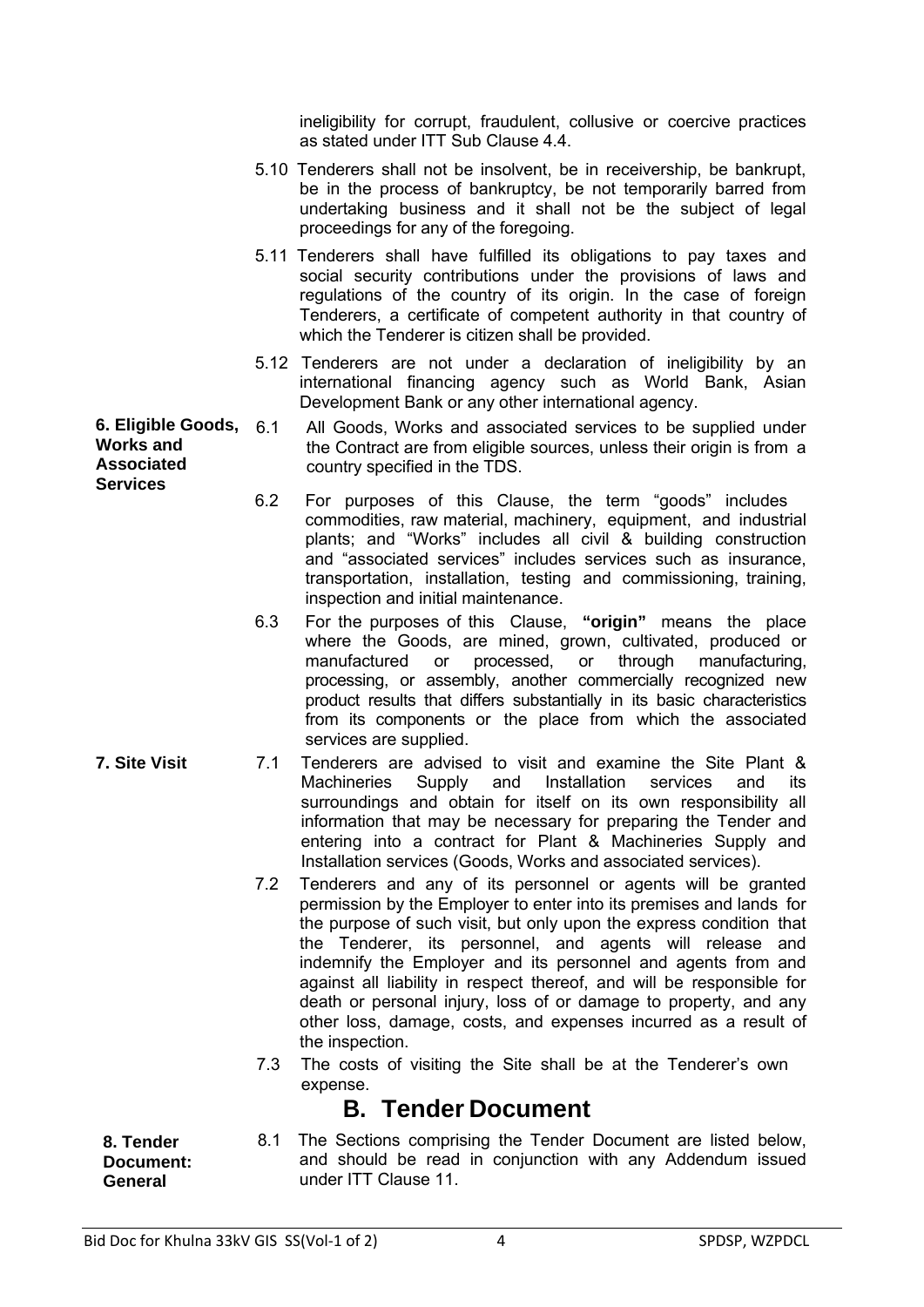ineligibility for corrupt, fraudulent, collusive or coercive practices as stated under ITT Sub Clause 4.4.

5.10 Tenderers shall not be insolvent, be in receivership, be bankrupt, be in the process of bankruptcy, be not temporarily barred from undertaking business and it shall not be the subject of legal proceedings for any of the foregoing.

5.11 Tenderers shall have fulfilled its obligations to pay taxes and social security contributions under the provisions of laws and regulations of the country of its origin. In the case of foreign Tenderers, a certificate of competent authority in that country of which the Tenderer is citizen shall be provided.

5.12 Tenderers are not under a declaration of ineligibility by an international financing agency such as World Bank, Asian Development Bank or any other international agency.

**6. Eligible Goods, Works and Associated Services**

6.1 All Goods, Works and associated services to be supplied under the Contract are from eligible sources, unless their origin is from a country specified in the TDS.

6.2 For purposes of this Clause, the term "goods" includes commodities, raw material, machinery, equipment, and industrial plants; and "Works" includes all civil & building construction and "associated services" includes services such as insurance, transportation, installation, testing and commissioning, training, inspection and initial maintenance.

6.3 For the purposes of this Clause, **"origin"** means the place where the Goods, are mined, grown, cultivated, produced or manufactured or processed, or through manufacturing, processing, or assembly, another commercially recognized new product results that differs substantially in its basic characteristics from its components or the place from which the associated services are supplied.

**7. Site Visit**

7.1 Tenderers are advised to visit and examine the Site Plant & Machineries Supply and Installation services and its surroundings and obtain for itself on its own responsibility all information that may be necessary for preparing the Tender and entering into a contract for Plant & Machineries Supply and Installation services (Goods, Works and associated services).

7.2 Tenderers and any of its personnel or agents will be granted permission by the Employer to enter into its premises and lands for the purpose of such visit, but only upon the express condition that the Tenderer, its personnel, and agents will release and indemnify the Employer and its personnel and agents from and against all liability in respect thereof, and will be responsible for death or personal injury, loss of or damage to property, and any other loss, damage, costs, and expenses incurred as a result of the inspection.

7.3 The costs of visiting the Site shall be at the Tenderer's own expense.

## B. Tender Document

**8. Tender Document: General**

8.1 The Sections comprising the Tender Document are listed below, and should be read in conjunction with any Addendum issued under ITT Clause 11.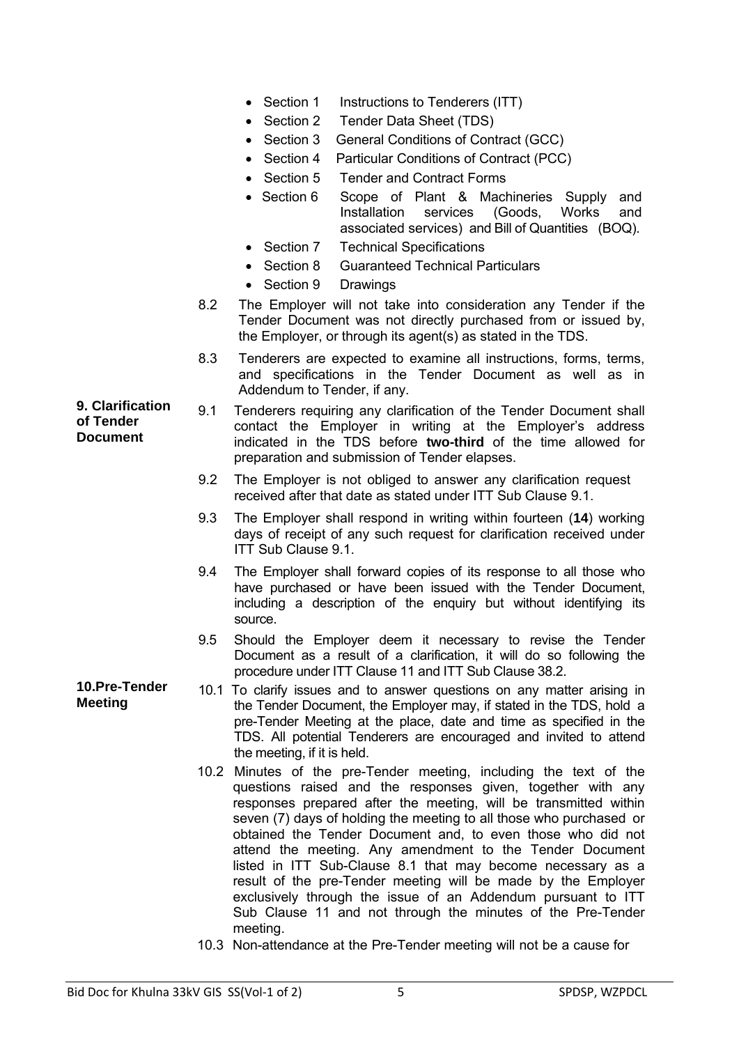- Section 1 Instructions to Tenderers (ITT)
- Section 2 Tender Data Sheet (TDS)
- Section 3 General Conditions of Contract (GCC)
- Section 4 Particular Conditions of Contract (PCC)
- Section 5 Tender and Contract Forms
- Section 6 Scope of Plant & Machineries Supply and Installation services (Goods, Works and associated services) and Bill of Quantities (BOQ).
- Section 7 Technical Specifications
- Section 8 Guaranteed Technical Particulars
- Section 9 Drawings

8.2 The Employer will not take into consideration any Tender if the Tender Document was not directly purchased from or issued by, the Employer, or through its agent(s) as stated in the TDS.

8.3 Tenderers are expected to examine all instructions, forms, terms, and specifications in the Tender Document as well as in Addendum to Tender, if any.

**9. Clarification of Tender Document**

9.1 Tenderers requiring any clarification of the Tender Document shall contact the Employer in writing at the Employer's address indicated in the TDS before **two-third** of the time allowed for preparation and submission of Tender elapses.

9.2 The Employer is not obliged to answer any clarification request received after that date as stated under ITT Sub Clause 9.1.

9.3 The Employer shall respond in writing within fourteen (**14**) working days of receipt of any such request for clarification received under ITT Sub Clause 9.1.

9.4 The Employer shall forward copies of its response to all those who have purchased or have been issued with the Tender Document, including a description of the enquiry but without identifying its source.

9.5 Should the Employer deem it necessary to revise the Tender Document as a result of a clarification, it will do so following the procedure under ITT Clause 11 and ITT Sub Clause 38.2.

**10.Pre-Tender Meeting**

10.1 To clarify issues and to answer questions on any matter arising in the Tender Document, the Employer may, if stated in the TDS, hold a pre-Tender Meeting at the place, date and time as specified in the TDS. All potential Tenderers are encouraged and invited to attend the meeting, if it is held.

10.2 Minutes of the pre-Tender meeting, including the text of the questions raised and the responses given, together with any responses prepared after the meeting, will be transmitted within seven (7) days of holding the meeting to all those who purchased or obtained the Tender Document and, to even those who did not attend the meeting. Any amendment to the Tender Document listed in ITT Sub-Clause 8.1 that may become necessary as a result of the pre-Tender meeting will be made by the Employer exclusively through the issue of an Addendum pursuant to ITT Sub Clause 11 and not through the minutes of the Pre-Tender meeting.

10.3 Non-attendance at the Pre-Tender meeting will not be a cause for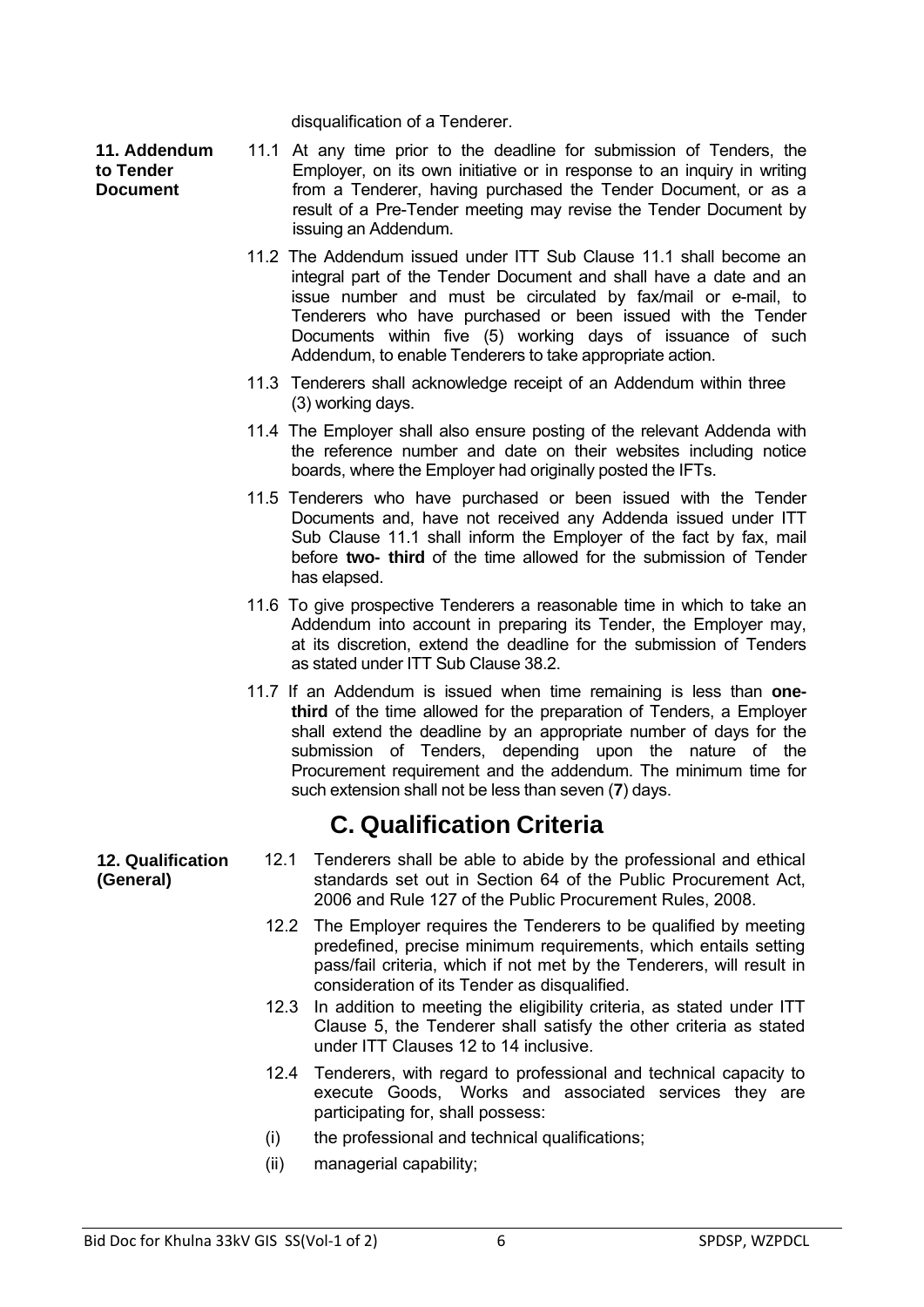disqualification of a Tenderer.

**11. Addendum to Tender Document**

11.1 At any time prior to the deadline for submission of Tenders, the Employer, on its own initiative or in response to an inquiry in writing from a Tenderer, having purchased the Tender Document, or as a result of a Pre-Tender meeting may revise the Tender Document by issuing an Addendum.

11.2 The Addendum issued under ITT Sub Clause 11.1 shall become an integral part of the Tender Document and shall have a date and an issue number and must be circulated by fax/mail or e-mail, to Tenderers who have purchased or been issued with the Tender Documents within five (5) working days of issuance of such Addendum, to enable Tenderers to take appropriate action.

11.3 Tenderers shall acknowledge receipt of an Addendum within three (3) working days.

11.4 The Employer shall also ensure posting of the relevant Addenda with the reference number and date on their websites including notice boards, where the Employer had originally posted the IFTs.

11.5 Tenderers who have purchased or been issued with the Tender Documents and, have not received any Addenda issued under ITT Sub Clause 11.1 shall inform the Employer of the fact by fax, mail before **two- third** of the time allowed for the submission of Tender has elapsed.

11.6 To give prospective Tenderers a reasonable time in which to take an Addendum into account in preparing its Tender, the Employer may, at its discretion, extend the deadline for the submission of Tenders as stated under ITT Sub Clause 38.2.

11.7 If an Addendum is issued when time remaining is less than **one-third** of the time allowed for the preparation of Tenders, a Employer shall extend the deadline by an appropriate number of days for the submission of Tenders, depending upon the nature of the Procurement requirement and the addendum. The minimum time for such extension shall not be less than seven (**7**) days.

# C. Qualification Criteria

**12. Qualification (General)**

12.1 Tenderers shall be able to abide by the professional and ethical standards set out in Section 64 of the Public Procurement Act, 2006 and Rule 127 of the Public Procurement Rules, 2008.

12.2 The Employer requires the Tenderers to be qualified by meeting predefined, precise minimum requirements, which entails setting pass/fail criteria, which if not met by the Tenderers, will result in consideration of its Tender as disqualified.

12.3 In addition to meeting the eligibility criteria, as stated under ITT Clause 5, the Tenderer shall satisfy the other criteria as stated under ITT Clauses 12 to 14 inclusive.

12.4 Tenderers, with regard to professional and technical capacity to execute Goods, Works and associated services they are participating for, shall possess:

(i) the professional and technical qualifications;

(ii) managerial capability;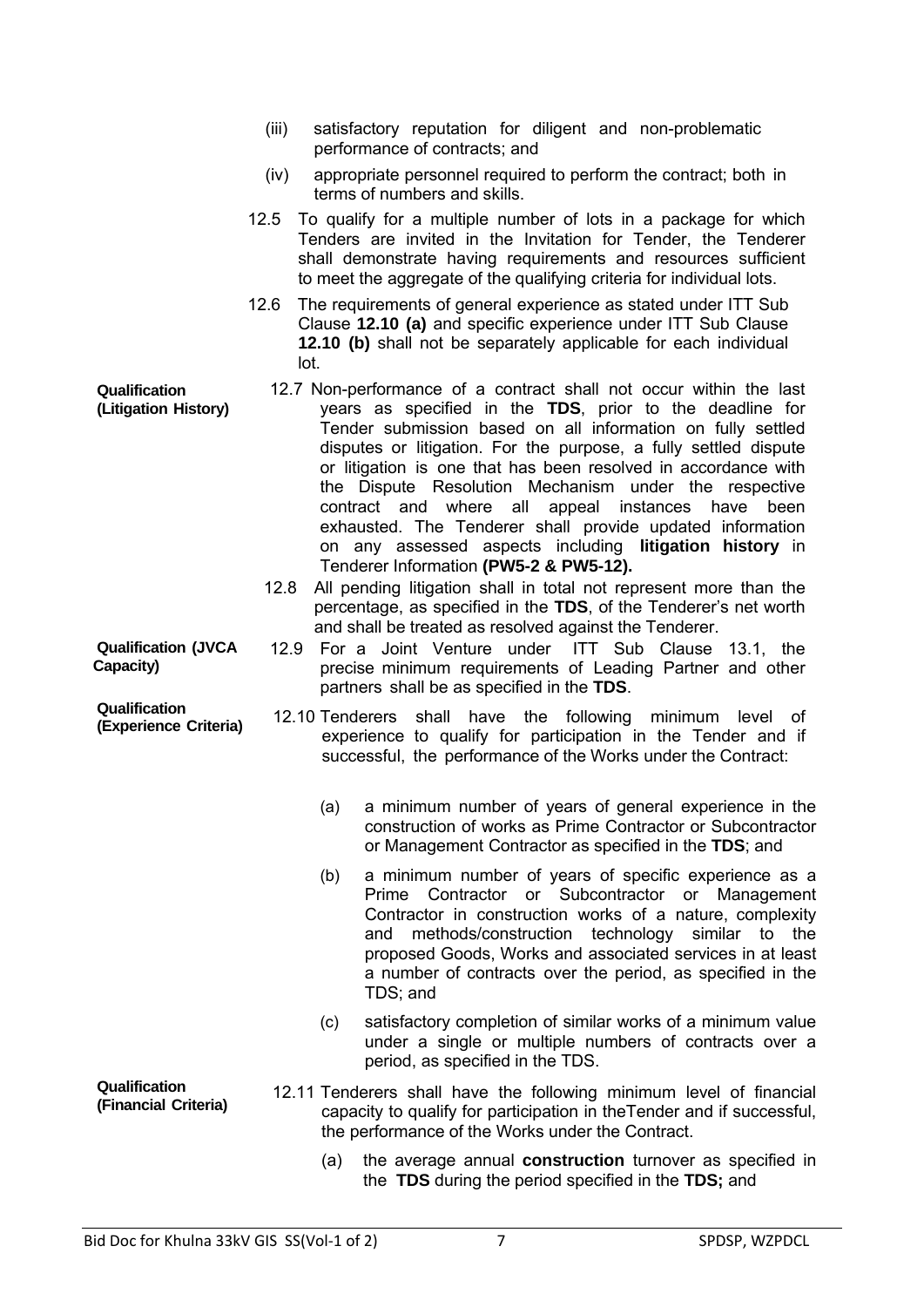(iii) satisfactory reputation for diligent and non-problematic performance of contracts; and

(iv) appropriate personnel required to perform the contract; both in terms of numbers and skills.

12.5 To qualify for a multiple number of lots in a package for which Tenders are invited in the Invitation for Tender, the Tenderer shall demonstrate having requirements and resources sufficient to meet the aggregate of the qualifying criteria for individual lots.

12.6 The requirements of general experience as stated under ITT Sub Clause **12.10 (a)** and specific experience under ITT Sub Clause **12.10 (b)** shall not be separately applicable for each individual lot.

**Qualification (Litigation History)**

12.7 Non-performance of a contract shall not occur within the last years as specified in the **TDS**, prior to the deadline for Tender submission based on all information on fully settled disputes or litigation. For the purpose, a fully settled dispute or litigation is one that has been resolved in accordance with the Dispute Resolution Mechanism under the respective contract and where all appeal instances have been exhausted. The Tenderer shall provide updated information on any assessed aspects including **litigation history** in Tenderer Information **(PW5-2 & PW5-12).**

12.8 All pending litigation shall in total not represent more than the percentage, as specified in the **TDS**, of the Tenderer's net worth and shall be treated as resolved against the Tenderer.

**Qualification (JVCA Capacity)**

12.9 For a Joint Venture under ITT Sub Clause 13.1, the precise minimum requirements of Leading Partner and other partners shall be as specified in the **TDS**.

**Qualification (Experience Criteria)**

12.10 Tenderers shall have the following minimum level of experience to qualify for participation in the Tender and if successful, the performance of the Works under the Contract:

(a) a minimum number of years of general experience in the construction of works as Prime Contractor or Subcontractor or Management Contractor as specified in the **TDS**; and

(b) a minimum number of years of specific experience as a Prime Contractor or Subcontractor or Management Contractor in construction works of a nature, complexity and methods/construction technology similar to the proposed Goods, Works and associated services in at least a number of contracts over the period, as specified in the TDS; and

(c) satisfactory completion of similar works of a minimum value under a single or multiple numbers of contracts over a period, as specified in the TDS.

**Qualification (Financial Criteria)**

12.11 Tenderers shall have the following minimum level of financial capacity to qualify for participation in theTender and if successful, the performance of the Works under the Contract.

(a) the average annual **construction** turnover as specified in the **TDS** during the period specified in the **TDS;** and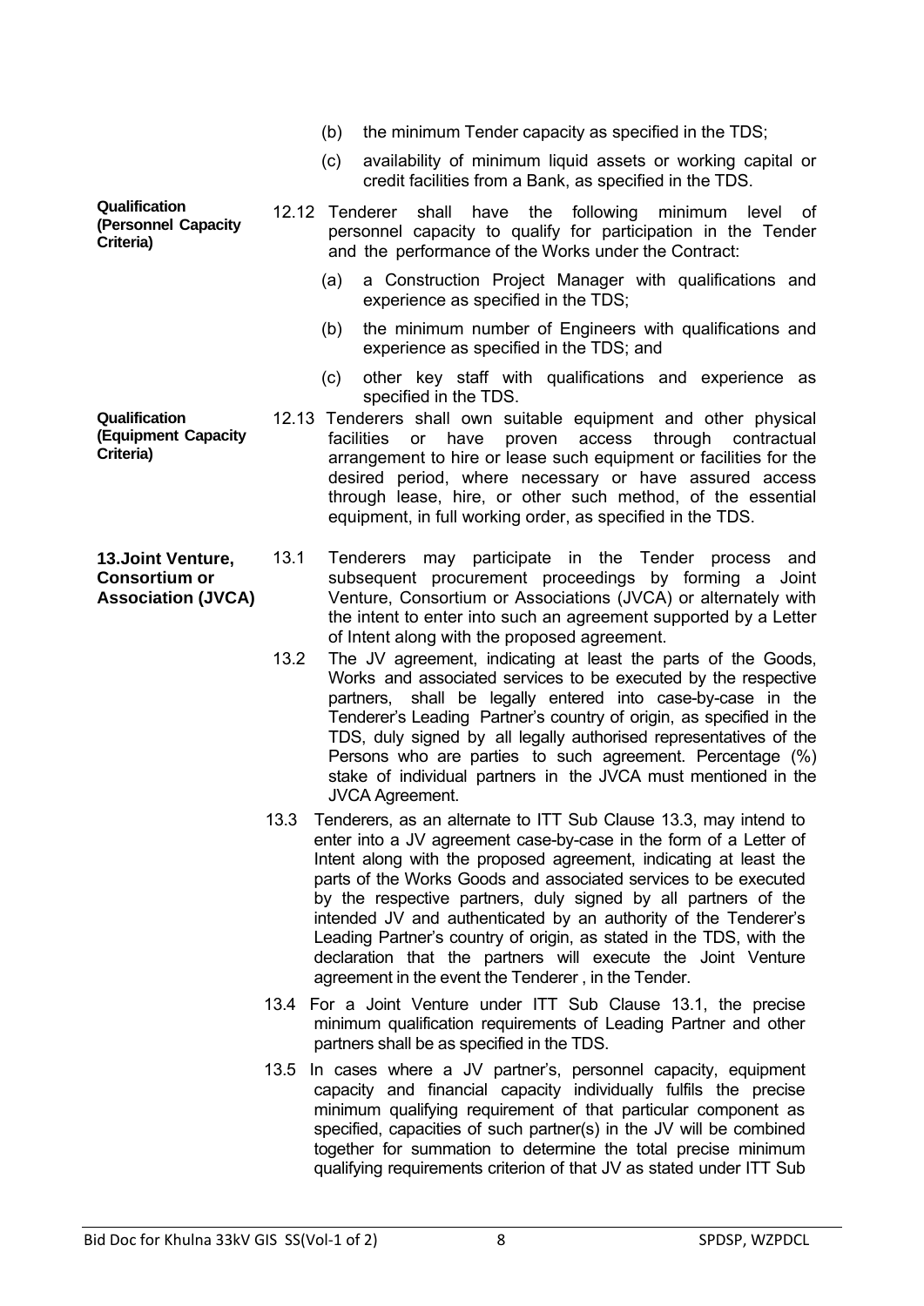(b) the minimum Tender capacity as specified in the TDS;

(c) availability of minimum liquid assets or working capital or credit facilities from a Bank, as specified in the TDS.

**Qualification (Personnel Capacity Criteria)**

12.12 Tenderer shall have the following minimum level of personnel capacity to qualify for participation in the Tender and the performance of the Works under the Contract:

(a) a Construction Project Manager with qualifications and experience as specified in the TDS;

(b) the minimum number of Engineers with qualifications and experience as specified in the TDS; and

(c) other key staff with qualifications and experience as specified in the TDS.

**Qualification (Equipment Capacity Criteria)**

12.13 Tenderers shall own suitable equipment and other physical facilities or have proven access through contractual arrangement to hire or lease such equipment or facilities for the desired period, where necessary or have assured access through lease, hire, or other such method, of the essential equipment, in full working order, as specified in the TDS.

**13. Joint Venture, Consortium or Association (JVCA)**

13.1 Tenderers may participate in the Tender process and subsequent procurement proceedings by forming a Joint Venture, Consortium or Associations (JVCA) or alternately with the intent to enter into such an agreement supported by a Letter of Intent along with the proposed agreement.

13.2 The JV agreement, indicating at least the parts of the Goods, Works and associated services to be executed by the respective partners, shall be legally entered into case-by-case in the Tenderer's Leading Partner's country of origin, as specified in the TDS, duly signed by all legally authorised representatives of the Persons who are parties to such agreement. Percentage (%) stake of individual partners in the JVCA must mentioned in the JVCA Agreement.

13.3 Tenderers, as an alternate to ITT Sub Clause 13.3, may intend to enter into a JV agreement case-by-case in the form of a Letter of Intent along with the proposed agreement, indicating at least the parts of the Works Goods and associated services to be executed by the respective partners, duly signed by all partners of the intended JV and authenticated by an authority of the Tenderer's Leading Partner's country of origin, as stated in the TDS, with the declaration that the partners will execute the Joint Venture agreement in the event the Tenderer , in the Tender.

13.4 For a Joint Venture under ITT Sub Clause 13.1, the precise minimum qualification requirements of Leading Partner and other partners shall be as specified in the TDS.

13.5 In cases where a JV partner's, personnel capacity, equipment capacity and financial capacity individually fulfils the precise minimum qualifying requirement of that particular component as specified, capacities of such partner(s) in the JV will be combined together for summation to determine the total precise minimum qualifying requirements criterion of that JV as stated under ITT Sub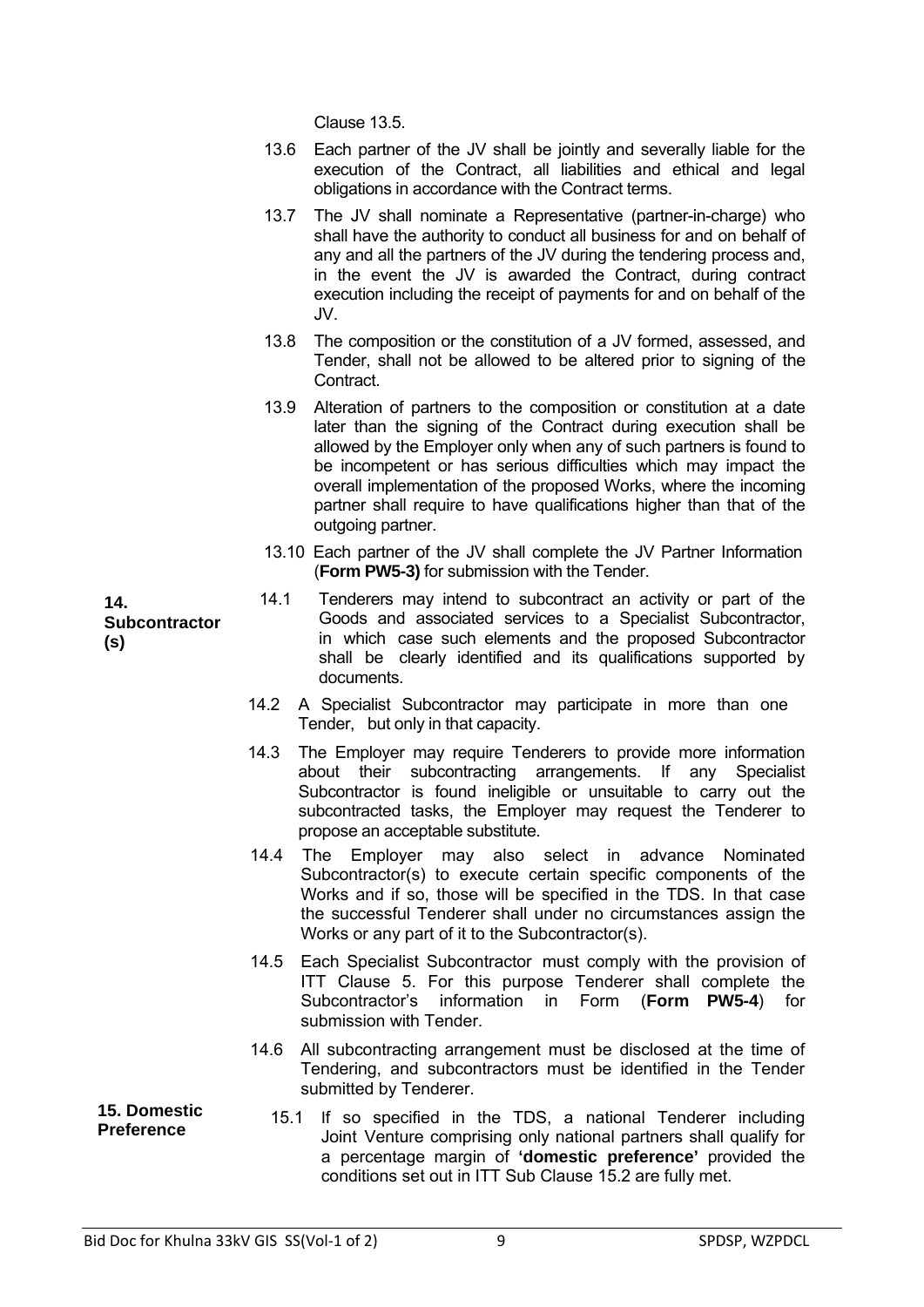Clause 13.5.

13.6 Each partner of the JV shall be jointly and severally liable for the execution of the Contract, all liabilities and ethical and legal obligations in accordance with the Contract terms.

13.7 The JV shall nominate a Representative (partner-in-charge) who shall have the authority to conduct all business for and on behalf of any and all the partners of the JV during the tendering process and, in the event the JV is awarded the Contract, during contract execution including the receipt of payments for and on behalf of the JV.

13.8 The composition or the constitution of a JV formed, assessed, and Tender, shall not be allowed to be altered prior to signing of the Contract.

13.9 Alteration of partners to the composition or constitution at a date later than the signing of the Contract during execution shall be allowed by the Employer only when any of such partners is found to be incompetent or has serious difficulties which may impact the overall implementation of the proposed Works, where the incoming partner shall require to have qualifications higher than that of the outgoing partner.

13.10 Each partner of the JV shall complete the JV Partner Information (**Form PW5-3)** for submission with the Tender.

**14. Subcontractor (s)**

14.1 Tenderers may intend to subcontract an activity or part of the Goods and associated services to a Specialist Subcontractor, in which case such elements and the proposed Subcontractor shall be clearly identified and its qualifications supported by documents.

14.2 A Specialist Subcontractor may participate in more than one Tender, but only in that capacity.

14.3 The Employer may require Tenderers to provide more information about their subcontracting arrangements. If any Specialist Subcontractor is found ineligible or unsuitable to carry out the subcontracted tasks, the Employer may request the Tenderer to propose an acceptable substitute.

14.4 The Employer may also select in advance Nominated Subcontractor(s) to execute certain specific components of the Works and if so, those will be specified in the TDS. In that case the successful Tenderer shall under no circumstances assign the Works or any part of it to the Subcontractor(s).

14.5 Each Specialist Subcontractor must comply with the provision of ITT Clause 5. For this purpose Tenderer shall complete the Subcontractor's information in Form (**Form PW5-4**) for submission with Tender.

14.6 All subcontracting arrangement must be disclosed at the time of Tendering, and subcontractors must be identified in the Tender submitted by Tenderer.

**15. Domestic Preference**

15.1 If so specified in the TDS, a national Tenderer including Joint Venture comprising only national partners shall qualify for a percentage margin of **'domestic preference'** provided the conditions set out in ITT Sub Clause 15.2 are fully met.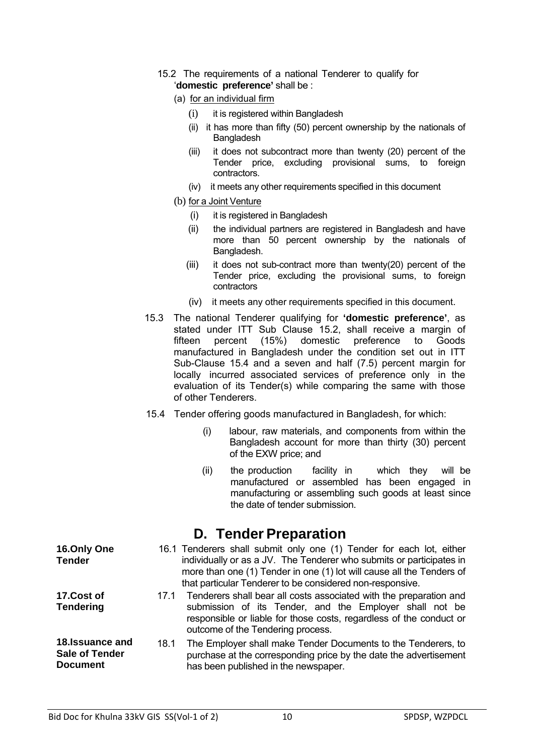15.2 The requirements of a national Tenderer to qualify for '**domestic preference'** shall be :

(a) for an individual firm

(i) it is registered within Bangladesh

(ii) it has more than fifty (50) percent ownership by the nationals of Bangladesh

(iii) it does not subcontract more than twenty (20) percent of the Tender price, excluding provisional sums, to foreign contractors.

(iv) it meets any other requirements specified in this document

(b) for a Joint Venture

(i) it is registered in Bangladesh

(ii) the individual partners are registered in Bangladesh and have more than 50 percent ownership by the nationals of Bangladesh.

(iii) it does not sub-contract more than twenty(20) percent of the Tender price, excluding the provisional sums, to foreign contractors

(iv) it meets any other requirements specified in this document.

15.3 The national Tenderer qualifying for **'domestic preference'**, as stated under ITT Sub Clause 15.2, shall receive a margin of fifteen percent (15%) domestic preference to Goods manufactured in Bangladesh under the condition set out in ITT Sub-Clause 15.4 and a seven and half (7.5) percent margin for locally incurred associated services of preference only in the evaluation of its Tender(s) while comparing the same with those of other Tenderers.

15.4 Tender offering goods manufactured in Bangladesh, for which:

(i) labour, raw materials, and components from within the Bangladesh account for more than thirty (30) percent of the EXW price; and

(ii) the production facility in which they will be manufactured or assembled has been engaged in manufacturing or assembling such goods at least since the date of tender submission.

# D. Tender Preparation

**16. Only One Tender**

16.1 Tenderers shall submit only one (1) Tender for each lot, either individually or as a JV. The Tenderer who submits or participates in more than one (1) Tender in one (1) lot will cause all the Tenders of that particular Tenderer to be considered non-responsive.

**17. Cost of Tendering**

17.1 Tenderers shall bear all costs associated with the preparation and submission of its Tender, and the Employer shall not be responsible or liable for those costs, regardless of the conduct or outcome of the Tendering process.

**18. Issuance and Sale of Tender Document**

18.1 The Employer shall make Tender Documents to the Tenderers, to purchase at the corresponding price by the date the advertisement has been published in the newspaper.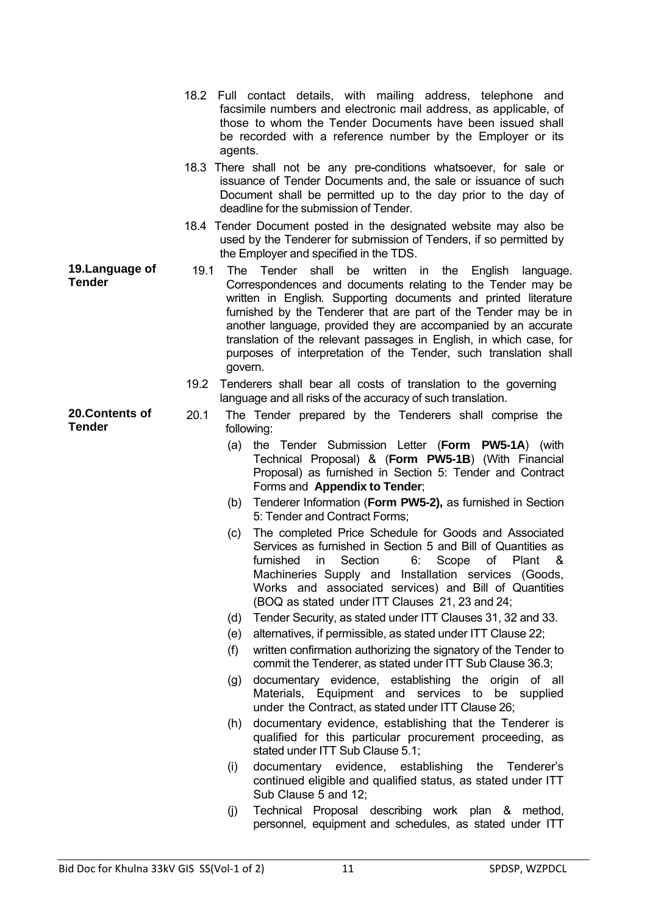18.2 Full contact details, with mailing address, telephone and facsimile numbers and electronic mail address, as applicable, of those to whom the Tender Documents have been issued shall be recorded with a reference number by the Employer or its agents.

18.3 There shall not be any pre-conditions whatsoever, for sale or issuance of Tender Documents and, the sale or issuance of such Document shall be permitted up to the day prior to the day of deadline for the submission of Tender.

18.4 Tender Document posted in the designated website may also be used by the Tenderer for submission of Tenders, if so permitted by the Employer and specified in the TDS.

**19.Language of Tender**

19.1 The Tender shall be written in the English language. Correspondences and documents relating to the Tender may be written in English. Supporting documents and printed literature furnished by the Tenderer that are part of the Tender may be in another language, provided they are accompanied by an accurate translation of the relevant passages in English, in which case, for purposes of interpretation of the Tender, such translation shall govern.

19.2 Tenderers shall bear all costs of translation to the governing language and all risks of the accuracy of such translation.

**20.Contents of Tender**

20.1 The Tender prepared by the Tenderers shall comprise the following:

(a) the Tender Submission Letter (**Form PW5-1A**) (with Technical Proposal) & (**Form PW5-1B**) (With Financial Proposal) as furnished in Section 5: Tender and Contract Forms and **Appendix to Tender**;

(b) Tenderer Information (**Form PW5-2),** as furnished in Section 5: Tender and Contract Forms;

(c) The completed Price Schedule for Goods and Associated Services as furnished in Section 5 and Bill of Quantities as furnished in Section 6: Scope of Plant & Machineries Supply and Installation services (Goods, Works and associated services) and Bill of Quantities (BOQ as stated under ITT Clauses 21, 23 and 24;

(d) Tender Security, as stated under ITT Clauses 31, 32 and 33.

(e) alternatives, if permissible, as stated under ITT Clause 22;

(f) written confirmation authorizing the signatory of the Tender to commit the Tenderer, as stated under ITT Sub Clause 36.3;

(g) documentary evidence, establishing the origin of all Materials, Equipment and services to be supplied under the Contract, as stated under ITT Clause 26;

(h) documentary evidence, establishing that the Tenderer is qualified for this particular procurement proceeding, as stated under ITT Sub Clause 5.1;

(i) documentary evidence, establishing the Tenderer's continued eligible and qualified status, as stated under ITT Sub Clause 5 and 12;

(j) Technical Proposal describing work plan & method, personnel, equipment and schedules, as stated under ITT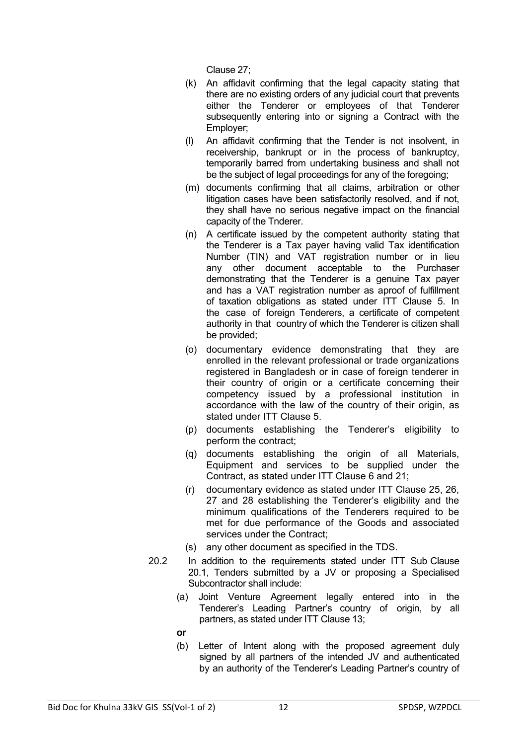Clause 27;

(k) An affidavit confirming that the legal capacity stating that there are no existing orders of any judicial court that prevents either the Tenderer or employees of that Tenderer subsequently entering into or signing a Contract with the Employer;

(l) An affidavit confirming that the Tender is not insolvent, in receivership, bankrupt or in the process of bankruptcy, temporarily barred from undertaking business and shall not be the subject of legal proceedings for any of the foregoing;

(m) documents confirming that all claims, arbitration or other litigation cases have been satisfactorily resolved, and if not, they shall have no serious negative impact on the financial capacity of the Tnderer.

(n) A certificate issued by the competent authority stating that the Tenderer is a Tax payer having valid Tax identification Number (TIN) and VAT registration number or in lieu any other document acceptable to the Purchaser demonstrating that the Tenderer is a genuine Tax payer and has a VAT registration number as aproof of fulfillment of taxation obligations as stated under ITT Clause 5. In the case of foreign Tenderers, a certificate of competent authority in that country of which the Tenderer is citizen shall be provided;

(o) documentary evidence demonstrating that they are enrolled in the relevant professional or trade organizations registered in Bangladesh or in case of foreign tenderer in their country of origin or a certificate concerning their competency issued by a professional institution in accordance with the law of the country of their origin, as stated under ITT Clause 5.

(p) documents establishing the Tenderer's eligibility to perform the contract;

(q) documents establishing the origin of all Materials, Equipment and services to be supplied under the Contract, as stated under ITT Clause 6 and 21;

(r) documentary evidence as stated under ITT Clause 25, 26, 27 and 28 establishing the Tenderer's eligibility and the minimum qualifications of the Tenderers required to be met for due performance of the Goods and associated services under the Contract;

(s) any other document as specified in the TDS.

20.2 In addition to the requirements stated under ITT Sub Clause 20.1, Tenders submitted by a JV or proposing a Specialised Subcontractor shall include:

(a) Joint Venture Agreement legally entered into in the Tenderer's Leading Partner's country of origin, by all partners, as stated under ITT Clause 13;

**or**

(b) Letter of Intent along with the proposed agreement duly signed by all partners of the intended JV and authenticated by an authority of the Tenderer's Leading Partner's country of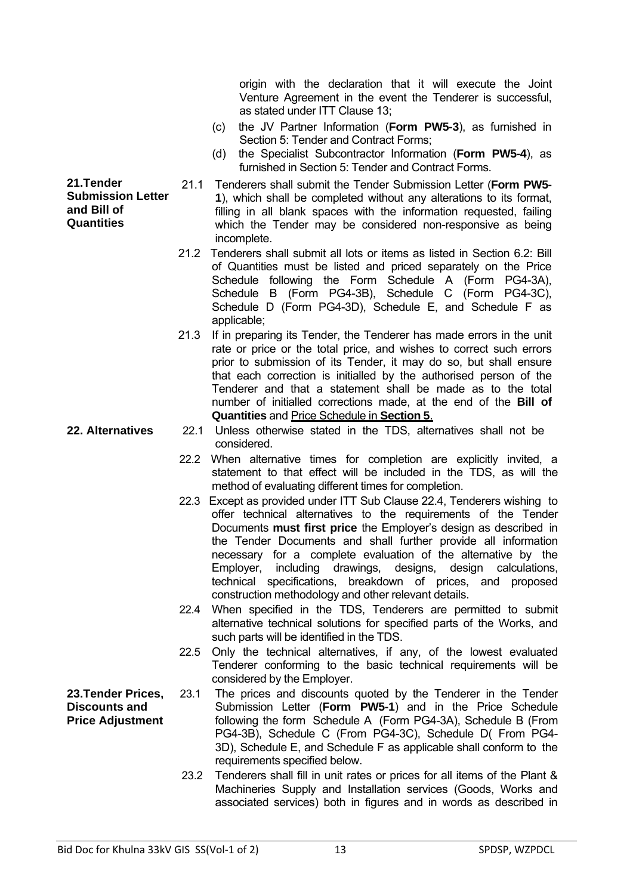origin with the declaration that it will execute the Joint Venture Agreement in the event the Tenderer is successful, as stated under ITT Clause 13;

(c) the JV Partner Information (**Form PW5-3**), as furnished in Section 5: Tender and Contract Forms;

(d) the Specialist Subcontractor Information (**Form PW5-4**), as furnished in Section 5: Tender and Contract Forms.

**21.Tender Submission Letter and Bill of Quantities**

21.1 Tenderers shall submit the Tender Submission Letter (**Form PW5-1**), which shall be completed without any alterations to its format, filling in all blank spaces with the information requested, failing which the Tender may be considered non-responsive as being incomplete.

21.2 Tenderers shall submit all lots or items as listed in Section 6.2: Bill of Quantities must be listed and priced separately on the Price Schedule following the Form Schedule A (Form PG4-3A), Schedule B (Form PG4-3B), Schedule C (Form PG4-3C), Schedule D (Form PG4-3D), Schedule E, and Schedule F as applicable;

21.3 If in preparing its Tender, the Tenderer has made errors in the unit rate or price or the total price, and wishes to correct such errors prior to submission of its Tender, it may do so, but shall ensure that each correction is initialled by the authorised person of the Tenderer and that a statement shall be made as to the total number of initialled corrections made, at the end of the **Bill of Quantities** and Price Schedule in **Section 5**.

**22. Alternatives**

22.1 Unless otherwise stated in the TDS, alternatives shall not be considered.

22.2 When alternative times for completion are explicitly invited, a statement to that effect will be included in the TDS, as will the method of evaluating different times for completion.

22.3 Except as provided under ITT Sub Clause 22.4, Tenderers wishing to offer technical alternatives to the requirements of the Tender Documents **must first price** the Employer's design as described in the Tender Documents and shall further provide all information necessary for a complete evaluation of the alternative by the Employer, including drawings, designs, design calculations, technical specifications, breakdown of prices, and proposed construction methodology and other relevant details.

22.4 When specified in the TDS, Tenderers are permitted to submit alternative technical solutions for specified parts of the Works, and such parts will be identified in the TDS.

22.5 Only the technical alternatives, if any, of the lowest evaluated Tenderer conforming to the basic technical requirements will be considered by the Employer.

**23.Tender Prices, Discounts and Price Adjustment**

23.1 The prices and discounts quoted by the Tenderer in the Tender Submission Letter (**Form PW5-1**) and in the Price Schedule following the form Schedule A (Form PG4-3A), Schedule B (From PG4-3B), Schedule C (From PG4-3C), Schedule D( From PG4-3D), Schedule E, and Schedule F as applicable shall conform to the requirements specified below.

23.2 Tenderers shall fill in unit rates or prices for all items of the Plant & Machineries Supply and Installation services (Goods, Works and associated services) both in figures and in words as described in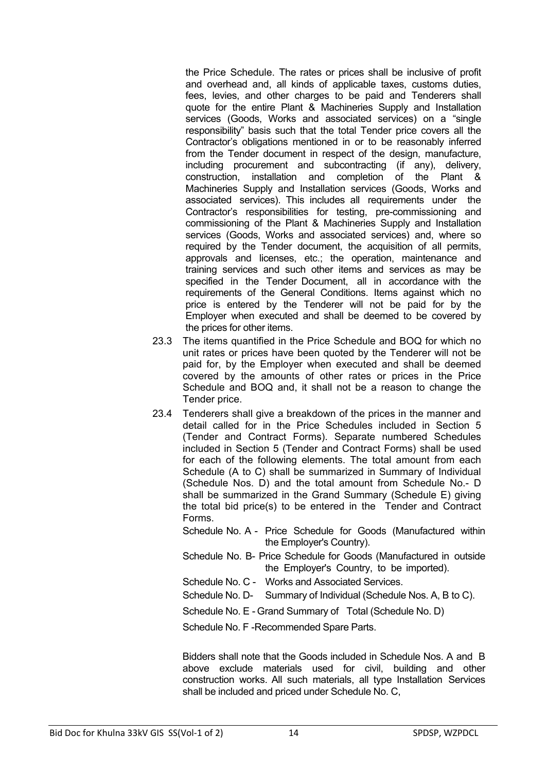the Price Schedule. The rates or prices shall be inclusive of profit and overhead and, all kinds of applicable taxes, customs duties, fees, levies, and other charges to be paid and Tenderers shall quote for the entire Plant & Machineries Supply and Installation services (Goods, Works and associated services) on a "single responsibility" basis such that the total Tender price covers all the Contractor's obligations mentioned in or to be reasonably inferred from the Tender document in respect of the design, manufacture, including procurement and subcontracting (if any), delivery, construction, installation and completion of the Plant & Machineries Supply and Installation services (Goods, Works and associated services). This includes all requirements under the Contractor's responsibilities for testing, pre-commissioning and commissioning of the Plant & Machineries Supply and Installation services (Goods, Works and associated services) and, where so required by the Tender document, the acquisition of all permits, approvals and licenses, etc.; the operation, maintenance and training services and such other items and services as may be specified in the Tender Document, all in accordance with the requirements of the General Conditions. Items against which no price is entered by the Tenderer will not be paid for by the Employer when executed and shall be deemed to be covered by the prices for other items.

23.3 The items quantified in the Price Schedule and BOQ for which no unit rates or prices have been quoted by the Tenderer will not be paid for, by the Employer when executed and shall be deemed covered by the amounts of other rates or prices in the Price Schedule and BOQ and, it shall not be a reason to change the Tender price.

23.4 Tenderers shall give a breakdown of the prices in the manner and detail called for in the Price Schedules included in Section 5 (Tender and Contract Forms). Separate numbered Schedules included in Section 5 (Tender and Contract Forms) shall be used for each of the following elements. The total amount from each Schedule (A to C) shall be summarized in Summary of Individual (Schedule Nos. D) and the total amount from Schedule No.- D shall be summarized in the Grand Summary (Schedule E) giving the total bid price(s) to be entered in the Tender and Contract Forms.

Schedule No. A - Price Schedule for Goods (Manufactured within the Employer's Country).

Schedule No. B- Price Schedule for Goods (Manufactured in outside the Employer's Country, to be imported).

Schedule No. C - Works and Associated Services.

Schedule No. D- Summary of Individual (Schedule Nos. A, B to C).

Schedule No. E - Grand Summary of Total (Schedule No. D)

Schedule No. F -Recommended Spare Parts.

Bidders shall note that the Goods included in Schedule Nos. A and B above exclude materials used for civil, building and other construction works. All such materials, all type Installation Services shall be included and priced under Schedule No. C,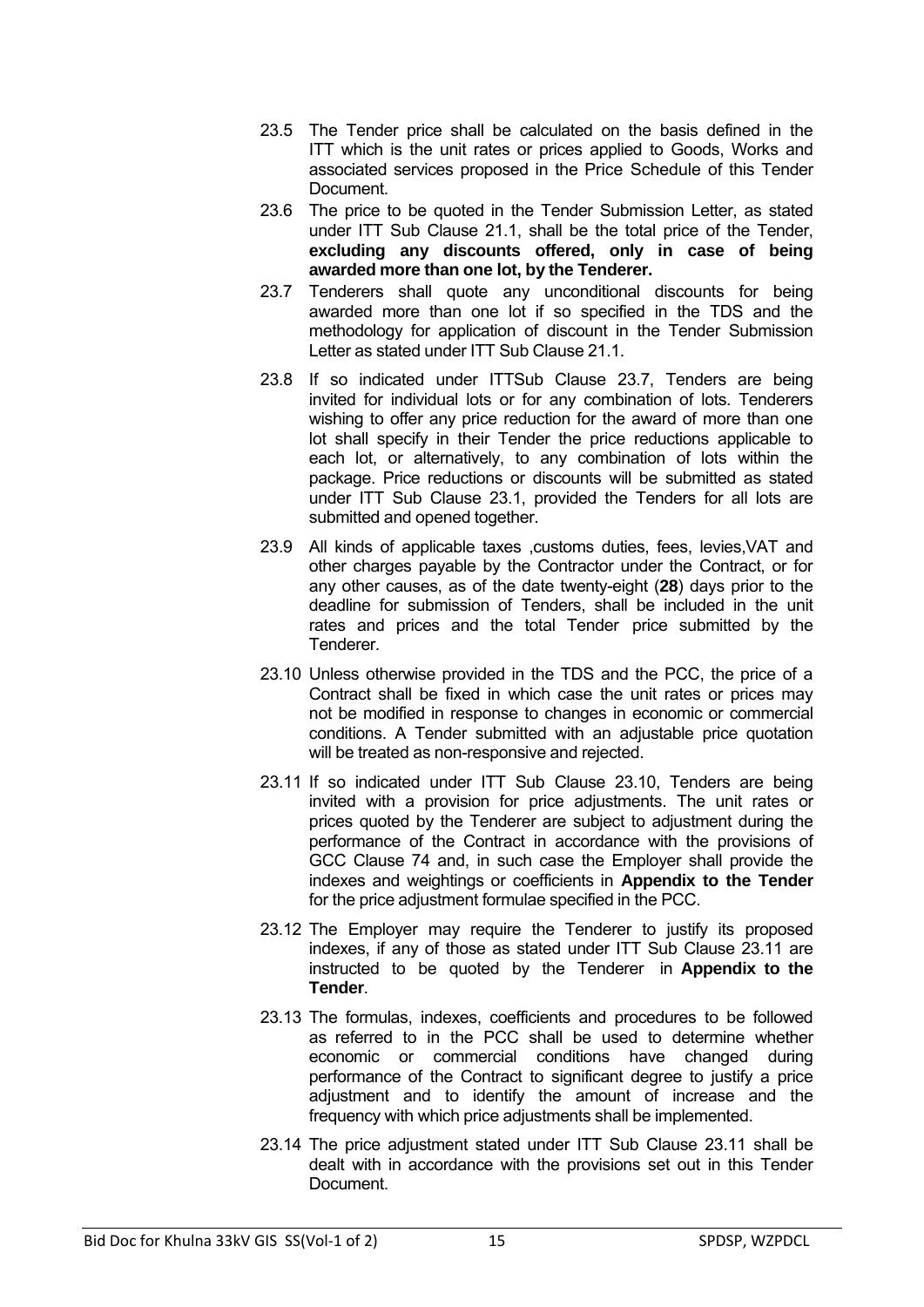23.5 The Tender price shall be calculated on the basis defined in the ITT which is the unit rates or prices applied to Goods, Works and associated services proposed in the Price Schedule of this Tender Document.

23.6 The price to be quoted in the Tender Submission Letter, as stated under ITT Sub Clause 21.1, shall be the total price of the Tender, **excluding any discounts offered, only in case of being awarded more than one lot, by the Tenderer.**

23.7 Tenderers shall quote any unconditional discounts for being awarded more than one lot if so specified in the TDS and the methodology for application of discount in the Tender Submission Letter as stated under ITT Sub Clause 21.1.

23.8 If so indicated under ITTSub Clause 23.7, Tenders are being invited for individual lots or for any combination of lots. Tenderers wishing to offer any price reduction for the award of more than one lot shall specify in their Tender the price reductions applicable to each lot, or alternatively, to any combination of lots within the package. Price reductions or discounts will be submitted as stated under ITT Sub Clause 23.1, provided the Tenders for all lots are submitted and opened together.

23.9 All kinds of applicable taxes ,customs duties, fees, levies,VAT and other charges payable by the Contractor under the Contract, or for any other causes, as of the date twenty-eight (**28**) days prior to the deadline for submission of Tenders, shall be included in the unit rates and prices and the total Tender price submitted by the Tenderer.

23.10 Unless otherwise provided in the TDS and the PCC, the price of a Contract shall be fixed in which case the unit rates or prices may not be modified in response to changes in economic or commercial conditions. A Tender submitted with an adjustable price quotation will be treated as non-responsive and rejected.

23.11 If so indicated under ITT Sub Clause 23.10, Tenders are being invited with a provision for price adjustments. The unit rates or prices quoted by the Tenderer are subject to adjustment during the performance of the Contract in accordance with the provisions of GCC Clause 74 and, in such case the Employer shall provide the indexes and weightings or coefficients in **Appendix to the Tender** for the price adjustment formulae specified in the PCC.

23.12 The Employer may require the Tenderer to justify its proposed indexes, if any of those as stated under ITT Sub Clause 23.11 are instructed to be quoted by the Tenderer in **Appendix to the Tender**.

23.13 The formulas, indexes, coefficients and procedures to be followed as referred to in the PCC shall be used to determine whether economic or commercial conditions have changed during performance of the Contract to significant degree to justify a price adjustment and to identify the amount of increase and the frequency with which price adjustments shall be implemented.

23.14 The price adjustment stated under ITT Sub Clause 23.11 shall be dealt with in accordance with the provisions set out in this Tender Document.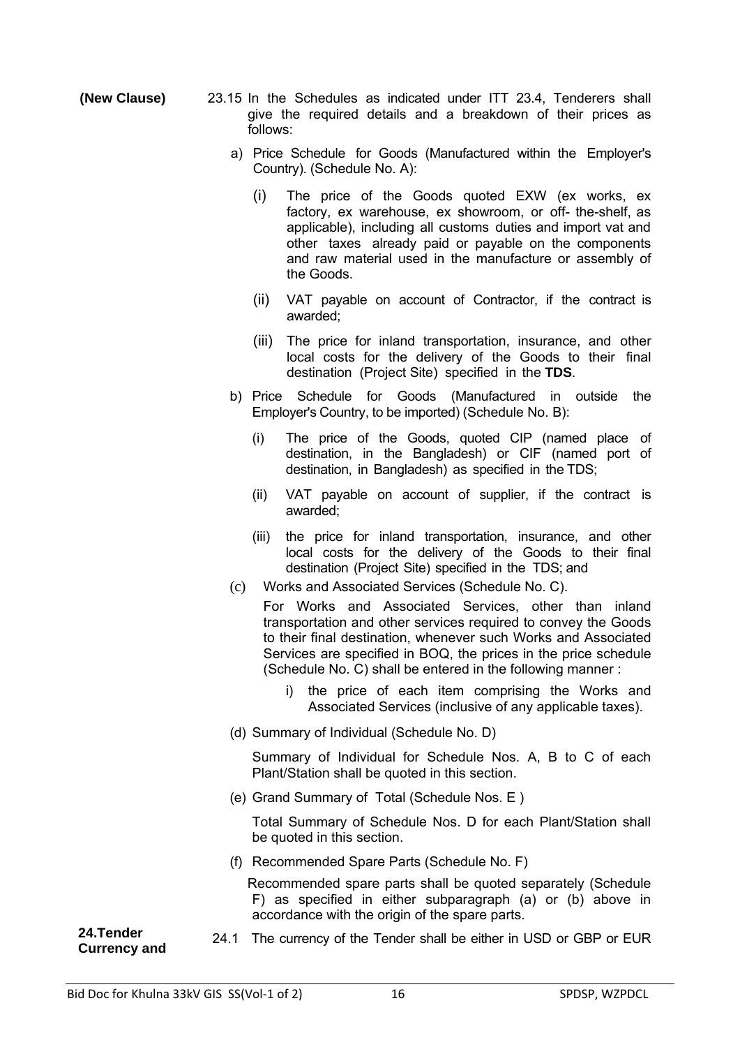**(New Clause)**

23.15 In the Schedules as indicated under ITT 23.4, Tenderers shall give the required details and a breakdown of their prices as follows:

a) Price Schedule for Goods (Manufactured within the Employer's Country). (Schedule No. A):

(i) The price of the Goods quoted EXW (ex works, ex factory, ex warehouse, ex showroom, or off- the-shelf, as applicable), including all customs duties and import vat and other taxes already paid or payable on the components and raw material used in the manufacture or assembly of the Goods.

(ii) VAT payable on account of Contractor, if the contract is awarded;

(iii) The price for inland transportation, insurance, and other local costs for the delivery of the Goods to their final destination (Project Site) specified in the **TDS**.

b) Price Schedule for Goods (Manufactured in outside the Employer's Country, to be imported) (Schedule No. B):

(i) The price of the Goods, quoted CIP (named place of destination, in the Bangladesh) or CIF (named port of destination, in Bangladesh) as specified in the TDS;

(ii) VAT payable on account of supplier, if the contract is awarded;

(iii) the price for inland transportation, insurance, and other local costs for the delivery of the Goods to their final destination (Project Site) specified in the TDS; and

(c) Works and Associated Services (Schedule No. C).

For Works and Associated Services, other than inland transportation and other services required to convey the Goods to their final destination, whenever such Works and Associated Services are specified in BOQ, the prices in the price schedule (Schedule No. C) shall be entered in the following manner :

i) the price of each item comprising the Works and Associated Services (inclusive of any applicable taxes).

(d) Summary of Individual (Schedule No. D)

Summary of Individual for Schedule Nos. A, B to C of each Plant/Station shall be quoted in this section.

(e) Grand Summary of Total (Schedule Nos. E )

Total Summary of Schedule Nos. D for each Plant/Station shall be quoted in this section.

(f) Recommended Spare Parts (Schedule No. F)

Recommended spare parts shall be quoted separately (Schedule F) as specified in either subparagraph (a) or (b) above in accordance with the origin of the spare parts.

**24.Tender Currency and**

24.1 The currency of the Tender shall be either in USD or GBP or EUR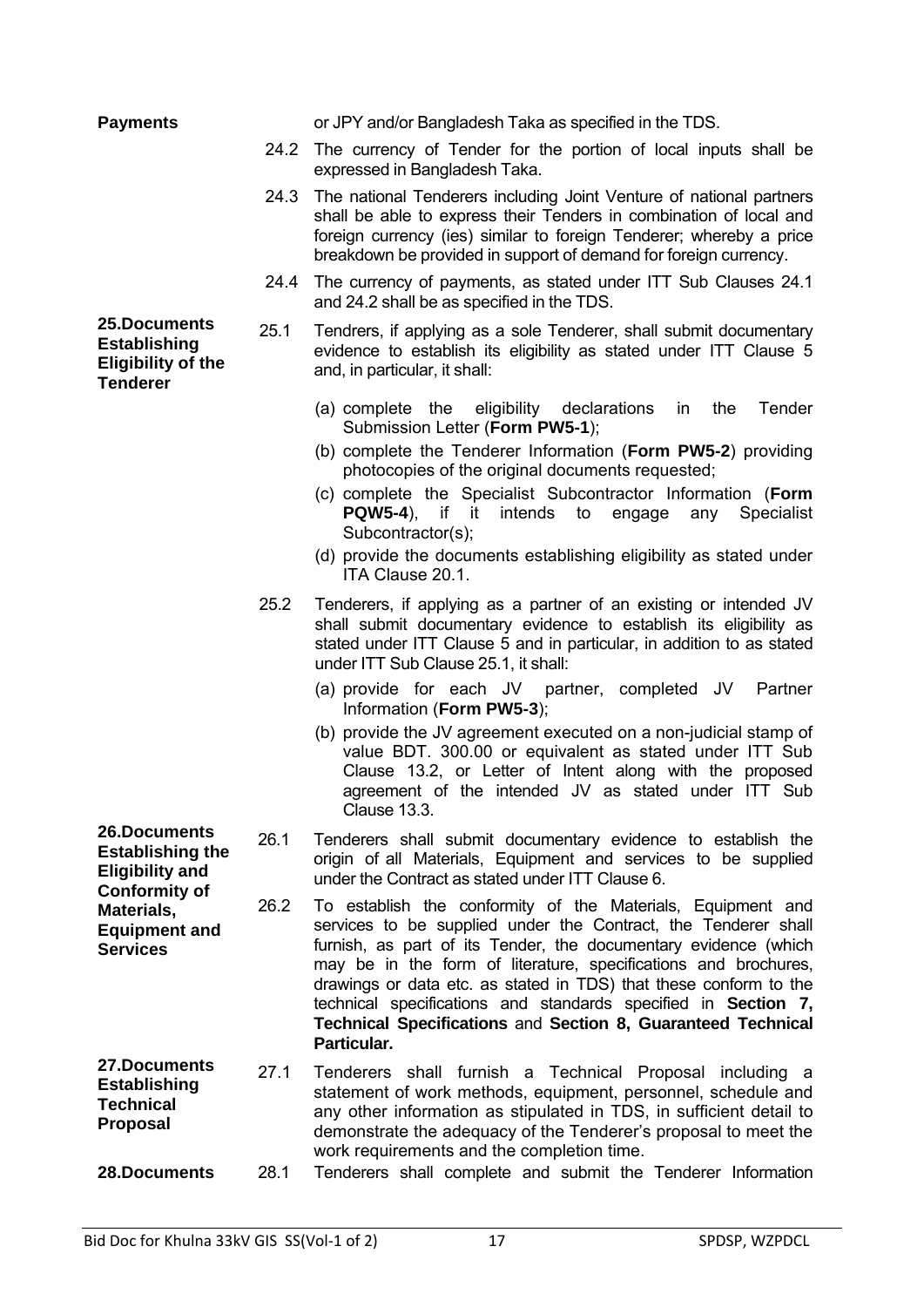**Payments**

or JPY and/or Bangladesh Taka as specified in the TDS.

24.2 The currency of Tender for the portion of local inputs shall be expressed in Bangladesh Taka.

24.3 The national Tenderers including Joint Venture of national partners shall be able to express their Tenders in combination of local and foreign currency (ies) similar to foreign Tenderer; whereby a price breakdown be provided in support of demand for foreign currency.

24.4 The currency of payments, as stated under ITT Sub Clauses 24.1 and 24.2 shall be as specified in the TDS.

**25.Documents Establishing Eligibility of the Tenderer**

25.1 Tendrers, if applying as a sole Tenderer, shall submit documentary evidence to establish its eligibility as stated under ITT Clause 5 and, in particular, it shall:

(a) complete the eligibility declarations in the Tender Submission Letter (**Form PW5-1**);

(b) complete the Tenderer Information (**Form PW5-2**) providing photocopies of the original documents requested;

(c) complete the Specialist Subcontractor Information (**Form PQW5-4**), if it intends to engage any Specialist Subcontractor(s);

(d) provide the documents establishing eligibility as stated under ITA Clause 20.1.

25.2 Tenderers, if applying as a partner of an existing or intended JV shall submit documentary evidence to establish its eligibility as stated under ITT Clause 5 and in particular, in addition to as stated under ITT Sub Clause 25.1, it shall:

(a) provide for each JV partner, completed JV Partner Information (**Form PW5-3**);

(b) provide the JV agreement executed on a non-judicial stamp of value BDT. 300.00 or equivalent as stated under ITT Sub Clause 13.2, or Letter of Intent along with the proposed agreement of the intended JV as stated under ITT Sub Clause 13.3.

**26.Documents Establishing the Eligibility and Conformity of Materials, Equipment and Services**

26.1 Tenderers shall submit documentary evidence to establish the origin of all Materials, Equipment and services to be supplied under the Contract as stated under ITT Clause 6.

26.2 To establish the conformity of the Materials, Equipment and services to be supplied under the Contract, the Tenderer shall furnish, as part of its Tender, the documentary evidence (which may be in the form of literature, specifications and brochures, drawings or data etc. as stated in TDS) that these conform to the technical specifications and standards specified in **Section 7, Technical Specifications** and **Section 8, Guaranteed Technical Particular.**

**27.Documents Establishing Technical Proposal**

27.1 Tenderers shall furnish a Technical Proposal including a statement of work methods, equipment, personnel, schedule and any other information as stipulated in TDS, in sufficient detail to demonstrate the adequacy of the Tenderer's proposal to meet the work requirements and the completion time.

**28.Documents**

28.1 Tenderers shall complete and submit the Tenderer Information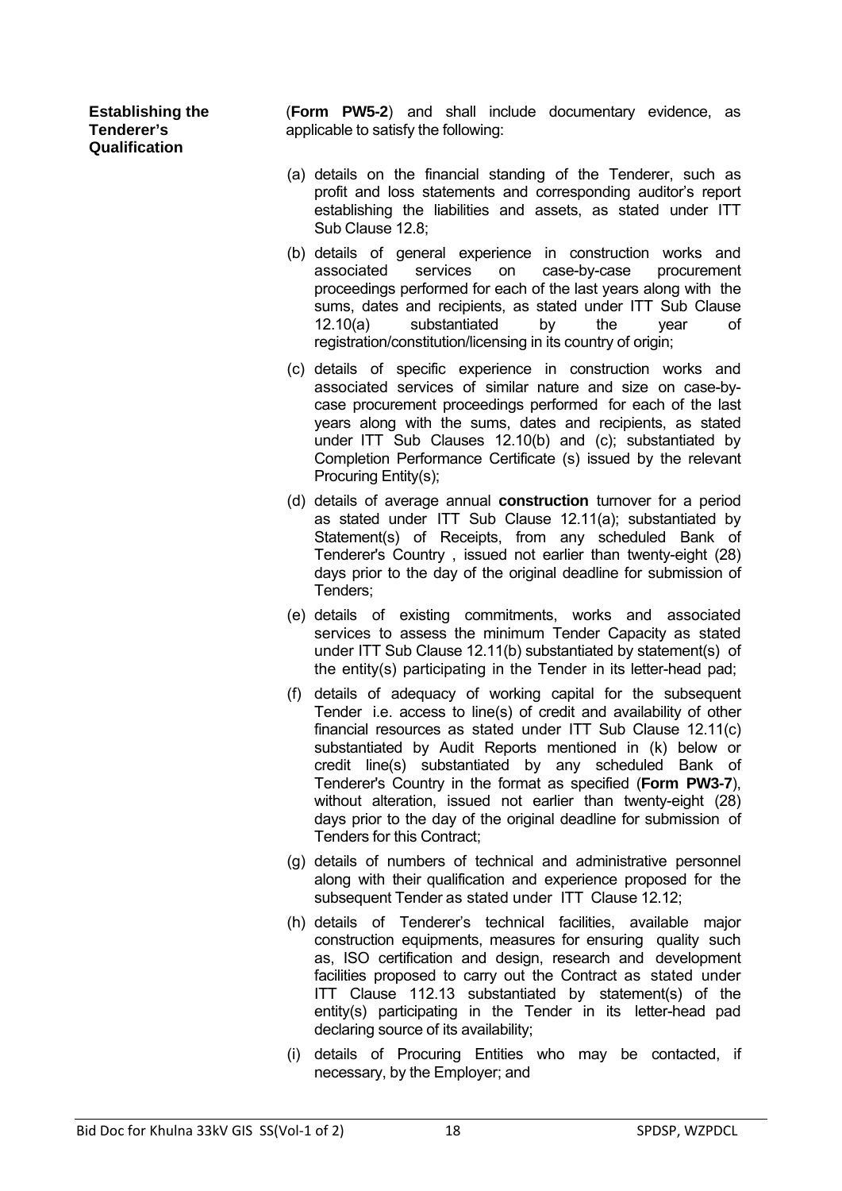**Establishing the Tenderer's Qualification**

(**Form PW5-2**) and shall include documentary evidence, as applicable to satisfy the following:

(a) details on the financial standing of the Tenderer, such as profit and loss statements and corresponding auditor's report establishing the liabilities and assets, as stated under ITT Sub Clause 12.8;

(b) details of general experience in construction works and associated services on case-by-case procurement proceedings performed for each of the last years along with the sums, dates and recipients, as stated under ITT Sub Clause 12.10(a) substantiated by the year of registration/constitution/licensing in its country of origin;

(c) details of specific experience in construction works and associated services of similar nature and size on case-by-case procurement proceedings performed for each of the last years along with the sums, dates and recipients, as stated under ITT Sub Clauses 12.10(b) and (c); substantiated by Completion Performance Certificate (s) issued by the relevant Procuring Entity(s);

(d) details of average annual **construction** turnover for a period as stated under ITT Sub Clause 12.11(a); substantiated by Statement(s) of Receipts, from any scheduled Bank of Tenderer's Country , issued not earlier than twenty-eight (28) days prior to the day of the original deadline for submission of Tenders;

(e) details of existing commitments, works and associated services to assess the minimum Tender Capacity as stated under ITT Sub Clause 12.11(b) substantiated by statement(s) of the entity(s) participating in the Tender in its letter-head pad;

(f) details of adequacy of working capital for the subsequent Tender i.e. access to line(s) of credit and availability of other financial resources as stated under ITT Sub Clause 12.11(c) substantiated by Audit Reports mentioned in (k) below or credit line(s) substantiated by any scheduled Bank of Tenderer's Country in the format as specified (**Form PW3-7**), without alteration, issued not earlier than twenty-eight (28) days prior to the day of the original deadline for submission of Tenders for this Contract;

(g) details of numbers of technical and administrative personnel along with their qualification and experience proposed for the subsequent Tender as stated under ITT Clause 12.12;

(h) details of Tenderer's technical facilities, available major construction equipments, measures for ensuring quality such as, ISO certification and design, research and development facilities proposed to carry out the Contract as stated under ITT Clause 112.13 substantiated by statement(s) of the entity(s) participating in the Tender in its letter-head pad declaring source of its availability;

(i) details of Procuring Entities who may be contacted, if necessary, by the Employer; and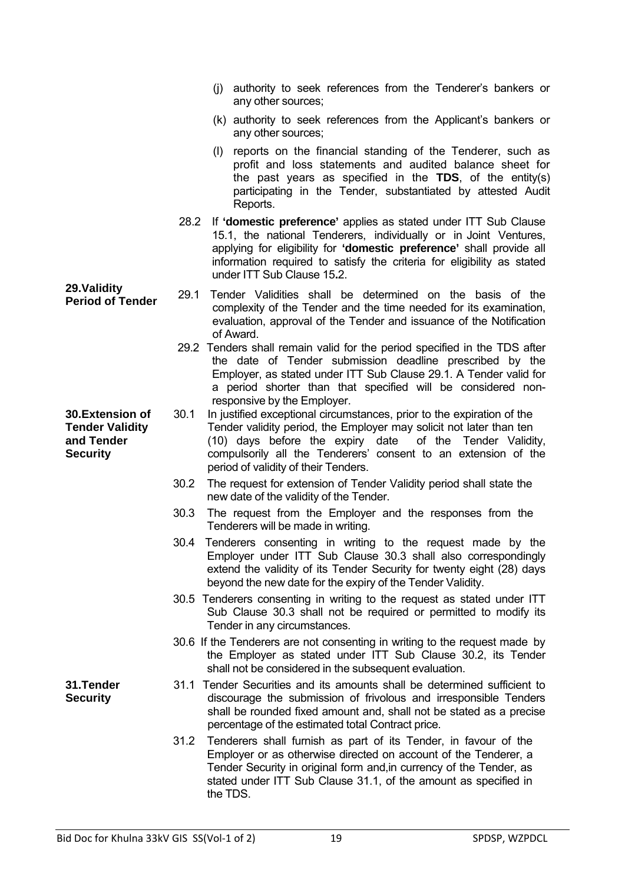(j) authority to seek references from the Tenderer's bankers or any other sources;

(k) authority to seek references from the Applicant's bankers or any other sources;

(l) reports on the financial standing of the Tenderer, such as profit and loss statements and audited balance sheet for the past years as specified in the **TDS**, of the entity(s) participating in the Tender, substantiated by attested Audit Reports.

28.2 If **'domestic preference'** applies as stated under ITT Sub Clause 15.1, the national Tenderers, individually or in Joint Ventures, applying for eligibility for **'domestic preference'** shall provide all information required to satisfy the criteria for eligibility as stated under ITT Sub Clause 15**.**2.

**29.Validity Period of Tender**

29.1 Tender Validities shall be determined on the basis of the complexity of the Tender and the time needed for its examination, evaluation, approval of the Tender and issuance of the Notification of Award.

29.2 Tenders shall remain valid for the period specified in the TDS after the date of Tender submission deadline prescribed by the Employer, as stated under ITT Sub Clause 29.1. A Tender valid for a period shorter than that specified will be considered non-responsive by the Employer.

**30.Extension of Tender Validity and Tender Security**

30.1 In justified exceptional circumstances, prior to the expiration of the Tender validity period, the Employer may solicit not later than ten (10) days before the expiry date of the Tender Validity, compulsorily all the Tenderers' consent to an extension of the period of validity of their Tenders.

30.2 The request for extension of Tender Validity period shall state the new date of the validity of the Tender.

30.3 The request from the Employer and the responses from the Tenderers will be made in writing.

30.4 Tenderers consenting in writing to the request made by the Employer under ITT Sub Clause 30.3 shall also correspondingly extend the validity of its Tender Security for twenty eight (28) days beyond the new date for the expiry of the Tender Validity.

30.5 Tenderers consenting in writing to the request as stated under ITT Sub Clause 30.3 shall not be required or permitted to modify its Tender in any circumstances.

30.6 If the Tenderers are not consenting in writing to the request made by the Employer as stated under ITT Sub Clause 30.2, its Tender shall not be considered in the subsequent evaluation.

**31.Tender Security**

31.1 Tender Securities and its amounts shall be determined sufficient to discourage the submission of frivolous and irresponsible Tenders shall be rounded fixed amount and, shall not be stated as a precise percentage of the estimated total Contract price.

31.2 Tenderers shall furnish as part of its Tender, in favour of the Employer or as otherwise directed on account of the Tenderer, a Tender Security in original form and,in currency of the Tender, as stated under ITT Sub Clause 31.1, of the amount as specified in the TDS.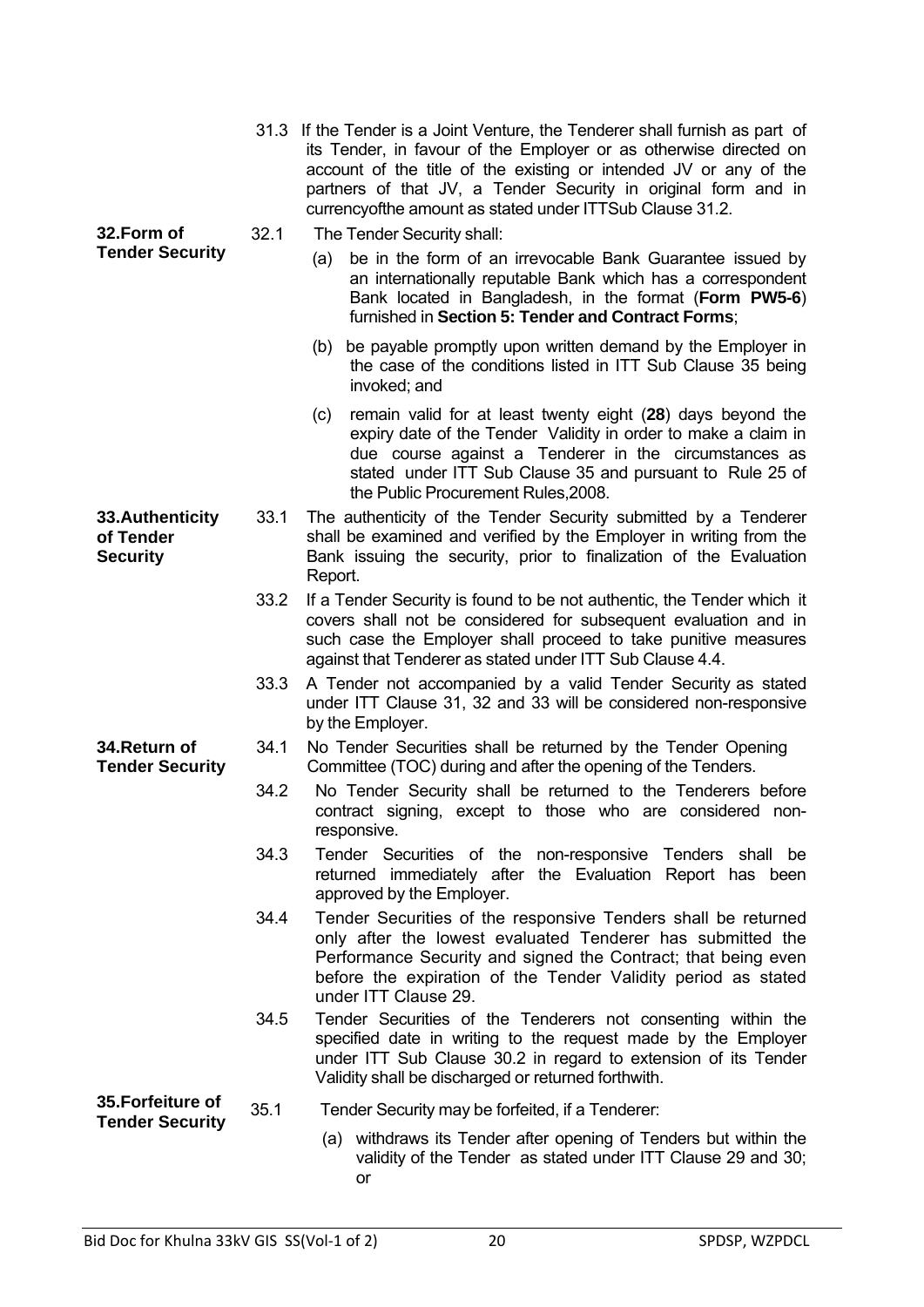31.3 If the Tender is a Joint Venture, the Tenderer shall furnish as part of its Tender, in favour of the Employer or as otherwise directed on account of the title of the existing or intended JV or any of the partners of that JV, a Tender Security in original form and in currencyofthe amount as stated under ITTSub Clause 31.2.

**32.Form of Tender Security**

32.1 The Tender Security shall:

(a) be in the form of an irrevocable Bank Guarantee issued by an internationally reputable Bank which has a correspondent Bank located in Bangladesh, in the format (**Form PW5-6**) furnished in **Section 5: Tender and Contract Forms**;

(b) be payable promptly upon written demand by the Employer in the case of the conditions listed in ITT Sub Clause 35 being invoked; and

(c) remain valid for at least twenty eight (**28**) days beyond the expiry date of the Tender Validity in order to make a claim in due course against a Tenderer in the circumstances as stated under ITT Sub Clause 35 and pursuant to Rule 25 of the Public Procurement Rules,2008.

**33.Authenticity of Tender Security**

33.1 The authenticity of the Tender Security submitted by a Tenderer shall be examined and verified by the Employer in writing from the Bank issuing the security, prior to finalization of the Evaluation Report.

33.2 If a Tender Security is found to be not authentic, the Tender which it covers shall not be considered for subsequent evaluation and in such case the Employer shall proceed to take punitive measures against that Tenderer as stated under ITT Sub Clause 4.4.

33.3 A Tender not accompanied by a valid Tender Security as stated under ITT Clause 31, 32 and 33 will be considered non-responsive by the Employer.

**34.Return of Tender Security**

34.1 No Tender Securities shall be returned by the Tender Opening Committee (TOC) during and after the opening of the Tenders.

34.2 No Tender Security shall be returned to the Tenderers before contract signing, except to those who are considered non-responsive.

34.3 Tender Securities of the non-responsive Tenders shall be returned immediately after the Evaluation Report has been approved by the Employer.

34.4 Tender Securities of the responsive Tenders shall be returned only after the lowest evaluated Tenderer has submitted the Performance Security and signed the Contract; that being even before the expiration of the Tender Validity period as stated under ITT Clause 29.

34.5 Tender Securities of the Tenderers not consenting within the specified date in writing to the request made by the Employer under ITT Sub Clause 30.2 in regard to extension of its Tender Validity shall be discharged or returned forthwith.

**35.Forfeiture of Tender Security**

35.1 Tender Security may be forfeited, if a Tenderer:

(a) withdraws its Tender after opening of Tenders but within the validity of the Tender as stated under ITT Clause 29 and 30; or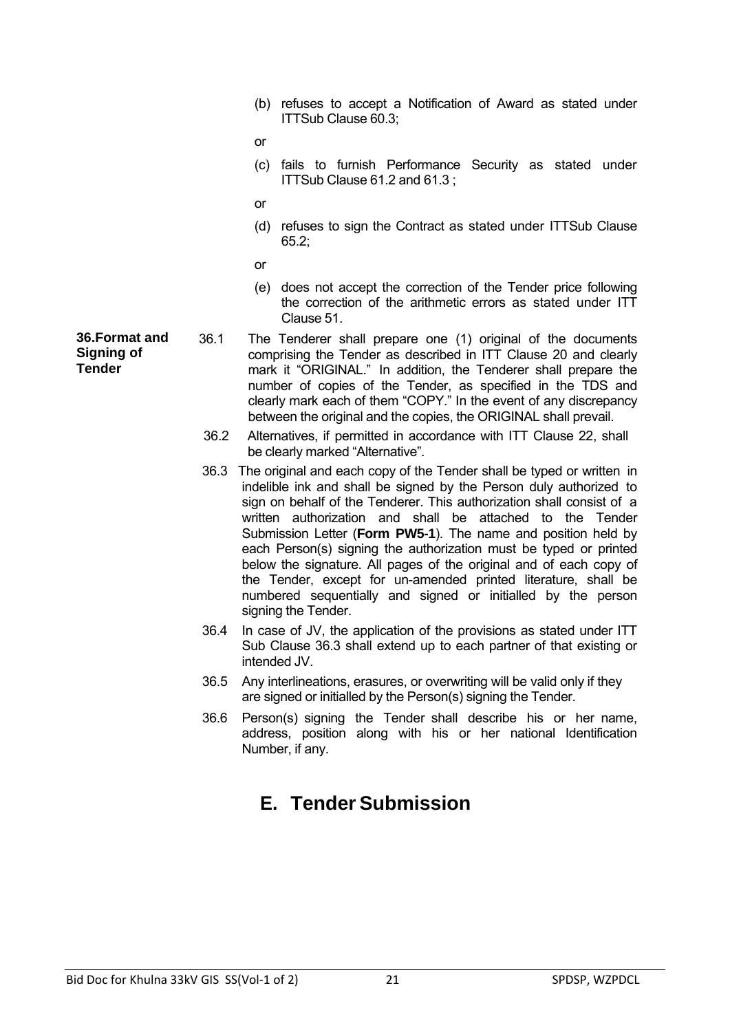(b) refuses to accept a Notification of Award as stated under ITTSub Clause 60.3;

or

(c) fails to furnish Performance Security as stated under ITTSub Clause 61.2 and 61.3 ;

or

(d) refuses to sign the Contract as stated under ITTSub Clause 65.2;

or

(e) does not accept the correction of the Tender price following the correction of the arithmetic errors as stated under ITT Clause 51.

**36.Format and Signing of Tender**

36.1 The Tenderer shall prepare one (1) original of the documents comprising the Tender as described in ITT Clause 20 and clearly mark it "ORIGINAL." In addition, the Tenderer shall prepare the number of copies of the Tender, as specified in the TDS and clearly mark each of them "COPY." In the event of any discrepancy between the original and the copies, the ORIGINAL shall prevail.

36.2 Alternatives, if permitted in accordance with ITT Clause 22, shall be clearly marked "Alternative".

36.3 The original and each copy of the Tender shall be typed or written in indelible ink and shall be signed by the Person duly authorized to sign on behalf of the Tenderer. This authorization shall consist of a written authorization and shall be attached to the Tender Submission Letter (**Form PW5-1**). The name and position held by each Person(s) signing the authorization must be typed or printed below the signature. All pages of the original and of each copy of the Tender, except for un-amended printed literature, shall be numbered sequentially and signed or initialled by the person signing the Tender.

36.4 In case of JV, the application of the provisions as stated under ITT Sub Clause 36.3 shall extend up to each partner of that existing or intended JV.

36.5 Any interlineations, erasures, or overwriting will be valid only if they are signed or initialled by the Person(s) signing the Tender.

36.6 Person(s) signing the Tender shall describe his or her name, address, position along with his or her national Identification Number, if any.

# E. Tender Submission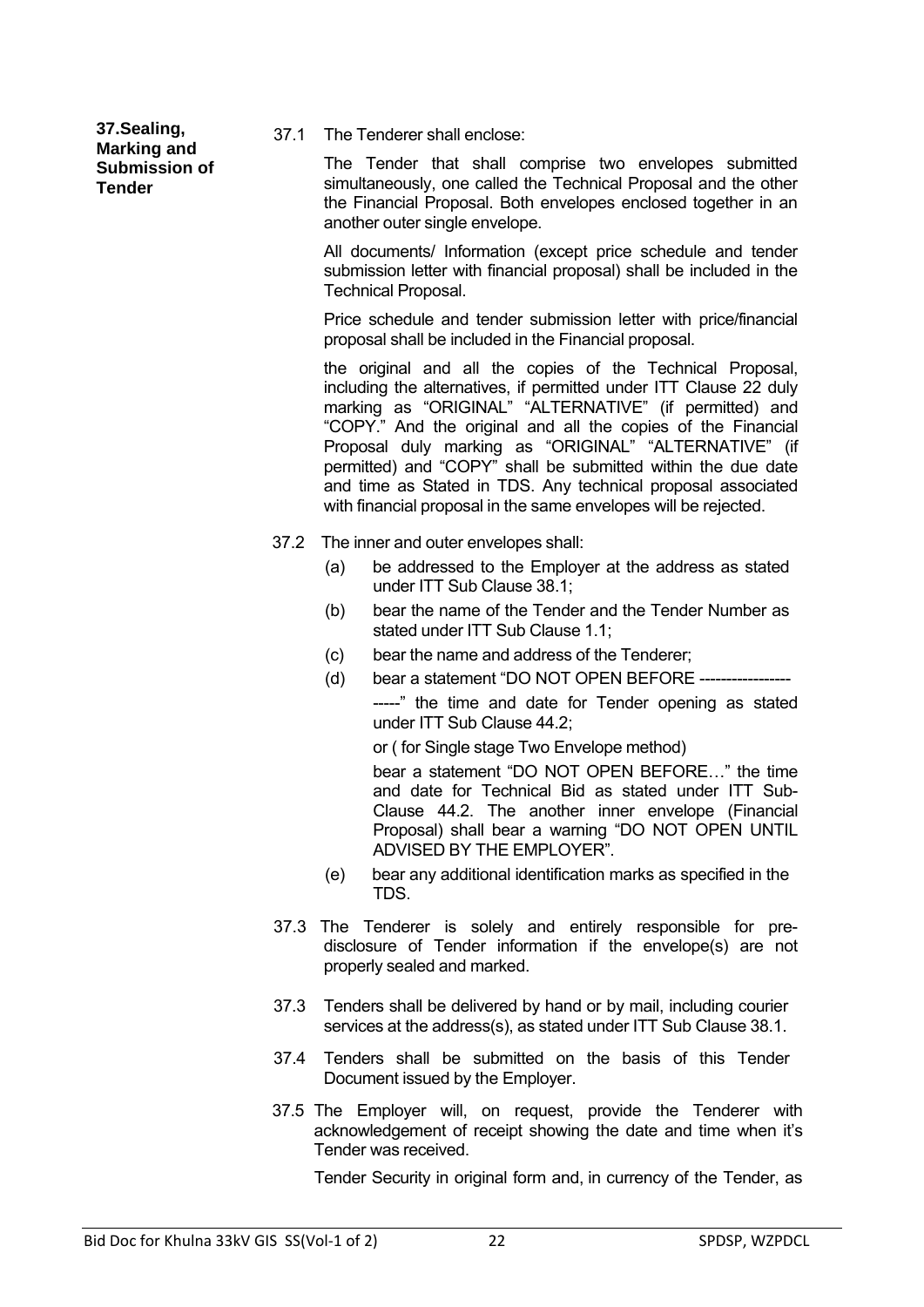**37.Sealing, Marking and Submission of Tender**

37.1 The Tenderer shall enclose:

The Tender that shall comprise two envelopes submitted simultaneously, one called the Technical Proposal and the other the Financial Proposal. Both envelopes enclosed together in an another outer single envelope.

All documents/ Information (except price schedule and tender submission letter with financial proposal) shall be included in the Technical Proposal.

Price schedule and tender submission letter with price/financial proposal shall be included in the Financial proposal.

the original and all the copies of the Technical Proposal, including the alternatives, if permitted under ITT Clause 22 duly marking as "ORIGINAL" "ALTERNATIVE" (if permitted) and "COPY." And the original and all the copies of the Financial Proposal duly marking as "ORIGINAL" "ALTERNATIVE" (if permitted) and "COPY" shall be submitted within the due date and time as Stated in TDS. Any technical proposal associated with financial proposal in the same envelopes will be rejected.

37.2 The inner and outer envelopes shall:

(a) be addressed to the Employer at the address as stated under ITT Sub Clause 38.1;

(b) bear the name of the Tender and the Tender Number as stated under ITT Sub Clause 1.1;

(c) bear the name and address of the Tenderer;

(d) bear a statement "DO NOT OPEN BEFORE ---------------------" the time and date for Tender opening as stated under ITT Sub Clause 44.2;

or ( for Single stage Two Envelope method)

bear a statement "DO NOT OPEN BEFORE…" the time and date for Technical Bid as stated under ITT Sub-Clause 44.2. The another inner envelope (Financial Proposal) shall bear a warning "DO NOT OPEN UNTIL ADVISED BY THE EMPLOYER".

(e) bear any additional identification marks as specified in the TDS.

37.3 The Tenderer is solely and entirely responsible for pre-disclosure of Tender information if the envelope(s) are not properly sealed and marked.

37.3 Tenders shall be delivered by hand or by mail, including courier services at the address(s), as stated under ITT Sub Clause 38.1.

37.4 Tenders shall be submitted on the basis of this Tender Document issued by the Employer.

37.5 The Employer will, on request, provide the Tenderer with acknowledgement of receipt showing the date and time when it's Tender was received.

Tender Security in original form and, in currency of the Tender, as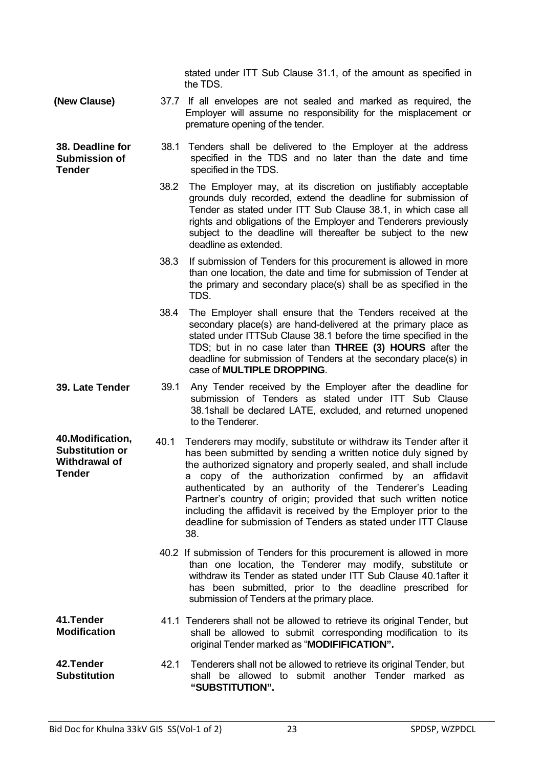stated under ITT Sub Clause 31.1, of the amount as specified in the TDS.

| | |
|---|---|
| **(New Clause)** | 37.7 If all envelopes are not sealed and marked as required, the Employer will assume no responsibility for the misplacement or premature opening of the tender. |
| **38. Deadline for Submission of Tender** | 38.1 Tenders shall be delivered to the Employer at the address specified in the TDS and no later than the date and time specified in the TDS. |
| | 38.2 The Employer may, at its discretion on justifiably acceptable grounds duly recorded, extend the deadline for submission of Tender as stated under ITT Sub Clause 38.1, in which case all rights and obligations of the Employer and Tenderers previously subject to the deadline will thereafter be subject to the new deadline as extended. |
| | 38.3 If submission of Tenders for this procurement is allowed in more than one location, the date and time for submission of Tender at the primary and secondary place(s) shall be as specified in the TDS. |
| | 38.4 The Employer shall ensure that the Tenders received at the secondary place(s) are hand-delivered at the primary place as stated under ITTSub Clause 38.1 before the time specified in the TDS; but in no case later than **THREE (3) HOURS** after the deadline for submission of Tenders at the secondary place(s) in case of **MULTIPLE DROPPING**. |
| **39. Late Tender** | 39.1 Any Tender received by the Employer after the deadline for submission of Tenders as stated under ITT Sub Clause 38.1shall be declared LATE, excluded, and returned unopened to the Tenderer. |
| **40.Modification, Substitution or Withdrawal of Tender** | 40.1 Tenderers may modify, substitute or withdraw its Tender after it has been submitted by sending a written notice duly signed by the authorized signatory and properly sealed, and shall include a copy of the authorization confirmed by an affidavit authenticated by an authority of the Tenderer's Leading Partner's country of origin; provided that such written notice including the affidavit is received by the Employer prior to the deadline for submission of Tenders as stated under ITT Clause 38. |
| | 40.2 If submission of Tenders for this procurement is allowed in more than one location, the Tenderer may modify, substitute or withdraw its Tender as stated under ITT Sub Clause 40.1after it has been submitted, prior to the deadline prescribed for submission of Tenders at the primary place. |
| **41.Tender Modification** | 41.1 Tenderers shall not be allowed to retrieve its original Tender, but shall be allowed to submit corresponding modification to its original Tender marked as "**MODIFIFICATION".** |
| **42.Tender Substitution** | 42.1 Tenderers shall not be allowed to retrieve its original Tender, but shall be allowed to submit another Tender marked as **"SUBSTITUTION".** |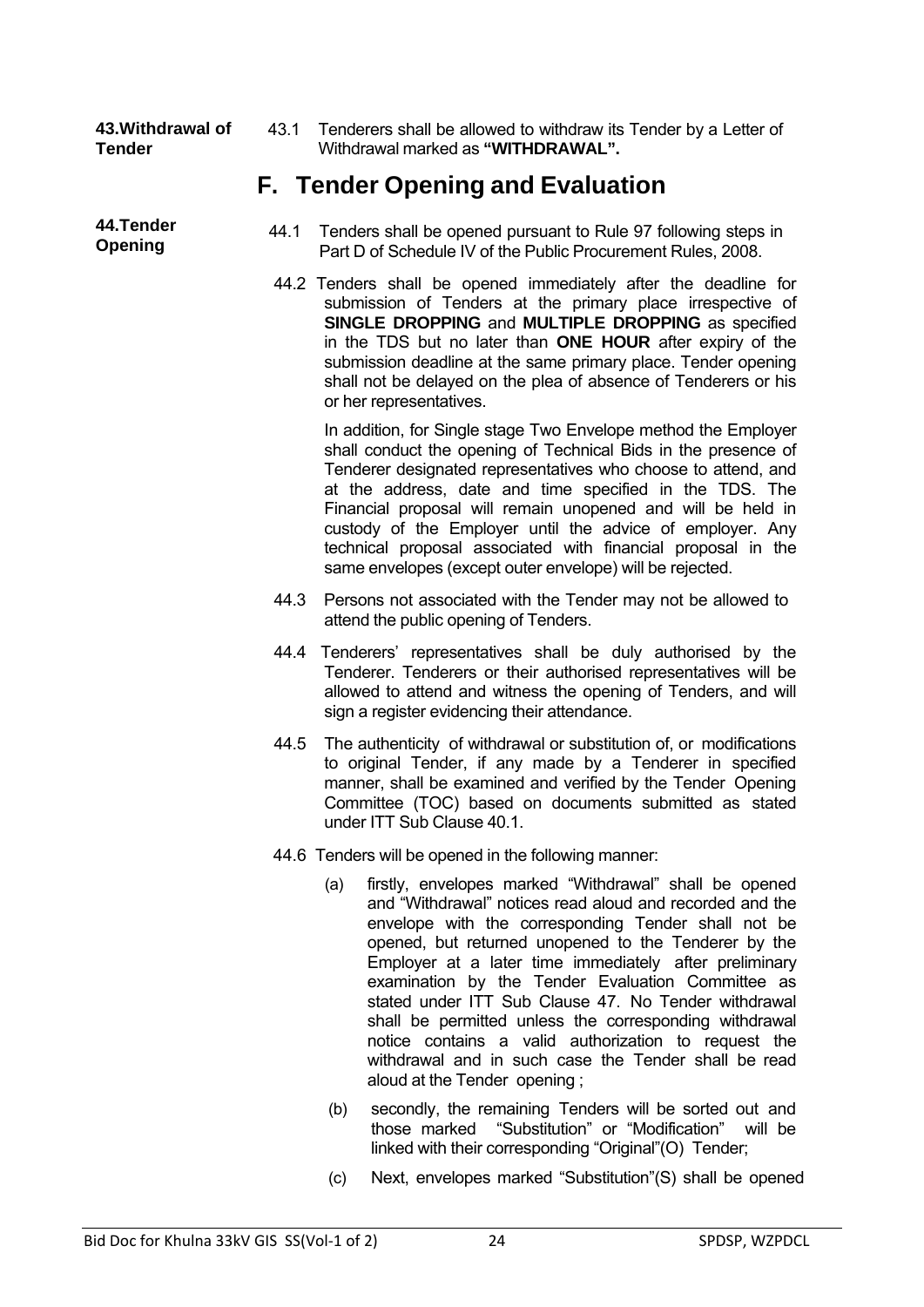**43.Withdrawal of Tender**

43.1 Tenderers shall be allowed to withdraw its Tender by a Letter of Withdrawal marked as **"WITHDRAWAL".**

## F. Tender Opening and Evaluation

**44.Tender Opening**

44.1 Tenders shall be opened pursuant to Rule 97 following steps in Part D of Schedule IV of the Public Procurement Rules, 2008.

44.2 Tenders shall be opened immediately after the deadline for submission of Tenders at the primary place irrespective of **SINGLE DROPPING** and **MULTIPLE DROPPING** as specified in the TDS but no later than **ONE HOUR** after expiry of the submission deadline at the same primary place. Tender opening shall not be delayed on the plea of absence of Tenderers or his or her representatives.

In addition, for Single stage Two Envelope method the Employer shall conduct the opening of Technical Bids in the presence of Tenderer designated representatives who choose to attend, and at the address, date and time specified in the TDS. The Financial proposal will remain unopened and will be held in custody of the Employer until the advice of employer. Any technical proposal associated with financial proposal in the same envelopes (except outer envelope) will be rejected.

44.3 Persons not associated with the Tender may not be allowed to attend the public opening of Tenders.

44.4 Tenderers' representatives shall be duly authorised by the Tenderer. Tenderers or their authorised representatives will be allowed to attend and witness the opening of Tenders, and will sign a register evidencing their attendance.

44.5 The authenticity of withdrawal or substitution of, or modifications to original Tender, if any made by a Tenderer in specified manner, shall be examined and verified by the Tender Opening Committee (TOC) based on documents submitted as stated under ITT Sub Clause 40.1.

44.6 Tenders will be opened in the following manner:

(a) firstly, envelopes marked "Withdrawal" shall be opened and "Withdrawal" notices read aloud and recorded and the envelope with the corresponding Tender shall not be opened, but returned unopened to the Tenderer by the Employer at a later time immediately after preliminary examination by the Tender Evaluation Committee as stated under ITT Sub Clause 47. No Tender withdrawal shall be permitted unless the corresponding withdrawal notice contains a valid authorization to request the withdrawal and in such case the Tender shall be read aloud at the Tender opening ;

(b) secondly, the remaining Tenders will be sorted out and those marked "Substitution" or "Modification" will be linked with their corresponding "Original"(O) Tender;

(c) Next, envelopes marked "Substitution"(S) shall be opened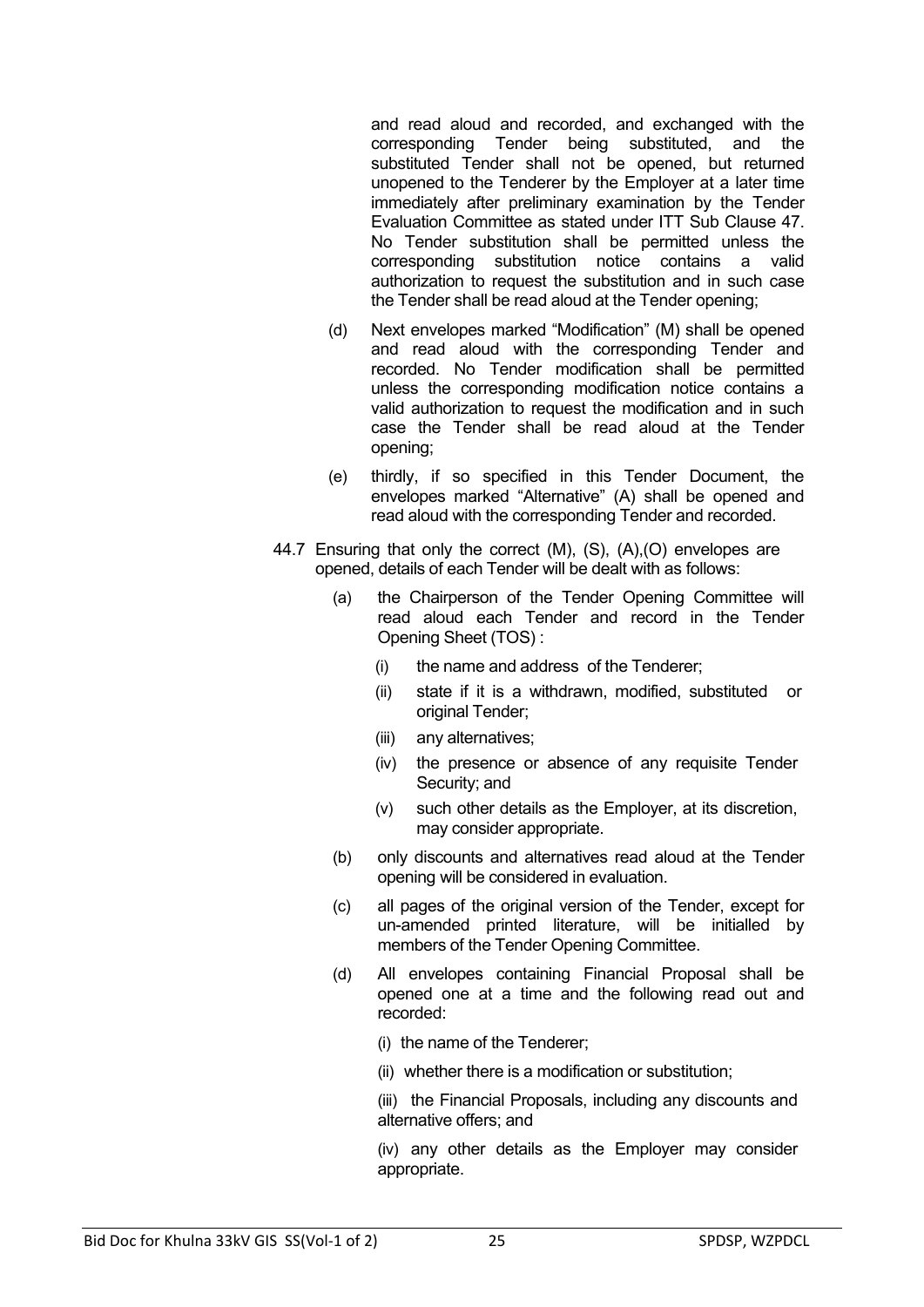and read aloud and recorded, and exchanged with the corresponding Tender being substituted, and the substituted Tender shall not be opened, but returned unopened to the Tenderer by the Employer at a later time immediately after preliminary examination by the Tender Evaluation Committee as stated under ITT Sub Clause 47. No Tender substitution shall be permitted unless the corresponding substitution notice contains a valid authorization to request the substitution and in such case the Tender shall be read aloud at the Tender opening;

(d) Next envelopes marked "Modification" (M) shall be opened and read aloud with the corresponding Tender and recorded. No Tender modification shall be permitted unless the corresponding modification notice contains a valid authorization to request the modification and in such case the Tender shall be read aloud at the Tender opening;

(e) thirdly, if so specified in this Tender Document, the envelopes marked "Alternative" (A) shall be opened and read aloud with the corresponding Tender and recorded.

44.7 Ensuring that only the correct (M), (S), (A),(O) envelopes are opened, details of each Tender will be dealt with as follows:

(a) the Chairperson of the Tender Opening Committee will read aloud each Tender and record in the Tender Opening Sheet (TOS) :

(i) the name and address of the Tenderer;

(ii) state if it is a withdrawn, modified, substituted or original Tender;

(iii) any alternatives;

(iv) the presence or absence of any requisite Tender Security; and

(v) such other details as the Employer, at its discretion, may consider appropriate.

(b) only discounts and alternatives read aloud at the Tender opening will be considered in evaluation.

(c) all pages of the original version of the Tender, except for un-amended printed literature, will be initialled by members of the Tender Opening Committee.

(d) All envelopes containing Financial Proposal shall be opened one at a time and the following read out and recorded:

(i) the name of the Tenderer;

(ii) whether there is a modification or substitution;

(iii) the Financial Proposals, including any discounts and alternative offers; and

(iv) any other details as the Employer may consider appropriate.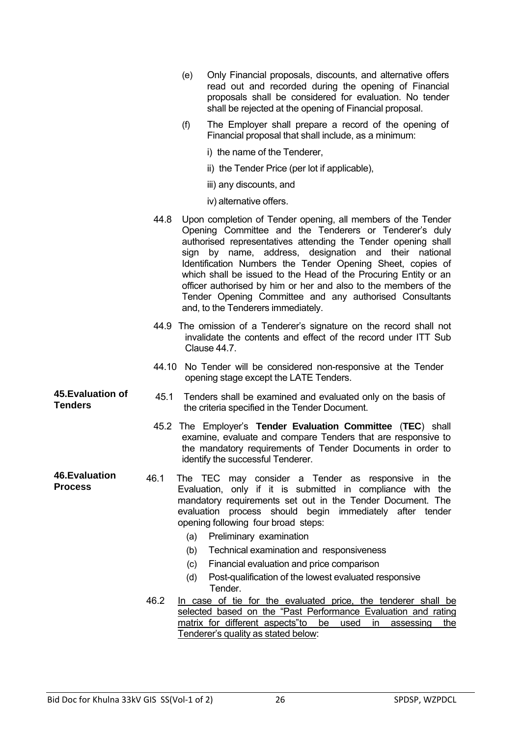(e) Only Financial proposals, discounts, and alternative offers read out and recorded during the opening of Financial proposals shall be considered for evaluation. No tender shall be rejected at the opening of Financial proposal.

(f) The Employer shall prepare a record of the opening of Financial proposal that shall include, as a minimum:

i) the name of the Tenderer,

ii) the Tender Price (per lot if applicable),

iii) any discounts, and

iv) alternative offers.

44.8 Upon completion of Tender opening, all members of the Tender Opening Committee and the Tenderers or Tenderer's duly authorised representatives attending the Tender opening shall sign by name, address, designation and their national Identification Numbers the Tender Opening Sheet, copies of which shall be issued to the Head of the Procuring Entity or an officer authorised by him or her and also to the members of the Tender Opening Committee and any authorised Consultants and, to the Tenderers immediately.

44.9 The omission of a Tenderer's signature on the record shall not invalidate the contents and effect of the record under ITT Sub Clause 44.7.

44.10 No Tender will be considered non-responsive at the Tender opening stage except the LATE Tenders.

**45.Evaluation of Tenders**

45.1 Tenders shall be examined and evaluated only on the basis of the criteria specified in the Tender Document.

45.2 The Employer's **Tender Evaluation Committee** (**TEC**) shall examine, evaluate and compare Tenders that are responsive to the mandatory requirements of Tender Documents in order to identify the successful Tenderer.

**46.Evaluation Process**

46.1 The TEC may consider a Tender as responsive in the Evaluation, only if it is submitted in compliance with the mandatory requirements set out in the Tender Document. The evaluation process should begin immediately after tender opening following four broad steps:

(a) Preliminary examination

(b) Technical examination and responsiveness

(c) Financial evaluation and price comparison

(d) Post-qualification of the lowest evaluated responsive Tender.

46.2 <u>In case of tie for the evaluated price, the tenderer shall be selected based on the "Past Performance Evaluation and rating matrix for different aspects"to be used in assessing the Tenderer's quality as stated below</u>: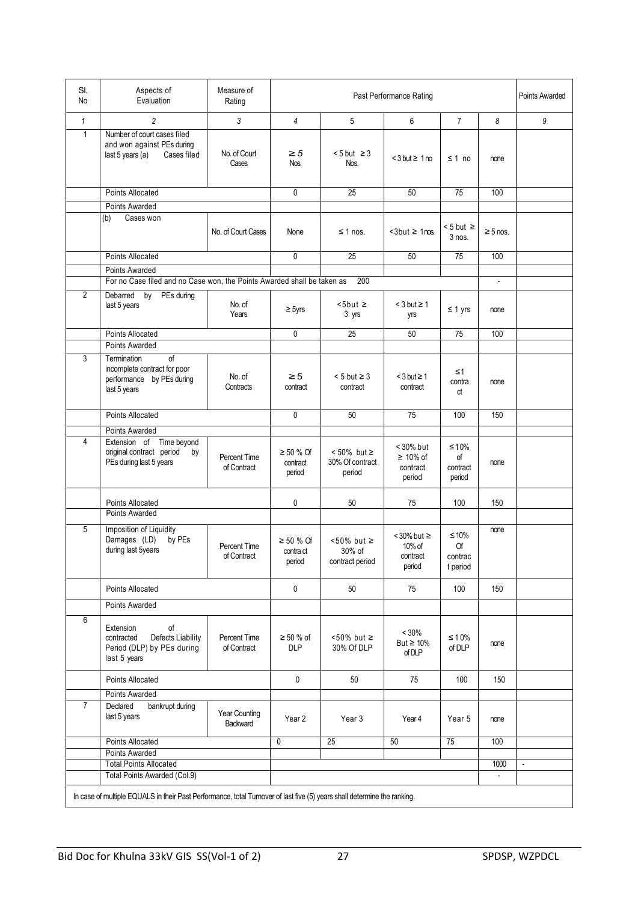| Sl. No | Aspects of Evaluation | Measure of Rating | Past Performance Rating | | | | | Points Awarded |
|---|---|---|---|---|---|---|---|---|
| *1* | *2* | *3* | *4* | 5 | 6 | 7 | *8* | *9* |
| 1 | Number of court cases filed and won against PEs during last 5 years (a) Cases filed | No. of Court Cases | ≥ 5 Nos. | < 5 but ≥ 3 Nos. | < 3 but ≥ 1 no | ≤ 1 no | none | |
| | Points Allocated | | 0 | 25 | 50 | 75 | 100 | |
| | Points Awarded | | | | | | | |
| | (b) Cases won | No. of Court Cases | None | ≤ 1 nos. | <3but ≥ 1nos. | < 5 but ≥ 3 nos. | ≥ 5 nos. | |
| | Points Allocated | | 0 | 25 | 50 | 75 | 100 | |
| | Points Awarded | | | | | | | |
| | For no Case filed and no Case won, the Points Awarded shall be taken as 200 | | | | | | - | |
| 2 | Debarred by PEs during last 5 years | No. of Years | ≥ 5yrs | <5but ≥ 3 yrs | < 3 but ≥ 1 yrs | ≤ 1 yrs | none | |
| | Points Allocated | | 0 | 25 | 50 | 75 | 100 | |
| | Points Awarded | | | | | | | |
| 3 | Termination of incomplete contract for poor performance by PEs during last 5 years | No. of Contracts | ≥ 5 contract | < 5 but ≥ 3 contract | < 3 but ≥ 1 contract | ≤1 contract | none | |
| | Points Allocated | | 0 | 50 | 75 | 100 | 150 | |
| | Points Awarded | | | | | | | |
| 4 | Extension of Time beyond original contract period by PEs during last 5 years | Percent Time of Contract | ≥ 50 % Of contract period | < 50% but ≥ 30% Of contract period | < 30% but ≥ 10% of contract period | ≤ 10% of contract period | none | |
| | Points Allocated | | 0 | 50 | 75 | 100 | 150 | |
| | Points Awarded | | | | | | | |
| 5 | Imposition of Liquidity Damages (LD) by PEs during last 5years | Percent Time of Contract | ≥ 50 % Of contract period | <50% but ≥ 30% of contract period | < 30% but ≥ 10% of contract period | ≤ 10% Of contract period | none | |
| | Points Allocated | | 0 | 50 | 75 | 100 | 150 | |
| | Points Awarded | | | | | | | |
| 6 | Extension of contracted Defects Liability Period (DLP) by PEs during last 5 years | Percent Time of Contract | ≥ 50 % of DLP | <50% but ≥ 30% Of DLP | < 30% But ≥ 10% of DLP | ≤ 10% of DLP | none | |
| | Points Allocated | | 0 | 50 | 75 | 100 | 150 | |
| | Points Awarded | | | | | | | |
| 7 | Declared bankrupt during last 5 years | Year Counting Backward | Year 2 | Year 3 | Year 4 | Year 5 | none | |
| | Points Allocated | | 0 | 25 | 50 | 75 | 100 | |
| | Points Awarded | | | | | | | |
| | Total Points Allocated | | | | | | 1000 | - |
| | Total Points Awarded (Col.9) | | | | | | - | |

In case of multiple EQUALS in their Past Performance, total Turnover of last five (5) years shall determine the ranking.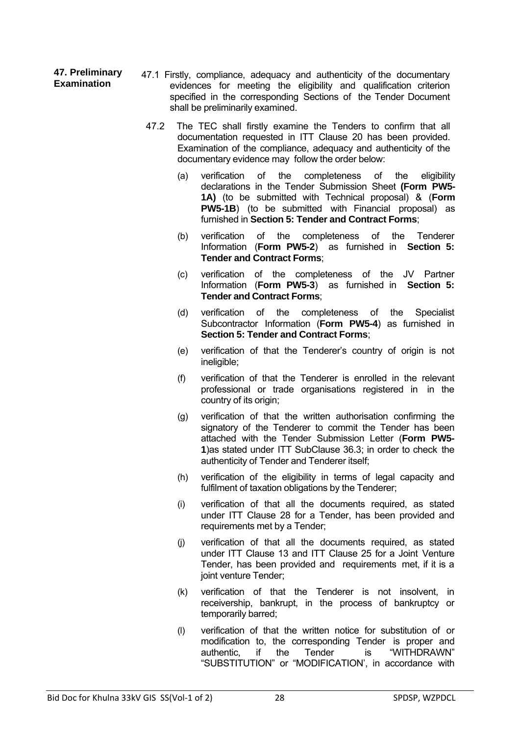**47. Preliminary Examination**

47.1 Firstly, compliance, adequacy and authenticity of the documentary evidences for meeting the eligibility and qualification criterion specified in the corresponding Sections of the Tender Document shall be preliminarily examined.

47.2 The TEC shall firstly examine the Tenders to confirm that all documentation requested in ITT Clause 20 has been provided. Examination of the compliance, adequacy and authenticity of the documentary evidence may follow the order below:

(a) verification of the completeness of the eligibility declarations in the Tender Submission Sheet **(Form PW5-1A)** (to be submitted with Technical proposal) & (**Form PW5-1B**) (to be submitted with Financial proposal) as furnished in **Section 5: Tender and Contract Forms**;

(b) verification of the completeness of the Tenderer Information (**Form PW5-2**) as furnished in **Section 5: Tender and Contract Forms**;

(c) verification of the completeness of the JV Partner Information (**Form PW5-3**) as furnished in **Section 5: Tender and Contract Forms**;

(d) verification of the completeness of the Specialist Subcontractor Information (**Form PW5-4**) as furnished in **Section 5: Tender and Contract Forms**;

(e) verification of that the Tenderer's country of origin is not ineligible;

(f) verification of that the Tenderer is enrolled in the relevant professional or trade organisations registered in in the country of its origin;

(g) verification of that the written authorisation confirming the signatory of the Tenderer to commit the Tender has been attached with the Tender Submission Letter (**Form PW5-1**)as stated under ITT SubClause 36.3; in order to check the authenticity of Tender and Tenderer itself;

(h) verification of the eligibility in terms of legal capacity and fulfilment of taxation obligations by the Tenderer;

(i) verification of that all the documents required, as stated under ITT Clause 28 for a Tender, has been provided and requirements met by a Tender;

(j) verification of that all the documents required, as stated under ITT Clause 13 and ITT Clause 25 for a Joint Venture Tender, has been provided and requirements met, if it is a joint venture Tender;

(k) verification of that the Tenderer is not insolvent, in receivership, bankrupt, in the process of bankruptcy or temporarily barred;

(l) verification of that the written notice for substitution of or modification to, the corresponding Tender is proper and authentic, if the Tender is "WITHDRAWN" "SUBSTITUTION" or "MODIFICATION', in accordance with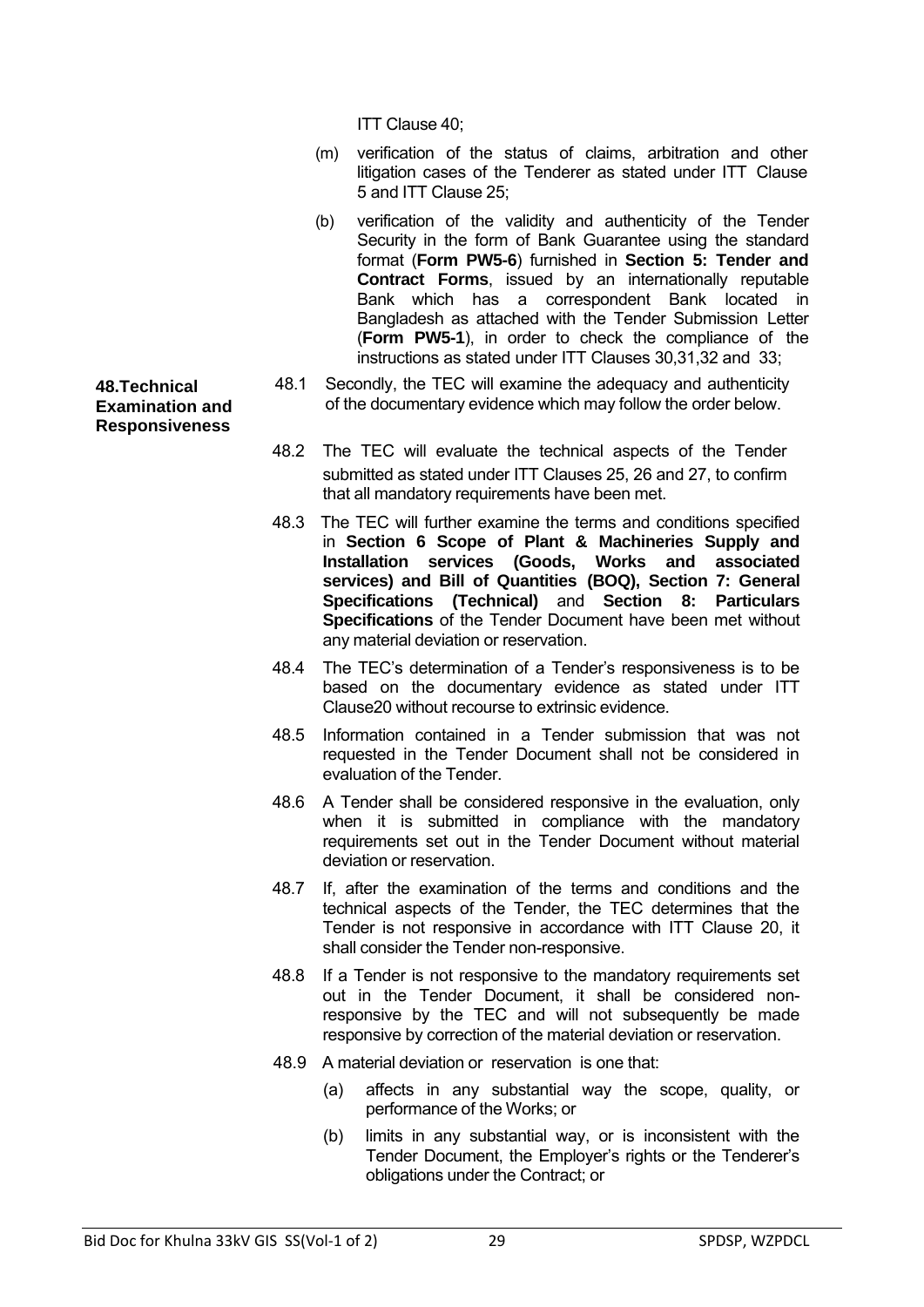ITT Clause 40;

(m) verification of the status of claims, arbitration and other litigation cases of the Tenderer as stated under ITT Clause 5 and ITT Clause 25;

(b) verification of the validity and authenticity of the Tender Security in the form of Bank Guarantee using the standard format (**Form PW5-6**) furnished in **Section 5: Tender and Contract Forms**, issued by an internationally reputable Bank which has a correspondent Bank located in Bangladesh as attached with the Tender Submission Letter (**Form PW5-1**), in order to check the compliance of the instructions as stated under ITT Clauses 30,31,32 and 33;

**48.Technical Examination and Responsiveness**

48.1 Secondly, the TEC will examine the adequacy and authenticity of the documentary evidence which may follow the order below.

48.2 The TEC will evaluate the technical aspects of the Tender submitted as stated under ITT Clauses 25, 26 and 27, to confirm that all mandatory requirements have been met.

48.3 The TEC will further examine the terms and conditions specified in **Section 6 Scope of Plant & Machineries Supply and Installation services (Goods, Works and associated services) and Bill of Quantities (BOQ), Section 7: General Specifications (Technical)** and **Section 8: Particulars Specifications** of the Tender Document have been met without any material deviation or reservation.

48.4 The TEC's determination of a Tender's responsiveness is to be based on the documentary evidence as stated under ITT Clause20 without recourse to extrinsic evidence.

48.5 Information contained in a Tender submission that was not requested in the Tender Document shall not be considered in evaluation of the Tender.

48.6 A Tender shall be considered responsive in the evaluation, only when it is submitted in compliance with the mandatory requirements set out in the Tender Document without material deviation or reservation.

48.7 If, after the examination of the terms and conditions and the technical aspects of the Tender, the TEC determines that the Tender is not responsive in accordance with ITT Clause 20, it shall consider the Tender non-responsive.

48.8 If a Tender is not responsive to the mandatory requirements set out in the Tender Document, it shall be considered non-responsive by the TEC and will not subsequently be made responsive by correction of the material deviation or reservation.

48.9 A material deviation or reservation is one that:

(a) affects in any substantial way the scope, quality, or performance of the Works; or

(b) limits in any substantial way, or is inconsistent with the Tender Document, the Employer's rights or the Tenderer's obligations under the Contract; or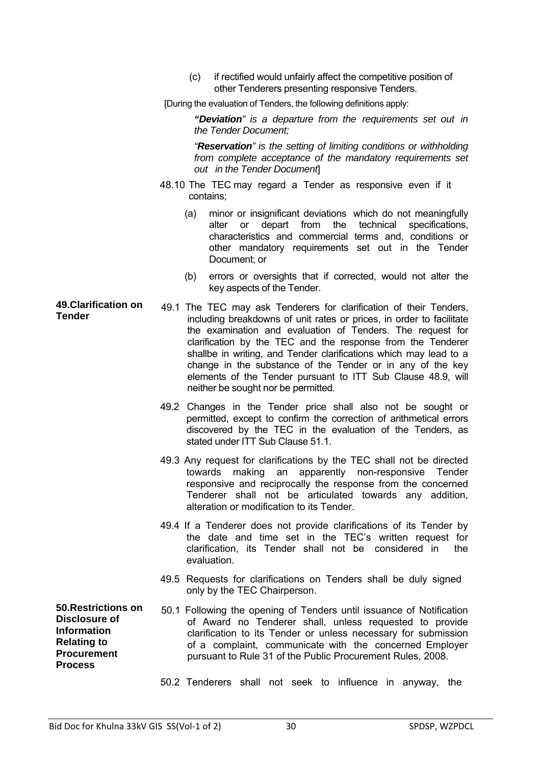(c) if rectified would unfairly affect the competitive position of other Tenderers presenting responsive Tenders.

[During the evaluation of Tenders, the following definitions apply:

> ***"Deviation****" is a departure from the requirements set out in the Tender Document;*
>
> *"****Reservation****" is the setting of limiting conditions or withholding from complete acceptance of the mandatory requirements set out in the Tender Document*]

48.10 The TEC may regard a Tender as responsive even if it contains;

(a) minor or insignificant deviations which do not meaningfully alter or depart from the technical specifications, characteristics and commercial terms and, conditions or other mandatory requirements set out in the Tender Document; or

(b) errors or oversights that if corrected, would not alter the key aspects of the Tender.

**49. Clarification on Tender**

49.1 The TEC may ask Tenderers for clarification of their Tenders, including breakdowns of unit rates or prices, in order to facilitate the examination and evaluation of Tenders. The request for clarification by the TEC and the response from the Tenderer shallbe in writing, and Tender clarifications which may lead to a change in the substance of the Tender or in any of the key elements of the Tender pursuant to ITT Sub Clause 48.9, will neither be sought nor be permitted.

49.2 Changes in the Tender price shall also not be sought or permitted, except to confirm the correction of arithmetical errors discovered by the TEC in the evaluation of the Tenders, as stated under ITT Sub Clause 51.1.

49.3 Any request for clarifications by the TEC shall not be directed towards making an apparently non-responsive Tender responsive and reciprocally the response from the concerned Tenderer shall not be articulated towards any addition, alteration or modification to its Tender.

49.4 If a Tenderer does not provide clarifications of its Tender by the date and time set in the TEC's written request for clarification, its Tender shall not be considered in the evaluation.

49.5 Requests for clarifications on Tenders shall be duly signed only by the TEC Chairperson.

**50. Restrictions on Disclosure of Information Relating to Procurement Process**

50.1 Following the opening of Tenders until issuance of Notification of Award no Tenderer shall, unless requested to provide clarification to its Tender or unless necessary for submission of a complaint, communicate with the concerned Employer pursuant to Rule 31 of the Public Procurement Rules, 2008.

50.2 Tenderers shall not seek to influence in anyway, the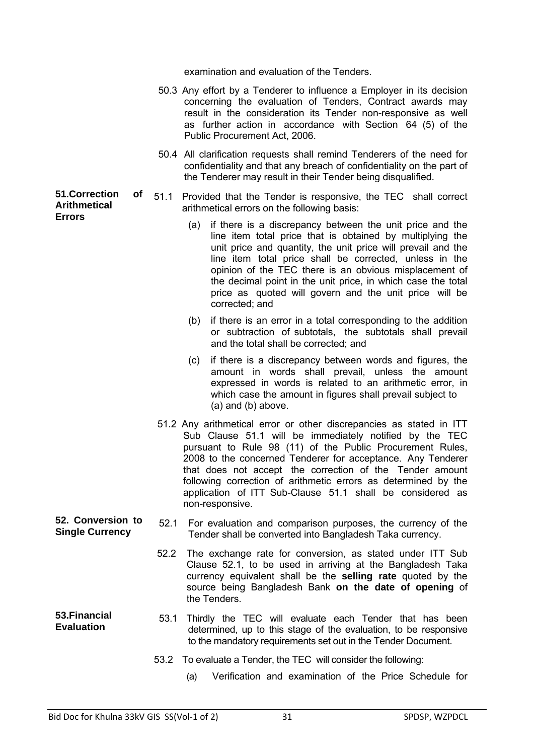examination and evaluation of the Tenders.

50.3 Any effort by a Tenderer to influence a Employer in its decision concerning the evaluation of Tenders, Contract awards may result in the consideration its Tender non-responsive as well as further action in accordance with Section 64 (5) of the Public Procurement Act, 2006.

50.4 All clarification requests shall remind Tenderers of the need for confidentiality and that any breach of confidentiality on the part of the Tenderer may result in their Tender being disqualified.

**51.Correction of Arithmetical Errors**

51.1 Provided that the Tender is responsive, the TEC shall correct arithmetical errors on the following basis:

(a) if there is a discrepancy between the unit price and the line item total price that is obtained by multiplying the unit price and quantity, the unit price will prevail and the line item total price shall be corrected, unless in the opinion of the TEC there is an obvious misplacement of the decimal point in the unit price, in which case the total price as quoted will govern and the unit price will be corrected; and

(b) if there is an error in a total corresponding to the addition or subtraction of subtotals, the subtotals shall prevail and the total shall be corrected; and

(c) if there is a discrepancy between words and figures, the amount in words shall prevail, unless the amount expressed in words is related to an arithmetic error, in which case the amount in figures shall prevail subject to (a) and (b) above.

51.2 Any arithmetical error or other discrepancies as stated in ITT Sub Clause 51.1 will be immediately notified by the TEC pursuant to Rule 98 (11) of the Public Procurement Rules, 2008 to the concerned Tenderer for acceptance. Any Tenderer that does not accept the correction of the Tender amount following correction of arithmetic errors as determined by the application of ITT Sub-Clause 51.1 shall be considered as non-responsive.

**52. Conversion to Single Currency**

52.1 For evaluation and comparison purposes, the currency of the Tender shall be converted into Bangladesh Taka currency.

52.2 The exchange rate for conversion, as stated under ITT Sub Clause 52.1, to be used in arriving at the Bangladesh Taka currency equivalent shall be the **selling rate** quoted by the source being Bangladesh Bank **on the date of opening** of the Tenders.

**53.Financial Evaluation**

53.1 Thirdly the TEC will evaluate each Tender that has been determined, up to this stage of the evaluation, to be responsive to the mandatory requirements set out in the Tender Document.

53.2 To evaluate a Tender, the TEC will consider the following:

(a) Verification and examination of the Price Schedule for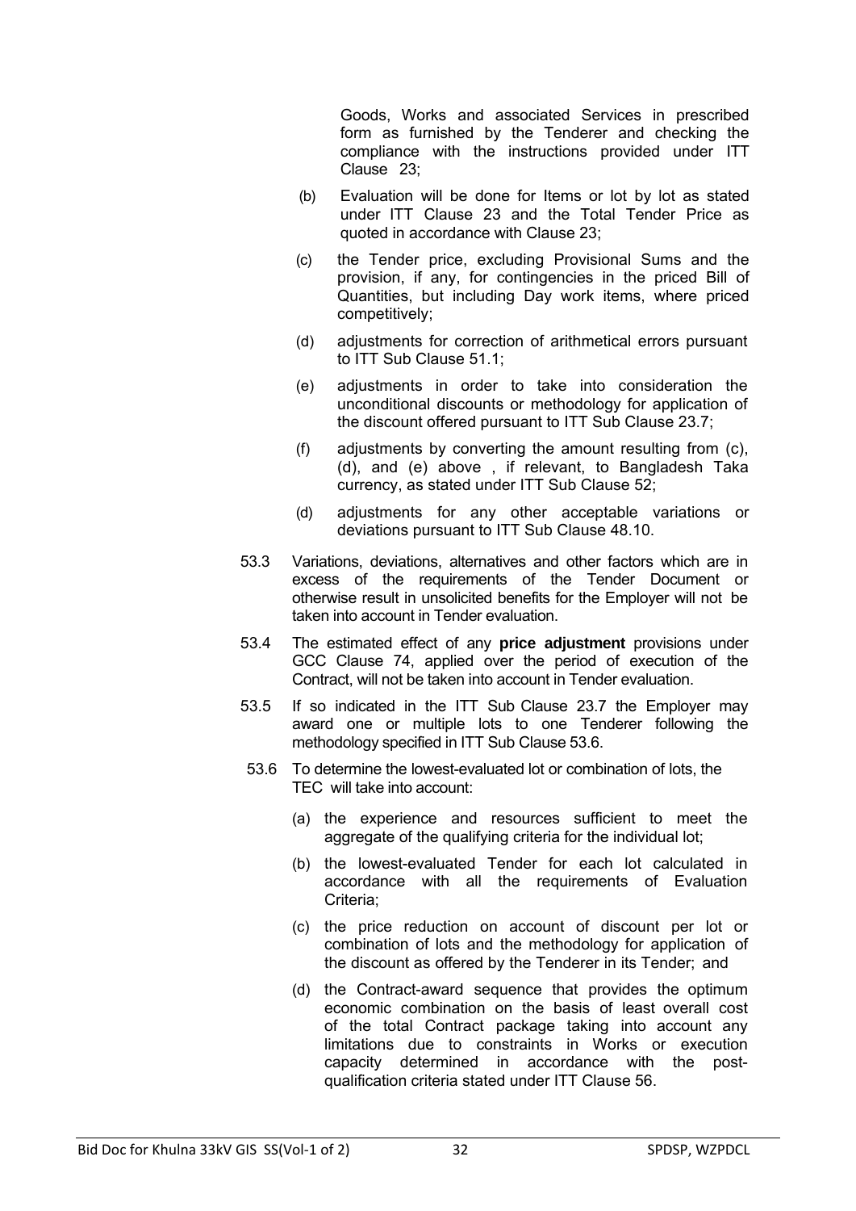Goods, Works and associated Services in prescribed form as furnished by the Tenderer and checking the compliance with the instructions provided under ITT Clause 23;

(b) Evaluation will be done for Items or lot by lot as stated under ITT Clause 23 and the Total Tender Price as quoted in accordance with Clause 23;

(c) the Tender price, excluding Provisional Sums and the provision, if any, for contingencies in the priced Bill of Quantities, but including Day work items, where priced competitively;

(d) adjustments for correction of arithmetical errors pursuant to ITT Sub Clause 51.1;

(e) adjustments in order to take into consideration the unconditional discounts or methodology for application of the discount offered pursuant to ITT Sub Clause 23.7;

(f) adjustments by converting the amount resulting from (c), (d), and (e) above , if relevant, to Bangladesh Taka currency, as stated under ITT Sub Clause 52;

(d) adjustments for any other acceptable variations or deviations pursuant to ITT Sub Clause 48.10.

53.3 Variations, deviations, alternatives and other factors which are in excess of the requirements of the Tender Document or otherwise result in unsolicited benefits for the Employer will not be taken into account in Tender evaluation.

53.4 The estimated effect of any **price adjustment** provisions under GCC Clause 74, applied over the period of execution of the Contract, will not be taken into account in Tender evaluation.

53.5 If so indicated in the ITT Sub Clause 23.7 the Employer may award one or multiple lots to one Tenderer following the methodology specified in ITT Sub Clause 53.6.

53.6 To determine the lowest-evaluated lot or combination of lots, the TEC will take into account:

(a) the experience and resources sufficient to meet the aggregate of the qualifying criteria for the individual lot;

(b) the lowest-evaluated Tender for each lot calculated in accordance with all the requirements of Evaluation Criteria;

(c) the price reduction on account of discount per lot or combination of lots and the methodology for application of the discount as offered by the Tenderer in its Tender; and

(d) the Contract-award sequence that provides the optimum economic combination on the basis of least overall cost of the total Contract package taking into account any limitations due to constraints in Works or execution capacity determined in accordance with the post-qualification criteria stated under ITT Clause 56.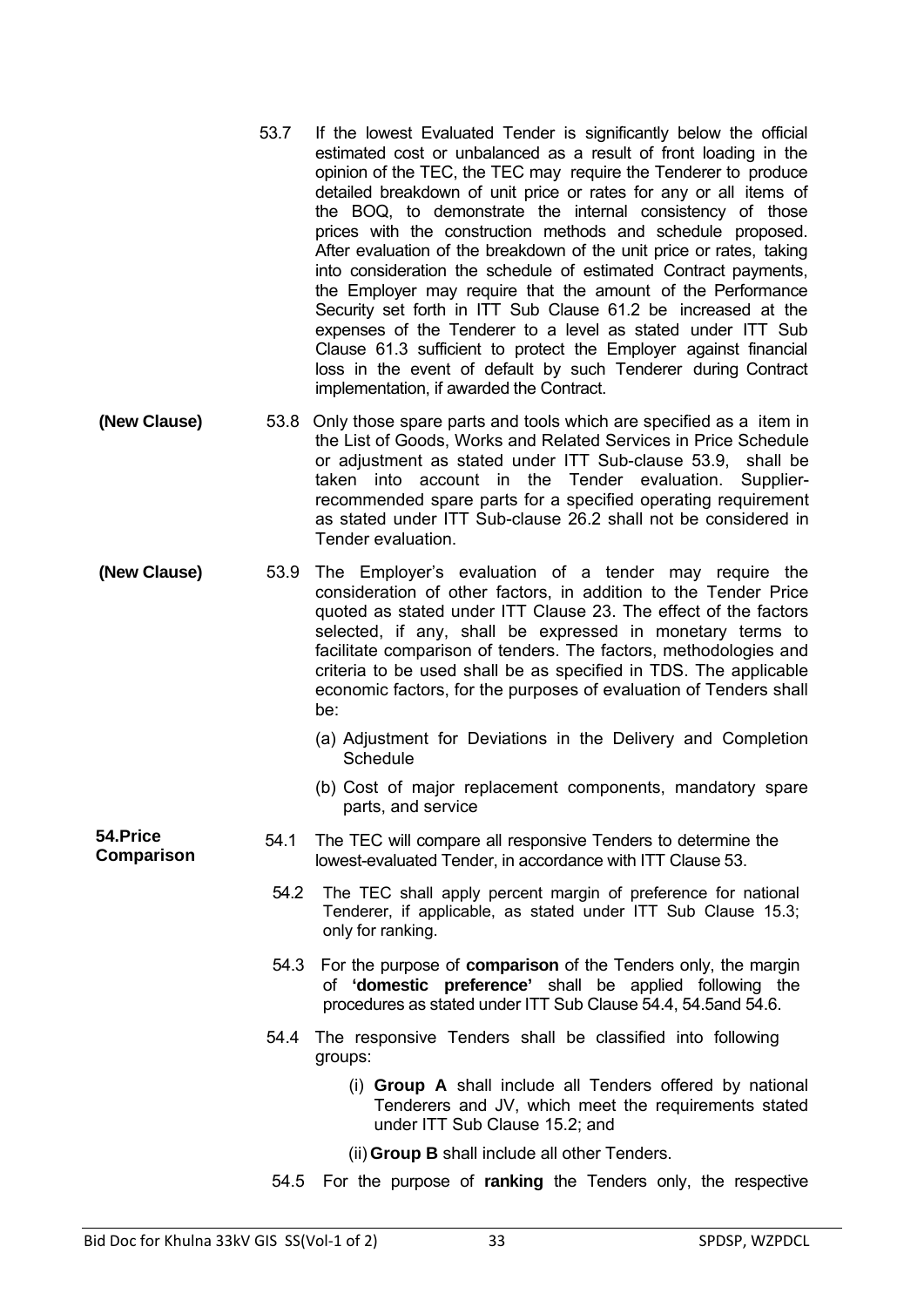53.7 If the lowest Evaluated Tender is significantly below the official estimated cost or unbalanced as a result of front loading in the opinion of the TEC, the TEC may require the Tenderer to produce detailed breakdown of unit price or rates for any or all items of the BOQ, to demonstrate the internal consistency of those prices with the construction methods and schedule proposed. After evaluation of the breakdown of the unit price or rates, taking into consideration the schedule of estimated Contract payments, the Employer may require that the amount of the Performance Security set forth in ITT Sub Clause 61.2 be increased at the expenses of the Tenderer to a level as stated under ITT Sub Clause 61.3 sufficient to protect the Employer against financial loss in the event of default by such Tenderer during Contract implementation, if awarded the Contract.

**(New Clause)** 53.8 Only those spare parts and tools which are specified as a item in the List of Goods, Works and Related Services in Price Schedule or adjustment as stated under ITT Sub-clause 53.9, shall be taken into account in the Tender evaluation. Supplier-recommended spare parts for a specified operating requirement as stated under ITT Sub-clause 26.2 shall not be considered in Tender evaluation.

**(New Clause)** 53.9 The Employer's evaluation of a tender may require the consideration of other factors, in addition to the Tender Price quoted as stated under ITT Clause 23. The effect of the factors selected, if any, shall be expressed in monetary terms to facilitate comparison of tenders. The factors, methodologies and criteria to be used shall be as specified in TDS. The applicable economic factors, for the purposes of evaluation of Tenders shall be:

(a) Adjustment for Deviations in the Delivery and Completion Schedule

(b) Cost of major replacement components, mandatory spare parts, and service

**54. Price Comparison**

54.1 The TEC will compare all responsive Tenders to determine the lowest-evaluated Tender, in accordance with ITT Clause 53.

54.2 The TEC shall apply percent margin of preference for national Tenderer, if applicable, as stated under ITT Sub Clause 15.3; only for ranking.

54.3 For the purpose of **comparison** of the Tenders only, the margin of **'domestic preference'** shall be applied following the procedures as stated under ITT Sub Clause 54.4, 54.5and 54.6.

54.4 The responsive Tenders shall be classified into following groups:

(i) **Group A** shall include all Tenders offered by national Tenderers and JV, which meet the requirements stated under ITT Sub Clause 15.2; and

(ii) **Group B** shall include all other Tenders.

54.5 For the purpose of **ranking** the Tenders only, the respective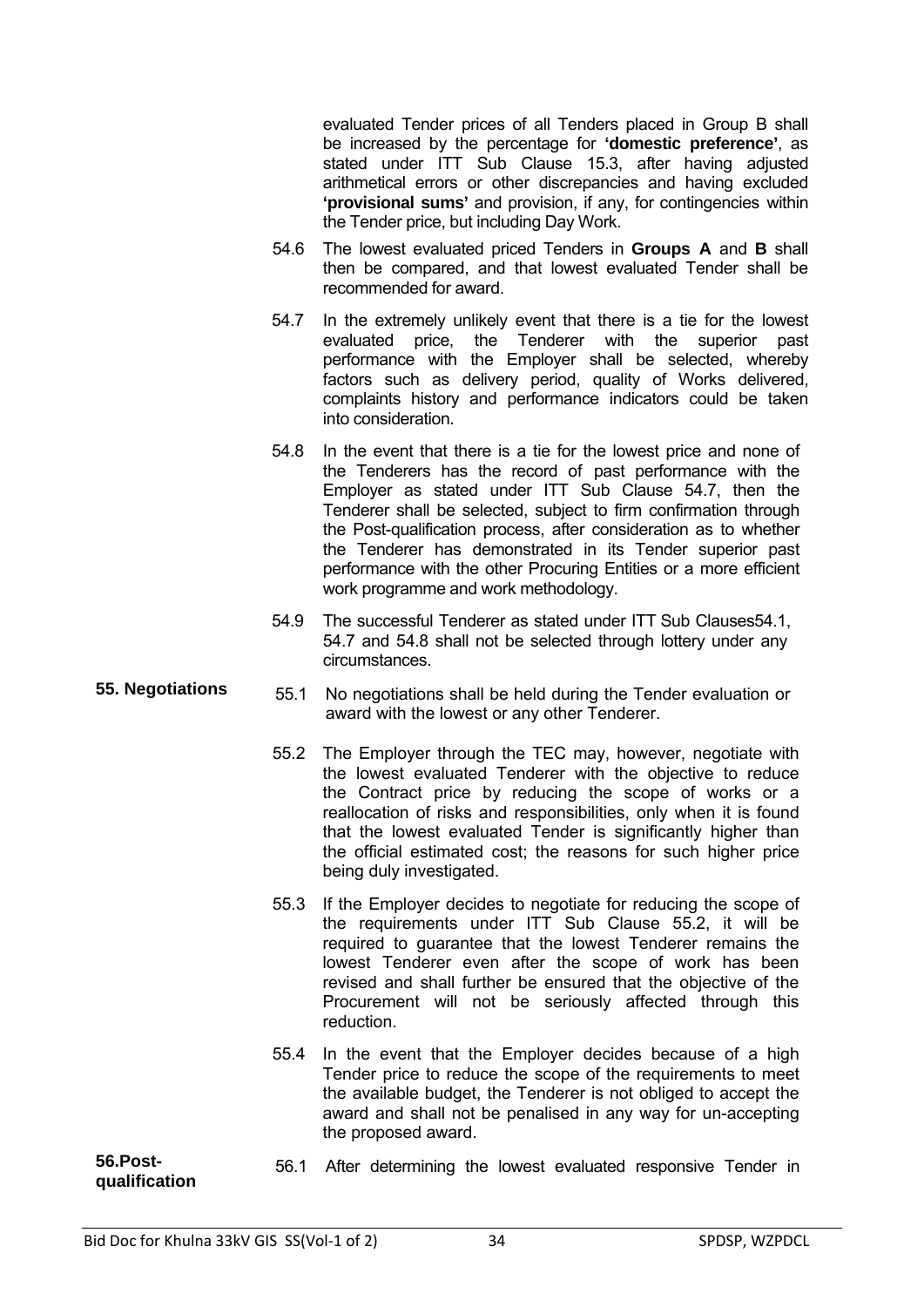evaluated Tender prices of all Tenders placed in Group B shall be increased by the percentage for **'domestic preference'**, as stated under ITT Sub Clause 15.3, after having adjusted arithmetical errors or other discrepancies and having excluded **'provisional sums'** and provision, if any, for contingencies within the Tender price, but including Day Work.

54.6 The lowest evaluated priced Tenders in **Groups A** and **B** shall then be compared, and that lowest evaluated Tender shall be recommended for award.

54.7 In the extremely unlikely event that there is a tie for the lowest evaluated price, the Tenderer with the superior past performance with the Employer shall be selected, whereby factors such as delivery period, quality of Works delivered, complaints history and performance indicators could be taken into consideration.

54.8 In the event that there is a tie for the lowest price and none of the Tenderers has the record of past performance with the Employer as stated under ITT Sub Clause 54.7, then the Tenderer shall be selected, subject to firm confirmation through the Post-qualification process, after consideration as to whether the Tenderer has demonstrated in its Tender superior past performance with the other Procuring Entities or a more efficient work programme and work methodology.

54.9 The successful Tenderer as stated under ITT Sub Clauses54.1, 54.7 and 54.8 shall not be selected through lottery under any circumstances.

**55. Negotiations**

55.1 No negotiations shall be held during the Tender evaluation or award with the lowest or any other Tenderer.

55.2 The Employer through the TEC may, however, negotiate with the lowest evaluated Tenderer with the objective to reduce the Contract price by reducing the scope of works or a reallocation of risks and responsibilities, only when it is found that the lowest evaluated Tender is significantly higher than the official estimated cost; the reasons for such higher price being duly investigated.

55.3 If the Employer decides to negotiate for reducing the scope of the requirements under ITT Sub Clause 55.2, it will be required to guarantee that the lowest Tenderer remains the lowest Tenderer even after the scope of work has been revised and shall further be ensured that the objective of the Procurement will not be seriously affected through this reduction.

55.4 In the event that the Employer decides because of a high Tender price to reduce the scope of the requirements to meet the available budget, the Tenderer is not obliged to accept the award and shall not be penalised in any way for un-accepting the proposed award.

**56.Post-qualification**

56.1 After determining the lowest evaluated responsive Tender in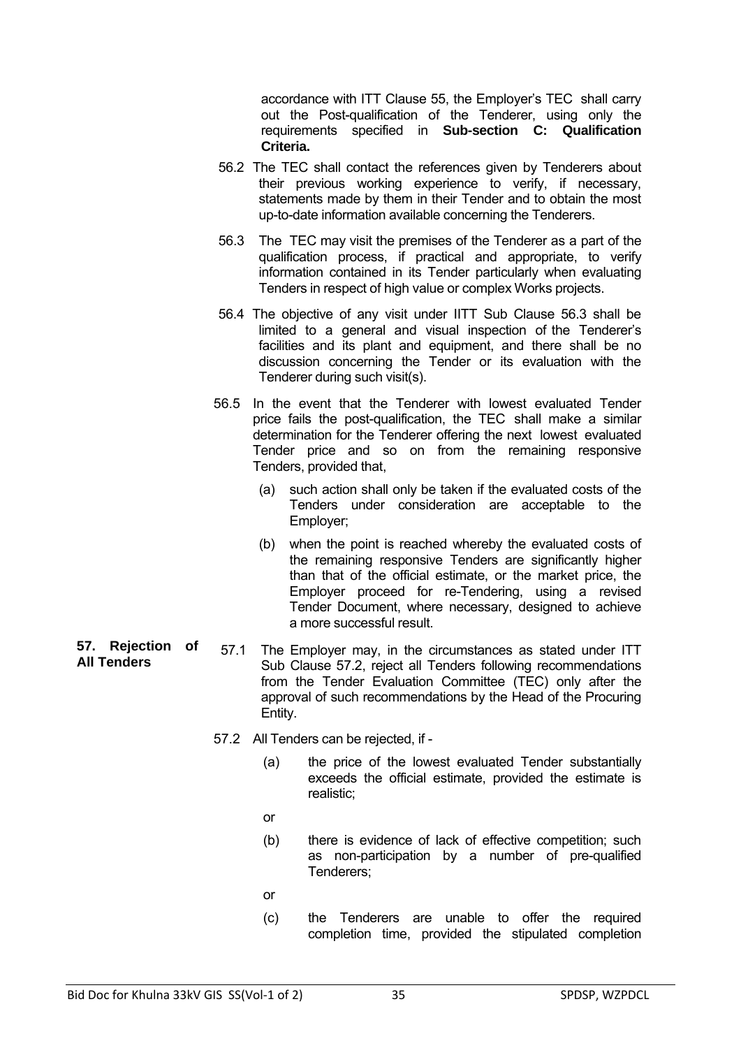accordance with ITT Clause 55, the Employer's TEC shall carry out the Post-qualification of the Tenderer, using only the requirements specified in **Sub-section C: Qualification Criteria.**

56.2 The TEC shall contact the references given by Tenderers about their previous working experience to verify, if necessary, statements made by them in their Tender and to obtain the most up-to-date information available concerning the Tenderers.

56.3 The TEC may visit the premises of the Tenderer as a part of the qualification process, if practical and appropriate, to verify information contained in its Tender particularly when evaluating Tenders in respect of high value or complex Works projects.

56.4 The objective of any visit under IITT Sub Clause 56.3 shall be limited to a general and visual inspection of the Tenderer's facilities and its plant and equipment, and there shall be no discussion concerning the Tender or its evaluation with the Tenderer during such visit(s).

56.5 In the event that the Tenderer with lowest evaluated Tender price fails the post-qualification, the TEC shall make a similar determination for the Tenderer offering the next lowest evaluated Tender price and so on from the remaining responsive Tenders, provided that,

(a) such action shall only be taken if the evaluated costs of the Tenders under consideration are acceptable to the Employer;

(b) when the point is reached whereby the evaluated costs of the remaining responsive Tenders are significantly higher than that of the official estimate, or the market price, the Employer proceed for re-Tendering, using a revised Tender Document, where necessary, designed to achieve a more successful result.

**57. Rejection of All Tenders**

57.1 The Employer may, in the circumstances as stated under ITT Sub Clause 57.2, reject all Tenders following recommendations from the Tender Evaluation Committee (TEC) only after the approval of such recommendations by the Head of the Procuring Entity.

57.2 All Tenders can be rejected, if -

(a) the price of the lowest evaluated Tender substantially exceeds the official estimate, provided the estimate is realistic;

or

(b) there is evidence of lack of effective competition; such as non-participation by a number of pre-qualified Tenderers;

or

(c) the Tenderers are unable to offer the required completion time, provided the stipulated completion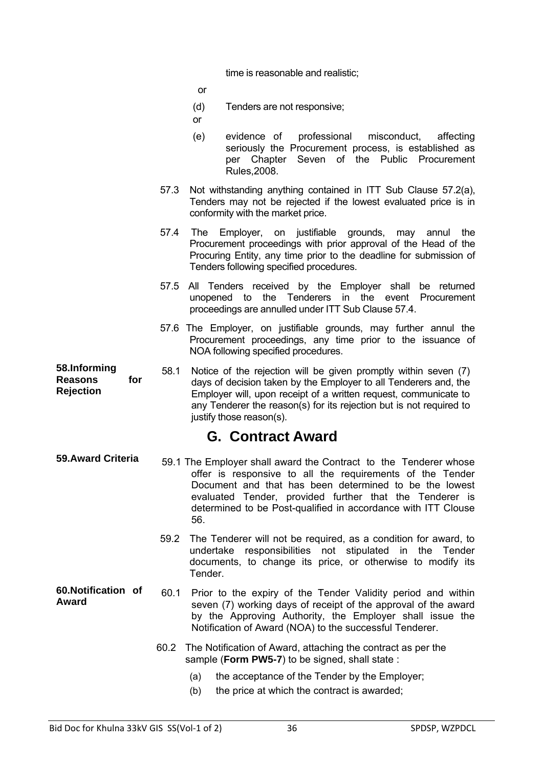time is reasonable and realistic;

or

(d) Tenders are not responsive;

or

(e) evidence of professional misconduct, affecting seriously the Procurement process, is established as per Chapter Seven of the Public Procurement Rules,2008.

57.3 Not withstanding anything contained in ITT Sub Clause 57.2(a), Tenders may not be rejected if the lowest evaluated price is in conformity with the market price.

57.4 The Employer, on justifiable grounds, may annul the Procurement proceedings with prior approval of the Head of the Procuring Entity, any time prior to the deadline for submission of Tenders following specified procedures.

57.5 All Tenders received by the Employer shall be returned unopened to the Tenderers in the event Procurement proceedings are annulled under ITT Sub Clause 57.4.

57.6 The Employer, on justifiable grounds, may further annul the Procurement proceedings, any time prior to the issuance of NOA following specified procedures.

**58.Informing Reasons for Rejection**

58.1 Notice of the rejection will be given promptly within seven (7) days of decision taken by the Employer to all Tenderers and, the Employer will, upon receipt of a written request, communicate to any Tenderer the reason(s) for its rejection but is not required to justify those reason(s).

## G. Contract Award

**59.Award Criteria**

59.1 The Employer shall award the Contract to the Tenderer whose offer is responsive to all the requirements of the Tender Document and that has been determined to be the lowest evaluated Tender, provided further that the Tenderer is determined to be Post-qualified in accordance with ITT Clouse 56.

59.2 The Tenderer will not be required, as a condition for award, to undertake responsibilities not stipulated in the Tender documents, to change its price, or otherwise to modify its Tender.

**60.Notification of Award**

60.1 Prior to the expiry of the Tender Validity period and within seven (7) working days of receipt of the approval of the award by the Approving Authority, the Employer shall issue the Notification of Award (NOA) to the successful Tenderer.

60.2 The Notification of Award, attaching the contract as per the sample (**Form PW5-7**) to be signed, shall state :

(a) the acceptance of the Tender by the Employer;

(b) the price at which the contract is awarded;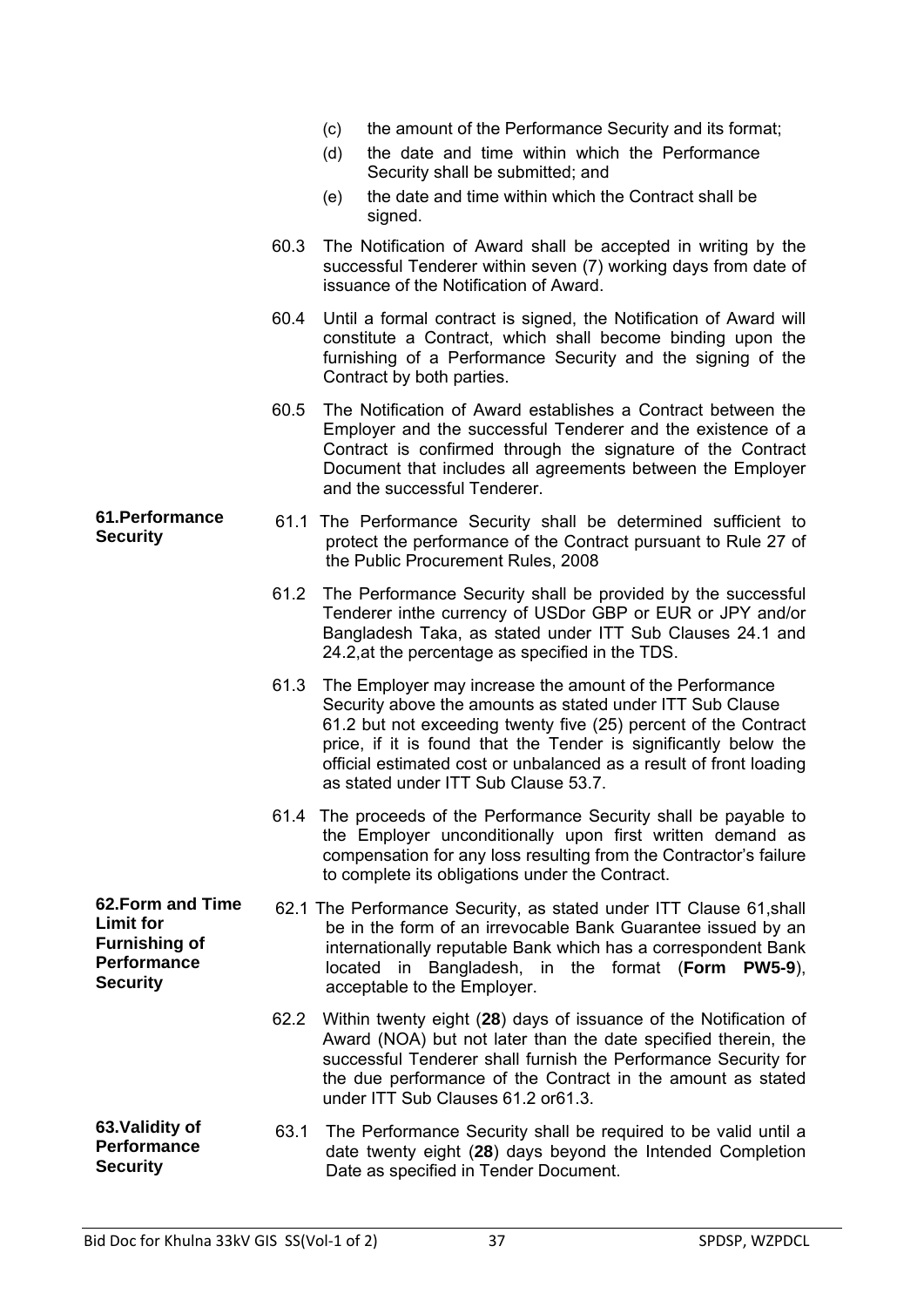(c) the amount of the Performance Security and its format;

(d) the date and time within which the Performance Security shall be submitted; and

(e) the date and time within which the Contract shall be signed.

60.3 The Notification of Award shall be accepted in writing by the successful Tenderer within seven (7) working days from date of issuance of the Notification of Award.

60.4 Until a formal contract is signed, the Notification of Award will constitute a Contract, which shall become binding upon the furnishing of a Performance Security and the signing of the Contract by both parties.

60.5 The Notification of Award establishes a Contract between the Employer and the successful Tenderer and the existence of a Contract is confirmed through the signature of the Contract Document that includes all agreements between the Employer and the successful Tenderer.

**61.Performance Security**

61.1 The Performance Security shall be determined sufficient to protect the performance of the Contract pursuant to Rule 27 of the Public Procurement Rules, 2008

61.2 The Performance Security shall be provided by the successful Tenderer inthe currency of USDor GBP or EUR or JPY and/or Bangladesh Taka, as stated under ITT Sub Clauses 24.1 and 24.2,at the percentage as specified in the TDS.

61.3 The Employer may increase the amount of the Performance Security above the amounts as stated under ITT Sub Clause 61.2 but not exceeding twenty five (25) percent of the Contract price, if it is found that the Tender is significantly below the official estimated cost or unbalanced as a result of front loading as stated under ITT Sub Clause 53.7.

61.4 The proceeds of the Performance Security shall be payable to the Employer unconditionally upon first written demand as compensation for any loss resulting from the Contractor's failure to complete its obligations under the Contract.

**62.Form and Time Limit for Furnishing of Performance Security**

62.1 The Performance Security, as stated under ITT Clause 61,shall be in the form of an irrevocable Bank Guarantee issued by an internationally reputable Bank which has a correspondent Bank located in Bangladesh, in the format (**Form PW5-9**), acceptable to the Employer.

62.2 Within twenty eight (**28**) days of issuance of the Notification of Award (NOA) but not later than the date specified therein, the successful Tenderer shall furnish the Performance Security for the due performance of the Contract in the amount as stated under ITT Sub Clauses 61.2 or61.3.

**63.Validity of Performance Security**

63.1 The Performance Security shall be required to be valid until a date twenty eight (**28**) days beyond the Intended Completion Date as specified in Tender Document.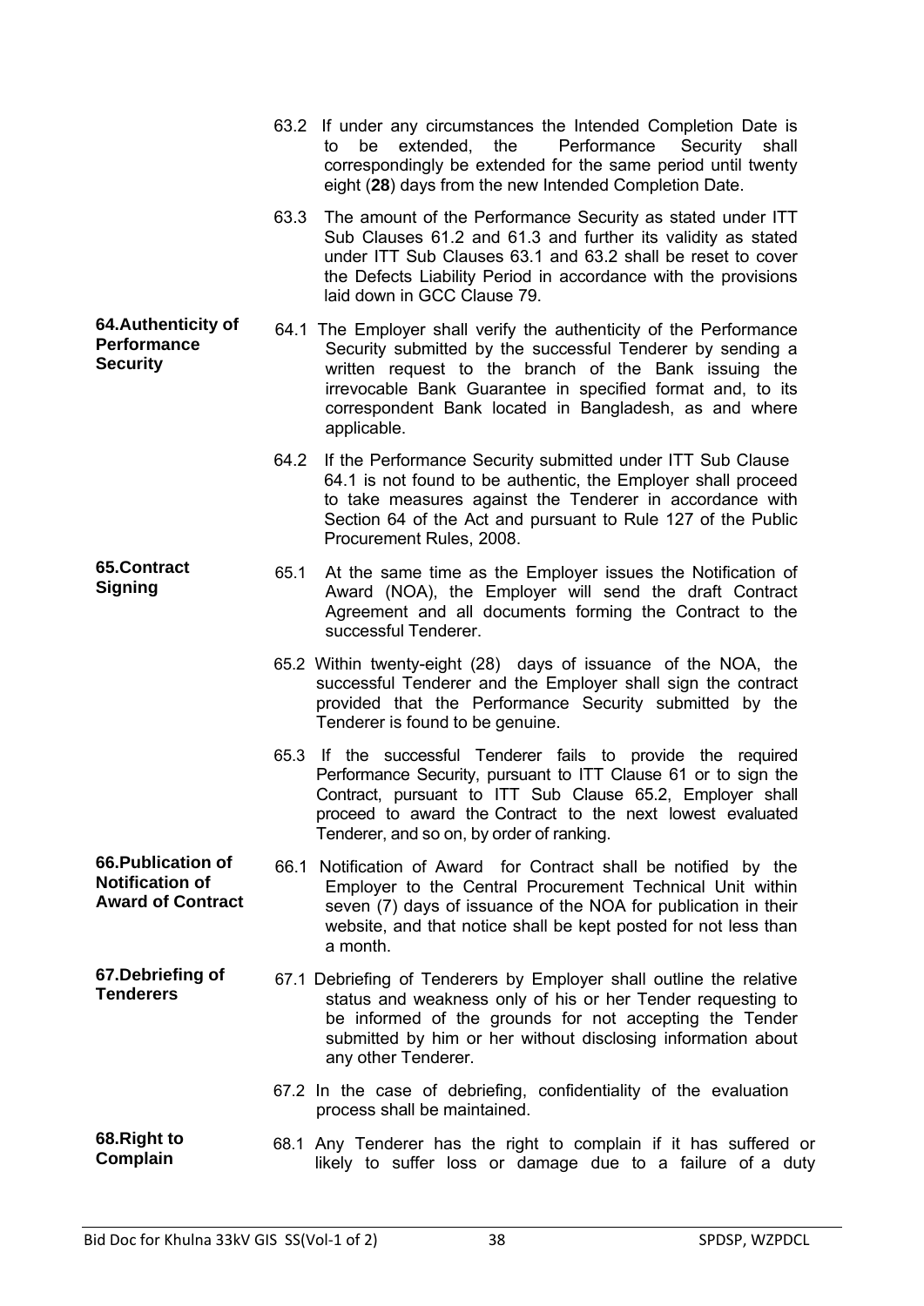63.2 If under any circumstances the Intended Completion Date is to be extended, the Performance Security shall correspondingly be extended for the same period until twenty eight (**28**) days from the new Intended Completion Date.

63.3 The amount of the Performance Security as stated under ITT Sub Clauses 61.2 and 61.3 and further its validity as stated under ITT Sub Clauses 63.1 and 63.2 shall be reset to cover the Defects Liability Period in accordance with the provisions laid down in GCC Clause 79.

**64. Authenticity of Performance Security**

64.1 The Employer shall verify the authenticity of the Performance Security submitted by the successful Tenderer by sending a written request to the branch of the Bank issuing the irrevocable Bank Guarantee in specified format and, to its correspondent Bank located in Bangladesh, as and where applicable.

64.2 If the Performance Security submitted under ITT Sub Clause 64.1 is not found to be authentic, the Employer shall proceed to take measures against the Tenderer in accordance with Section 64 of the Act and pursuant to Rule 127 of the Public Procurement Rules, 2008.

**65. Contract Signing**

65.1 At the same time as the Employer issues the Notification of Award (NOA), the Employer will send the draft Contract Agreement and all documents forming the Contract to the successful Tenderer.

65.2 Within twenty-eight (28) days of issuance of the NOA, the successful Tenderer and the Employer shall sign the contract provided that the Performance Security submitted by the Tenderer is found to be genuine.

65.3 If the successful Tenderer fails to provide the required Performance Security, pursuant to ITT Clause 61 or to sign the Contract, pursuant to ITT Sub Clause 65.2, Employer shall proceed to award the Contract to the next lowest evaluated Tenderer, and so on, by order of ranking.

**66. Publication of Notification of Award of Contract**

66.1 Notification of Award for Contract shall be notified by the Employer to the Central Procurement Technical Unit within seven (7) days of issuance of the NOA for publication in their website, and that notice shall be kept posted for not less than a month.

**67. Debriefing of Tenderers**

67.1 Debriefing of Tenderers by Employer shall outline the relative status and weakness only of his or her Tender requesting to be informed of the grounds for not accepting the Tender submitted by him or her without disclosing information about any other Tenderer.

67.2 In the case of debriefing, confidentiality of the evaluation process shall be maintained.

**68. Right to Complain**

68.1 Any Tenderer has the right to complain if it has suffered or likely to suffer loss or damage due to a failure of a duty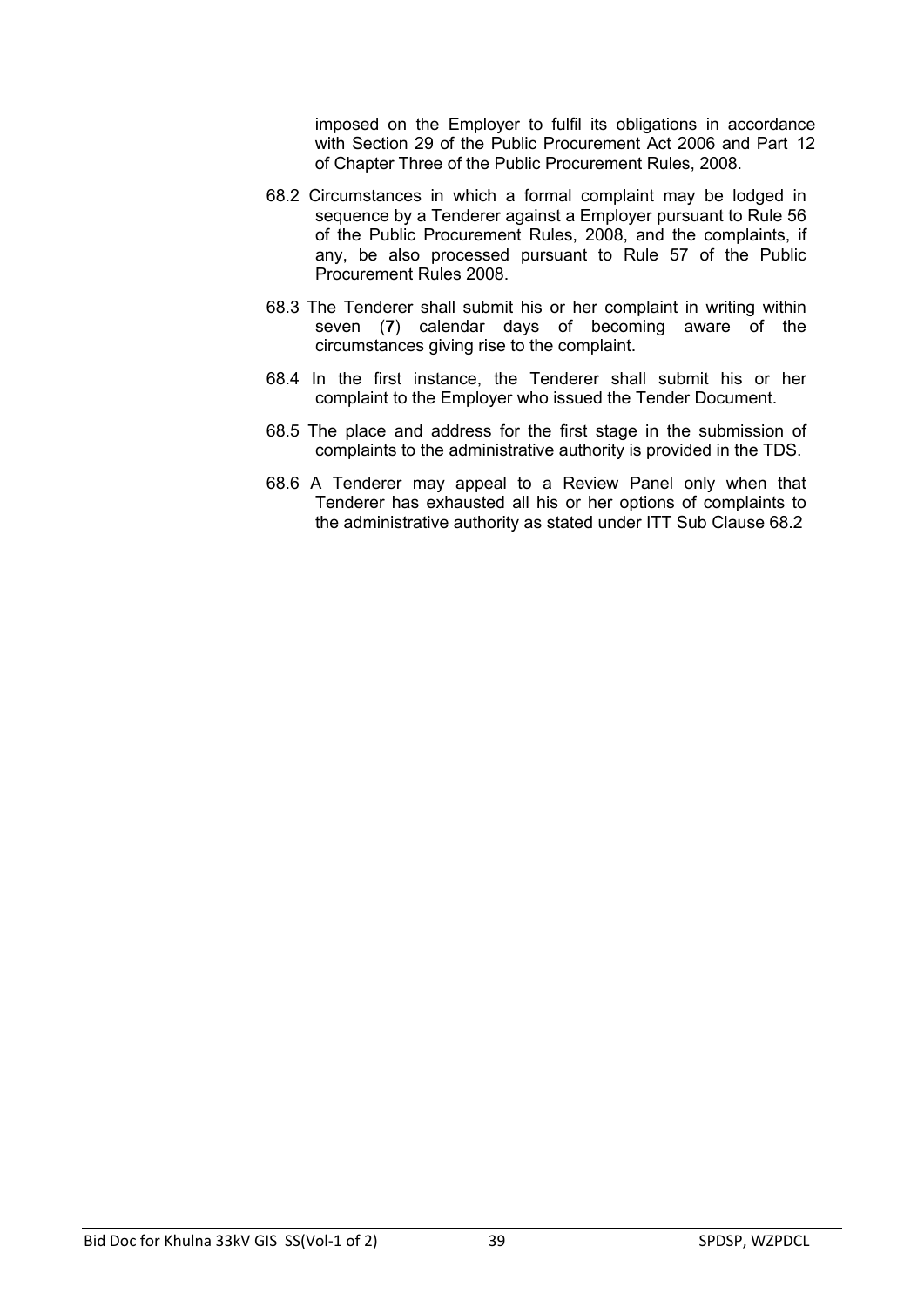imposed on the Employer to fulfil its obligations in accordance with Section 29 of the Public Procurement Act 2006 and Part 12 of Chapter Three of the Public Procurement Rules, 2008.

68.2 Circumstances in which a formal complaint may be lodged in sequence by a Tenderer against a Employer pursuant to Rule 56 of the Public Procurement Rules, 2008, and the complaints, if any, be also processed pursuant to Rule 57 of the Public Procurement Rules 2008.

68.3 The Tenderer shall submit his or her complaint in writing within seven (**7**) calendar days of becoming aware of the circumstances giving rise to the complaint.

68.4 In the first instance, the Tenderer shall submit his or her complaint to the Employer who issued the Tender Document.

68.5 The place and address for the first stage in the submission of complaints to the administrative authority is provided in the TDS.

68.6 A Tenderer may appeal to a Review Panel only when that Tenderer has exhausted all his or her options of complaints to the administrative authority as stated under ITT Sub Clause 68.2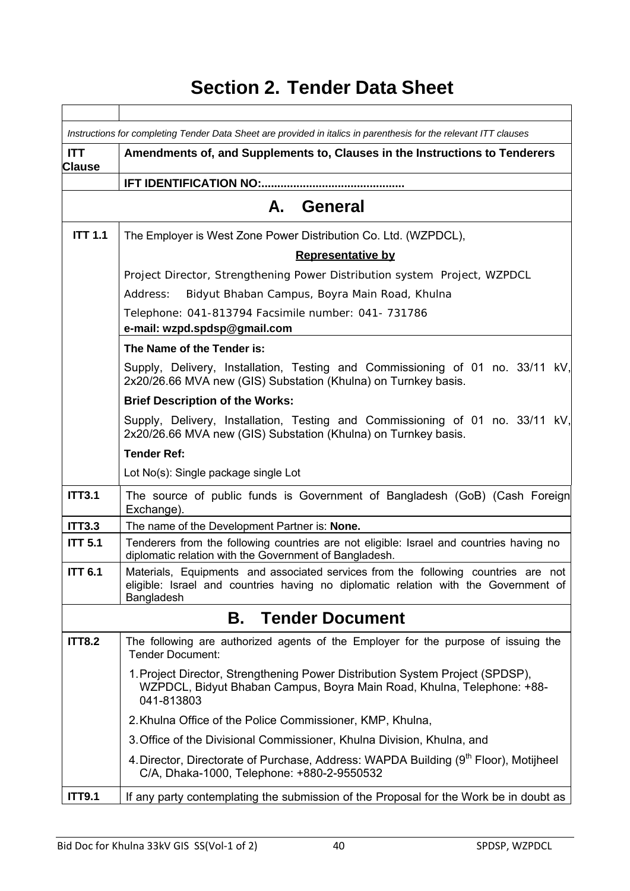# Section 2. Tender Data Sheet

| | |
|---|---|
| *Instructions for completing Tender Data Sheet are provided in italics in parenthesis for the relevant ITT clauses* | |
| **ITT Clause** | **Amendments of, and Supplements to, Clauses in the Instructions to Tenderers** |
| | **IFT IDENTIFICATION NO:............................................** |
| **A. General** | |
| **ITT 1.1** | The Employer is West Zone Power Distribution Co. Ltd. (WZPDCL),<br>**Representative by**<br>Project Director, Strengthening Power Distribution system Project, WZPDCL<br>Address: Bidyut Bhaban Campus, Boyra Main Road, Khulna<br>Telephone: 041-813794 Facsimile number: 041- 731786<br>**e-mail: wzpd.spdsp@gmail.com** |
| | **The Name of the Tender is:**<br>Supply, Delivery, Installation, Testing and Commissioning of 01 no. 33/11 kV, 2x20/26.66 MVA new (GIS) Substation (Khulna) on Turnkey basis.<br>**Brief Description of the Works:**<br>Supply, Delivery, Installation, Testing and Commissioning of 01 no. 33/11 kV, 2x20/26.66 MVA new (GIS) Substation (Khulna) on Turnkey basis.<br>**Tender Ref:**<br>Lot No(s): Single package single Lot |
| **ITT3.1** | The source of public funds is Government of Bangladesh (GoB) (Cash Foreign Exchange). |
| **ITT3.3** | The name of the Development Partner is: **None.** |
| **ITT 5.1** | Tenderers from the following countries are not eligible: Israel and countries having no diplomatic relation with the Government of Bangladesh. |
| **ITT 6.1** | Materials, Equipments and associated services from the following countries are not eligible: Israel and countries having no diplomatic relation with the Government of Bangladesh |
| **B. Tender Document** | |
| **ITT8.2** | The following are authorized agents of the Employer for the purpose of issuing the Tender Document:<br>1. Project Director, Strengthening Power Distribution System Project (SPDSP), WZPDCL, Bidyut Bhaban Campus, Boyra Main Road, Khulna, Telephone: +88-041-813803<br>2. Khulna Office of the Police Commissioner, KMP, Khulna,<br>3. Office of the Divisional Commissioner, Khulna Division, Khulna, and<br>4. Director, Directorate of Purchase, Address: WAPDA Building (9th Floor), Motijheel C/A, Dhaka-1000, Telephone: +880-2-9550532 |
| **ITT9.1** | If any party contemplating the submission of the Proposal for the Work be in doubt as |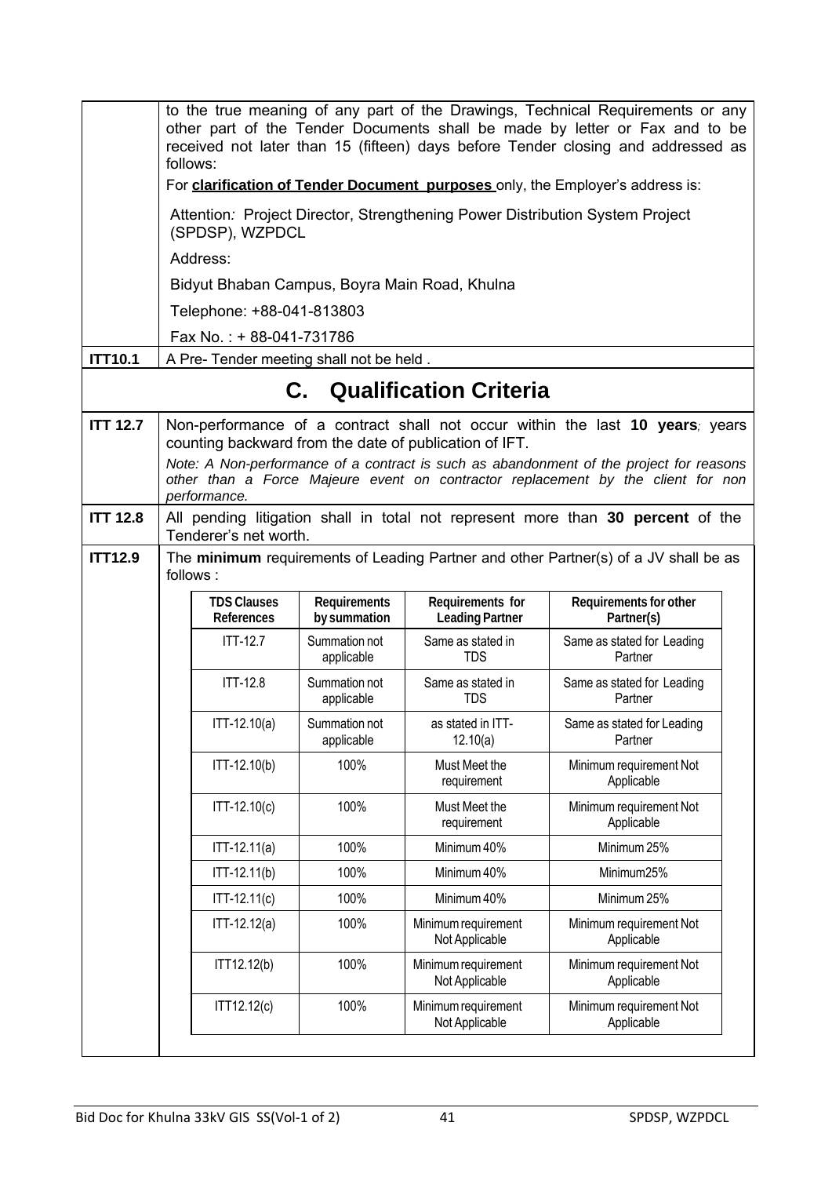| | to the true meaning of any part of the Drawings, Technical Requirements or any other part of the Tender Documents shall be made by letter or Fax and to be received not later than 15 (fifteen) days before Tender closing and addressed as follows:<br>For **clarification of Tender Document purposes** only, the Employer's address is:<br>Attention*:* Project Director, Strengthening Power Distribution System Project (SPDSP), WZPDCL<br>Address:<br>Bidyut Bhaban Campus, Boyra Main Road, Khulna<br>Telephone: +88-041-813803<br>Fax No. : + 88-041-731786 |
|---|---|
| **ITT10.1** | A Pre- Tender meeting shall not be held . |

## C. Qualification Criteria

| | |
|---|---|
| **ITT 12.7** | Non-performance of a contract shall not occur within the last **10 years***;* years counting backward from the date of publication of IFT.<br>*Note: A Non-performance of a contract is such as abandonment of the project for reasons other than a Force Majeure event on contractor replacement by the client for non performance.* |
| **ITT 12.8** | All pending litigation shall in total not represent more than **30 percent** of the Tenderer's net worth. |
| **ITT12.9** | The **minimum** requirements of Leading Partner and other Partner(s) of a JV shall be as follows : |

| TDS Clauses References | Requirements by summation | Requirements for Leading Partner | Requirements for other Partner(s) |
|---|---|---|---|
| ITT-12.7 | Summation not applicable | Same as stated in TDS | Same as stated for Leading Partner |
| ITT-12.8 | Summation not applicable | Same as stated in TDS | Same as stated for Leading Partner |
| ITT-12.10(a) | Summation not applicable | as stated in ITT-12.10(a) | Same as stated for Leading Partner |
| ITT-12.10(b) | 100% | Must Meet the requirement | Minimum requirement Not Applicable |
| ITT-12.10(c) | 100% | Must Meet the requirement | Minimum requirement Not Applicable |
| ITT-12.11(a) | 100% | Minimum 40% | Minimum 25% |
| ITT-12.11(b) | 100% | Minimum 40% | Minimum25% |
| ITT-12.11(c) | 100% | Minimum 40% | Minimum 25% |
| ITT-12.12(a) | 100% | Minimum requirement Not Applicable | Minimum requirement Not Applicable |
| ITT12.12(b) | 100% | Minimum requirement Not Applicable | Minimum requirement Not Applicable |
| ITT12.12(c) | 100% | Minimum requirement Not Applicable | Minimum requirement Not Applicable |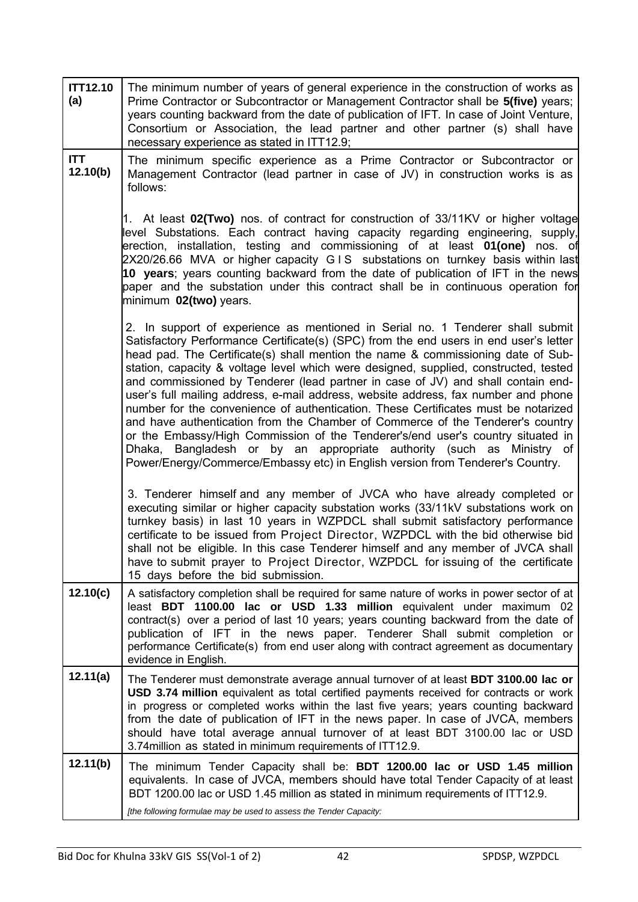| | |
|---|---|
| **ITT12.10 (a)** | The minimum number of years of general experience in the construction of works as Prime Contractor or Subcontractor or Management Contractor shall be **5(five)** years; years counting backward from the date of publication of IFT. In case of Joint Venture, Consortium or Association, the lead partner and other partner (s) shall have necessary experience as stated in ITT12.9; |
| **ITT 12.10(b)** | The minimum specific experience as a Prime Contractor or Subcontractor or Management Contractor (lead partner in case of JV) in construction works is as follows:<br><br>1. At least **02(Two)** nos. of contract for construction of 33/11KV or higher voltage level Substations. Each contract having capacity regarding engineering, supply, erection, installation, testing and commissioning of at least **01(one)** nos. of 2X20/26.66 MVA or higher capacity G I S substations on turnkey basis within last **10 years**; years counting backward from the date of publication of IFT in the news paper and the substation under this contract shall be in continuous operation for minimum **02(two)** years.<br><br>2. In support of experience as mentioned in Serial no. 1 Tenderer shall submit Satisfactory Performance Certificate(s) (SPC) from the end users in end user's letter head pad. The Certificate(s) shall mention the name & commissioning date of Sub-station, capacity & voltage level which were designed, supplied, constructed, tested and commissioned by Tenderer (lead partner in case of JV) and shall contain end-user's full mailing address, e-mail address, website address, fax number and phone number for the convenience of authentication. These Certificates must be notarized and have authentication from the Chamber of Commerce of the Tenderer's country or the Embassy/High Commission of the Tenderer's/end user's country situated in Dhaka, Bangladesh or by an appropriate authority (such as Ministry of Power/Energy/Commerce/Embassy etc) in English version from Tenderer's Country.<br><br>3. Tenderer himself and any member of JVCA who have already completed or executing similar or higher capacity substation works (33/11kV substations work on turnkey basis) in last 10 years in WZPDCL shall submit satisfactory performance certificate to be issued from Project Director, WZPDCL with the bid otherwise bid shall not be eligible. In this case Tenderer himself and any member of JVCA shall have to submit prayer to Project Director, WZPDCL for issuing of the certificate 15 days before the bid submission. |
| **12.10(c)** | A satisfactory completion shall be required for same nature of works in power sector of at least **BDT 1100.00 lac or USD 1.33 million** equivalent under maximum 02 contract(s) over a period of last 10 years; years counting backward from the date of publication of IFT in the news paper. Tenderer Shall submit completion or performance Certificate(s) from end user along with contract agreement as documentary evidence in English. |
| **12.11(a)** | The Tenderer must demonstrate average annual turnover of at least **BDT 3100.00 lac or USD 3.74 million** equivalent as total certified payments received for contracts or work in progress or completed works within the last five years; years counting backward from the date of publication of IFT in the news paper. In case of JVCA, members should have total average annual turnover of at least BDT 3100.00 lac or USD 3.74million as stated in minimum requirements of ITT12.9. |
| **12.11(b)** | The minimum Tender Capacity shall be: **BDT 1200.00 lac or USD 1.45 million** equivalents. In case of JVCA, members should have total Tender Capacity of at least BDT 1200.00 lac or USD 1.45 million as stated in minimum requirements of ITT12.9.<br><br>*[the following formulae may be used to assess the Tender Capacity:* |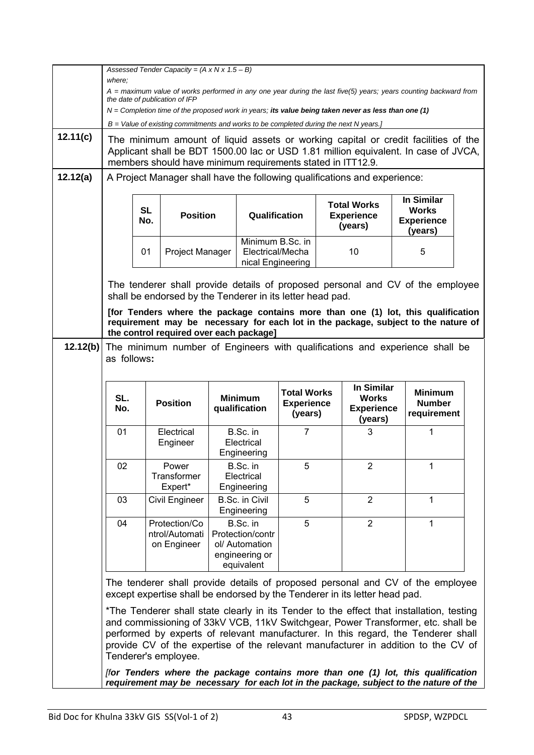*Assessed Tender Capacity = (A x N x 1.5 – B)*

*where;*

*A = maximum value of works performed in any one year during the last five(5) years; years counting backward from the date of publication of IFP*

*N = Completion time of the proposed work in years;* ***its value being taken never as less than one (1)***

*B = Value of existing commitments and works to be completed during the next N years.]*

**12.11(c)** The minimum amount of liquid assets or working capital or credit facilities of the Applicant shall be BDT 1500.00 lac or USD 1.81 million equivalent. In case of JVCA, members should have minimum requirements stated in ITT12.9.

**12.12(a)** A Project Manager shall have the following qualifications and experience:

| SL No. | Position | Qualification | Total Works Experience (years) | In Similar Works Experience (years) |
|---|---|---|---|---|
| 01 | Project Manager | Minimum B.Sc. in Electrical/Mechanical Engineering | 10 | 5 |

The tenderer shall provide details of proposed personal and CV of the employee shall be endorsed by the Tenderer in its letter head pad.

**[for Tenders where the package contains more than one (1) lot, this qualification requirement may be necessary for each lot in the package, subject to the nature of the control required over each package]**

**12.12(b)** The minimum number of Engineers with qualifications and experience shall be as follows**:**

| SL. No. | Position | Minimum qualification | Total Works Experience (years) | In Similar Works Experience (years) | Minimum Number requirement |
|---|---|---|---|---|---|
| 01 | Electrical Engineer | B.Sc. in Electrical Engineering | 7 | 3 | 1 |
| 02 | Power Transformer Expert* | B.Sc. in Electrical Engineering | 5 | 2 | 1 |
| 03 | Civil Engineer | B.Sc. in Civil Engineering | 5 | 2 | 1 |
| 04 | Protection/Control/Automation Engineer | B.Sc. in Protection/control/ Automation engineering or equivalent | 5 | 2 | 1 |

The tenderer shall provide details of proposed personal and CV of the employee except expertise shall be endorsed by the Tenderer in its letter head pad.

*The Tenderer shall state clearly in its Tender to the effect that installation, testing and commissioning of 33kV VCB, 11kV Switchgear, Power Transformer, etc. shall be performed by experts of relevant manufacturer. In this regard, the Tenderer shall provide CV of the expertise of the relevant manufacturer in addition to the CV of Tenderer's employee.

*[****for Tenders where the package contains more than one (1) lot, this qualification requirement may be necessary for each lot in the package, subject to the nature of the***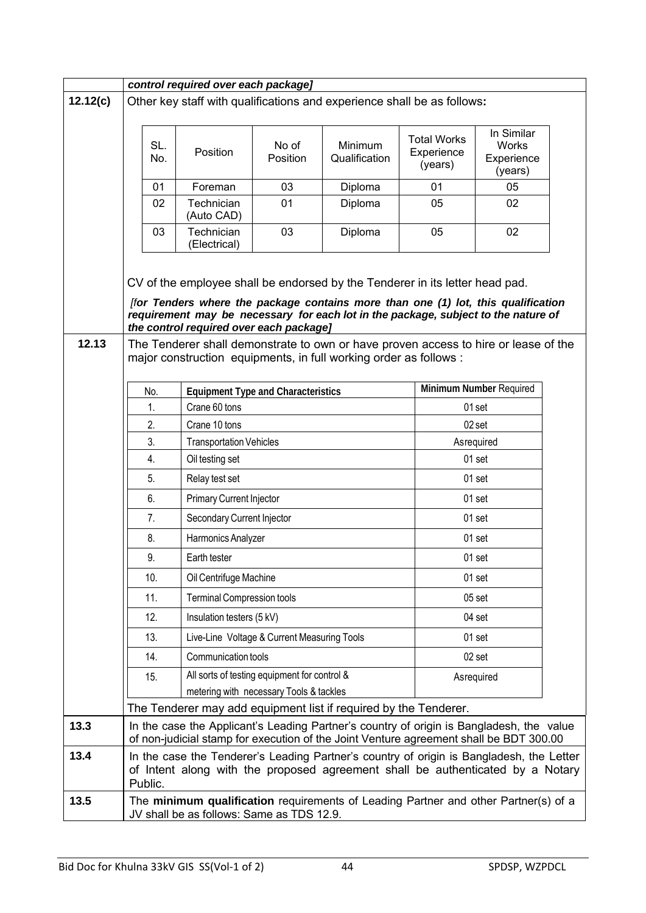| | |
|---|---|
| | ***control required over each package]*** |
| **12.12(c)** | Other key staff with qualifications and experience shall be as follows: |

| SL. No. | Position | No of Position | Minimum Qualification | Total Works Experience (years) | In Similar Works Experience (years) |
|---|---|---|---|---|---|
| 01 | Foreman | 03 | Diploma | 01 | 05 |
| 02 | Technician (Auto CAD) | 01 | Diploma | 05 | 02 |
| 03 | Technician (Electrical) | 03 | Diploma | 05 | 02 |

CV of the employee shall be endorsed by the Tenderer in its letter head pad.

*[**for Tenders where the package contains more than one (1) lot, this qualification requirement may be necessary for each lot in the package, subject to the nature of the control required over each package]***

**12.13** The Tenderer shall demonstrate to own or have proven access to hire or lease of the major construction equipments, in full working order as follows :

| No. | Equipment Type and Characteristics | Minimum Number Required |
|---|---|---|
| 1. | Crane 60 tons | 01 set |
| 2. | Crane 10 tons | 02 set |
| 3. | Transportation Vehicles | As required |
| 4. | Oil testing set | 01 set |
| 5. | Relay test set | 01 set |
| 6. | Primary Current Injector | 01 set |
| 7. | Secondary Current Injector | 01 set |
| 8. | Harmonics Analyzer | 01 set |
| 9. | Earth tester | 01 set |
| 10. | Oil Centrifuge Machine | 01 set |
| 11. | Terminal Compression tools | 05 set |
| 12. | Insulation testers (5 kV) | 04 set |
| 13. | Live-Line Voltage & Current Measuring Tools | 01 set |
| 14. | Communication tools | 02 set |
| 15. | All sorts of testing equipment for control & metering with necessary Tools & tackles | As required |

The Tenderer may add equipment list if required by the Tenderer.

| | |
|---|---|
| **13.3** | In the case the Applicant's Leading Partner's country of origin is Bangladesh, the value of non-judicial stamp for execution of the Joint Venture agreement shall be BDT 300.00 |
| **13.4** | In the case the Tenderer's Leading Partner's country of origin is Bangladesh, the Letter of Intent along with the proposed agreement shall be authenticated by a Notary Public. |
| **13.5** | The **minimum qualification** requirements of Leading Partner and other Partner(s) of a JV shall be as follows: Same as TDS 12.9. |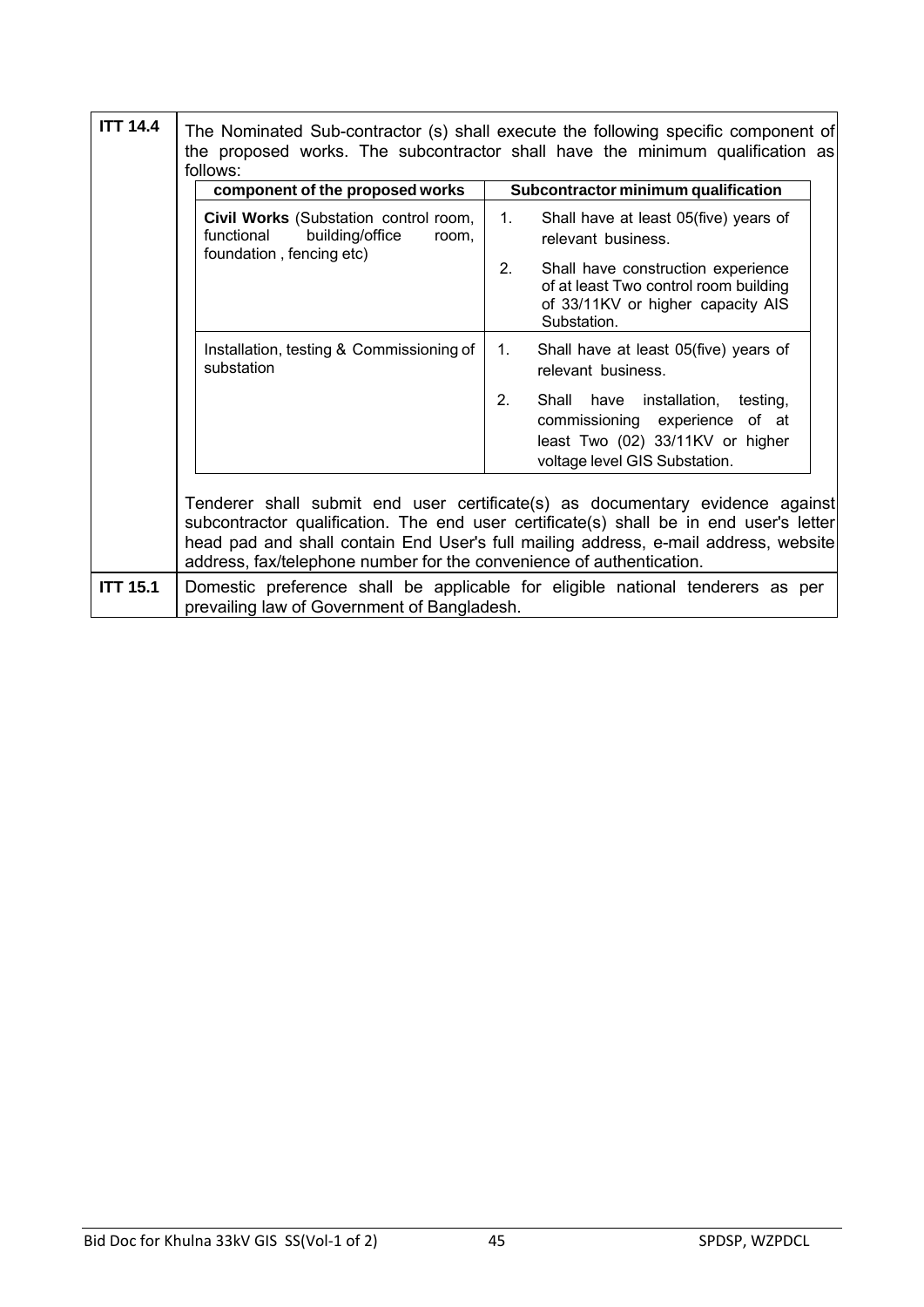| | |
|---|---|
| **ITT 14.4** | The Nominated Sub-contractor (s) shall execute the following specific component of the proposed works. The subcontractor shall have the minimum qualification as follows: |

| component of the proposed works | Subcontractor minimum qualification |
|---|---|
| **Civil Works** (Substation control room, functional building/office room, foundation , fencing etc) | 1. Shall have at least 05(five) years of relevant business.<br>2. Shall have construction experience of at least Two control room building of 33/11KV or higher capacity AIS Substation. |
| Installation, testing & Commissioning of substation | 1. Shall have at least 05(five) years of relevant business.<br>2. Shall have installation, testing, commissioning experience of at least Two (02) 33/11KV or higher voltage level GIS Substation. |

Tenderer shall submit end user certificate(s) as documentary evidence against subcontractor qualification. The end user certificate(s) shall be in end user's letter head pad and shall contain End User's full mailing address, e-mail address, website address, fax/telephone number for the convenience of authentication.

| | |
|---|---|
| **ITT 15.1** | Domestic preference shall be applicable for eligible national tenderers as per prevailing law of Government of Bangladesh. |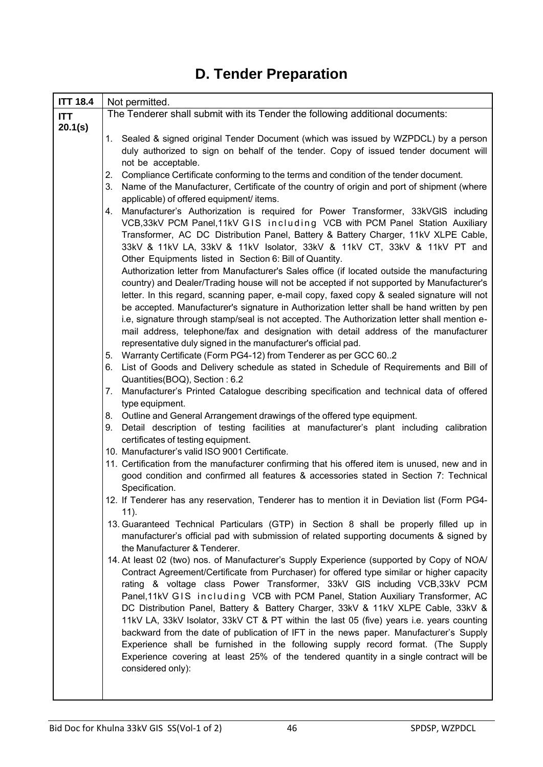# D. Tender Preparation

| ITT 18.4 | Not permitted. |
|---|---|
| ITT 20.1(s) | The Tenderer shall submit with its Tender the following additional documents:<br><br>1. Sealed & signed original Tender Document (which was issued by WZPDCL) by a person duly authorized to sign on behalf of the tender. Copy of issued tender document will not be acceptable.<br>2. Compliance Certificate conforming to the terms and condition of the tender document.<br>3. Name of the Manufacturer, Certificate of the country of origin and port of shipment (where applicable) of offered equipment/ items.<br>4. Manufacturer's Authorization is required for Power Transformer, 33kVGIS including VCB,33kV PCM Panel,11kV GIS including VCB with PCM Panel Station Auxiliary Transformer, AC DC Distribution Panel, Battery & Battery Charger, 11kV XLPE Cable, 33kV & 11kV LA, 33kV & 11kV Isolator, 33kV & 11kV CT, 33kV & 11kV PT and Other Equipments listed in Section 6: Bill of Quantity.<br>Authorization letter from Manufacturer's Sales office (if located outside the manufacturing country) and Dealer/Trading house will not be accepted if not supported by Manufacturer's letter. In this regard, scanning paper, e-mail copy, faxed copy & sealed signature will not be accepted. Manufacturer's signature in Authorization letter shall be hand written by pen i.e, signature through stamp/seal is not accepted. The Authorization letter shall mention e-mail address, telephone/fax and designation with detail address of the manufacturer representative duly signed in the manufacturer's official pad.<br>5. Warranty Certificate (Form PG4-12) from Tenderer as per GCC 60..2<br>6. List of Goods and Delivery schedule as stated in Schedule of Requirements and Bill of Quantities(BOQ), Section : 6.2<br>7. Manufacturer's Printed Catalogue describing specification and technical data of offered type equipment.<br>8. Outline and General Arrangement drawings of the offered type equipment.<br>9. Detail description of testing facilities at manufacturer's plant including calibration certificates of testing equipment.<br>10. Manufacturer's valid ISO 9001 Certificate.<br>11. Certification from the manufacturer confirming that his offered item is unused, new and in good condition and confirmed all features & accessories stated in Section 7: Technical Specification.<br>12. If Tenderer has any reservation, Tenderer has to mention it in Deviation list (Form PG4-11).<br>13. Guaranteed Technical Particulars (GTP) in Section 8 shall be properly filled up in manufacturer's official pad with submission of related supporting documents & signed by the Manufacturer & Tenderer.<br>14. At least 02 (two) nos. of Manufacturer's Supply Experience (supported by Copy of NOA/ Contract Agreement/Certificate from Purchaser) for offered type similar or higher capacity rating & voltage class Power Transformer, 33kV GIS including VCB,33kV PCM Panel,11kV GIS including VCB with PCM Panel, Station Auxiliary Transformer, AC DC Distribution Panel, Battery & Battery Charger, 33kV & 11kV XLPE Cable, 33kV & 11kV LA, 33kV Isolator, 33kV CT & PT within the last 05 (five) years i.e. years counting backward from the date of publication of IFT in the news paper. Manufacturer's Supply Experience shall be furnished in the following supply record format. (The Supply Experience covering at least 25% of the tendered quantity in a single contract will be considered only): |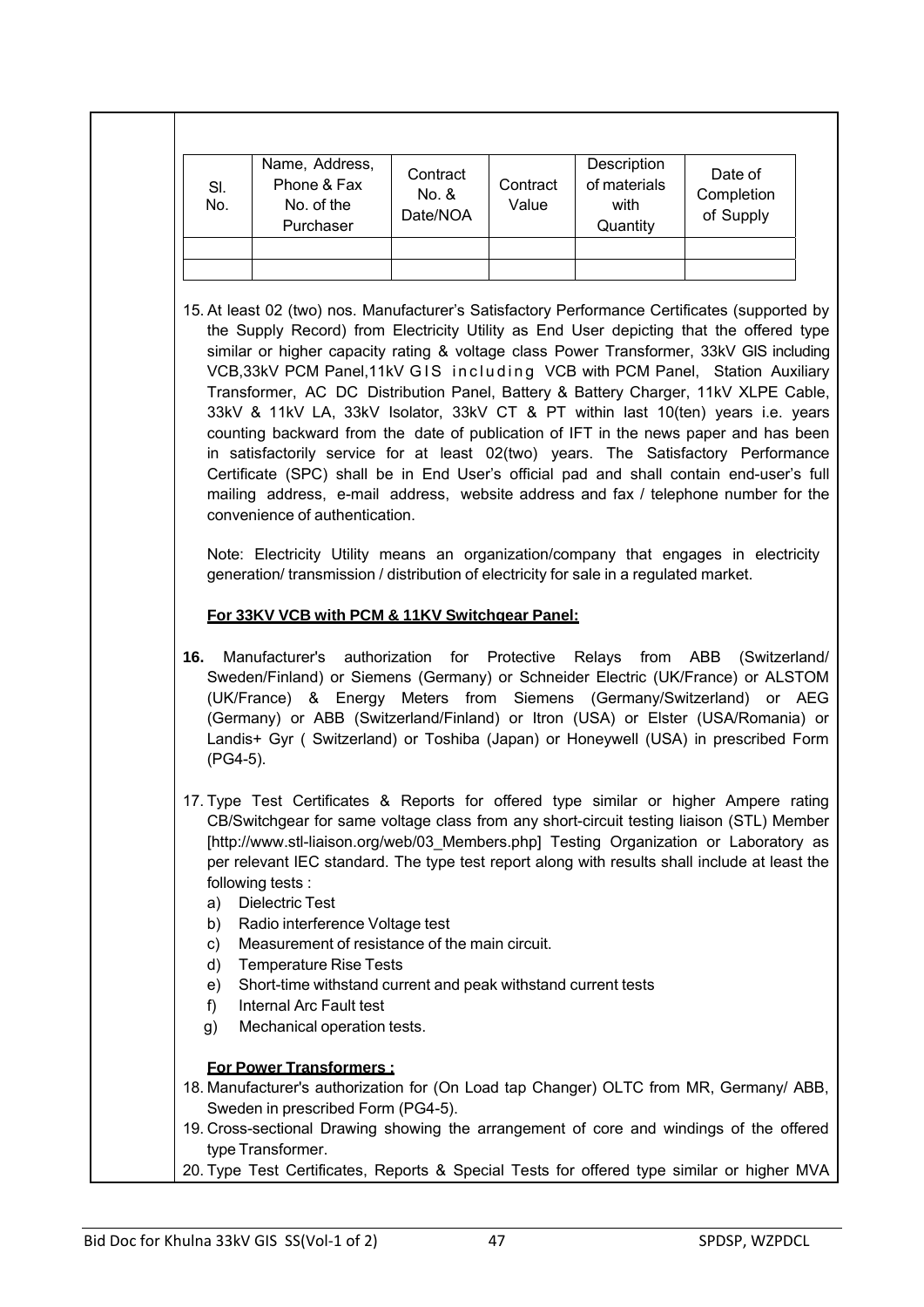| Sl. No. | Name, Address, Phone & Fax No. of the Purchaser | Contract No. & Date/NOA | Contract Value | Description of materials with Quantity | Date of Completion of Supply |
|---|---|---|---|---|---|
| | | | | | |
| | | | | | |

15. At least 02 (two) nos. Manufacturer's Satisfactory Performance Certificates (supported by the Supply Record) from Electricity Utility as End User depicting that the offered type similar or higher capacity rating & voltage class Power Transformer, 33kV GIS including VCB,33kV PCM Panel,11kV GIS including VCB with PCM Panel, Station Auxiliary Transformer, AC DC Distribution Panel, Battery & Battery Charger, 11kV XLPE Cable, 33kV & 11kV LA, 33kV Isolator, 33kV CT & PT within last 10(ten) years i.e. years counting backward from the date of publication of IFT in the news paper and has been in satisfactorily service for at least 02(two) years. The Satisfactory Performance Certificate (SPC) shall be in End User's official pad and shall contain end-user's full mailing address, e-mail address, website address and fax / telephone number for the convenience of authentication.

   Note: Electricity Utility means an organization/company that engages in electricity generation/ transmission / distribution of electricity for sale in a regulated market.

   **For 33KV VCB with PCM & 11KV Switchgear Panel:**

16. Manufacturer's authorization for Protective Relays from ABB (Switzerland/ Sweden/Finland) or Siemens (Germany) or Schneider Electric (UK/France) or ALSTOM (UK/France) & Energy Meters from Siemens (Germany/Switzerland) or AEG (Germany) or ABB (Switzerland/Finland) or Itron (USA) or Elster (USA/Romania) or Landis+ Gyr ( Switzerland) or Toshiba (Japan) or Honeywell (USA) in prescribed Form (PG4-5).

17. Type Test Certificates & Reports for offered type similar or higher Ampere rating CB/Switchgear for same voltage class from any short-circuit testing liaison (STL) Member [http://www.stl-liaison.org/web/03_Members.php] Testing Organization or Laboratory as per relevant IEC standard. The type test report along with results shall include at least the following tests :
    a) Dielectric Test
    b) Radio interference Voltage test
    c) Measurement of resistance of the main circuit.
    d) Temperature Rise Tests
    e) Short-time withstand current and peak withstand current tests
    f) Internal Arc Fault test
    g) Mechanical operation tests.

   **For Power Transformers ;**

18. Manufacturer's authorization for (On Load tap Changer) OLTC from MR, Germany/ ABB, Sweden in prescribed Form (PG4-5).
19. Cross-sectional Drawing showing the arrangement of core and windings of the offered type Transformer.
20. Type Test Certificates, Reports & Special Tests for offered type similar or higher MVA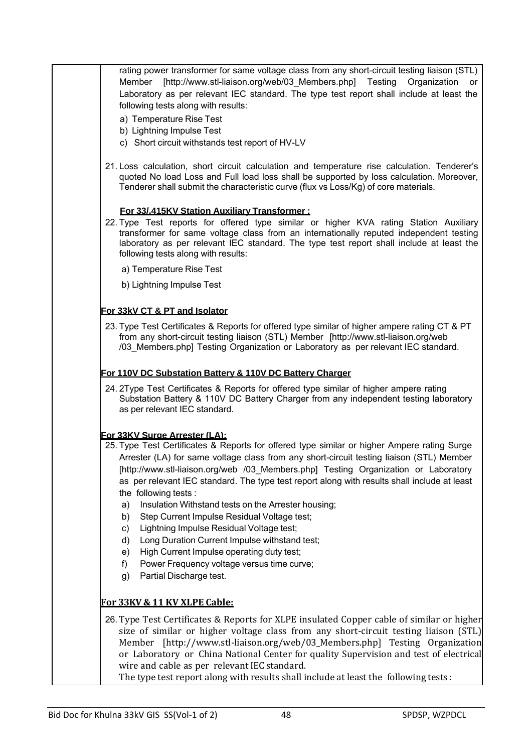rating power transformer for same voltage class from any short-circuit testing liaison (STL) Member [http://www.stl-liaison.org/web/03_Members.php] Testing Organization or Laboratory as per relevant IEC standard. The type test report shall include at least the following tests along with results:

a) Temperature Rise Test
b) Lightning Impulse Test
c) Short circuit withstands test report of HV-LV

21. Loss calculation, short circuit calculation and temperature rise calculation. Tenderer's quoted No load Loss and Full load loss shall be supported by loss calculation. Moreover, Tenderer shall submit the characteristic curve (flux vs Loss/Kg) of core materials.

**For 33/.415KV Station Auxiliary Transformer :**

22. Type Test reports for offered type similar or higher KVA rating Station Auxiliary transformer for same voltage class from an internationally reputed independent testing laboratory as per relevant IEC standard. The type test report shall include at least the following tests along with results:

a) Temperature Rise Test

b) Lightning Impulse Test

**For 33kV CT & PT and Isolator**

23. Type Test Certificates & Reports for offered type similar of higher ampere rating CT & PT from any short-circuit testing liaison (STL) Member [http://www.stl-liaison.org/web /03_Members.php] Testing Organization or Laboratory as per relevant IEC standard.

**For 110V DC Substation Battery & 110V DC Battery Charger**

24. 2Type Test Certificates & Reports for offered type similar of higher ampere rating Substation Battery & 110V DC Battery Charger from any independent testing laboratory as per relevant IEC standard.

**For 33KV Surge Arrester (LA):**

25. Type Test Certificates & Reports for offered type similar or higher Ampere rating Surge Arrester (LA) for same voltage class from any short-circuit testing liaison (STL) Member [http://www.stl-liaison.org/web /03_Members.php] Testing Organization or Laboratory as per relevant IEC standard. The type test report along with results shall include at least the following tests :

a) Insulation Withstand tests on the Arrester housing;
b) Step Current Impulse Residual Voltage test;
c) Lightning Impulse Residual Voltage test;
d) Long Duration Current Impulse withstand test;
e) High Current Impulse operating duty test;
f) Power Frequency voltage versus time curve;
g) Partial Discharge test.

**For 33KV & 11 KV XLPE Cable:**

26. Type Test Certificates & Reports for XLPE insulated Copper cable of similar or higher size of similar or higher voltage class from any short-circuit testing liaison (STL) Member [http://www.stl-liaison.org/web/03_Members.php] Testing Organization or Laboratory or China National Center for quality Supervision and test of electrical wire and cable as per relevant IEC standard.
The type test report along with results shall include at least the following tests :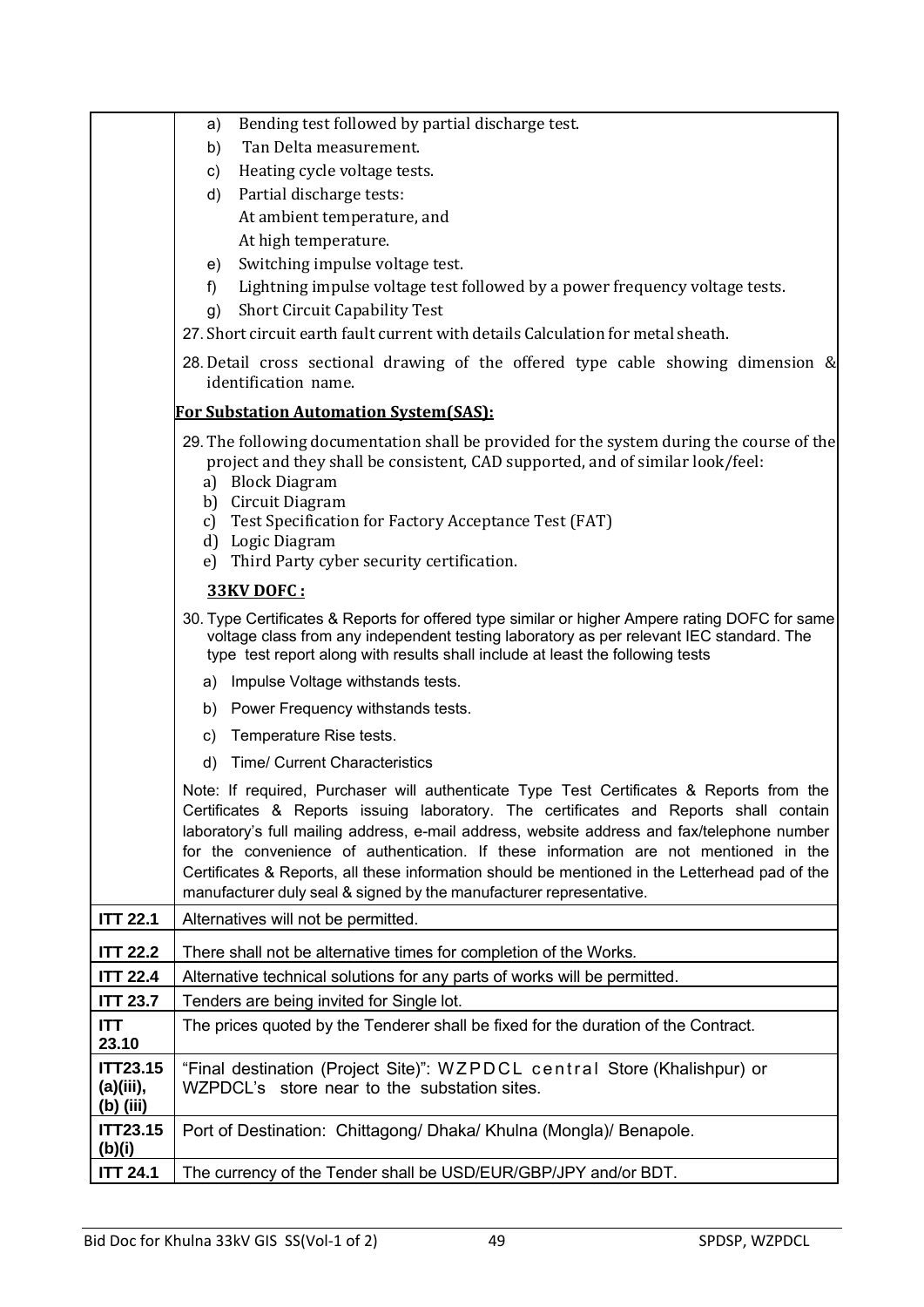| | |
|---|---|
| | a) Bending test followed by partial discharge test.<br>b) Tan Delta measurement.<br>c) Heating cycle voltage tests.<br>d) Partial discharge tests:<br>At ambient temperature, and<br>At high temperature.<br>e) Switching impulse voltage test.<br>f) Lightning impulse voltage test followed by a power frequency voltage tests.<br>g) Short Circuit Capability Test<br>27. Short circuit earth fault current with details Calculation for metal sheath.<br>28. Detail cross sectional drawing of the offered type cable showing dimension & identification name.<br>**For Substation Automation System(SAS):**<br>29. The following documentation shall be provided for the system during the course of the project and they shall be consistent, CAD supported, and of similar look/feel:<br>a) Block Diagram<br>b) Circuit Diagram<br>c) Test Specification for Factory Acceptance Test (FAT)<br>d) Logic Diagram<br>e) Third Party cyber security certification.<br>**33KV DOFC :**<br>30. Type Certificates & Reports for offered type similar or higher Ampere rating DOFC for same voltage class from any independent testing laboratory as per relevant IEC standard. The type test report along with results shall include at least the following tests<br>a) Impulse Voltage withstands tests.<br>b) Power Frequency withstands tests.<br>c) Temperature Rise tests.<br>d) Time/ Current Characteristics<br>Note: If required, Purchaser will authenticate Type Test Certificates & Reports from the Certificates & Reports issuing laboratory. The certificates and Reports shall contain laboratory's full mailing address, e-mail address, website address and fax/telephone number for the convenience of authentication. If these information are not mentioned in the Certificates & Reports, all these information should be mentioned in the Letterhead pad of the manufacturer duly seal & signed by the manufacturer representative. |
| **ITT 22.1** | Alternatives will not be permitted. |
| **ITT 22.2** | There shall not be alternative times for completion of the Works. |
| **ITT 22.4** | Alternative technical solutions for any parts of works will be permitted. |
| **ITT 23.7** | Tenders are being invited for Single lot. |
| **ITT 23.10** | The prices quoted by the Tenderer shall be fixed for the duration of the Contract. |
| **ITT23.15 (a)(iii), (b) (iii)** | "Final destination (Project Site)": WZPDCL central Store (Khalishpur) or WZPDCL's store near to the substation sites. |
| **ITT23.15 (b)(i)** | Port of Destination: Chittagong/ Dhaka/ Khulna (Mongla)/ Benapole. |
| **ITT 24.1** | The currency of the Tender shall be USD/EUR/GBP/JPY and/or BDT. |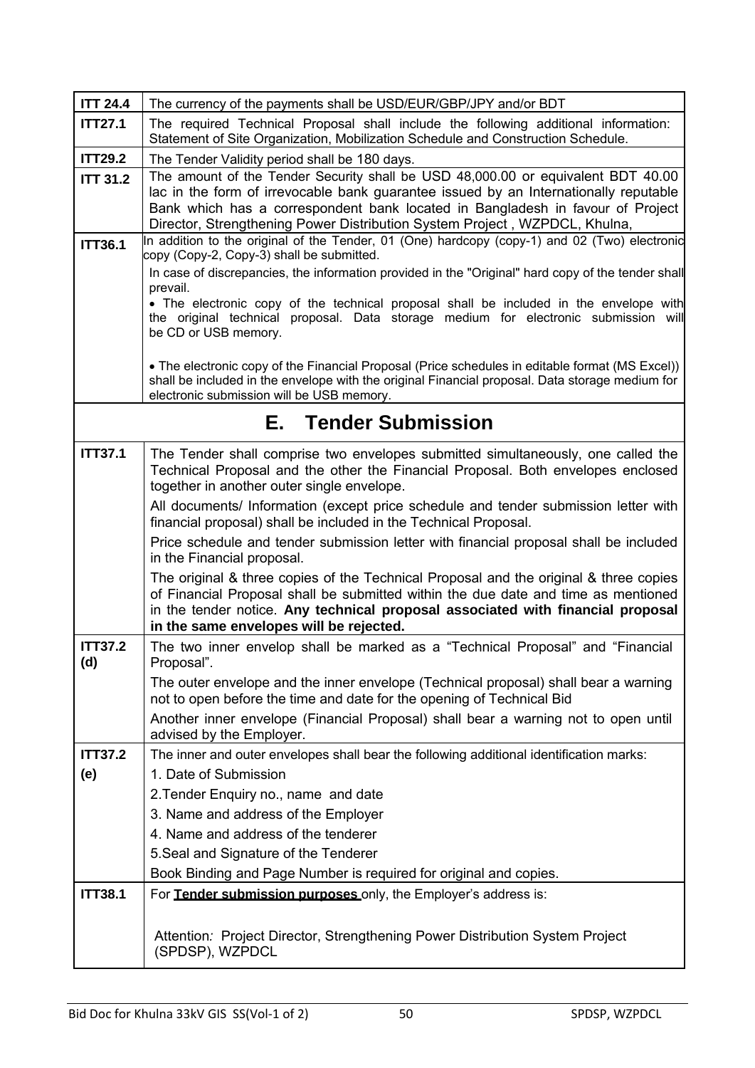| | |
|---|---|
| **ITT 24.4** | The currency of the payments shall be USD/EUR/GBP/JPY and/or BDT |
| **ITT27.1** | The required Technical Proposal shall include the following additional information: Statement of Site Organization, Mobilization Schedule and Construction Schedule. |
| **ITT29.2** | The Tender Validity period shall be 180 days. |
| **ITT 31.2** | The amount of the Tender Security shall be USD 48,000.00 or equivalent BDT 40.00 lac in the form of irrevocable bank guarantee issued by an Internationally reputable Bank which has a correspondent bank located in Bangladesh in favour of Project Director, Strengthening Power Distribution System Project , WZPDCL, Khulna, |
| **ITT36.1** | In addition to the original of the Tender, 01 (One) hardcopy (copy-1) and 02 (Two) electronic copy (Copy-2, Copy-3) shall be submitted.<br>In case of discrepancies, the information provided in the "Original" hard copy of the tender shall prevail.<br>• The electronic copy of the technical proposal shall be included in the envelope with the original technical proposal. Data storage medium for electronic submission will be CD or USB memory.<br><br>• The electronic copy of the Financial Proposal (Price schedules in editable format (MS Excel)) shall be included in the envelope with the original Financial proposal. Data storage medium for electronic submission will be USB memory. |

## E. Tender Submission

| | |
|---|---|
| **ITT37.1** | The Tender shall comprise two envelopes submitted simultaneously, one called the Technical Proposal and the other the Financial Proposal. Both envelopes enclosed together in another outer single envelope.<br>All documents/ Information (except price schedule and tender submission letter with financial proposal) shall be included in the Technical Proposal.<br>Price schedule and tender submission letter with financial proposal shall be included in the Financial proposal.<br>The original & three copies of the Technical Proposal and the original & three copies of Financial Proposal shall be submitted within the due date and time as mentioned in the tender notice. **Any technical proposal associated with financial proposal in the same envelopes will be rejected.** |
| **ITT37.2 (d)** | The two inner envelop shall be marked as a "Technical Proposal" and "Financial Proposal".<br>The outer envelope and the inner envelope (Technical proposal) shall bear a warning not to open before the time and date for the opening of Technical Bid<br>Another inner envelope (Financial Proposal) shall bear a warning not to open until advised by the Employer. |
| **ITT37.2 (e)** | The inner and outer envelopes shall bear the following additional identification marks:<br>1. Date of Submission<br>2.Tender Enquiry no., name and date<br>3. Name and address of the Employer<br>4. Name and address of the tenderer<br>5.Seal and Signature of the Tenderer<br>Book Binding and Page Number is required for original and copies. |
| **ITT38.1** | For **Tender submission purposes** only, the Employer's address is:<br><br>Attention*:* Project Director, Strengthening Power Distribution System Project (SPDSP), WZPDCL |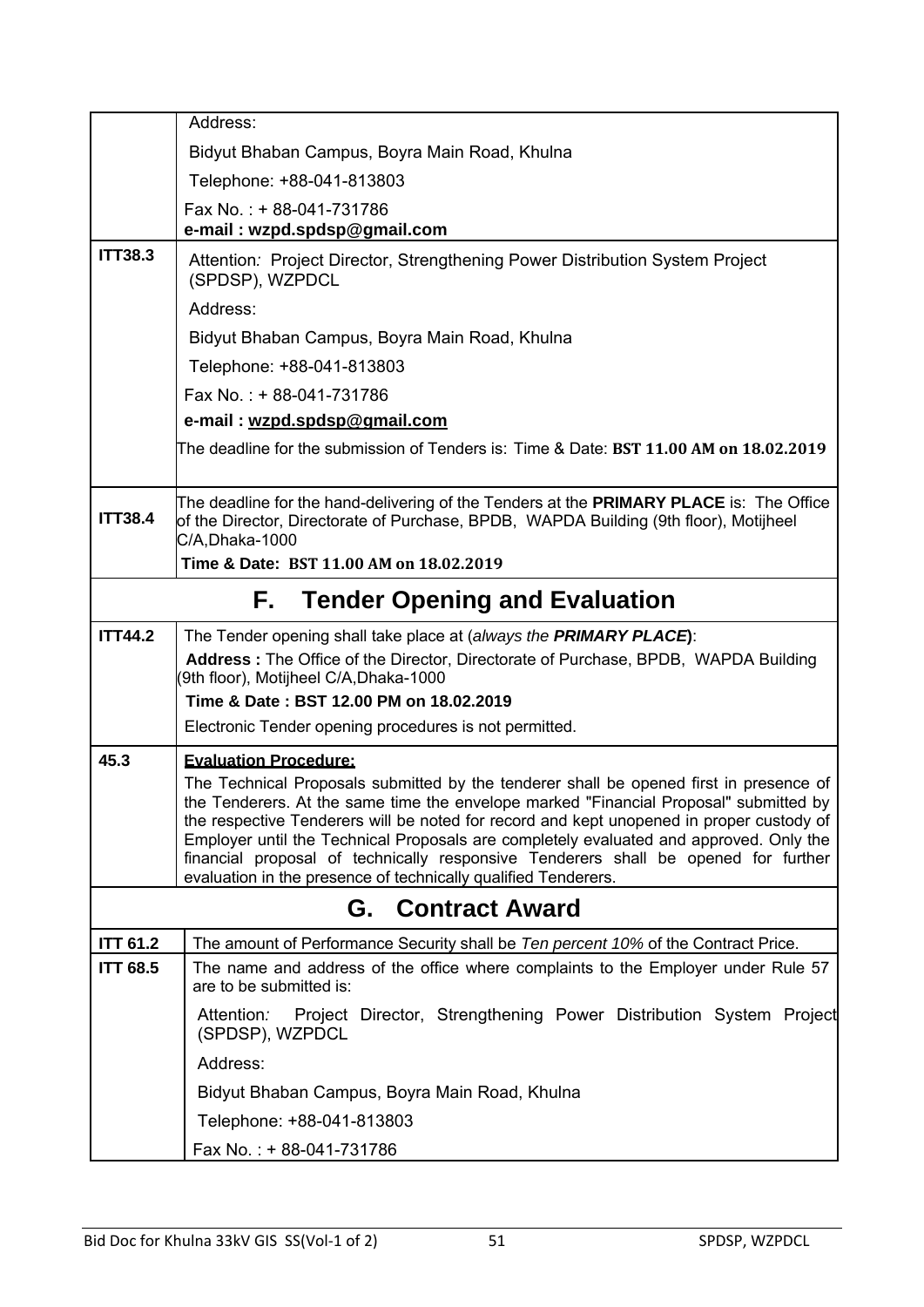| | |
|---|---|
| | Address:<br>Bidyut Bhaban Campus, Boyra Main Road, Khulna<br>Telephone: +88-041-813803<br>Fax No. : + 88-041-731786<br>**e-mail : wzpd.spdsp@gmail.com** |
| **ITT38.3** | Attention*:* Project Director, Strengthening Power Distribution System Project (SPDSP), WZPDCL<br>Address:<br>Bidyut Bhaban Campus, Boyra Main Road, Khulna<br>Telephone: +88-041-813803<br>Fax No. : + 88-041-731786<br>**e-mail : wzpd.spdsp@gmail.com**<br>The deadline for the submission of Tenders is: Time & Date: **BST 11.00 AM on 18.02.2019** |
| **ITT38.4** | The deadline for the hand-delivering of the Tenders at the **PRIMARY PLACE** is: The Office of the Director, Directorate of Purchase, BPDB, WAPDA Building (9th floor), Motijheel C/A,Dhaka-1000<br>**Time & Date: BST 11.00 AM on 18.02.2019** |

## F. Tender Opening and Evaluation

| | |
|---|---|
| **ITT44.2** | The Tender opening shall take place at (*always the **PRIMARY PLACE***):<br>**Address :** The Office of the Director, Directorate of Purchase, BPDB, WAPDA Building (9th floor), Motijheel C/A,Dhaka-1000<br>**Time & Date : BST 12.00 PM on 18.02.2019**<br>Electronic Tender opening procedures is not permitted. |
| **45.3** | **Evaluation Procedure:**<br>The Technical Proposals submitted by the tenderer shall be opened first in presence of the Tenderers. At the same time the envelope marked "Financial Proposal" submitted by the respective Tenderers will be noted for record and kept unopened in proper custody of Employer until the Technical Proposals are completely evaluated and approved. Only the financial proposal of technically responsive Tenderers shall be opened for further evaluation in the presence of technically qualified Tenderers. |

## G. Contract Award

| | |
|---|---|
| **ITT 61.2** | The amount of Performance Security shall be *Ten percent 10%* of the Contract Price. |
| **ITT 68.5** | The name and address of the office where complaints to the Employer under Rule 57 are to be submitted is:<br>Attention*:* Project Director, Strengthening Power Distribution System Project (SPDSP), WZPDCL<br>Address:<br>Bidyut Bhaban Campus, Boyra Main Road, Khulna<br>Telephone: +88-041-813803<br>Fax No. : + 88-041-731786 |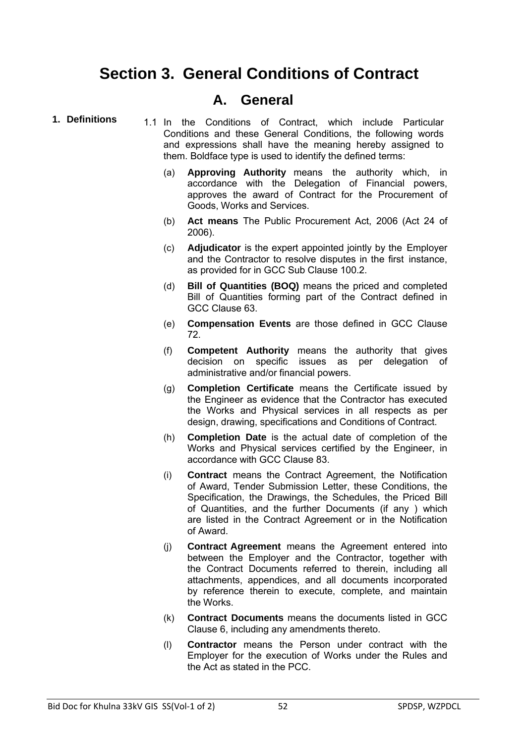# Section 3. General Conditions of Contract

## A. General

**1. Definitions**

1.1 In the Conditions of Contract, which include Particular Conditions and these General Conditions, the following words and expressions shall have the meaning hereby assigned to them. Boldface type is used to identify the defined terms:

(a) **Approving Authority** means the authority which, in accordance with the Delegation of Financial powers, approves the award of Contract for the Procurement of Goods, Works and Services.

(b) **Act means** The Public Procurement Act, 2006 (Act 24 of 2006).

(c) **Adjudicator** is the expert appointed jointly by the Employer and the Contractor to resolve disputes in the first instance, as provided for in GCC Sub Clause 100.2.

(d) **Bill of Quantities (BOQ)** means the priced and completed Bill of Quantities forming part of the Contract defined in GCC Clause 63.

(e) **Compensation Events** are those defined in GCC Clause 72.

(f) **Competent Authority** means the authority that gives decision on specific issues as per delegation of administrative and/or financial powers.

(g) **Completion Certificate** means the Certificate issued by the Engineer as evidence that the Contractor has executed the Works and Physical services in all respects as per design, drawing, specifications and Conditions of Contract.

(h) **Completion Date** is the actual date of completion of the Works and Physical services certified by the Engineer, in accordance with GCC Clause 83.

(i) **Contract** means the Contract Agreement, the Notification of Award, Tender Submission Letter, these Conditions, the Specification, the Drawings, the Schedules, the Priced Bill of Quantities, and the further Documents (if any ) which are listed in the Contract Agreement or in the Notification of Award.

(j) **Contract Agreement** means the Agreement entered into between the Employer and the Contractor, together with the Contract Documents referred to therein, including all attachments, appendices, and all documents incorporated by reference therein to execute, complete, and maintain the Works.

(k) **Contract Documents** means the documents listed in GCC Clause 6, including any amendments thereto.

(l) **Contractor** means the Person under contract with the Employer for the execution of Works under the Rules and the Act as stated in the PCC.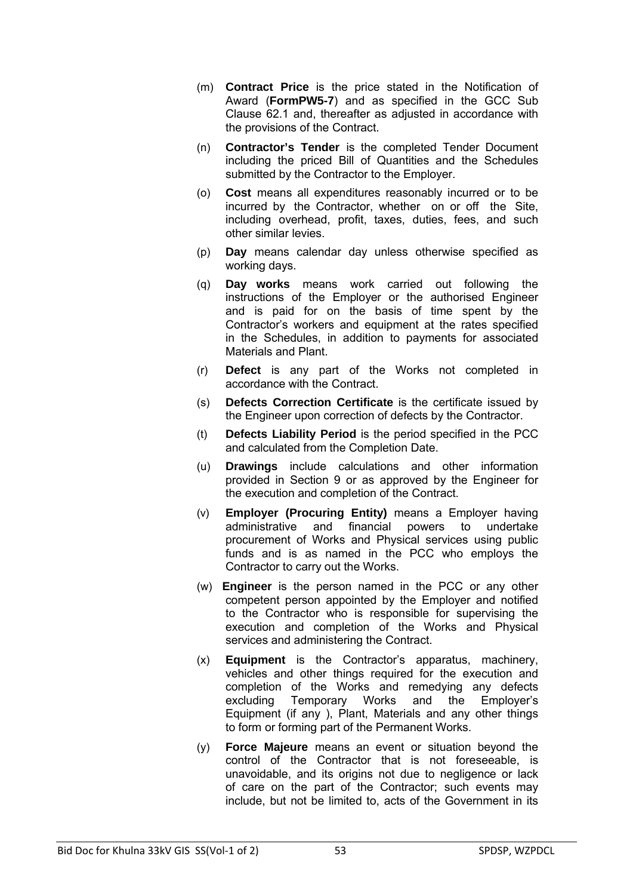(m) **Contract Price** is the price stated in the Notification of Award (**FormPW5-7**) and as specified in the GCC Sub Clause 62.1 and, thereafter as adjusted in accordance with the provisions of the Contract.

(n) **Contractor's Tender** is the completed Tender Document including the priced Bill of Quantities and the Schedules submitted by the Contractor to the Employer.

(o) **Cost** means all expenditures reasonably incurred or to be incurred by the Contractor, whether on or off the Site, including overhead, profit, taxes, duties, fees, and such other similar levies.

(p) **Day** means calendar day unless otherwise specified as working days.

(q) **Day works** means work carried out following the instructions of the Employer or the authorised Engineer and is paid for on the basis of time spent by the Contractor's workers and equipment at the rates specified in the Schedules, in addition to payments for associated Materials and Plant.

(r) **Defect** is any part of the Works not completed in accordance with the Contract.

(s) **Defects Correction Certificate** is the certificate issued by the Engineer upon correction of defects by the Contractor.

(t) **Defects Liability Period** is the period specified in the PCC and calculated from the Completion Date.

(u) **Drawings** include calculations and other information provided in Section 9 or as approved by the Engineer for the execution and completion of the Contract.

(v) **Employer (Procuring Entity)** means a Employer having administrative and financial powers to undertake procurement of Works and Physical services using public funds and is as named in the PCC who employs the Contractor to carry out the Works.

(w) **Engineer** is the person named in the PCC or any other competent person appointed by the Employer and notified to the Contractor who is responsible for supervising the execution and completion of the Works and Physical services and administering the Contract.

(x) **Equipment** is the Contractor's apparatus, machinery, vehicles and other things required for the execution and completion of the Works and remedying any defects excluding Temporary Works and the Employer's Equipment (if any ), Plant, Materials and any other things to form or forming part of the Permanent Works.

(y) **Force Majeure** means an event or situation beyond the control of the Contractor that is not foreseeable, is unavoidable, and its origins not due to negligence or lack of care on the part of the Contractor; such events may include, but not be limited to, acts of the Government in its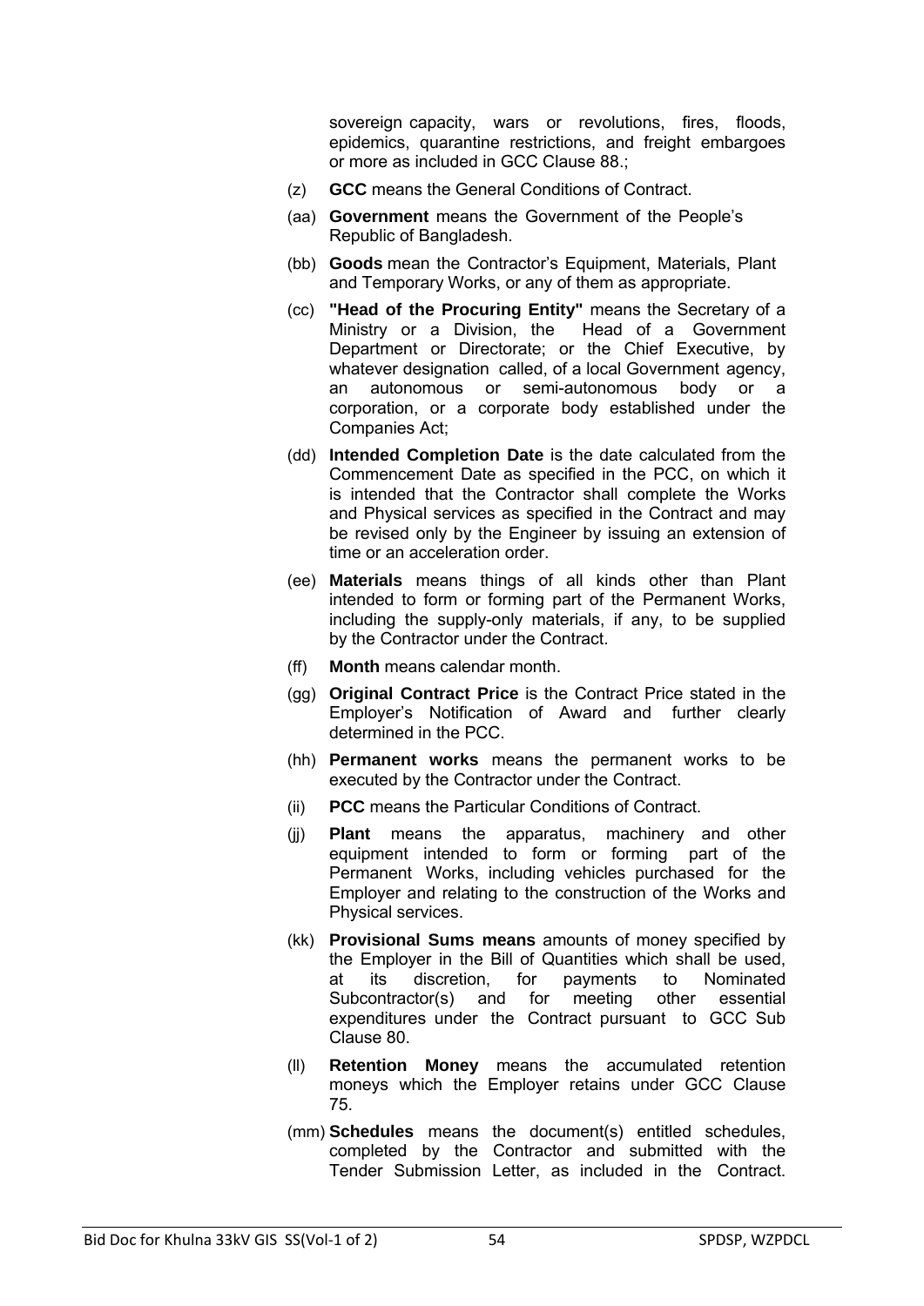sovereign capacity, wars or revolutions, fires, floods, epidemics, quarantine restrictions, and freight embargoes or more as included in GCC Clause 88.;

(z) **GCC** means the General Conditions of Contract.

(aa) **Government** means the Government of the People's Republic of Bangladesh.

(bb) **Goods** mean the Contractor's Equipment, Materials, Plant and Temporary Works, or any of them as appropriate.

(cc) **"Head of the Procuring Entity"** means the Secretary of a Ministry or a Division, the Head of a Government Department or Directorate; or the Chief Executive, by whatever designation called, of a local Government agency, an autonomous or semi-autonomous body or a corporation, or a corporate body established under the Companies Act;

(dd) **Intended Completion Date** is the date calculated from the Commencement Date as specified in the PCC, on which it is intended that the Contractor shall complete the Works and Physical services as specified in the Contract and may be revised only by the Engineer by issuing an extension of time or an acceleration order.

(ee) **Materials** means things of all kinds other than Plant intended to form or forming part of the Permanent Works, including the supply-only materials, if any, to be supplied by the Contractor under the Contract.

(ff) **Month** means calendar month.

(gg) **Original Contract Price** is the Contract Price stated in the Employer's Notification of Award and further clearly determined in the PCC.

(hh) **Permanent works** means the permanent works to be executed by the Contractor under the Contract.

(ii) **PCC** means the Particular Conditions of Contract.

(jj) **Plant** means the apparatus, machinery and other equipment intended to form or forming part of the Permanent Works, including vehicles purchased for the Employer and relating to the construction of the Works and Physical services.

(kk) **Provisional Sums means** amounts of money specified by the Employer in the Bill of Quantities which shall be used, at its discretion, for payments to Nominated Subcontractor(s) and for meeting other essential expenditures under the Contract pursuant to GCC Sub Clause 80.

(ll) **Retention Money** means the accumulated retention moneys which the Employer retains under GCC Clause 75.

(mm) **Schedules** means the document(s) entitled schedules, completed by the Contractor and submitted with the Tender Submission Letter, as included in the Contract.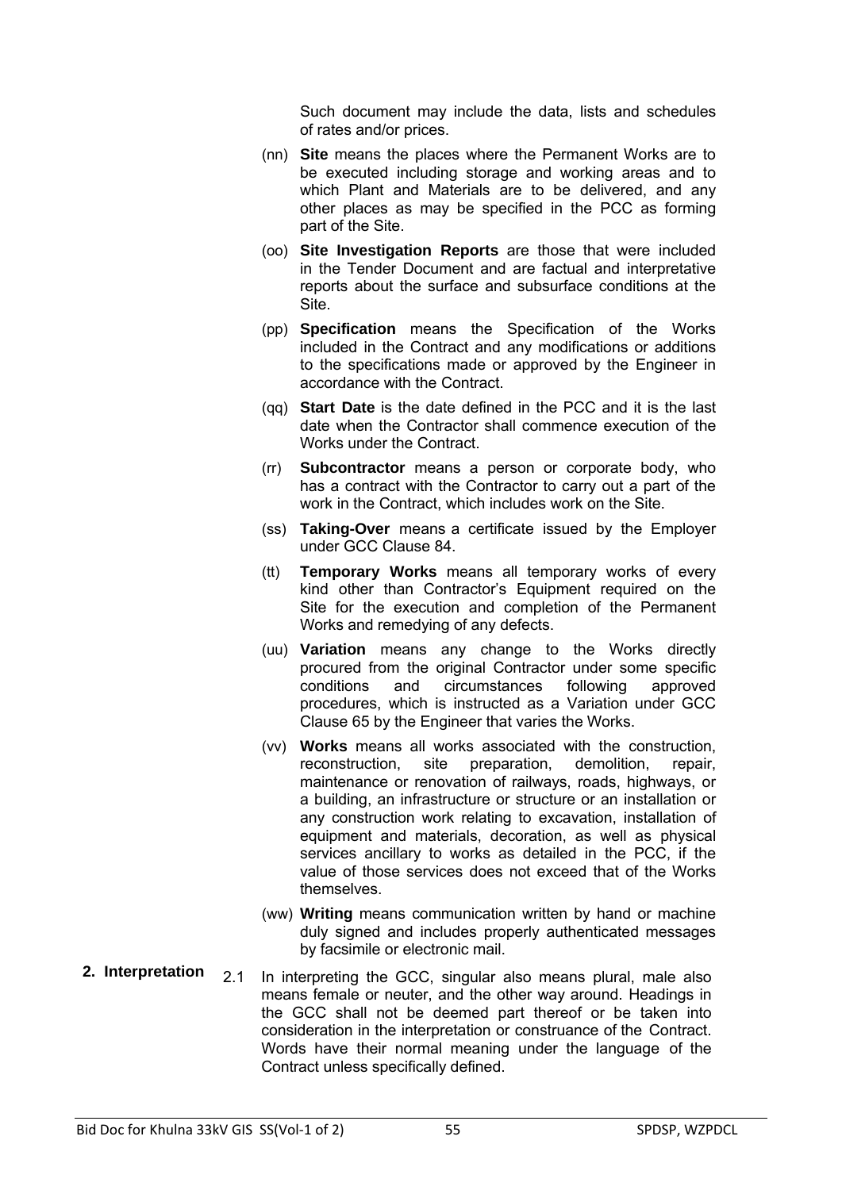Such document may include the data, lists and schedules of rates and/or prices.

(nn) **Site** means the places where the Permanent Works are to be executed including storage and working areas and to which Plant and Materials are to be delivered, and any other places as may be specified in the PCC as forming part of the Site.

(oo) **Site Investigation Reports** are those that were included in the Tender Document and are factual and interpretative reports about the surface and subsurface conditions at the Site.

(pp) **Specification** means the Specification of the Works included in the Contract and any modifications or additions to the specifications made or approved by the Engineer in accordance with the Contract.

(qq) **Start Date** is the date defined in the PCC and it is the last date when the Contractor shall commence execution of the Works under the Contract.

(rr) **Subcontractor** means a person or corporate body, who has a contract with the Contractor to carry out a part of the work in the Contract, which includes work on the Site.

(ss) **Taking-Over** means a certificate issued by the Employer under GCC Clause 84.

(tt) **Temporary Works** means all temporary works of every kind other than Contractor's Equipment required on the Site for the execution and completion of the Permanent Works and remedying of any defects.

(uu) **Variation** means any change to the Works directly procured from the original Contractor under some specific conditions and circumstances following approved procedures, which is instructed as a Variation under GCC Clause 65 by the Engineer that varies the Works.

(vv) **Works** means all works associated with the construction, reconstruction, site preparation, demolition, repair, maintenance or renovation of railways, roads, highways, or a building, an infrastructure or structure or an installation or any construction work relating to excavation, installation of equipment and materials, decoration, as well as physical services ancillary to works as detailed in the PCC, if the value of those services does not exceed that of the Works themselves.

(ww) **Writing** means communication written by hand or machine duly signed and includes properly authenticated messages by facsimile or electronic mail.

**2. Interpretation**

2.1 In interpreting the GCC, singular also means plural, male also means female or neuter, and the other way around. Headings in the GCC shall not be deemed part thereof or be taken into consideration in the interpretation or construance of the Contract. Words have their normal meaning under the language of the Contract unless specifically defined.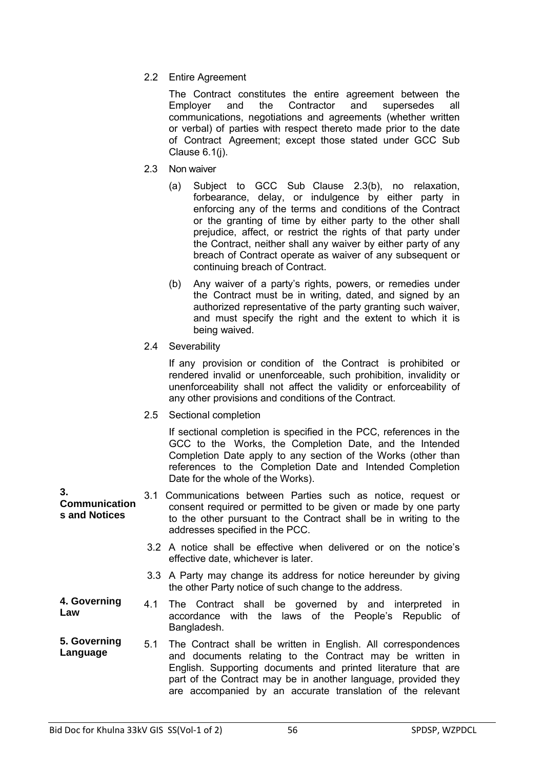2.2 Entire Agreement

The Contract constitutes the entire agreement between the Employer and the Contractor and supersedes all communications, negotiations and agreements (whether written or verbal) of parties with respect thereto made prior to the date of Contract Agreement; except those stated under GCC Sub Clause 6.1(j).

2.3 Non waiver

(a) Subject to GCC Sub Clause 2.3(b), no relaxation, forbearance, delay, or indulgence by either party in enforcing any of the terms and conditions of the Contract or the granting of time by either party to the other shall prejudice, affect, or restrict the rights of that party under the Contract, neither shall any waiver by either party of any breach of Contract operate as waiver of any subsequent or continuing breach of Contract.

(b) Any waiver of a party's rights, powers, or remedies under the Contract must be in writing, dated, and signed by an authorized representative of the party granting such waiver, and must specify the right and the extent to which it is being waived.

2.4 Severability

If any provision or condition of the Contract is prohibited or rendered invalid or unenforceable, such prohibition, invalidity or unenforceability shall not affect the validity or enforceability of any other provisions and conditions of the Contract.

2.5 Sectional completion

If sectional completion is specified in the PCC, references in the GCC to the Works, the Completion Date, and the Intended Completion Date apply to any section of the Works (other than references to the Completion Date and Intended Completion Date for the whole of the Works).

**3. Communications and Notices**

3.1 Communications between Parties such as notice, request or consent required or permitted to be given or made by one party to the other pursuant to the Contract shall be in writing to the addresses specified in the PCC.

3.2 A notice shall be effective when delivered or on the notice's effective date, whichever is later.

3.3 A Party may change its address for notice hereunder by giving the other Party notice of such change to the address.

**4. Governing Law**

4.1 The Contract shall be governed by and interpreted in accordance with the laws of the People's Republic of Bangladesh.

**5. Governing Language**

5.1 The Contract shall be written in English. All correspondences and documents relating to the Contract may be written in English. Supporting documents and printed literature that are part of the Contract may be in another language, provided they are accompanied by an accurate translation of the relevant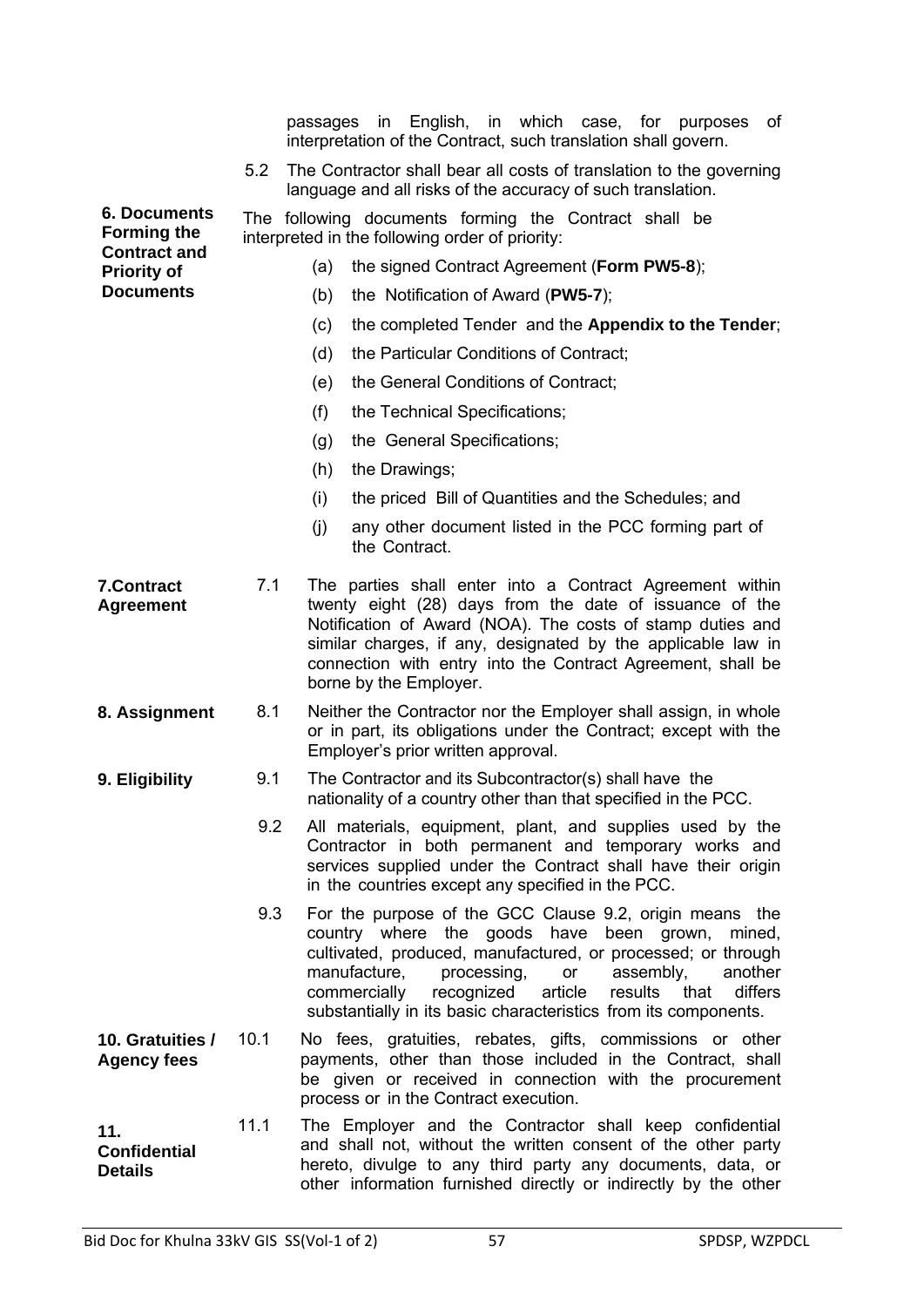passages in English, in which case, for purposes of interpretation of the Contract, such translation shall govern.

5.2 The Contractor shall bear all costs of translation to the governing language and all risks of the accuracy of such translation.

**6. Documents Forming the Contract and Priority of Documents**

The following documents forming the Contract shall be interpreted in the following order of priority:

(a) the signed Contract Agreement (**Form PW5-8**);

(b) the Notification of Award (**PW5-7**);

(c) the completed Tender and the **Appendix to the Tender**;

(d) the Particular Conditions of Contract;

(e) the General Conditions of Contract;

(f) the Technical Specifications;

(g) the General Specifications;

(h) the Drawings;

(i) the priced Bill of Quantities and the Schedules; and

(j) any other document listed in the PCC forming part of the Contract.

**7.Contract Agreement**

7.1 The parties shall enter into a Contract Agreement within twenty eight (28) days from the date of issuance of the Notification of Award (NOA). The costs of stamp duties and similar charges, if any, designated by the applicable law in connection with entry into the Contract Agreement, shall be borne by the Employer.

**8. Assignment**

8.1 Neither the Contractor nor the Employer shall assign, in whole or in part, its obligations under the Contract; except with the Employer's prior written approval.

**9. Eligibility**

9.1 The Contractor and its Subcontractor(s) shall have the nationality of a country other than that specified in the PCC.

9.2 All materials, equipment, plant, and supplies used by the Contractor in both permanent and temporary works and services supplied under the Contract shall have their origin in the countries except any specified in the PCC.

9.3 For the purpose of the GCC Clause 9.2, origin means the country where the goods have been grown, mined, cultivated, produced, manufactured, or processed; or through manufacture, processing, or assembly, another commercially recognized article results that differs substantially in its basic characteristics from its components.

**10. Gratuities / Agency fees**

10.1 No fees, gratuities, rebates, gifts, commissions or other payments, other than those included in the Contract, shall be given or received in connection with the procurement process or in the Contract execution.

**11. Confidential Details**

11.1 The Employer and the Contractor shall keep confidential and shall not, without the written consent of the other party hereto, divulge to any third party any documents, data, or other information furnished directly or indirectly by the other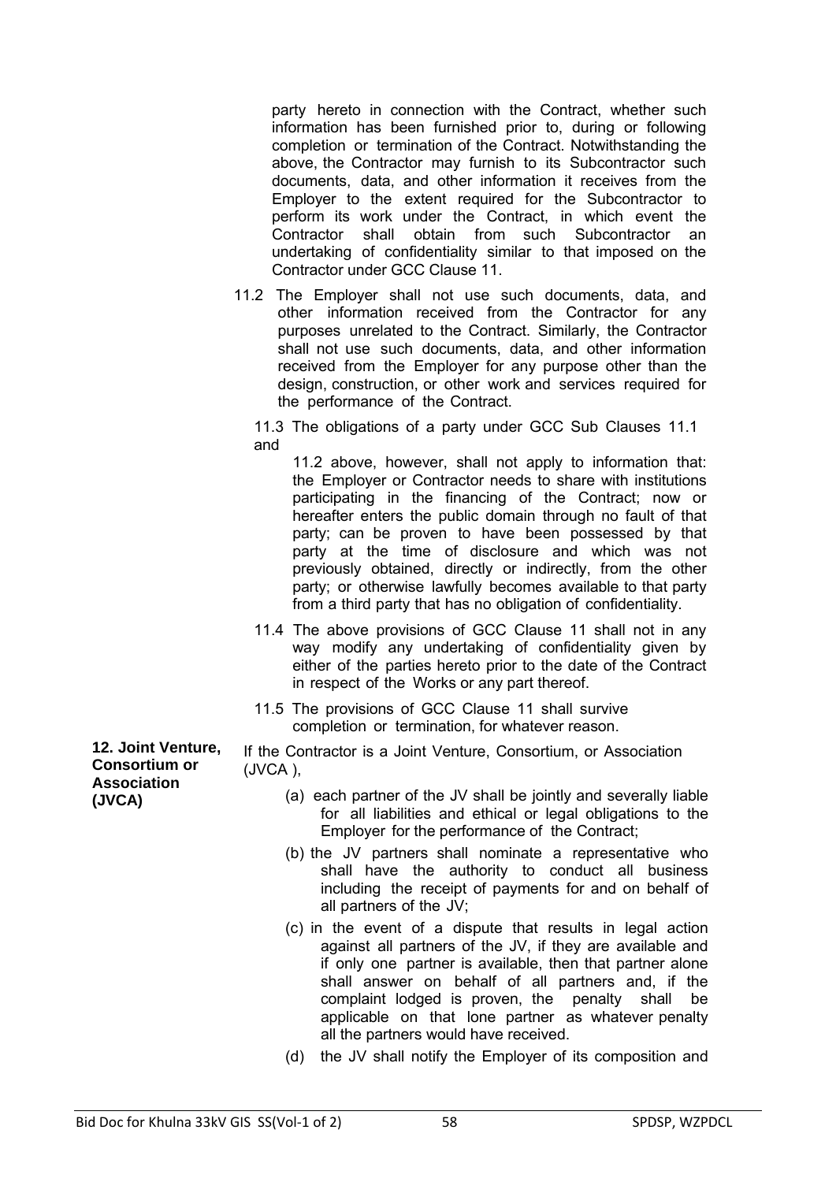party hereto in connection with the Contract, whether such information has been furnished prior to, during or following completion or termination of the Contract. Notwithstanding the above, the Contractor may furnish to its Subcontractor such documents, data, and other information it receives from the Employer to the extent required for the Subcontractor to perform its work under the Contract, in which event the Contractor shall obtain from such Subcontractor an undertaking of confidentiality similar to that imposed on the Contractor under GCC Clause 11.

11.2 The Employer shall not use such documents, data, and other information received from the Contractor for any purposes unrelated to the Contract. Similarly, the Contractor shall not use such documents, data, and other information received from the Employer for any purpose other than the design, construction, or other work and services required for the performance of the Contract.

11.3 The obligations of a party under GCC Sub Clauses 11.1 and 11.2 above, however, shall not apply to information that: the Employer or Contractor needs to share with institutions participating in the financing of the Contract; now or hereafter enters the public domain through no fault of that party; can be proven to have been possessed by that party at the time of disclosure and which was not previously obtained, directly or indirectly, from the other party; or otherwise lawfully becomes available to that party from a third party that has no obligation of confidentiality.

11.4 The above provisions of GCC Clause 11 shall not in any way modify any undertaking of confidentiality given by either of the parties hereto prior to the date of the Contract in respect of the Works or any part thereof.

11.5 The provisions of GCC Clause 11 shall survive completion or termination, for whatever reason.

**12. Joint Venture, Consortium or Association (JVCA)**

If the Contractor is a Joint Venture, Consortium, or Association (JVCA ),

(a) each partner of the JV shall be jointly and severally liable for all liabilities and ethical or legal obligations to the Employer for the performance of the Contract;

(b) the JV partners shall nominate a representative who shall have the authority to conduct all business including the receipt of payments for and on behalf of all partners of the JV;

(c) in the event of a dispute that results in legal action against all partners of the JV, if they are available and if only one partner is available, then that partner alone shall answer on behalf of all partners and, if the complaint lodged is proven, the penalty shall be applicable on that lone partner as whatever penalty all the partners would have received.

(d) the JV shall notify the Employer of its composition and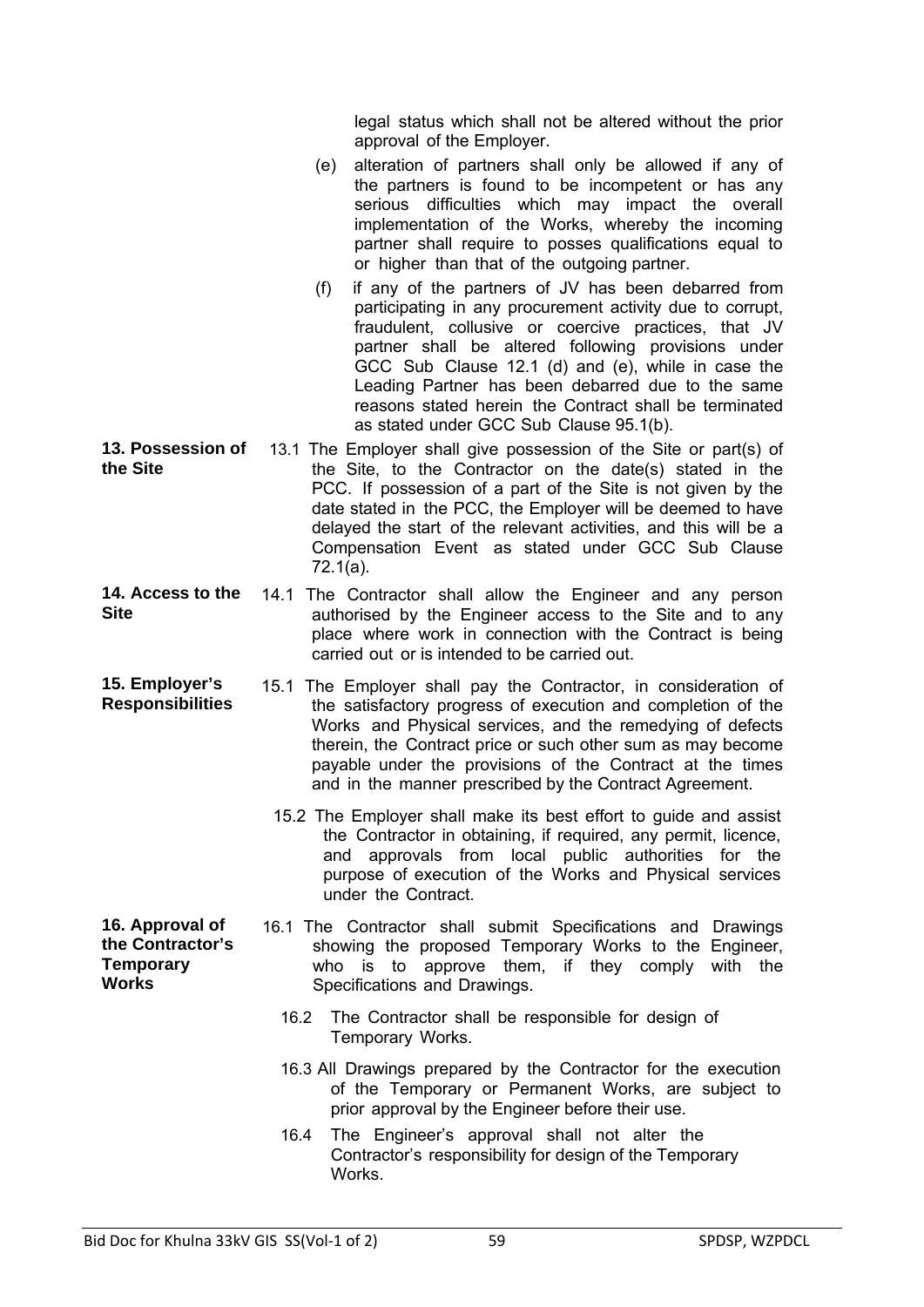legal status which shall not be altered without the prior approval of the Employer.

(e) alteration of partners shall only be allowed if any of the partners is found to be incompetent or has any serious difficulties which may impact the overall implementation of the Works, whereby the incoming partner shall require to posses qualifications equal to or higher than that of the outgoing partner.

(f) if any of the partners of JV has been debarred from participating in any procurement activity due to corrupt, fraudulent, collusive or coercive practices, that JV partner shall be altered following provisions under GCC Sub Clause 12.1 (d) and (e), while in case the Leading Partner has been debarred due to the same reasons stated herein the Contract shall be terminated as stated under GCC Sub Clause 95.1(b).

**13. Possession of the Site**

13.1 The Employer shall give possession of the Site or part(s) of the Site, to the Contractor on the date(s) stated in the PCC. If possession of a part of the Site is not given by the date stated in the PCC, the Employer will be deemed to have delayed the start of the relevant activities, and this will be a Compensation Event as stated under GCC Sub Clause 72.1(a).

**14. Access to the Site**

14.1 The Contractor shall allow the Engineer and any person authorised by the Engineer access to the Site and to any place where work in connection with the Contract is being carried out or is intended to be carried out.

**15. Employer's Responsibilities**

15.1 The Employer shall pay the Contractor, in consideration of the satisfactory progress of execution and completion of the Works and Physical services, and the remedying of defects therein, the Contract price or such other sum as may become payable under the provisions of the Contract at the times and in the manner prescribed by the Contract Agreement.

15.2 The Employer shall make its best effort to guide and assist the Contractor in obtaining, if required, any permit, licence, and approvals from local public authorities for the purpose of execution of the Works and Physical services under the Contract.

**16. Approval of the Contractor's Temporary Works**

16.1 The Contractor shall submit Specifications and Drawings showing the proposed Temporary Works to the Engineer, who is to approve them, if they comply with the Specifications and Drawings.

16.2 The Contractor shall be responsible for design of Temporary Works.

16.3 All Drawings prepared by the Contractor for the execution of the Temporary or Permanent Works, are subject to prior approval by the Engineer before their use.

16.4 The Engineer's approval shall not alter the Contractor's responsibility for design of the Temporary Works.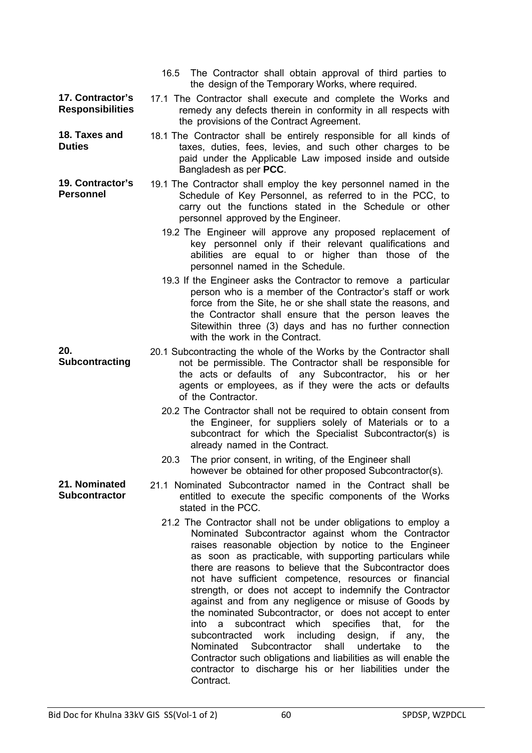16.5 The Contractor shall obtain approval of third parties to the design of the Temporary Works, where required.

**17. Contractor's Responsibilities**

17.1 The Contractor shall execute and complete the Works and remedy any defects therein in conformity in all respects with the provisions of the Contract Agreement.

**18. Taxes and Duties**

18.1 The Contractor shall be entirely responsible for all kinds of taxes, duties, fees, levies, and such other charges to be paid under the Applicable Law imposed inside and outside Bangladesh as per **PCC**.

**19. Contractor's Personnel**

19.1 The Contractor shall employ the key personnel named in the Schedule of Key Personnel, as referred to in the PCC, to carry out the functions stated in the Schedule or other personnel approved by the Engineer.

19.2 The Engineer will approve any proposed replacement of key personnel only if their relevant qualifications and abilities are equal to or higher than those of the personnel named in the Schedule.

19.3 If the Engineer asks the Contractor to remove a particular person who is a member of the Contractor's staff or work force from the Site, he or she shall state the reasons, and the Contractor shall ensure that the person leaves the Sitewithin three (3) days and has no further connection with the work in the Contract.

**20. Subcontracting**

20.1 Subcontracting the whole of the Works by the Contractor shall not be permissible. The Contractor shall be responsible for the acts or defaults of any Subcontractor, his or her agents or employees, as if they were the acts or defaults of the Contractor.

20.2 The Contractor shall not be required to obtain consent from the Engineer, for suppliers solely of Materials or to a subcontract for which the Specialist Subcontractor(s) is already named in the Contract.

20.3 The prior consent, in writing, of the Engineer shall however be obtained for other proposed Subcontractor(s).

**21. Nominated Subcontractor**

21.1 Nominated Subcontractor named in the Contract shall be entitled to execute the specific components of the Works stated in the PCC.

21.2 The Contractor shall not be under obligations to employ a Nominated Subcontractor against whom the Contractor raises reasonable objection by notice to the Engineer as soon as practicable, with supporting particulars while there are reasons to believe that the Subcontractor does not have sufficient competence, resources or financial strength, or does not accept to indemnify the Contractor against and from any negligence or misuse of Goods by the nominated Subcontractor, or does not accept to enter into a subcontract which specifies that, for the subcontracted work including design, if any, the Nominated Subcontractor shall undertake to the Contractor such obligations and liabilities as will enable the contractor to discharge his or her liabilities under the Contract.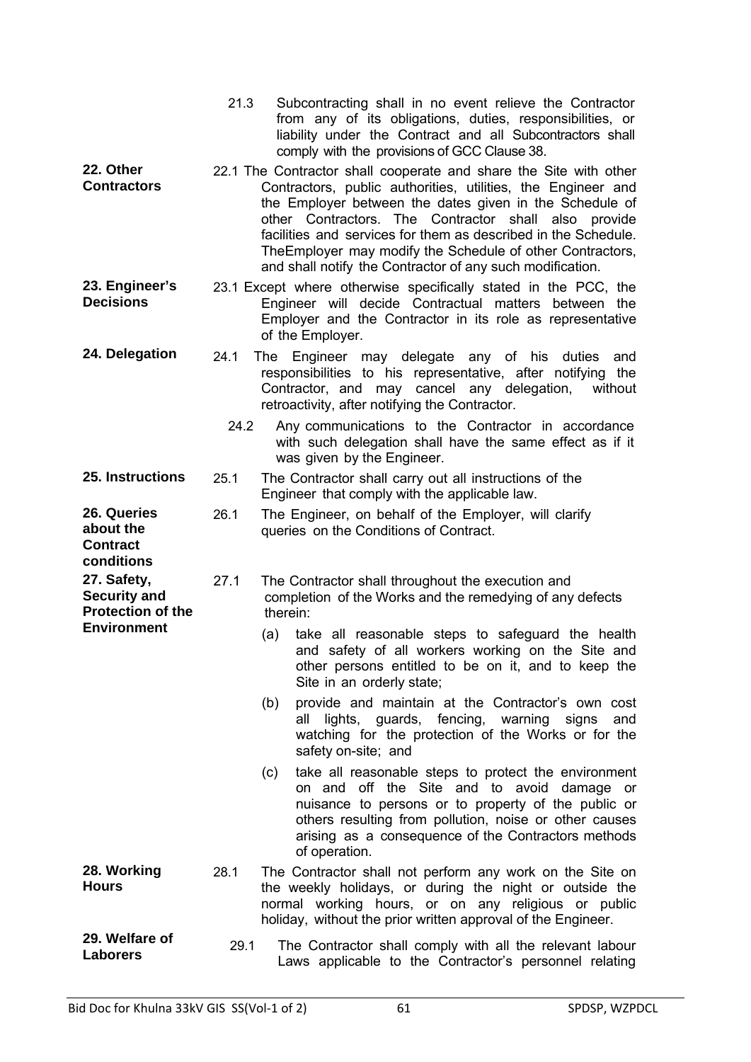21.3 Subcontracting shall in no event relieve the Contractor from any of its obligations, duties, responsibilities, or liability under the Contract and all Subcontractors shall comply with the provisions of GCC Clause 38.

**22. Other Contractors**

22.1 The Contractor shall cooperate and share the Site with other Contractors, public authorities, utilities, the Engineer and the Employer between the dates given in the Schedule of other Contractors. The Contractor shall also provide facilities and services for them as described in the Schedule. TheEmployer may modify the Schedule of other Contractors, and shall notify the Contractor of any such modification.

**23. Engineer's Decisions**

23.1 Except where otherwise specifically stated in the PCC, the Engineer will decide Contractual matters between the Employer and the Contractor in its role as representative of the Employer.

**24. Delegation**

24.1 The Engineer may delegate any of his duties and responsibilities to his representative, after notifying the Contractor, and may cancel any delegation, without retroactivity, after notifying the Contractor.

24.2 Any communications to the Contractor in accordance with such delegation shall have the same effect as if it was given by the Engineer.

**25. Instructions**

25.1 The Contractor shall carry out all instructions of the Engineer that comply with the applicable law.

**26. Queries about the Contract conditions**

26.1 The Engineer, on behalf of the Employer, will clarify queries on the Conditions of Contract.

**27. Safety, Security and Protection of the Environment**

27.1 The Contractor shall throughout the execution and completion of the Works and the remedying of any defects therein:

(a) take all reasonable steps to safeguard the health and safety of all workers working on the Site and other persons entitled to be on it, and to keep the Site in an orderly state;

(b) provide and maintain at the Contractor's own cost all lights, guards, fencing, warning signs and watching for the protection of the Works or for the safety on-site; and

(c) take all reasonable steps to protect the environment on and off the Site and to avoid damage or nuisance to persons or to property of the public or others resulting from pollution, noise or other causes arising as a consequence of the Contractors methods of operation.

**28. Working Hours**

28.1 The Contractor shall not perform any work on the Site on the weekly holidays, or during the night or outside the normal working hours, or on any religious or public holiday, without the prior written approval of the Engineer.

**29. Welfare of Laborers**

29.1 The Contractor shall comply with all the relevant labour Laws applicable to the Contractor's personnel relating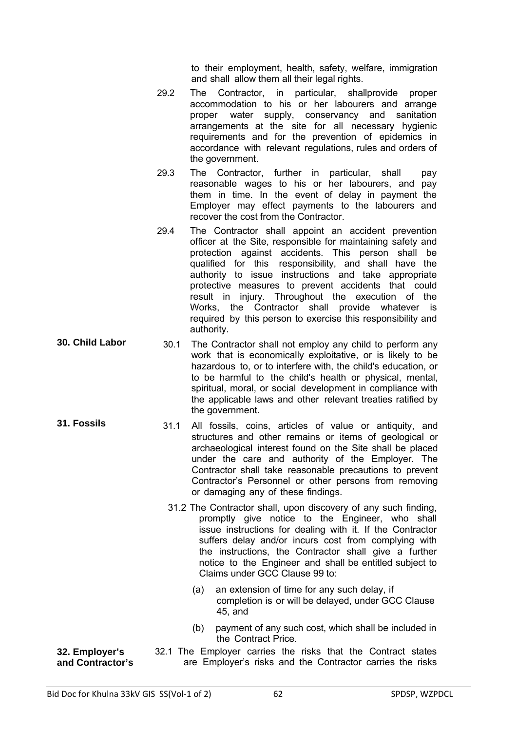to their employment, health, safety, welfare, immigration and shall allow them all their legal rights.

29.2 The Contractor, in particular, shallprovide proper accommodation to his or her labourers and arrange proper water supply, conservancy and sanitation arrangements at the site for all necessary hygienic requirements and for the prevention of epidemics in accordance with relevant regulations, rules and orders of the government.

29.3 The Contractor, further in particular, shall pay reasonable wages to his or her labourers, and pay them in time. In the event of delay in payment the Employer may effect payments to the labourers and recover the cost from the Contractor.

29.4 The Contractor shall appoint an accident prevention officer at the Site, responsible for maintaining safety and protection against accidents. This person shall be qualified for this responsibility, and shall have the authority to issue instructions and take appropriate protective measures to prevent accidents that could result in injury. Throughout the execution of the Works, the Contractor shall provide whatever is required by this person to exercise this responsibility and authority.

**30. Child Labor**

30.1 The Contractor shall not employ any child to perform any work that is economically exploitative, or is likely to be hazardous to, or to interfere with, the child's education, or to be harmful to the child's health or physical, mental, spiritual, moral, or social development in compliance with the applicable laws and other relevant treaties ratified by the government.

**31. Fossils**

31.1 All fossils, coins, articles of value or antiquity, and structures and other remains or items of geological or archaeological interest found on the Site shall be placed under the care and authority of the Employer. The Contractor shall take reasonable precautions to prevent Contractor's Personnel or other persons from removing or damaging any of these findings.

31.2 The Contractor shall, upon discovery of any such finding, promptly give notice to the Engineer, who shall issue instructions for dealing with it. If the Contractor suffers delay and/or incurs cost from complying with the instructions, the Contractor shall give a further notice to the Engineer and shall be entitled subject to Claims under GCC Clause 99 to:

(a) an extension of time for any such delay, if completion is or will be delayed, under GCC Clause 45, and

(b) payment of any such cost, which shall be included in the Contract Price.

**32. Employer's and Contractor's**

32.1 The Employer carries the risks that the Contract states are Employer's risks and the Contractor carries the risks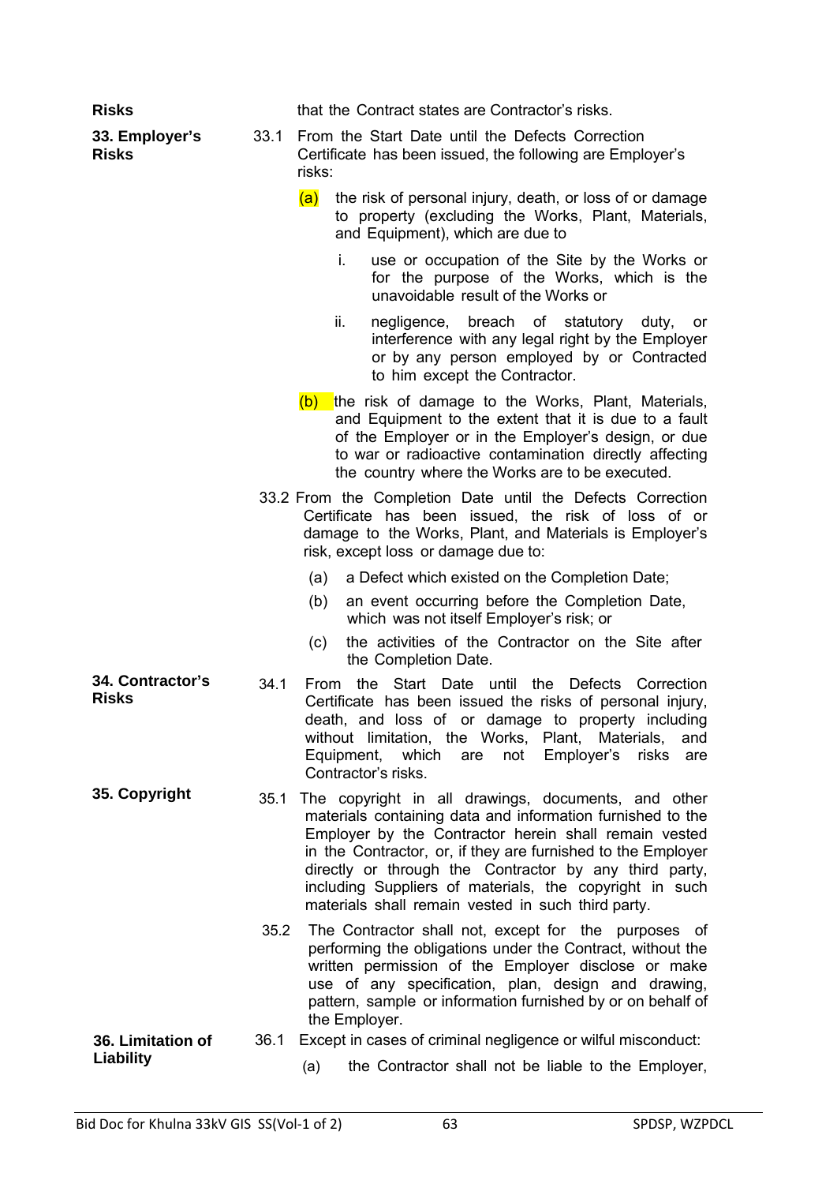**Risks** that the Contract states are Contractor's risks.

**33. Employer's Risks**

33.1 From the Start Date until the Defects Correction Certificate has been issued, the following are Employer's risks:

(a) the risk of personal injury, death, or loss of or damage to property (excluding the Works, Plant, Materials, and Equipment), which are due to

i. use or occupation of the Site by the Works or for the purpose of the Works, which is the unavoidable result of the Works or

ii. negligence, breach of statutory duty, or interference with any legal right by the Employer or by any person employed by or Contracted to him except the Contractor.

(b) the risk of damage to the Works, Plant, Materials, and Equipment to the extent that it is due to a fault of the Employer or in the Employer's design, or due to war or radioactive contamination directly affecting the country where the Works are to be executed.

33.2 From the Completion Date until the Defects Correction Certificate has been issued, the risk of loss of or damage to the Works, Plant, and Materials is Employer's risk, except loss or damage due to:

(a) a Defect which existed on the Completion Date;

(b) an event occurring before the Completion Date, which was not itself Employer's risk; or

(c) the activities of the Contractor on the Site after the Completion Date.

**34. Contractor's Risks**

34.1 From the Start Date until the Defects Correction Certificate has been issued the risks of personal injury, death, and loss of or damage to property including without limitation, the Works, Plant, Materials, and Equipment, which are not Employer's risks are Contractor's risks.

**35. Copyright**

35.1 The copyright in all drawings, documents, and other materials containing data and information furnished to the Employer by the Contractor herein shall remain vested in the Contractor, or, if they are furnished to the Employer directly or through the Contractor by any third party, including Suppliers of materials, the copyright in such materials shall remain vested in such third party.

35.2 The Contractor shall not, except for the purposes of performing the obligations under the Contract, without the written permission of the Employer disclose or make use of any specification, plan, design and drawing, pattern, sample or information furnished by or on behalf of the Employer.

**36. Limitation of Liability**

36.1 Except in cases of criminal negligence or wilful misconduct:

(a) the Contractor shall not be liable to the Employer,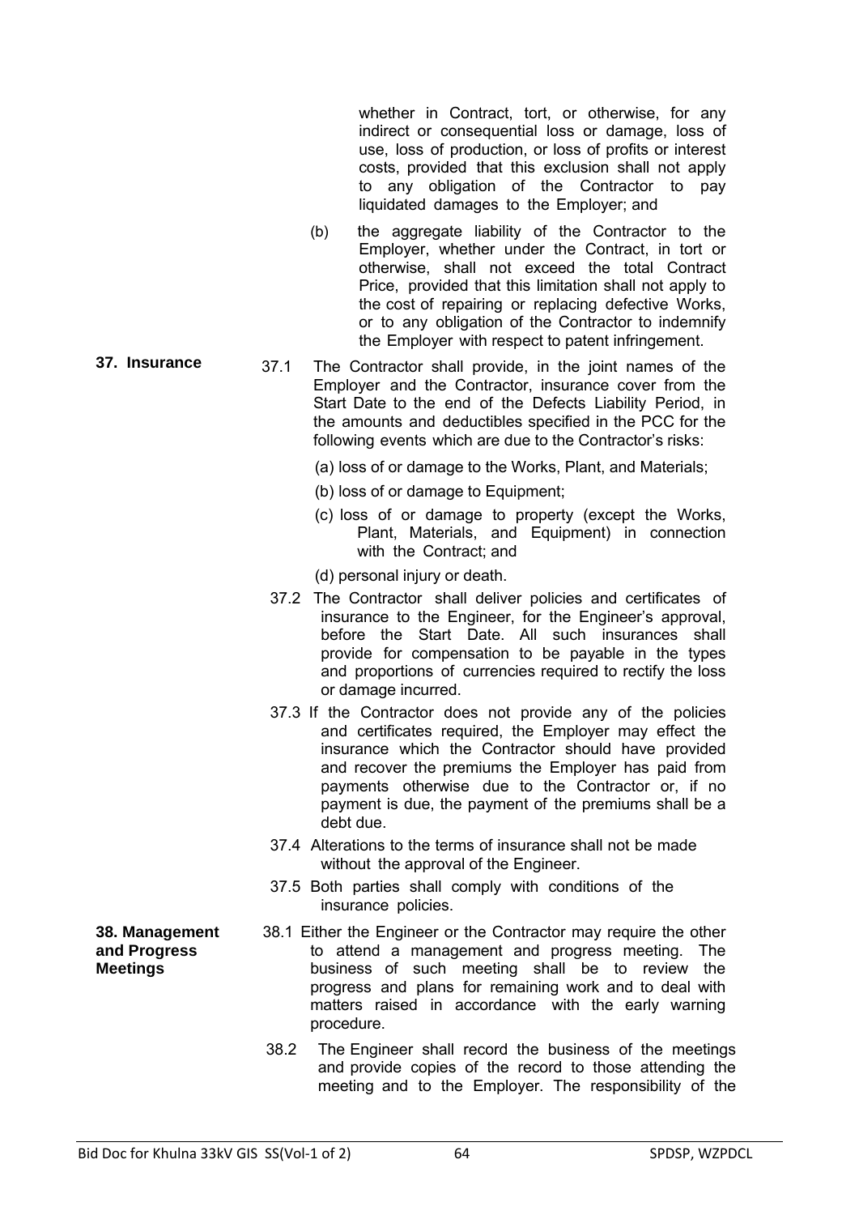whether in Contract, tort, or otherwise, for any indirect or consequential loss or damage, loss of use, loss of production, or loss of profits or interest costs, provided that this exclusion shall not apply to any obligation of the Contractor to pay liquidated damages to the Employer; and

(b) the aggregate liability of the Contractor to the Employer, whether under the Contract, in tort or otherwise, shall not exceed the total Contract Price, provided that this limitation shall not apply to the cost of repairing or replacing defective Works, or to any obligation of the Contractor to indemnify the Employer with respect to patent infringement.

**37. Insurance**

37.1 The Contractor shall provide, in the joint names of the Employer and the Contractor, insurance cover from the Start Date to the end of the Defects Liability Period, in the amounts and deductibles specified in the PCC for the following events which are due to the Contractor's risks:

(a) loss of or damage to the Works, Plant, and Materials;

(b) loss of or damage to Equipment;

(c) loss of or damage to property (except the Works, Plant, Materials, and Equipment) in connection with the Contract; and

(d) personal injury or death.

37.2 The Contractor shall deliver policies and certificates of insurance to the Engineer, for the Engineer's approval, before the Start Date. All such insurances shall provide for compensation to be payable in the types and proportions of currencies required to rectify the loss or damage incurred.

37.3 If the Contractor does not provide any of the policies and certificates required, the Employer may effect the insurance which the Contractor should have provided and recover the premiums the Employer has paid from payments otherwise due to the Contractor or, if no payment is due, the payment of the premiums shall be a debt due.

37.4 Alterations to the terms of insurance shall not be made without the approval of the Engineer.

37.5 Both parties shall comply with conditions of the insurance policies.

**38. Management and Progress Meetings**

38.1 Either the Engineer or the Contractor may require the other to attend a management and progress meeting. The business of such meeting shall be to review the progress and plans for remaining work and to deal with matters raised in accordance with the early warning procedure.

38.2 The Engineer shall record the business of the meetings and provide copies of the record to those attending the meeting and to the Employer. The responsibility of the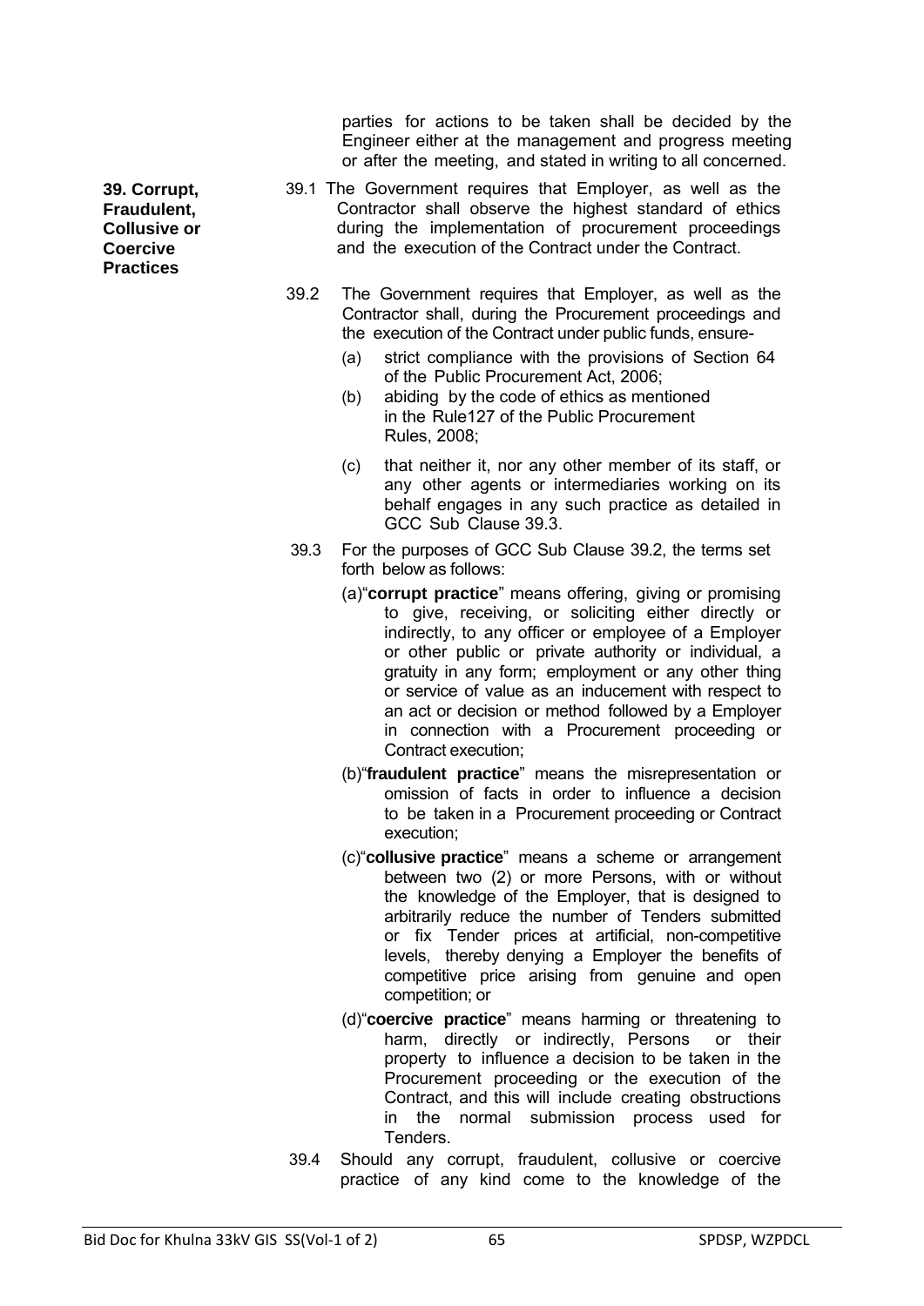parties for actions to be taken shall be decided by the Engineer either at the management and progress meeting or after the meeting, and stated in writing to all concerned.

**39. Corrupt, Fraudulent, Collusive or Coercive Practices**

39.1 The Government requires that Employer, as well as the Contractor shall observe the highest standard of ethics during the implementation of procurement proceedings and the execution of the Contract under the Contract.

39.2 The Government requires that Employer, as well as the Contractor shall, during the Procurement proceedings and the execution of the Contract under public funds, ensure-

- (a) strict compliance with the provisions of Section 64 of the Public Procurement Act, 2006;
- (b) abiding by the code of ethics as mentioned in the Rule127 of the Public Procurement Rules, 2008;
- (c) that neither it, nor any other member of its staff, or any other agents or intermediaries working on its behalf engages in any such practice as detailed in GCC Sub Clause 39.3.

39.3 For the purposes of GCC Sub Clause 39.2, the terms set forth below as follows:

- (a)"**corrupt practice**" means offering, giving or promising to give, receiving, or soliciting either directly or indirectly, to any officer or employee of a Employer or other public or private authority or individual, a gratuity in any form; employment or any other thing or service of value as an inducement with respect to an act or decision or method followed by a Employer in connection with a Procurement proceeding or Contract execution;
- (b)"**fraudulent practice**" means the misrepresentation or omission of facts in order to influence a decision to be taken in a Procurement proceeding or Contract execution;
- (c)"**collusive practice**" means a scheme or arrangement between two (2) or more Persons, with or without the knowledge of the Employer, that is designed to arbitrarily reduce the number of Tenders submitted or fix Tender prices at artificial, non-competitive levels, thereby denying a Employer the benefits of competitive price arising from genuine and open competition; or
- (d)"**coercive practice**" means harming or threatening to harm, directly or indirectly, Persons or their property to influence a decision to be taken in the Procurement proceeding or the execution of the Contract, and this will include creating obstructions in the normal submission process used for Tenders.

39.4 Should any corrupt, fraudulent, collusive or coercive practice of any kind come to the knowledge of the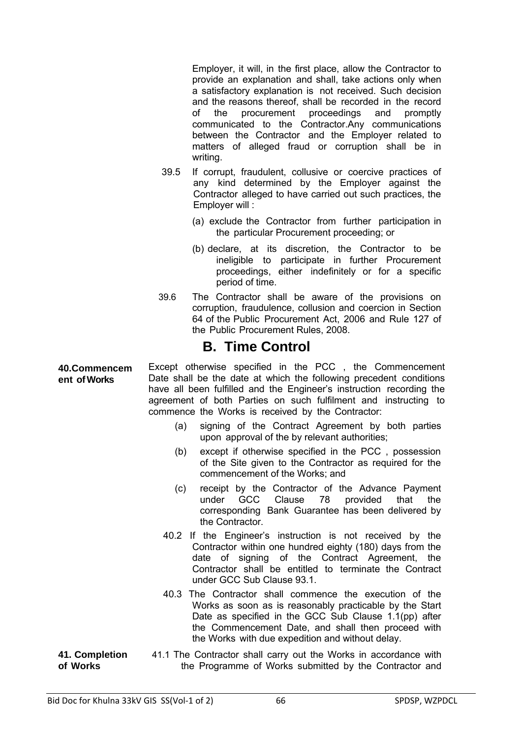Employer, it will, in the first place, allow the Contractor to provide an explanation and shall, take actions only when a satisfactory explanation is not received. Such decision and the reasons thereof, shall be recorded in the record of the procurement proceedings and promptly communicated to the Contractor.Any communications between the Contractor and the Employer related to matters of alleged fraud or corruption shall be in writing.

39.5 If corrupt, fraudulent, collusive or coercive practices of any kind determined by the Employer against the Contractor alleged to have carried out such practices, the Employer will :

(a) exclude the Contractor from further participation in the particular Procurement proceeding; or

(b) declare, at its discretion, the Contractor to be ineligible to participate in further Procurement proceedings, either indefinitely or for a specific period of time.

39.6 The Contractor shall be aware of the provisions on corruption, fraudulence, collusion and coercion in Section 64 of the Public Procurement Act, 2006 and Rule 127 of the Public Procurement Rules, 2008.

## B. Time Control

**40.Commencement of Works**

Except otherwise specified in the PCC , the Commencement Date shall be the date at which the following precedent conditions have all been fulfilled and the Engineer's instruction recording the agreement of both Parties on such fulfilment and instructing to commence the Works is received by the Contractor:

(a) signing of the Contract Agreement by both parties upon approval of the by relevant authorities;

(b) except if otherwise specified in the PCC , possession of the Site given to the Contractor as required for the commencement of the Works; and

(c) receipt by the Contractor of the Advance Payment under GCC Clause 78 provided that the corresponding Bank Guarantee has been delivered by the Contractor.

40.2 If the Engineer's instruction is not received by the Contractor within one hundred eighty (180) days from the date of signing of the Contract Agreement, the Contractor shall be entitled to terminate the Contract under GCC Sub Clause 93.1.

40.3 The Contractor shall commence the execution of the Works as soon as is reasonably practicable by the Start Date as specified in the GCC Sub Clause 1.1(pp) after the Commencement Date, and shall then proceed with the Works with due expedition and without delay.

**41. Completion of Works**

41.1 The Contractor shall carry out the Works in accordance with the Programme of Works submitted by the Contractor and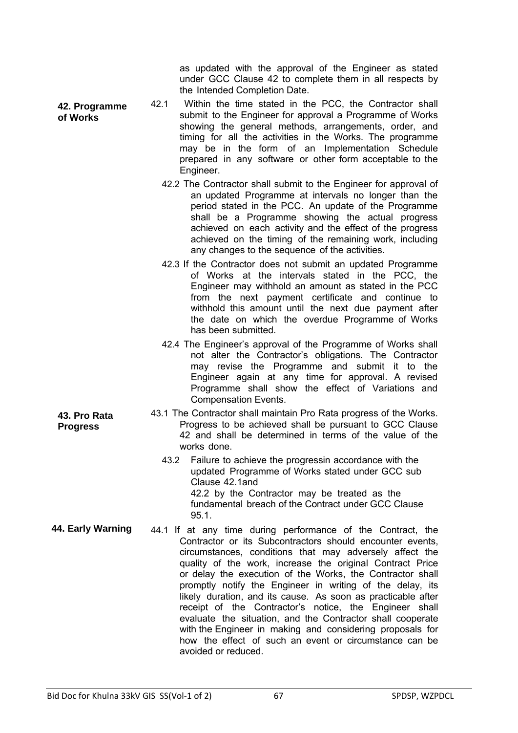as updated with the approval of the Engineer as stated under GCC Clause 42 to complete them in all respects by the Intended Completion Date.

**42. Programme of Works**

42.1 Within the time stated in the PCC, the Contractor shall submit to the Engineer for approval a Programme of Works showing the general methods, arrangements, order, and timing for all the activities in the Works. The programme may be in the form of an Implementation Schedule prepared in any software or other form acceptable to the Engineer.

42.2 The Contractor shall submit to the Engineer for approval of an updated Programme at intervals no longer than the period stated in the PCC. An update of the Programme shall be a Programme showing the actual progress achieved on each activity and the effect of the progress achieved on the timing of the remaining work, including any changes to the sequence of the activities.

42.3 If the Contractor does not submit an updated Programme of Works at the intervals stated in the PCC, the Engineer may withhold an amount as stated in the PCC from the next payment certificate and continue to withhold this amount until the next due payment after the date on which the overdue Programme of Works has been submitted.

42.4 The Engineer's approval of the Programme of Works shall not alter the Contractor's obligations. The Contractor may revise the Programme and submit it to the Engineer again at any time for approval. A revised Programme shall show the effect of Variations and Compensation Events.

**43. Pro Rata Progress**

43.1 The Contractor shall maintain Pro Rata progress of the Works. Progress to be achieved shall be pursuant to GCC Clause 42 and shall be determined in terms of the value of the works done.

43.2 Failure to achieve the progressin accordance with the updated Programme of Works stated under GCC sub Clause 42.1and 42.2 by the Contractor may be treated as the fundamental breach of the Contract under GCC Clause 95.1.

**44. Early Warning**

44.1 If at any time during performance of the Contract, the Contractor or its Subcontractors should encounter events, circumstances, conditions that may adversely affect the quality of the work, increase the original Contract Price or delay the execution of the Works, the Contractor shall promptly notify the Engineer in writing of the delay, its likely duration, and its cause. As soon as practicable after receipt of the Contractor's notice, the Engineer shall evaluate the situation, and the Contractor shall cooperate with the Engineer in making and considering proposals for how the effect of such an event or circumstance can be avoided or reduced.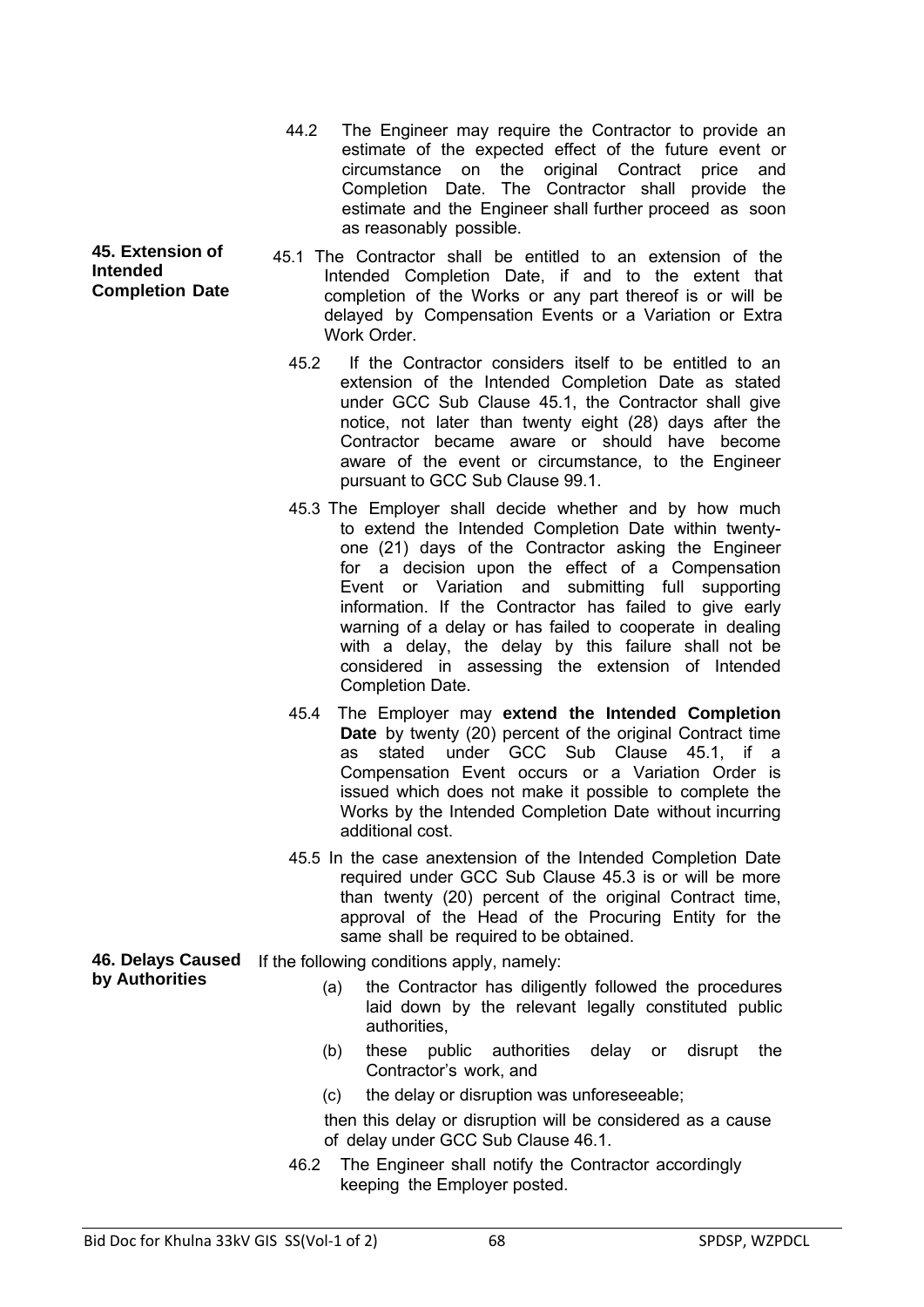44.2 The Engineer may require the Contractor to provide an estimate of the expected effect of the future event or circumstance on the original Contract price and Completion Date. The Contractor shall provide the estimate and the Engineer shall further proceed as soon as reasonably possible.

**45. Extension of Intended Completion Date**

45.1 The Contractor shall be entitled to an extension of the Intended Completion Date, if and to the extent that completion of the Works or any part thereof is or will be delayed by Compensation Events or a Variation or Extra Work Order.

45.2 If the Contractor considers itself to be entitled to an extension of the Intended Completion Date as stated under GCC Sub Clause 45.1, the Contractor shall give notice, not later than twenty eight (28) days after the Contractor became aware or should have become aware of the event or circumstance, to the Engineer pursuant to GCC Sub Clause 99.1.

45.3 The Employer shall decide whether and by how much to extend the Intended Completion Date within twenty-one (21) days of the Contractor asking the Engineer for a decision upon the effect of a Compensation Event or Variation and submitting full supporting information. If the Contractor has failed to give early warning of a delay or has failed to cooperate in dealing with a delay, the delay by this failure shall not be considered in assessing the extension of Intended Completion Date.

45.4 The Employer may **extend the Intended Completion Date** by twenty (20) percent of the original Contract time as stated under GCC Sub Clause 45.1, if a Compensation Event occurs or a Variation Order is issued which does not make it possible to complete the Works by the Intended Completion Date without incurring additional cost.

45.5 In the case anextension of the Intended Completion Date required under GCC Sub Clause 45.3 is or will be more than twenty (20) percent of the original Contract time, approval of the Head of the Procuring Entity for the same shall be required to be obtained.

**46. Delays Caused by Authorities**

If the following conditions apply, namely:

(a) the Contractor has diligently followed the procedures laid down by the relevant legally constituted public authorities,

(b) these public authorities delay or disrupt the Contractor's work, and

(c) the delay or disruption was unforeseeable;

then this delay or disruption will be considered as a cause of delay under GCC Sub Clause 46.1.

46.2 The Engineer shall notify the Contractor accordingly keeping the Employer posted.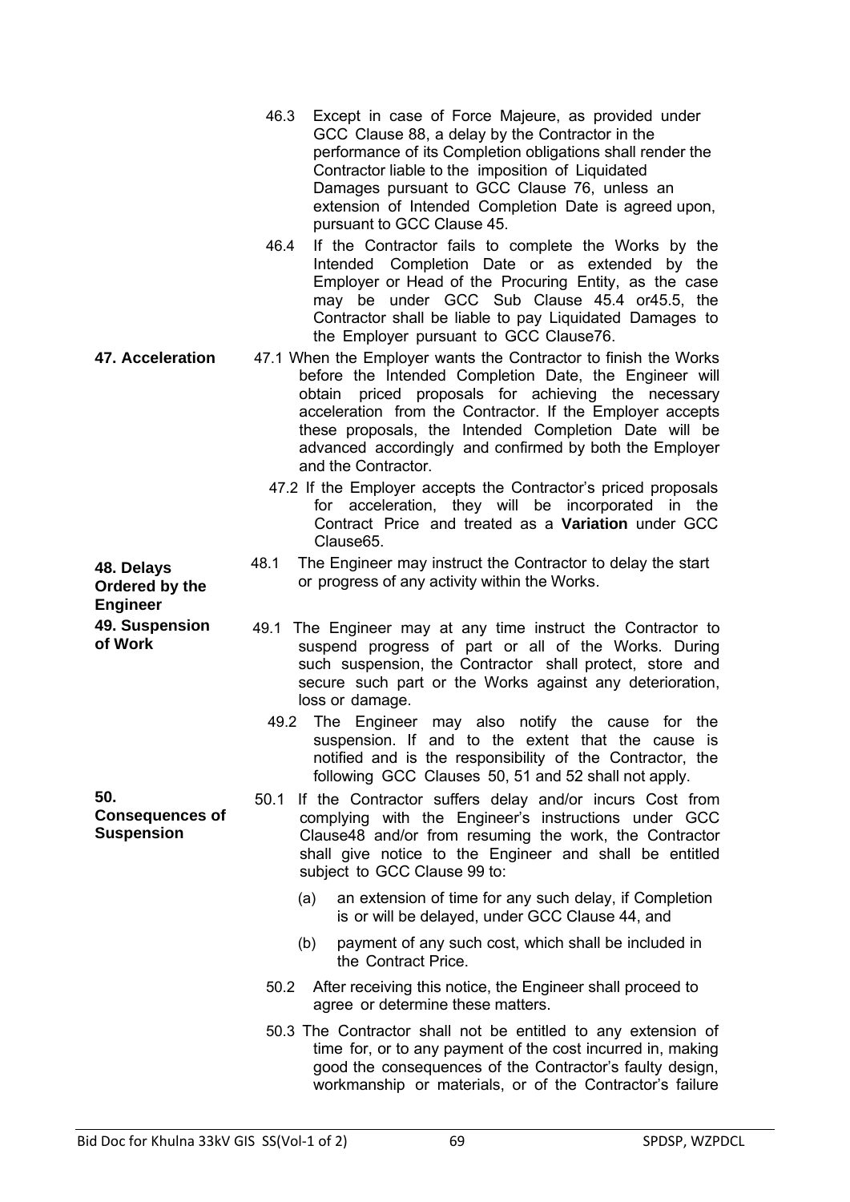46.3 Except in case of Force Majeure, as provided under GCC Clause 88, a delay by the Contractor in the performance of its Completion obligations shall render the Contractor liable to the imposition of Liquidated Damages pursuant to GCC Clause 76, unless an extension of Intended Completion Date is agreed upon, pursuant to GCC Clause 45.

46.4 If the Contractor fails to complete the Works by the Intended Completion Date or as extended by the Employer or Head of the Procuring Entity, as the case may be under GCC Sub Clause 45.4 or45.5, the Contractor shall be liable to pay Liquidated Damages to the Employer pursuant to GCC Clause76.

**47. Acceleration**

47.1 When the Employer wants the Contractor to finish the Works before the Intended Completion Date, the Engineer will obtain priced proposals for achieving the necessary acceleration from the Contractor. If the Employer accepts these proposals, the Intended Completion Date will be advanced accordingly and confirmed by both the Employer and the Contractor.

47.2 If the Employer accepts the Contractor's priced proposals for acceleration, they will be incorporated in the Contract Price and treated as a **Variation** under GCC Clause65.

**48. Delays Ordered by the Engineer**

48.1 The Engineer may instruct the Contractor to delay the start or progress of any activity within the Works.

**49. Suspension of Work**

49.1 The Engineer may at any time instruct the Contractor to suspend progress of part or all of the Works. During such suspension, the Contractor shall protect, store and secure such part or the Works against any deterioration, loss or damage.

49.2 The Engineer may also notify the cause for the suspension. If and to the extent that the cause is notified and is the responsibility of the Contractor, the following GCC Clauses 50, 51 and 52 shall not apply.

**50. Consequences of Suspension**

50.1 If the Contractor suffers delay and/or incurs Cost from complying with the Engineer's instructions under GCC Clause48 and/or from resuming the work, the Contractor shall give notice to the Engineer and shall be entitled subject to GCC Clause 99 to:

(a) an extension of time for any such delay, if Completion is or will be delayed, under GCC Clause 44, and

(b) payment of any such cost, which shall be included in the Contract Price.

50.2 After receiving this notice, the Engineer shall proceed to agree or determine these matters.

50.3 The Contractor shall not be entitled to any extension of time for, or to any payment of the cost incurred in, making good the consequences of the Contractor's faulty design, workmanship or materials, or of the Contractor's failure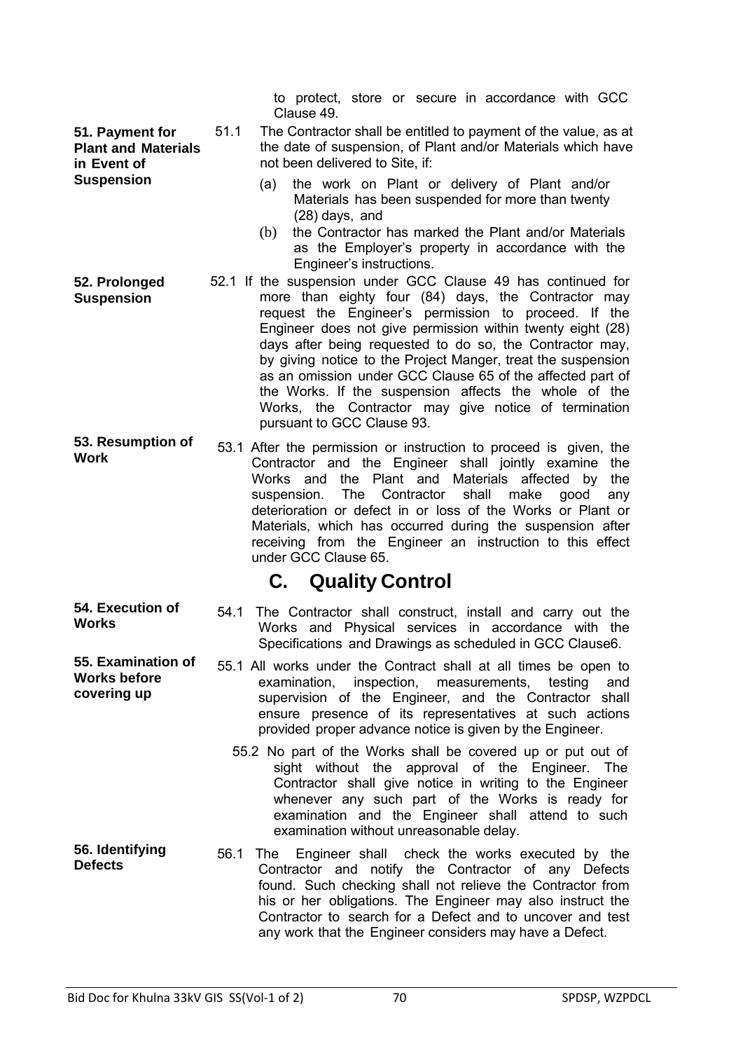to protect, store or secure in accordance with GCC Clause 49.

**51. Payment for Plant and Materials in Event of Suspension**

51.1 The Contractor shall be entitled to payment of the value, as at the date of suspension, of Plant and/or Materials which have not been delivered to Site, if:

(a) the work on Plant or delivery of Plant and/or Materials has been suspended for more than twenty (28) days, and

(b) the Contractor has marked the Plant and/or Materials as the Employer's property in accordance with the Engineer's instructions.

**52. Prolonged Suspension**

52.1 If the suspension under GCC Clause 49 has continued for more than eighty four (84) days, the Contractor may request the Engineer's permission to proceed. If the Engineer does not give permission within twenty eight (28) days after being requested to do so, the Contractor may, by giving notice to the Project Manger, treat the suspension as an omission under GCC Clause 65 of the affected part of the Works. If the suspension affects the whole of the Works, the Contractor may give notice of termination pursuant to GCC Clause 93.

**53. Resumption of Work**

53.1 After the permission or instruction to proceed is given, the Contractor and the Engineer shall jointly examine the Works and the Plant and Materials affected by the suspension. The Contractor shall make good any deterioration or defect in or loss of the Works or Plant or Materials, which has occurred during the suspension after receiving from the Engineer an instruction to this effect under GCC Clause 65.

## C. Quality Control

**54. Execution of Works**

54.1 The Contractor shall construct, install and carry out the Works and Physical services in accordance with the Specifications and Drawings as scheduled in GCC Clause6.

**55. Examination of Works before covering up**

55.1 All works under the Contract shall at all times be open to examination, inspection, measurements, testing and supervision of the Engineer, and the Contractor shall ensure presence of its representatives at such actions provided proper advance notice is given by the Engineer.

55.2 No part of the Works shall be covered up or put out of sight without the approval of the Engineer. The Contractor shall give notice in writing to the Engineer whenever any such part of the Works is ready for examination and the Engineer shall attend to such examination without unreasonable delay.

**56. Identifying Defects**

56.1 The Engineer shall check the works executed by the Contractor and notify the Contractor of any Defects found. Such checking shall not relieve the Contractor from his or her obligations. The Engineer may also instruct the Contractor to search for a Defect and to uncover and test any work that the Engineer considers may have a Defect.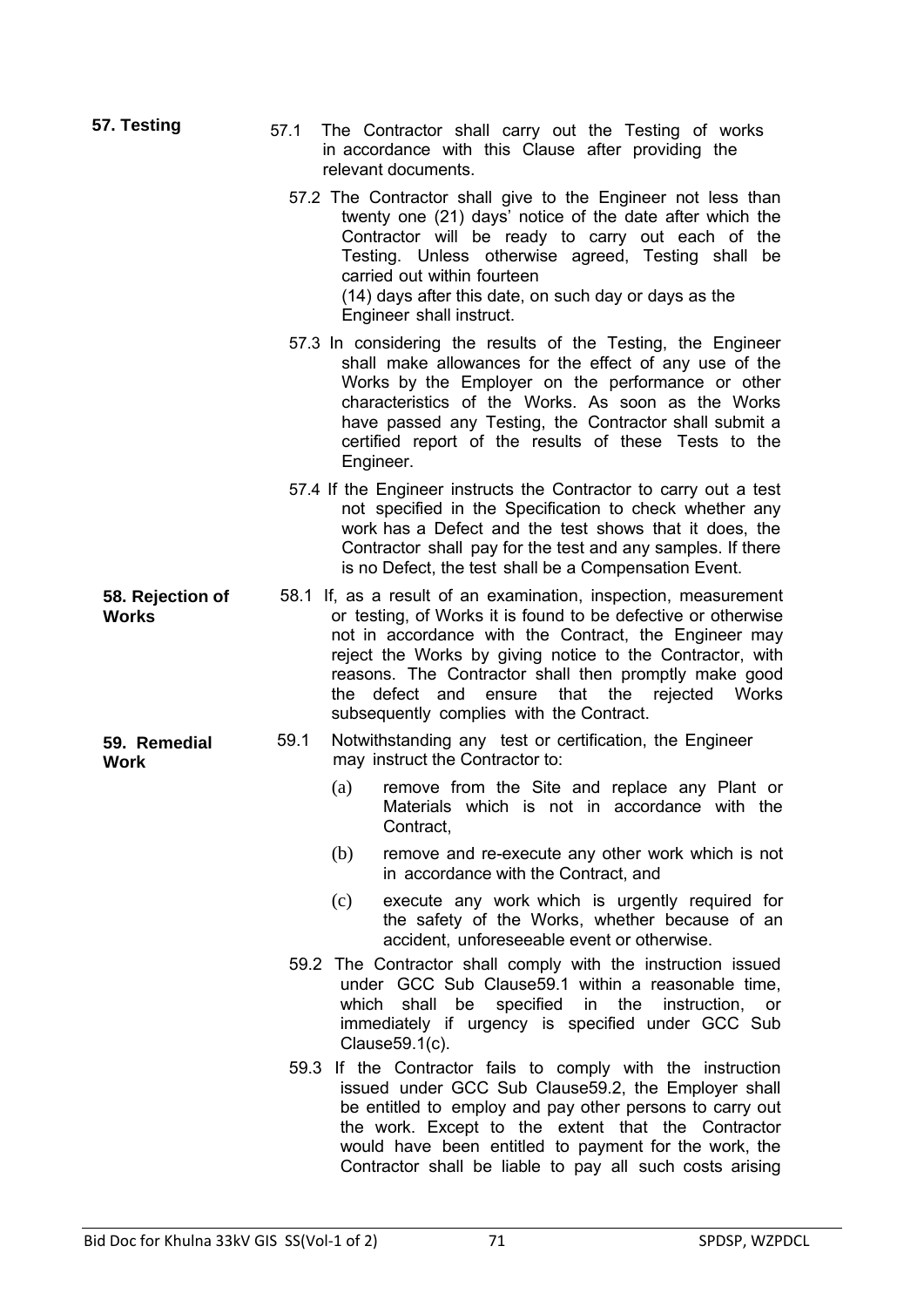**57. Testing**

57.1 The Contractor shall carry out the Testing of works in accordance with this Clause after providing the relevant documents.

57.2 The Contractor shall give to the Engineer not less than twenty one (21) days' notice of the date after which the Contractor will be ready to carry out each of the Testing. Unless otherwise agreed, Testing shall be carried out within fourteen (14) days after this date, on such day or days as the Engineer shall instruct.

57.3 In considering the results of the Testing, the Engineer shall make allowances for the effect of any use of the Works by the Employer on the performance or other characteristics of the Works. As soon as the Works have passed any Testing, the Contractor shall submit a certified report of the results of these Tests to the Engineer.

57.4 If the Engineer instructs the Contractor to carry out a test not specified in the Specification to check whether any work has a Defect and the test shows that it does, the Contractor shall pay for the test and any samples. If there is no Defect, the test shall be a Compensation Event.

**58. Rejection of Works**

58.1 If, as a result of an examination, inspection, measurement or testing, of Works it is found to be defective or otherwise not in accordance with the Contract, the Engineer may reject the Works by giving notice to the Contractor, with reasons. The Contractor shall then promptly make good the defect and ensure that the rejected Works subsequently complies with the Contract.

**59. Remedial Work**

59.1 Notwithstanding any test or certification, the Engineer may instruct the Contractor to:

(a) remove from the Site and replace any Plant or Materials which is not in accordance with the Contract,

(b) remove and re-execute any other work which is not in accordance with the Contract, and

(c) execute any work which is urgently required for the safety of the Works, whether because of an accident, unforeseeable event or otherwise.

59.2 The Contractor shall comply with the instruction issued under GCC Sub Clause59.1 within a reasonable time, which shall be specified in the instruction, or immediately if urgency is specified under GCC Sub Clause59.1(c).

59.3 If the Contractor fails to comply with the instruction issued under GCC Sub Clause59.2, the Employer shall be entitled to employ and pay other persons to carry out the work. Except to the extent that the Contractor would have been entitled to payment for the work, the Contractor shall be liable to pay all such costs arising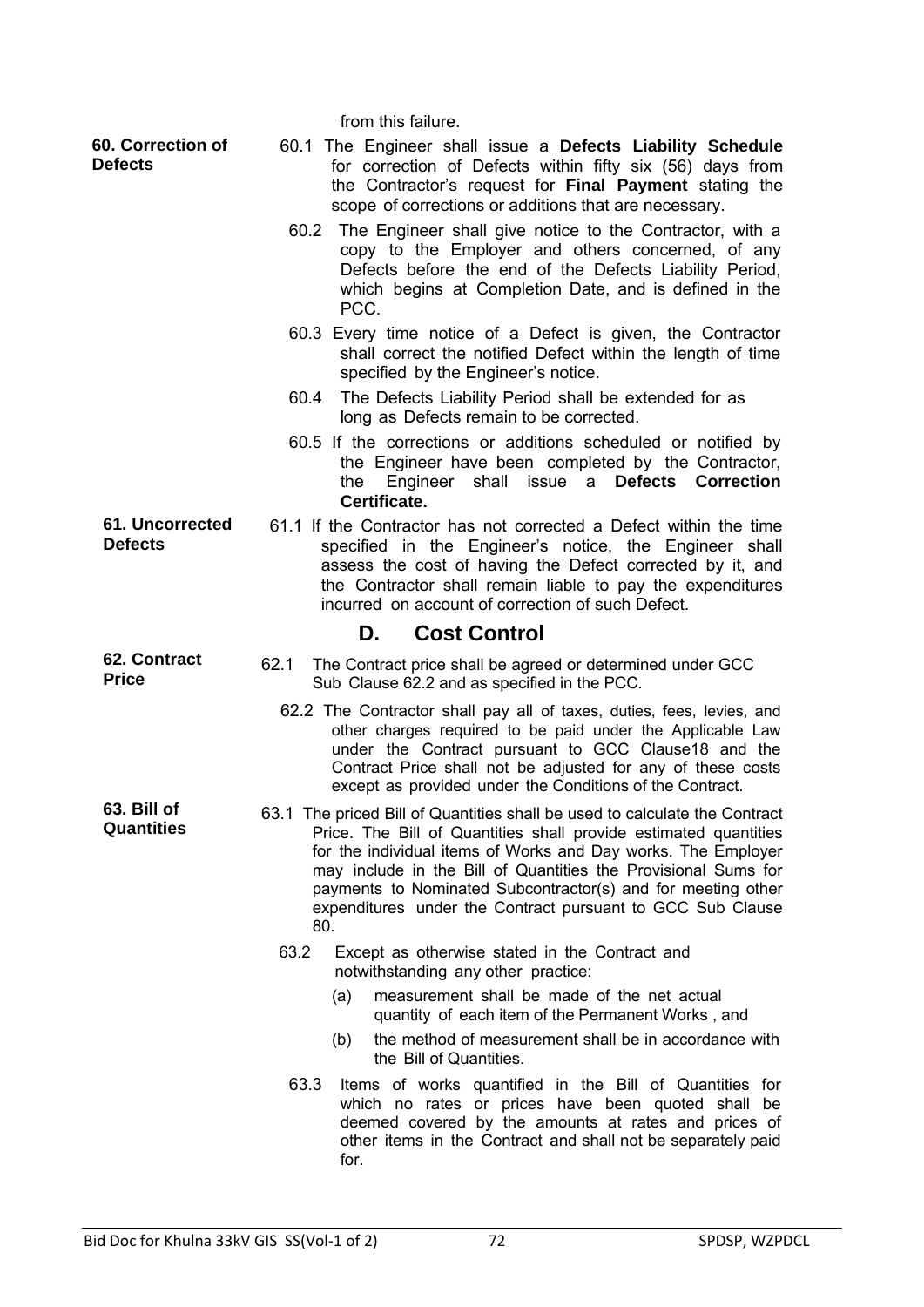from this failure.

**60. Correction of Defects**

60.1 The Engineer shall issue a **Defects Liability Schedule** for correction of Defects within fifty six (56) days from the Contractor's request for **Final Payment** stating the scope of corrections or additions that are necessary.

60.2 The Engineer shall give notice to the Contractor, with a copy to the Employer and others concerned, of any Defects before the end of the Defects Liability Period, which begins at Completion Date, and is defined in the PCC.

60.3 Every time notice of a Defect is given, the Contractor shall correct the notified Defect within the length of time specified by the Engineer's notice.

60.4 The Defects Liability Period shall be extended for as long as Defects remain to be corrected.

60.5 If the corrections or additions scheduled or notified by the Engineer have been completed by the Contractor, the Engineer shall issue a **Defects Correction Certificate.**

**61. Uncorrected Defects**

61.1 If the Contractor has not corrected a Defect within the time specified in the Engineer's notice, the Engineer shall assess the cost of having the Defect corrected by it, and the Contractor shall remain liable to pay the expenditures incurred on account of correction of such Defect.

## D. Cost Control

**62. Contract Price**

62.1 The Contract price shall be agreed or determined under GCC Sub Clause 62.2 and as specified in the PCC.

62.2 The Contractor shall pay all of taxes, duties, fees, levies, and other charges required to be paid under the Applicable Law under the Contract pursuant to GCC Clause18 and the Contract Price shall not be adjusted for any of these costs except as provided under the Conditions of the Contract.

**63. Bill of Quantities**

63.1 The priced Bill of Quantities shall be used to calculate the Contract Price. The Bill of Quantities shall provide estimated quantities for the individual items of Works and Day works. The Employer may include in the Bill of Quantities the Provisional Sums for payments to Nominated Subcontractor(s) and for meeting other expenditures under the Contract pursuant to GCC Sub Clause 80.

63.2 Except as otherwise stated in the Contract and notwithstanding any other practice:

(a) measurement shall be made of the net actual quantity of each item of the Permanent Works , and

(b) the method of measurement shall be in accordance with the Bill of Quantities.

63.3 Items of works quantified in the Bill of Quantities for which no rates or prices have been quoted shall be deemed covered by the amounts at rates and prices of other items in the Contract and shall not be separately paid for.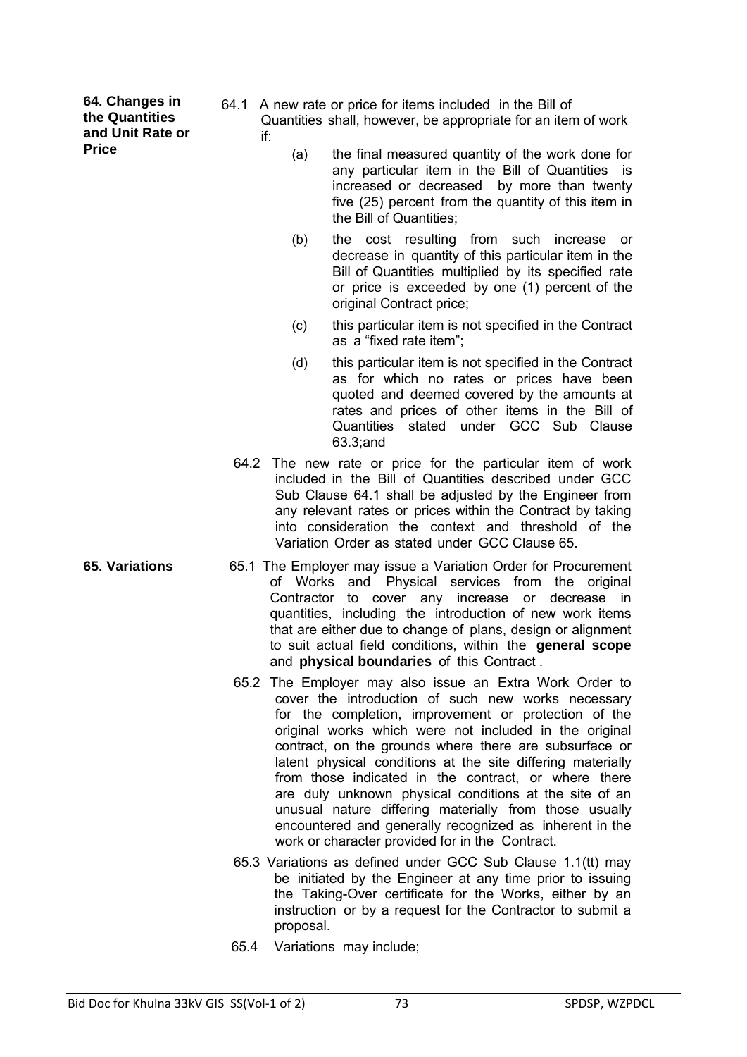**64. Changes in the Quantities and Unit Rate or Price**

64.1 A new rate or price for items included in the Bill of Quantities shall, however, be appropriate for an item of work if:

(a) the final measured quantity of the work done for any particular item in the Bill of Quantities is increased or decreased by more than twenty five (25) percent from the quantity of this item in the Bill of Quantities;

(b) the cost resulting from such increase or decrease in quantity of this particular item in the Bill of Quantities multiplied by its specified rate or price is exceeded by one (1) percent of the original Contract price;

(c) this particular item is not specified in the Contract as a "fixed rate item";

(d) this particular item is not specified in the Contract as for which no rates or prices have been quoted and deemed covered by the amounts at rates and prices of other items in the Bill of Quantities stated under GCC Sub Clause 63.3;and

64.2 The new rate or price for the particular item of work included in the Bill of Quantities described under GCC Sub Clause 64.1 shall be adjusted by the Engineer from any relevant rates or prices within the Contract by taking into consideration the context and threshold of the Variation Order as stated under GCC Clause 65.

**65. Variations**

65.1 The Employer may issue a Variation Order for Procurement of Works and Physical services from the original Contractor to cover any increase or decrease in quantities, including the introduction of new work items that are either due to change of plans, design or alignment to suit actual field conditions, within the **general scope** and **physical boundaries** of this Contract .

65.2 The Employer may also issue an Extra Work Order to cover the introduction of such new works necessary for the completion, improvement or protection of the original works which were not included in the original contract, on the grounds where there are subsurface or latent physical conditions at the site differing materially from those indicated in the contract, or where there are duly unknown physical conditions at the site of an unusual nature differing materially from those usually encountered and generally recognized as inherent in the work or character provided for in the Contract.

65.3 Variations as defined under GCC Sub Clause 1.1(tt) may be initiated by the Engineer at any time prior to issuing the Taking-Over certificate for the Works, either by an instruction or by a request for the Contractor to submit a proposal.

65.4 Variations may include;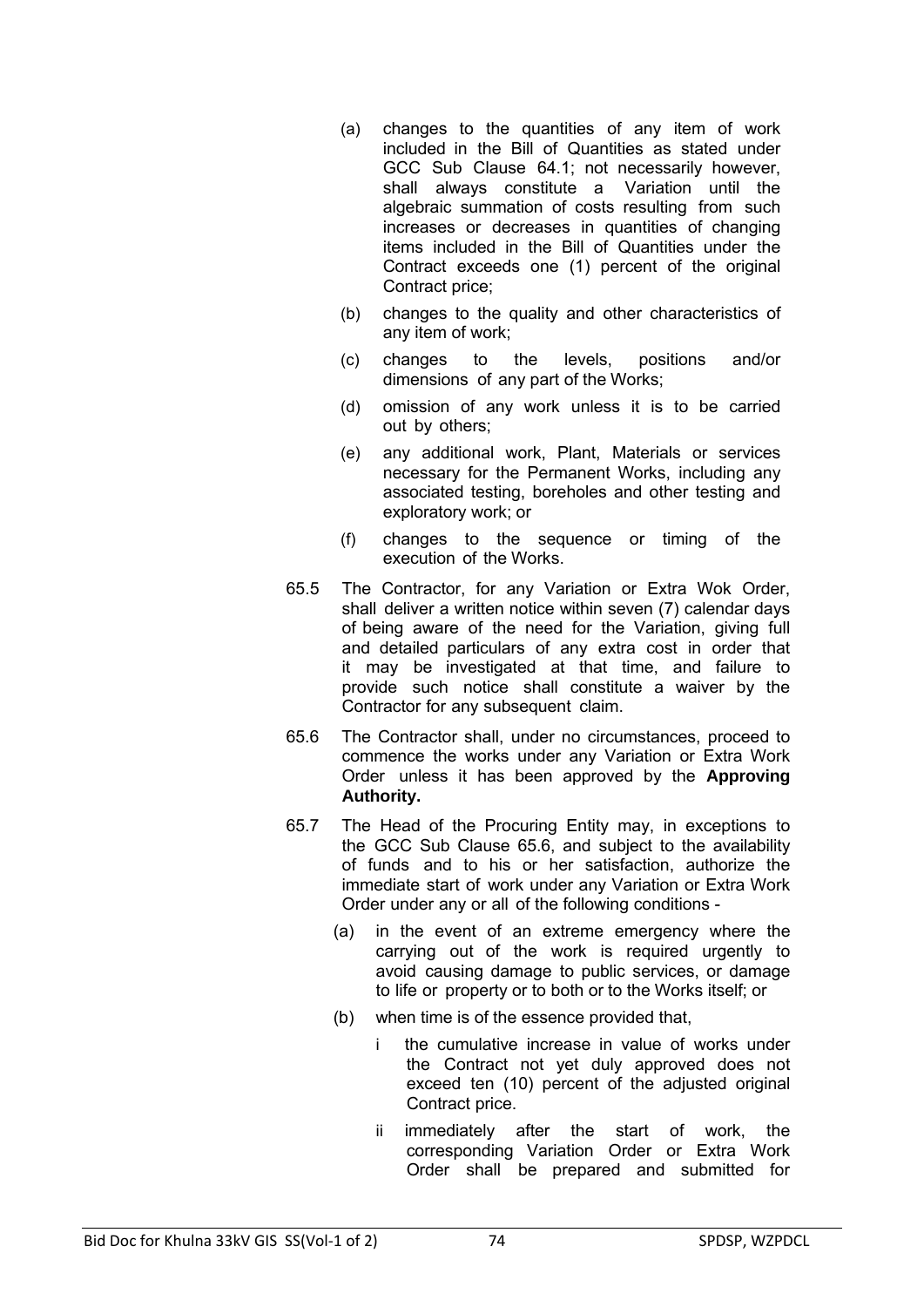(a) changes to the quantities of any item of work included in the Bill of Quantities as stated under GCC Sub Clause 64.1; not necessarily however, shall always constitute a Variation until the algebraic summation of costs resulting from such increases or decreases in quantities of changing items included in the Bill of Quantities under the Contract exceeds one (1) percent of the original Contract price;

(b) changes to the quality and other characteristics of any item of work;

(c) changes to the levels, positions and/or dimensions of any part of the Works;

(d) omission of any work unless it is to be carried out by others;

(e) any additional work, Plant, Materials or services necessary for the Permanent Works, including any associated testing, boreholes and other testing and exploratory work; or

(f) changes to the sequence or timing of the execution of the Works.

65.5 The Contractor, for any Variation or Extra Wok Order, shall deliver a written notice within seven (7) calendar days of being aware of the need for the Variation, giving full and detailed particulars of any extra cost in order that it may be investigated at that time, and failure to provide such notice shall constitute a waiver by the Contractor for any subsequent claim.

65.6 The Contractor shall, under no circumstances, proceed to commence the works under any Variation or Extra Work Order unless it has been approved by the **Approving Authority.**

65.7 The Head of the Procuring Entity may, in exceptions to the GCC Sub Clause 65.6, and subject to the availability of funds and to his or her satisfaction, authorize the immediate start of work under any Variation or Extra Work Order under any or all of the following conditions -

(a) in the event of an extreme emergency where the carrying out of the work is required urgently to avoid causing damage to public services, or damage to life or property or to both or to the Works itself; or

(b) when time is of the essence provided that,

i the cumulative increase in value of works under the Contract not yet duly approved does not exceed ten (10) percent of the adjusted original Contract price.

ii immediately after the start of work, the corresponding Variation Order or Extra Work Order shall be prepared and submitted for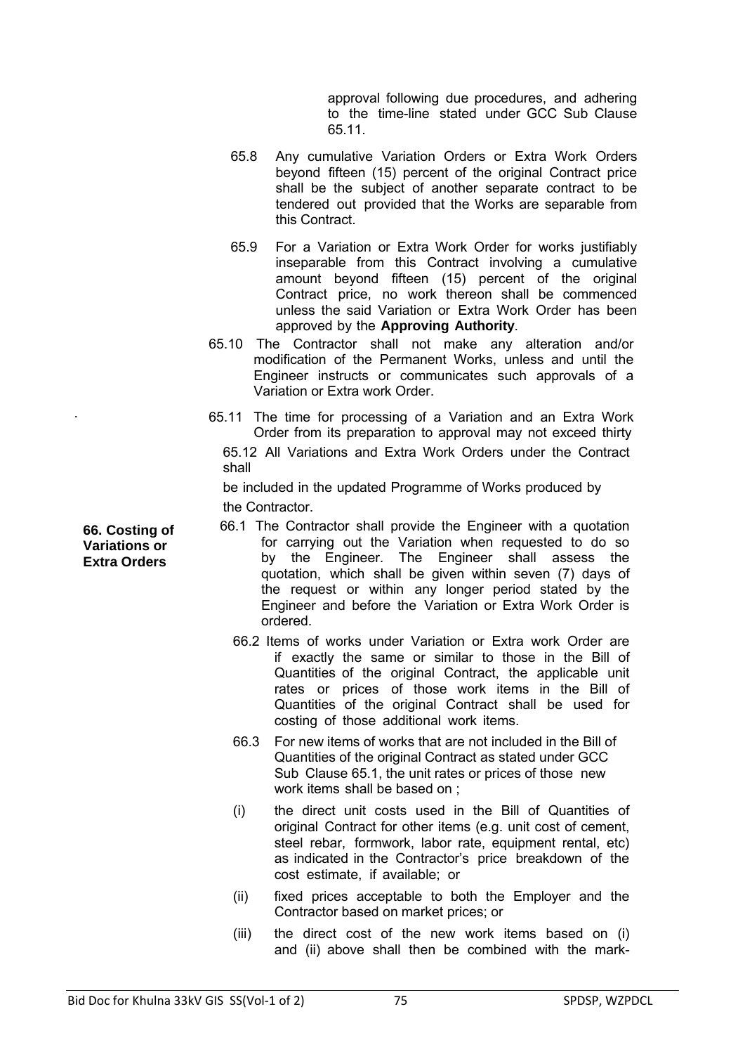approval following due procedures, and adhering to the time-line stated under GCC Sub Clause 65.11.

65.8 Any cumulative Variation Orders or Extra Work Orders beyond fifteen (15) percent of the original Contract price shall be the subject of another separate contract to be tendered out provided that the Works are separable from this Contract.

65.9 For a Variation or Extra Work Order for works justifiably inseparable from this Contract involving a cumulative amount beyond fifteen (15) percent of the original Contract price, no work thereon shall be commenced unless the said Variation or Extra Work Order has been approved by the **Approving Authority**.

65.10 The Contractor shall not make any alteration and/or modification of the Permanent Works, unless and until the Engineer instructs or communicates such approvals of a Variation or Extra work Order.

65.11 The time for processing of a Variation and an Extra Work Order from its preparation to approval may not exceed thirty

65.12 All Variations and Extra Work Orders under the Contract shall

be included in the updated Programme of Works produced by the Contractor.

**66. Costing of Variations or Extra Orders**

66.1 The Contractor shall provide the Engineer with a quotation for carrying out the Variation when requested to do so by the Engineer. The Engineer shall assess the quotation, which shall be given within seven (7) days of the request or within any longer period stated by the Engineer and before the Variation or Extra Work Order is ordered.

66.2 Items of works under Variation or Extra work Order are if exactly the same or similar to those in the Bill of Quantities of the original Contract, the applicable unit rates or prices of those work items in the Bill of Quantities of the original Contract shall be used for costing of those additional work items.

66.3 For new items of works that are not included in the Bill of Quantities of the original Contract as stated under GCC Sub Clause 65.1, the unit rates or prices of those new work items shall be based on ;

(i) the direct unit costs used in the Bill of Quantities of original Contract for other items (e.g. unit cost of cement, steel rebar, formwork, labor rate, equipment rental, etc) as indicated in the Contractor's price breakdown of the cost estimate, if available; or

(ii) fixed prices acceptable to both the Employer and the Contractor based on market prices; or

(iii) the direct cost of the new work items based on (i) and (ii) above shall then be combined with the mark-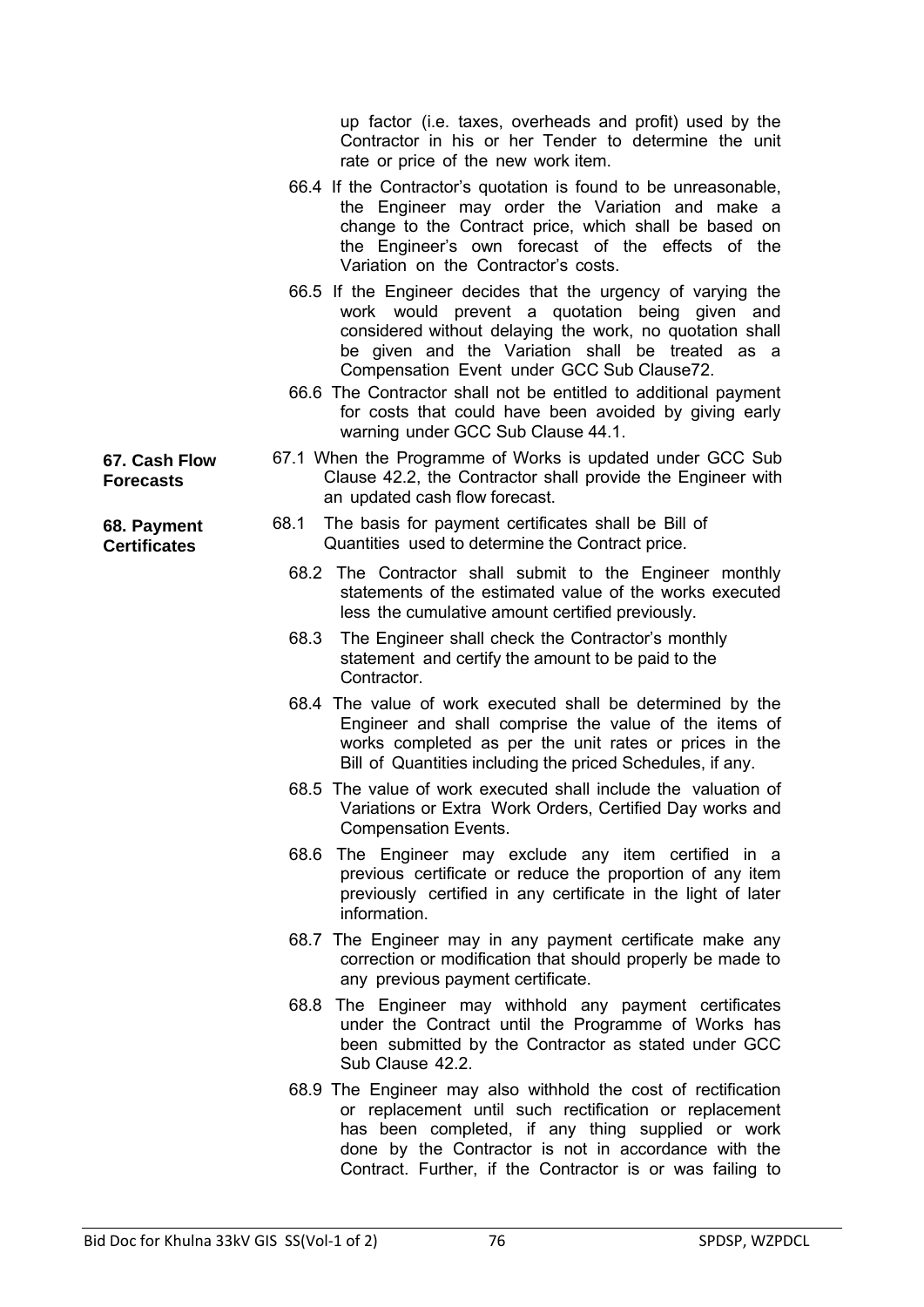up factor (i.e. taxes, overheads and profit) used by the Contractor in his or her Tender to determine the unit rate or price of the new work item.

66.4 If the Contractor's quotation is found to be unreasonable, the Engineer may order the Variation and make a change to the Contract price, which shall be based on the Engineer's own forecast of the effects of the Variation on the Contractor's costs.

66.5 If the Engineer decides that the urgency of varying the work would prevent a quotation being given and considered without delaying the work, no quotation shall be given and the Variation shall be treated as a Compensation Event under GCC Sub Clause72.

66.6 The Contractor shall not be entitled to additional payment for costs that could have been avoided by giving early warning under GCC Sub Clause 44.1.

**67. Cash Flow Forecasts**

67.1 When the Programme of Works is updated under GCC Sub Clause 42.2, the Contractor shall provide the Engineer with an updated cash flow forecast.

**68. Payment Certificates**

68.1 The basis for payment certificates shall be Bill of Quantities used to determine the Contract price.

68.2 The Contractor shall submit to the Engineer monthly statements of the estimated value of the works executed less the cumulative amount certified previously.

68.3 The Engineer shall check the Contractor's monthly statement and certify the amount to be paid to the Contractor.

68.4 The value of work executed shall be determined by the Engineer and shall comprise the value of the items of works completed as per the unit rates or prices in the Bill of Quantities including the priced Schedules, if any.

68.5 The value of work executed shall include the valuation of Variations or Extra Work Orders, Certified Day works and Compensation Events.

68.6 The Engineer may exclude any item certified in a previous certificate or reduce the proportion of any item previously certified in any certificate in the light of later information.

68.7 The Engineer may in any payment certificate make any correction or modification that should properly be made to any previous payment certificate.

68.8 The Engineer may withhold any payment certificates under the Contract until the Programme of Works has been submitted by the Contractor as stated under GCC Sub Clause 42.2.

68.9 The Engineer may also withhold the cost of rectification or replacement until such rectification or replacement has been completed, if any thing supplied or work done by the Contractor is not in accordance with the Contract. Further, if the Contractor is or was failing to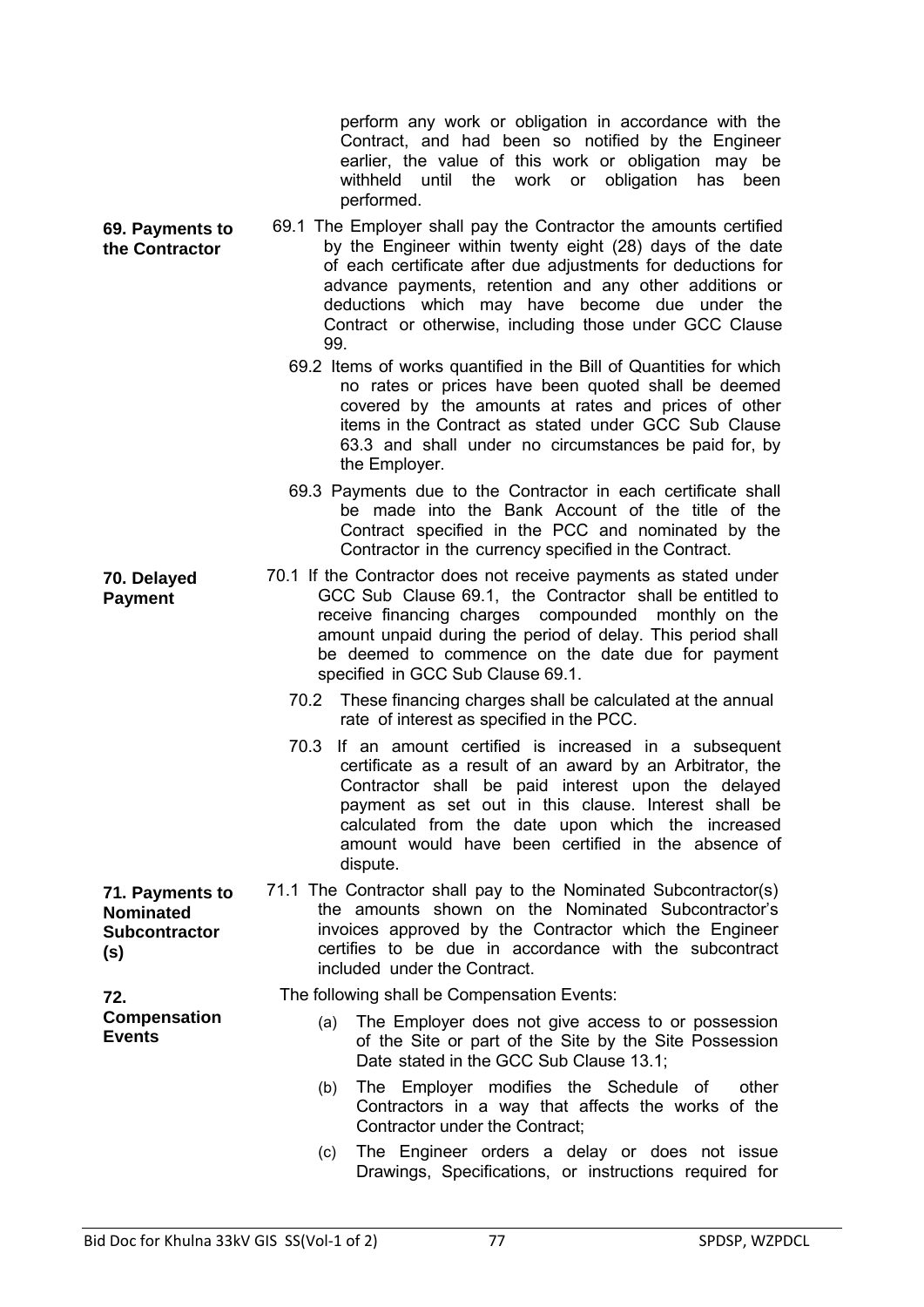perform any work or obligation in accordance with the Contract, and had been so notified by the Engineer earlier, the value of this work or obligation may be withheld until the work or obligation has been performed.

**69. Payments to the Contractor**

69.1 The Employer shall pay the Contractor the amounts certified by the Engineer within twenty eight (28) days of the date of each certificate after due adjustments for deductions for advance payments, retention and any other additions or deductions which may have become due under the Contract or otherwise, including those under GCC Clause 99.

69.2 Items of works quantified in the Bill of Quantities for which no rates or prices have been quoted shall be deemed covered by the amounts at rates and prices of other items in the Contract as stated under GCC Sub Clause 63.3 and shall under no circumstances be paid for, by the Employer.

69.3 Payments due to the Contractor in each certificate shall be made into the Bank Account of the title of the Contract specified in the PCC and nominated by the Contractor in the currency specified in the Contract.

**70. Delayed Payment**

70.1 If the Contractor does not receive payments as stated under GCC Sub Clause 69.1, the Contractor shall be entitled to receive financing charges compounded monthly on the amount unpaid during the period of delay. This period shall be deemed to commence on the date due for payment specified in GCC Sub Clause 69.1.

70.2 These financing charges shall be calculated at the annual rate of interest as specified in the PCC.

70.3 If an amount certified is increased in a subsequent certificate as a result of an award by an Arbitrator, the Contractor shall be paid interest upon the delayed payment as set out in this clause. Interest shall be calculated from the date upon which the increased amount would have been certified in the absence of dispute.

**71. Payments to Nominated Subcontractor (s)**

71.1 The Contractor shall pay to the Nominated Subcontractor(s) the amounts shown on the Nominated Subcontractor's invoices approved by the Contractor which the Engineer certifies to be due in accordance with the subcontract included under the Contract.

**72. Compensation Events**

The following shall be Compensation Events:

(a) The Employer does not give access to or possession of the Site or part of the Site by the Site Possession Date stated in the GCC Sub Clause 13.1;

(b) The Employer modifies the Schedule of other Contractors in a way that affects the works of the Contractor under the Contract;

(c) The Engineer orders a delay or does not issue Drawings, Specifications, or instructions required for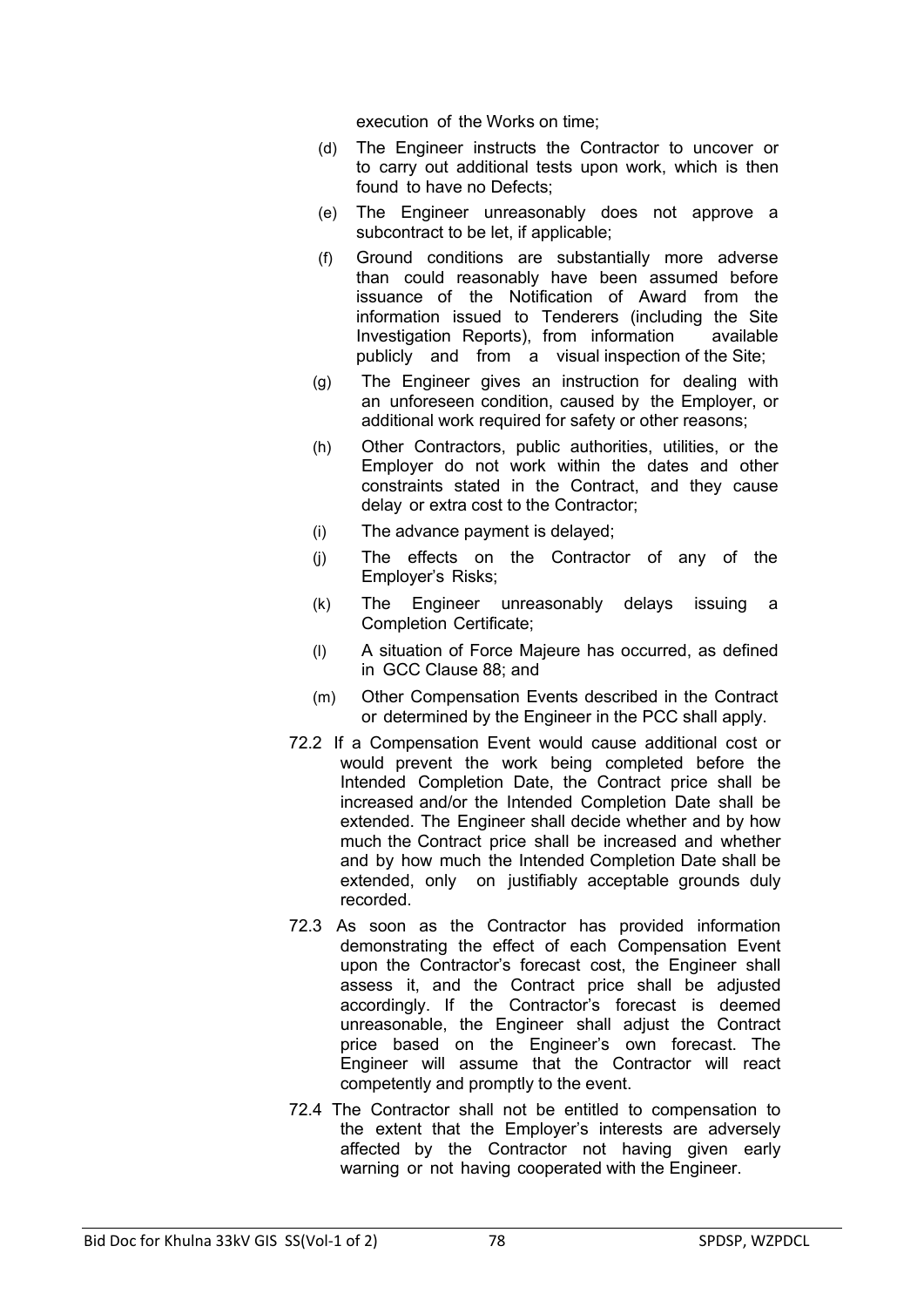execution of the Works on time;

(d) The Engineer instructs the Contractor to uncover or to carry out additional tests upon work, which is then found to have no Defects;

(e) The Engineer unreasonably does not approve a subcontract to be let, if applicable;

(f) Ground conditions are substantially more adverse than could reasonably have been assumed before issuance of the Notification of Award from the information issued to Tenderers (including the Site Investigation Reports), from information available publicly and from a visual inspection of the Site;

(g) The Engineer gives an instruction for dealing with an unforeseen condition, caused by the Employer, or additional work required for safety or other reasons;

(h) Other Contractors, public authorities, utilities, or the Employer do not work within the dates and other constraints stated in the Contract, and they cause delay or extra cost to the Contractor;

(i) The advance payment is delayed;

(j) The effects on the Contractor of any of the Employer's Risks;

(k) The Engineer unreasonably delays issuing a Completion Certificate;

(l) A situation of Force Majeure has occurred, as defined in GCC Clause 88; and

(m) Other Compensation Events described in the Contract or determined by the Engineer in the PCC shall apply.

72.2 If a Compensation Event would cause additional cost or would prevent the work being completed before the Intended Completion Date, the Contract price shall be increased and/or the Intended Completion Date shall be extended. The Engineer shall decide whether and by how much the Contract price shall be increased and whether and by how much the Intended Completion Date shall be extended, only on justifiably acceptable grounds duly recorded.

72.3 As soon as the Contractor has provided information demonstrating the effect of each Compensation Event upon the Contractor's forecast cost, the Engineer shall assess it, and the Contract price shall be adjusted accordingly. If the Contractor's forecast is deemed unreasonable, the Engineer shall adjust the Contract price based on the Engineer's own forecast. The Engineer will assume that the Contractor will react competently and promptly to the event.

72.4 The Contractor shall not be entitled to compensation to the extent that the Employer's interests are adversely affected by the Contractor not having given early warning or not having cooperated with the Engineer.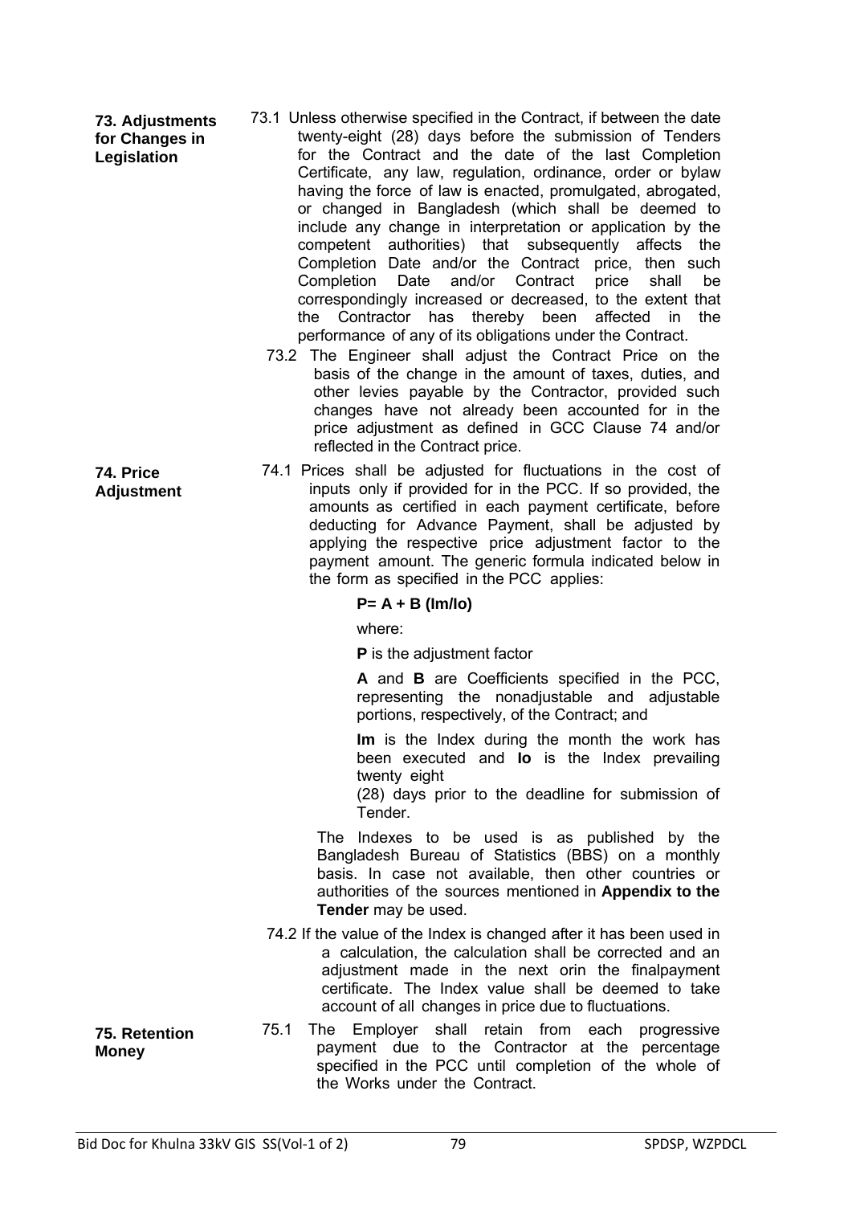**73. Adjustments for Changes in Legislation**

73.1 Unless otherwise specified in the Contract, if between the date twenty-eight (28) days before the submission of Tenders for the Contract and the date of the last Completion Certificate, any law, regulation, ordinance, order or bylaw having the force of law is enacted, promulgated, abrogated, or changed in Bangladesh (which shall be deemed to include any change in interpretation or application by the competent authorities) that subsequently affects the Completion Date and/or the Contract price, then such Completion Date and/or Contract price shall be correspondingly increased or decreased, to the extent that the Contractor has thereby been affected in the performance of any of its obligations under the Contract.

73.2 The Engineer shall adjust the Contract Price on the basis of the change in the amount of taxes, duties, and other levies payable by the Contractor, provided such changes have not already been accounted for in the price adjustment as defined in GCC Clause 74 and/or reflected in the Contract price.

**74. Price Adjustment**

74.1 Prices shall be adjusted for fluctuations in the cost of inputs only if provided for in the PCC. If so provided, the amounts as certified in each payment certificate, before deducting for Advance Payment, shall be adjusted by applying the respective price adjustment factor to the payment amount. The generic formula indicated below in the form as specified in the PCC applies:

$$P = A + B\,(Im/Io)$$

where:

**P** is the adjustment factor

**A** and **B** are Coefficients specified in the PCC, representing the nonadjustable and adjustable portions, respectively, of the Contract; and

**Im** is the Index during the month the work has been executed and **Io** is the Index prevailing twenty eight (28) days prior to the deadline for submission of Tender.

The Indexes to be used is as published by the Bangladesh Bureau of Statistics (BBS) on a monthly basis. In case not available, then other countries or authorities of the sources mentioned in **Appendix to the Tender** may be used.

74.2 If the value of the Index is changed after it has been used in a calculation, the calculation shall be corrected and an adjustment made in the next orin the finalpayment certificate. The Index value shall be deemed to take account of all changes in price due to fluctuations.

**75. Retention Money**

75.1 The Employer shall retain from each progressive payment due to the Contractor at the percentage specified in the PCC until completion of the whole of the Works under the Contract.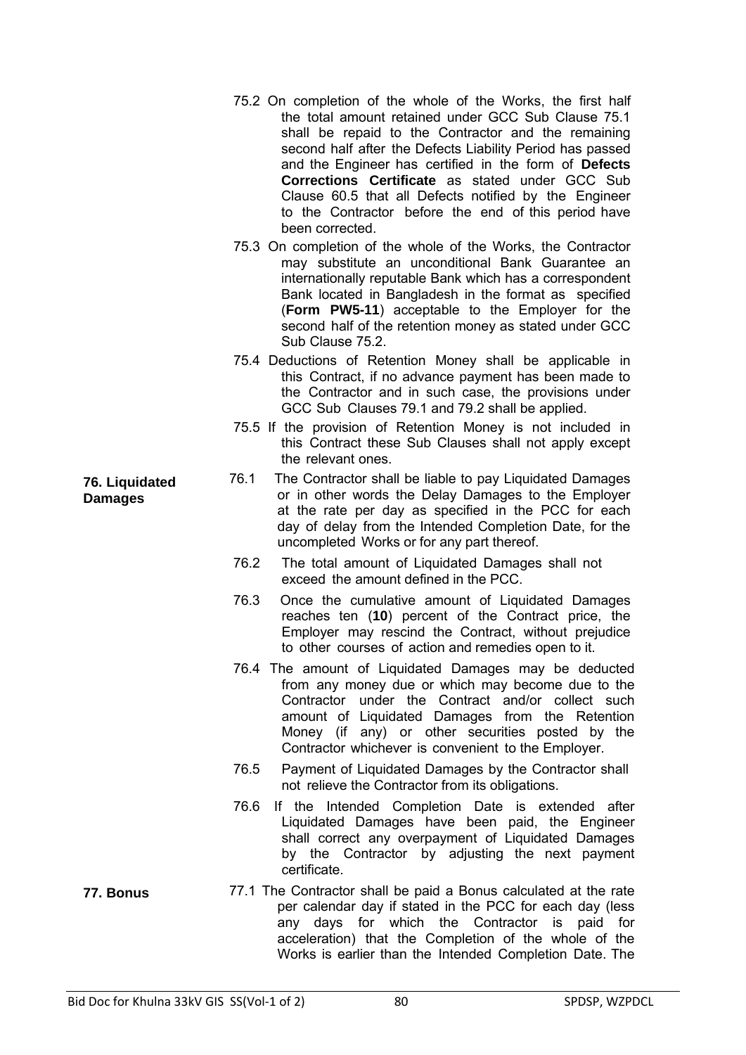75.2 On completion of the whole of the Works, the first half the total amount retained under GCC Sub Clause 75.1 shall be repaid to the Contractor and the remaining second half after the Defects Liability Period has passed and the Engineer has certified in the form of **Defects Corrections Certificate** as stated under GCC Sub Clause 60.5 that all Defects notified by the Engineer to the Contractor before the end of this period have been corrected.

75.3 On completion of the whole of the Works, the Contractor may substitute an unconditional Bank Guarantee an internationally reputable Bank which has a correspondent Bank located in Bangladesh in the format as specified (**Form PW5-11**) acceptable to the Employer for the second half of the retention money as stated under GCC Sub Clause 75.2.

75.4 Deductions of Retention Money shall be applicable in this Contract, if no advance payment has been made to the Contractor and in such case, the provisions under GCC Sub Clauses 79.1 and 79.2 shall be applied.

75.5 If the provision of Retention Money is not included in this Contract these Sub Clauses shall not apply except the relevant ones.

**76. Liquidated Damages**

76.1 The Contractor shall be liable to pay Liquidated Damages or in other words the Delay Damages to the Employer at the rate per day as specified in the PCC for each day of delay from the Intended Completion Date, for the uncompleted Works or for any part thereof.

76.2 The total amount of Liquidated Damages shall not exceed the amount defined in the PCC.

76.3 Once the cumulative amount of Liquidated Damages reaches ten (**10**) percent of the Contract price, the Employer may rescind the Contract, without prejudice to other courses of action and remedies open to it.

76.4 The amount of Liquidated Damages may be deducted from any money due or which may become due to the Contractor under the Contract and/or collect such amount of Liquidated Damages from the Retention Money (if any) or other securities posted by the Contractor whichever is convenient to the Employer.

76.5 Payment of Liquidated Damages by the Contractor shall not relieve the Contractor from its obligations.

76.6 If the Intended Completion Date is extended after Liquidated Damages have been paid, the Engineer shall correct any overpayment of Liquidated Damages by the Contractor by adjusting the next payment certificate.

**77. Bonus**

77.1 The Contractor shall be paid a Bonus calculated at the rate per calendar day if stated in the PCC for each day (less any days for which the Contractor is paid for acceleration) that the Completion of the whole of the Works is earlier than the Intended Completion Date. The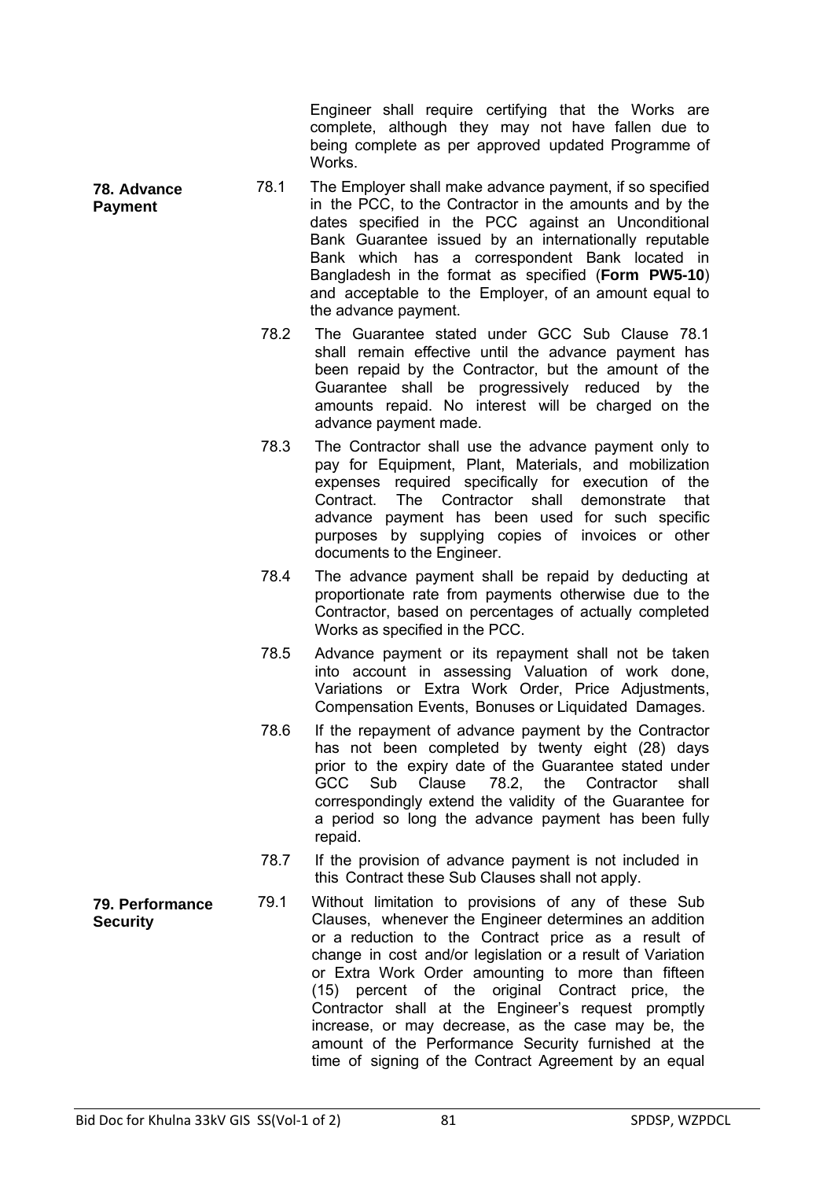Engineer shall require certifying that the Works are complete, although they may not have fallen due to being complete as per approved updated Programme of Works.

**78. Advance Payment**

78.1 The Employer shall make advance payment, if so specified in the PCC, to the Contractor in the amounts and by the dates specified in the PCC against an Unconditional Bank Guarantee issued by an internationally reputable Bank which has a correspondent Bank located in Bangladesh in the format as specified (**Form PW5-10**) and acceptable to the Employer, of an amount equal to the advance payment.

78.2 The Guarantee stated under GCC Sub Clause 78.1 shall remain effective until the advance payment has been repaid by the Contractor, but the amount of the Guarantee shall be progressively reduced by the amounts repaid. No interest will be charged on the advance payment made.

78.3 The Contractor shall use the advance payment only to pay for Equipment, Plant, Materials, and mobilization expenses required specifically for execution of the Contract. The Contractor shall demonstrate that advance payment has been used for such specific purposes by supplying copies of invoices or other documents to the Engineer.

78.4 The advance payment shall be repaid by deducting at proportionate rate from payments otherwise due to the Contractor, based on percentages of actually completed Works as specified in the PCC.

78.5 Advance payment or its repayment shall not be taken into account in assessing Valuation of work done, Variations or Extra Work Order, Price Adjustments, Compensation Events, Bonuses or Liquidated Damages.

78.6 If the repayment of advance payment by the Contractor has not been completed by twenty eight (28) days prior to the expiry date of the Guarantee stated under GCC Sub Clause 78.2, the Contractor shall correspondingly extend the validity of the Guarantee for a period so long the advance payment has been fully repaid.

78.7 If the provision of advance payment is not included in this Contract these Sub Clauses shall not apply.

**79. Performance Security**

79.1 Without limitation to provisions of any of these Sub Clauses, whenever the Engineer determines an addition or a reduction to the Contract price as a result of change in cost and/or legislation or a result of Variation or Extra Work Order amounting to more than fifteen (15) percent of the original Contract price, the Contractor shall at the Engineer's request promptly increase, or may decrease, as the case may be, the amount of the Performance Security furnished at the time of signing of the Contract Agreement by an equal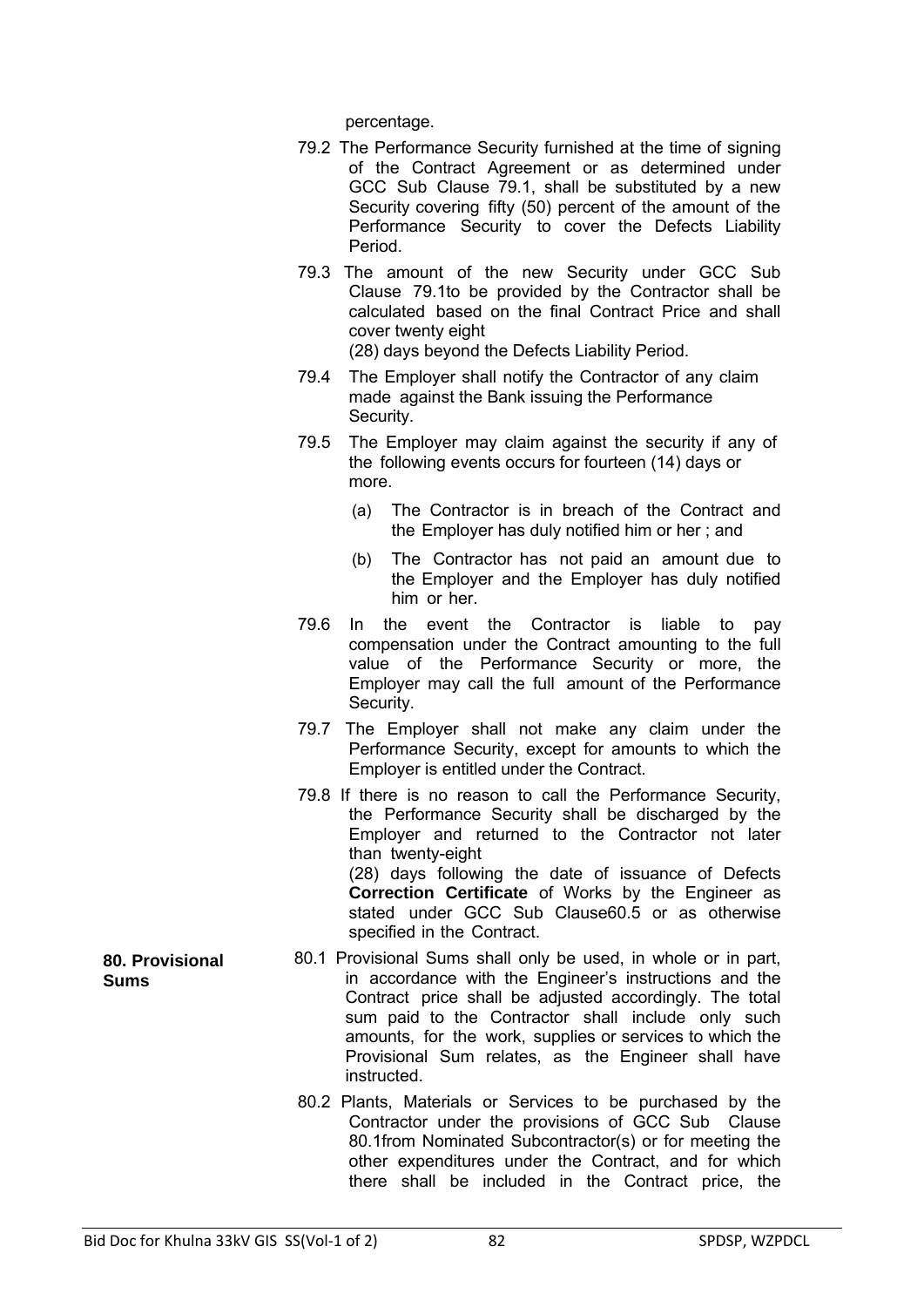percentage.

79.2 The Performance Security furnished at the time of signing of the Contract Agreement or as determined under GCC Sub Clause 79.1, shall be substituted by a new Security covering fifty (50) percent of the amount of the Performance Security to cover the Defects Liability Period.

79.3 The amount of the new Security under GCC Sub Clause 79.1to be provided by the Contractor shall be calculated based on the final Contract Price and shall cover twenty eight (28) days beyond the Defects Liability Period.

79.4 The Employer shall notify the Contractor of any claim made against the Bank issuing the Performance Security.

79.5 The Employer may claim against the security if any of the following events occurs for fourteen (14) days or more.

(a) The Contractor is in breach of the Contract and the Employer has duly notified him or her ; and

(b) The Contractor has not paid an amount due to the Employer and the Employer has duly notified him or her.

79.6 In the event the Contractor is liable to pay compensation under the Contract amounting to the full value of the Performance Security or more, the Employer may call the full amount of the Performance Security.

79.7 The Employer shall not make any claim under the Performance Security, except for amounts to which the Employer is entitled under the Contract.

79.8 If there is no reason to call the Performance Security, the Performance Security shall be discharged by the Employer and returned to the Contractor not later than twenty-eight (28) days following the date of issuance of Defects **Correction Certificate** of Works by the Engineer as stated under GCC Sub Clause60.5 or as otherwise specified in the Contract.

**80. Provisional Sums**

80.1 Provisional Sums shall only be used, in whole or in part, in accordance with the Engineer's instructions and the Contract price shall be adjusted accordingly. The total sum paid to the Contractor shall include only such amounts, for the work, supplies or services to which the Provisional Sum relates, as the Engineer shall have instructed.

80.2 Plants, Materials or Services to be purchased by the Contractor under the provisions of GCC Sub Clause 80.1from Nominated Subcontractor(s) or for meeting the other expenditures under the Contract, and for which there shall be included in the Contract price, the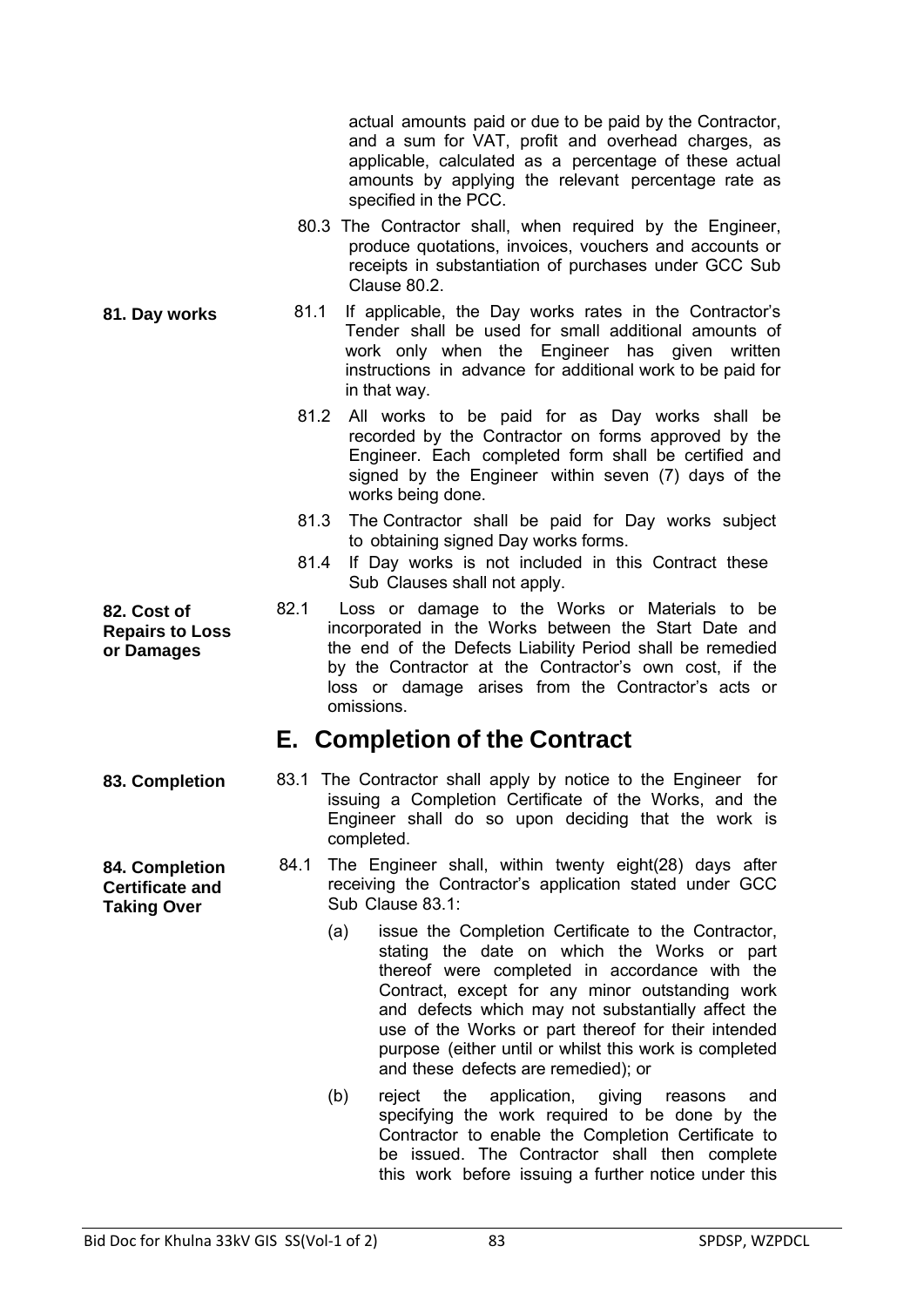actual amounts paid or due to be paid by the Contractor, and a sum for VAT, profit and overhead charges, as applicable, calculated as a percentage of these actual amounts by applying the relevant percentage rate as specified in the PCC.

80.3 The Contractor shall, when required by the Engineer, produce quotations, invoices, vouchers and accounts or receipts in substantiation of purchases under GCC Sub Clause 80.2.

**81. Day works**

81.1 If applicable, the Day works rates in the Contractor's Tender shall be used for small additional amounts of work only when the Engineer has given written instructions in advance for additional work to be paid for in that way.

81.2 All works to be paid for as Day works shall be recorded by the Contractor on forms approved by the Engineer. Each completed form shall be certified and signed by the Engineer within seven (7) days of the works being done.

81.3 The Contractor shall be paid for Day works subject to obtaining signed Day works forms.

81.4 If Day works is not included in this Contract these Sub Clauses shall not apply.

**82. Cost of Repairs to Loss or Damages**

82.1 Loss or damage to the Works or Materials to be incorporated in the Works between the Start Date and the end of the Defects Liability Period shall be remedied by the Contractor at the Contractor's own cost, if the loss or damage arises from the Contractor's acts or omissions.

## E. Completion of the Contract

**83. Completion**

83.1 The Contractor shall apply by notice to the Engineer for issuing a Completion Certificate of the Works, and the Engineer shall do so upon deciding that the work is completed.

**84. Completion Certificate and Taking Over**

84.1 The Engineer shall, within twenty eight(28) days after receiving the Contractor's application stated under GCC Sub Clause 83.1:

(a) issue the Completion Certificate to the Contractor, stating the date on which the Works or part thereof were completed in accordance with the Contract, except for any minor outstanding work and defects which may not substantially affect the use of the Works or part thereof for their intended purpose (either until or whilst this work is completed and these defects are remedied); or

(b) reject the application, giving reasons and specifying the work required to be done by the Contractor to enable the Completion Certificate to be issued. The Contractor shall then complete this work before issuing a further notice under this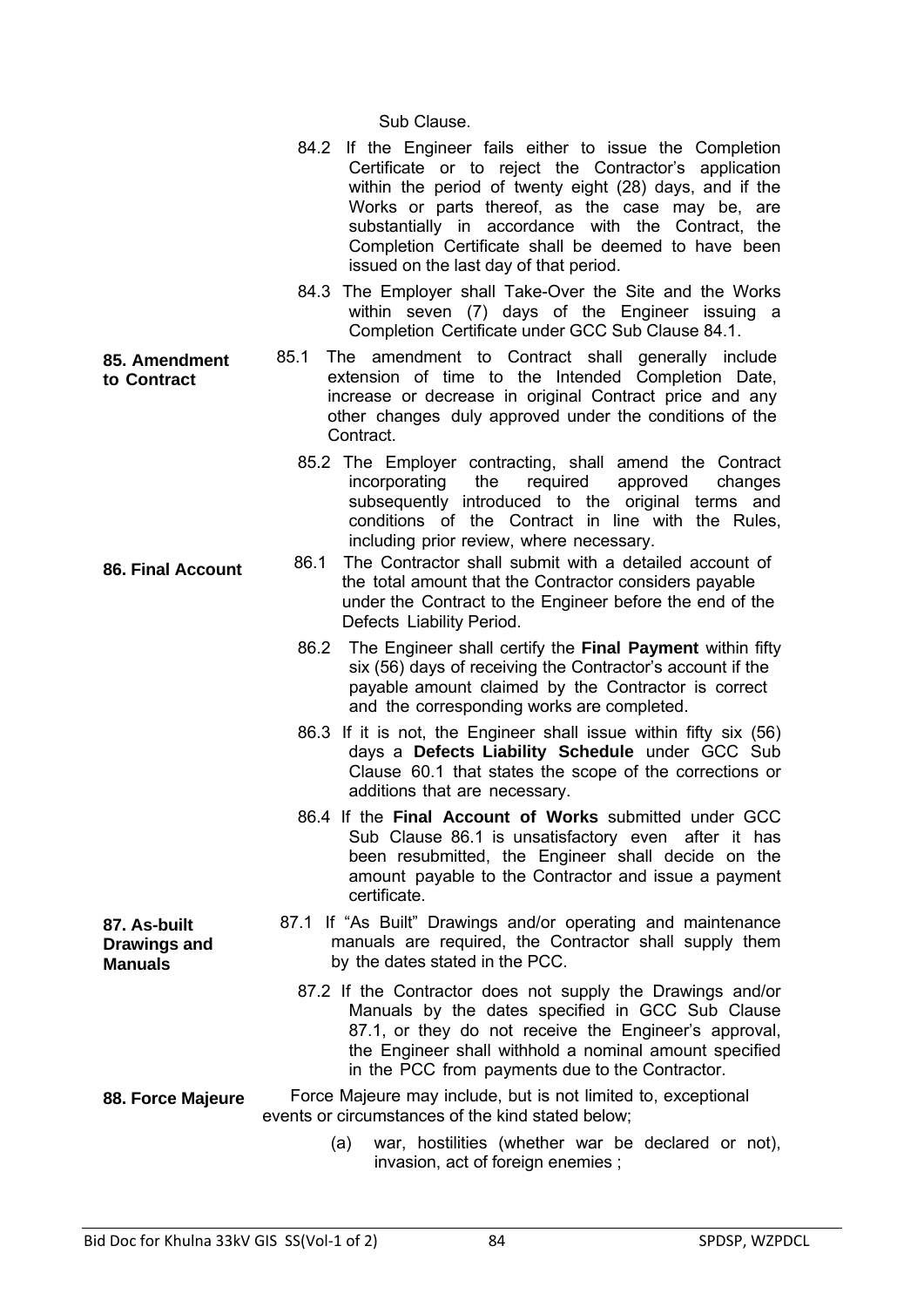Sub Clause.

84.2 If the Engineer fails either to issue the Completion Certificate or to reject the Contractor's application within the period of twenty eight (28) days, and if the Works or parts thereof, as the case may be, are substantially in accordance with the Contract, the Completion Certificate shall be deemed to have been issued on the last day of that period.

84.3 The Employer shall Take-Over the Site and the Works within seven (7) days of the Engineer issuing a Completion Certificate under GCC Sub Clause 84.1.

**85. Amendment to Contract**

85.1 The amendment to Contract shall generally include extension of time to the Intended Completion Date, increase or decrease in original Contract price and any other changes duly approved under the conditions of the Contract.

85.2 The Employer contracting, shall amend the Contract incorporating the required approved changes subsequently introduced to the original terms and conditions of the Contract in line with the Rules, including prior review, where necessary.

**86. Final Account**

86.1 The Contractor shall submit with a detailed account of the total amount that the Contractor considers payable under the Contract to the Engineer before the end of the Defects Liability Period.

86.2 The Engineer shall certify the **Final Payment** within fifty six (56) days of receiving the Contractor's account if the payable amount claimed by the Contractor is correct and the corresponding works are completed.

86.3 If it is not, the Engineer shall issue within fifty six (56) days a **Defects Liability Schedule** under GCC Sub Clause 60.1 that states the scope of the corrections or additions that are necessary.

86.4 If the **Final Account of Works** submitted under GCC Sub Clause 86.1 is unsatisfactory even after it has been resubmitted, the Engineer shall decide on the amount payable to the Contractor and issue a payment certificate.

**87. As-built Drawings and Manuals**

87.1 If "As Built" Drawings and/or operating and maintenance manuals are required, the Contractor shall supply them by the dates stated in the PCC.

87.2 If the Contractor does not supply the Drawings and/or Manuals by the dates specified in GCC Sub Clause 87.1, or they do not receive the Engineer's approval, the Engineer shall withhold a nominal amount specified in the PCC from payments due to the Contractor.

**88. Force Majeure**

Force Majeure may include, but is not limited to, exceptional events or circumstances of the kind stated below;

(a) war, hostilities (whether war be declared or not), invasion, act of foreign enemies ;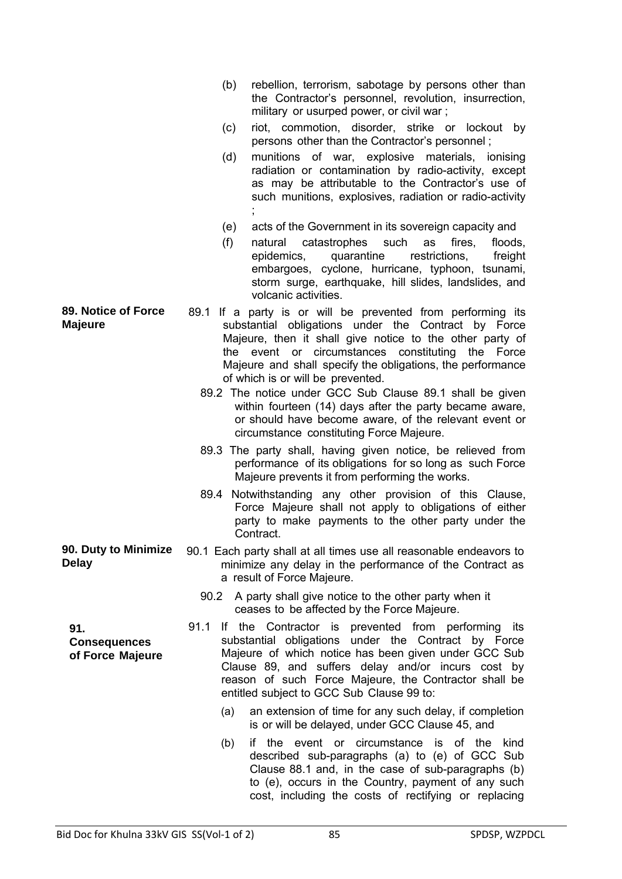(b) rebellion, terrorism, sabotage by persons other than the Contractor's personnel, revolution, insurrection, military or usurped power, or civil war ;

(c) riot, commotion, disorder, strike or lockout by persons other than the Contractor's personnel ;

(d) munitions of war, explosive materials, ionising radiation or contamination by radio-activity, except as may be attributable to the Contractor's use of such munitions, explosives, radiation or radio-activity ;

(e) acts of the Government in its sovereign capacity and

(f) natural catastrophes such as fires, floods, epidemics, quarantine restrictions, freight embargoes, cyclone, hurricane, typhoon, tsunami, storm surge, earthquake, hill slides, landslides, and volcanic activities.

**89. Notice of Force Majeure**

89.1 If a party is or will be prevented from performing its substantial obligations under the Contract by Force Majeure, then it shall give notice to the other party of the event or circumstances constituting the Force Majeure and shall specify the obligations, the performance of which is or will be prevented.

89.2 The notice under GCC Sub Clause 89.1 shall be given within fourteen (14) days after the party became aware, or should have become aware, of the relevant event or circumstance constituting Force Majeure.

89.3 The party shall, having given notice, be relieved from performance of its obligations for so long as such Force Majeure prevents it from performing the works.

89.4 Notwithstanding any other provision of this Clause, Force Majeure shall not apply to obligations of either party to make payments to the other party under the Contract.

**90. Duty to Minimize Delay**

90.1 Each party shall at all times use all reasonable endeavors to minimize any delay in the performance of the Contract as a result of Force Majeure.

90.2 A party shall give notice to the other party when it ceases to be affected by the Force Majeure.

**91. Consequences of Force Majeure**

91.1 If the Contractor is prevented from performing its substantial obligations under the Contract by Force Majeure of which notice has been given under GCC Sub Clause 89, and suffers delay and/or incurs cost by reason of such Force Majeure, the Contractor shall be entitled subject to GCC Sub Clause 99 to:

(a) an extension of time for any such delay, if completion is or will be delayed, under GCC Clause 45, and

(b) if the event or circumstance is of the kind described sub-paragraphs (a) to (e) of GCC Sub Clause 88.1 and, in the case of sub-paragraphs (b) to (e), occurs in the Country, payment of any such cost, including the costs of rectifying or replacing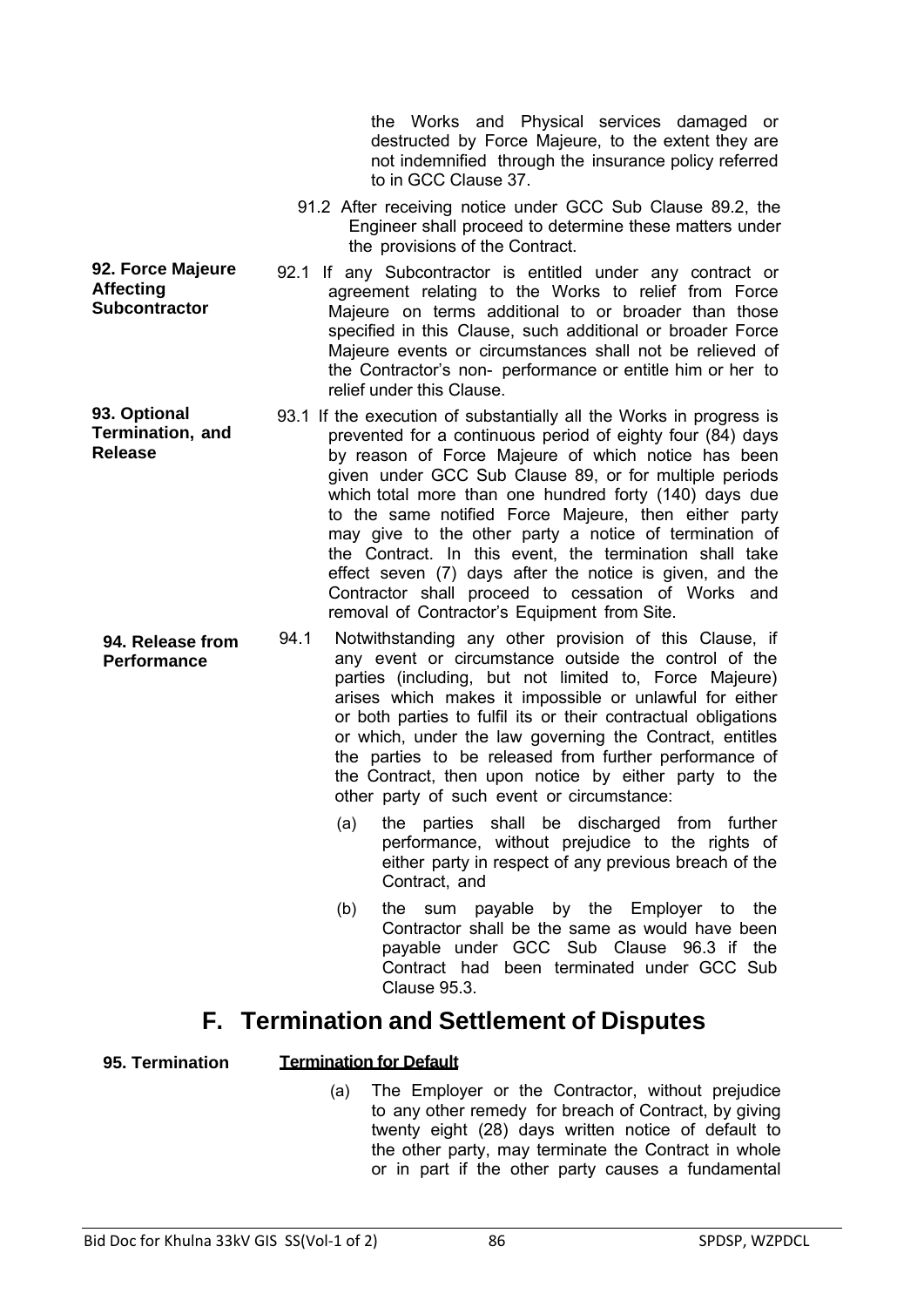the Works and Physical services damaged or destructed by Force Majeure, to the extent they are not indemnified through the insurance policy referred to in GCC Clause 37.

91.2 After receiving notice under GCC Sub Clause 89.2, the Engineer shall proceed to determine these matters under the provisions of the Contract.

**92. Force Majeure Affecting Subcontractor**

92.1 If any Subcontractor is entitled under any contract or agreement relating to the Works to relief from Force Majeure on terms additional to or broader than those specified in this Clause, such additional or broader Force Majeure events or circumstances shall not be relieved of the Contractor's non- performance or entitle him or her to relief under this Clause.

**93. Optional Termination, and Release**

93.1 If the execution of substantially all the Works in progress is prevented for a continuous period of eighty four (84) days by reason of Force Majeure of which notice has been given under GCC Sub Clause 89, or for multiple periods which total more than one hundred forty (140) days due to the same notified Force Majeure, then either party may give to the other party a notice of termination of the Contract. In this event, the termination shall take effect seven (7) days after the notice is given, and the Contractor shall proceed to cessation of Works and removal of Contractor's Equipment from Site.

**94. Release from Performance**

94.1 Notwithstanding any other provision of this Clause, if any event or circumstance outside the control of the parties (including, but not limited to, Force Majeure) arises which makes it impossible or unlawful for either or both parties to fulfil its or their contractual obligations or which, under the law governing the Contract, entitles the parties to be released from further performance of the Contract, then upon notice by either party to the other party of such event or circumstance:

(a) the parties shall be discharged from further performance, without prejudice to the rights of either party in respect of any previous breach of the Contract, and

(b) the sum payable by the Employer to the Contractor shall be the same as would have been payable under GCC Sub Clause 96.3 if the Contract had been terminated under GCC Sub Clause 95.3.

# F. Termination and Settlement of Disputes

**95. Termination**

**Termination for Default**

(a) The Employer or the Contractor, without prejudice to any other remedy for breach of Contract, by giving twenty eight (28) days written notice of default to the other party, may terminate the Contract in whole or in part if the other party causes a fundamental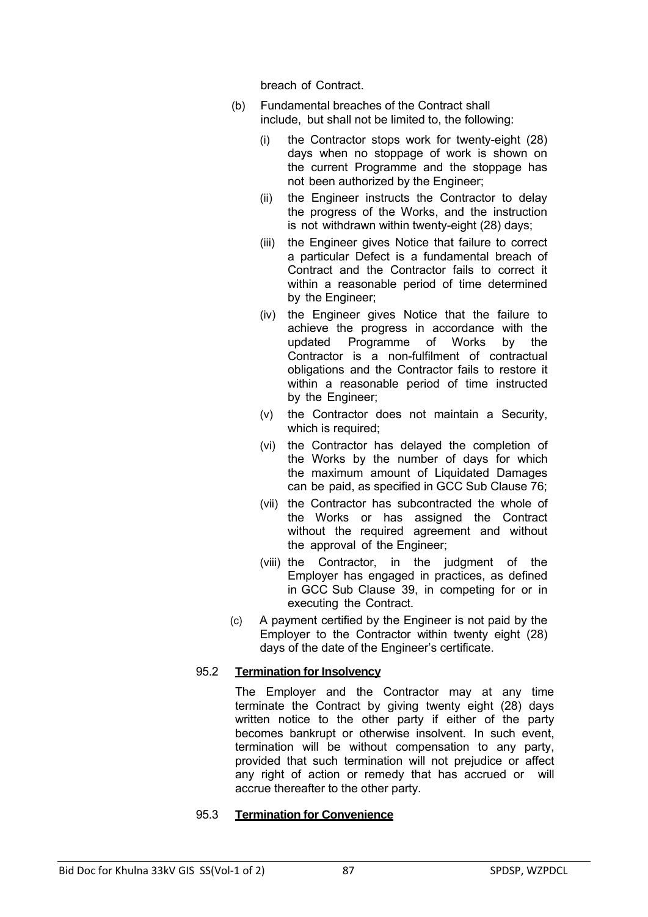breach of Contract.

(b) Fundamental breaches of the Contract shall include, but shall not be limited to, the following:

   (i) the Contractor stops work for twenty-eight (28) days when no stoppage of work is shown on the current Programme and the stoppage has not been authorized by the Engineer;

   (ii) the Engineer instructs the Contractor to delay the progress of the Works, and the instruction is not withdrawn within twenty-eight (28) days;

   (iii) the Engineer gives Notice that failure to correct a particular Defect is a fundamental breach of Contract and the Contractor fails to correct it within a reasonable period of time determined by the Engineer;

   (iv) the Engineer gives Notice that the failure to achieve the progress in accordance with the updated Programme of Works by the Contractor is a non-fulfilment of contractual obligations and the Contractor fails to restore it within a reasonable period of time instructed by the Engineer;

   (v) the Contractor does not maintain a Security, which is required;

   (vi) the Contractor has delayed the completion of the Works by the number of days for which the maximum amount of Liquidated Damages can be paid, as specified in GCC Sub Clause 76;

   (vii) the Contractor has subcontracted the whole of the Works or has assigned the Contract without the required agreement and without the approval of the Engineer;

   (viii) the Contractor, in the judgment of the Employer has engaged in practices, as defined in GCC Sub Clause 39, in competing for or in executing the Contract.

(c) A payment certified by the Engineer is not paid by the Employer to the Contractor within twenty eight (28) days of the date of the Engineer's certificate.

95.2 **Termination for Insolvency**

The Employer and the Contractor may at any time terminate the Contract by giving twenty eight (28) days written notice to the other party if either of the party becomes bankrupt or otherwise insolvent. In such event, termination will be without compensation to any party, provided that such termination will not prejudice or affect any right of action or remedy that has accrued or will accrue thereafter to the other party.

95.3 **Termination for Convenience**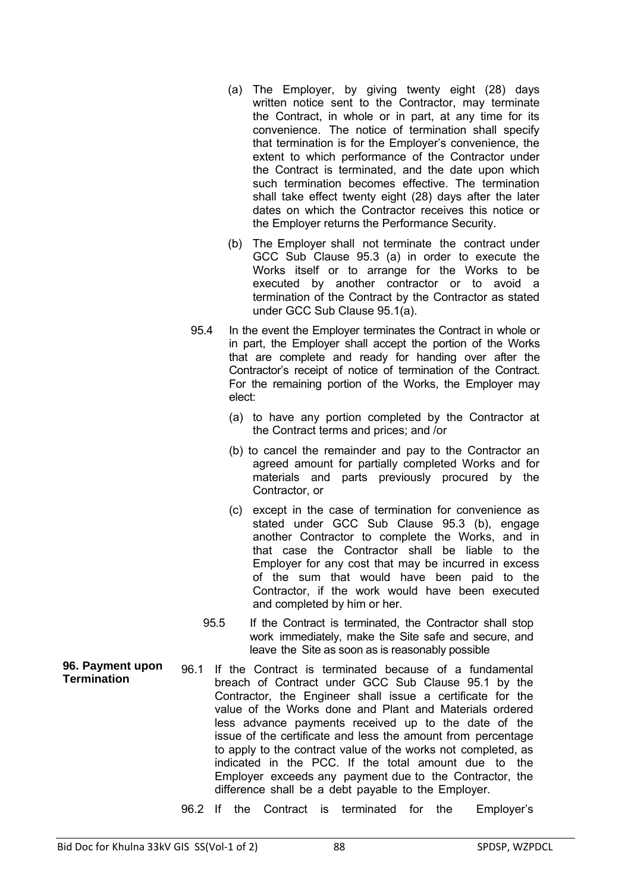(a) The Employer, by giving twenty eight (28) days written notice sent to the Contractor, may terminate the Contract, in whole or in part, at any time for its convenience. The notice of termination shall specify that termination is for the Employer's convenience, the extent to which performance of the Contractor under the Contract is terminated, and the date upon which such termination becomes effective. The termination shall take effect twenty eight (28) days after the later dates on which the Contractor receives this notice or the Employer returns the Performance Security.

(b) The Employer shall not terminate the contract under GCC Sub Clause 95.3 (a) in order to execute the Works itself or to arrange for the Works to be executed by another contractor or to avoid a termination of the Contract by the Contractor as stated under GCC Sub Clause 95.1(a).

95.4 In the event the Employer terminates the Contract in whole or in part, the Employer shall accept the portion of the Works that are complete and ready for handing over after the Contractor's receipt of notice of termination of the Contract. For the remaining portion of the Works, the Employer may elect:

(a) to have any portion completed by the Contractor at the Contract terms and prices; and /or

(b) to cancel the remainder and pay to the Contractor an agreed amount for partially completed Works and for materials and parts previously procured by the Contractor, or

(c) except in the case of termination for convenience as stated under GCC Sub Clause 95.3 (b), engage another Contractor to complete the Works, and in that case the Contractor shall be liable to the Employer for any cost that may be incurred in excess of the sum that would have been paid to the Contractor, if the work would have been executed and completed by him or her.

95.5 If the Contract is terminated, the Contractor shall stop work immediately, make the Site safe and secure, and leave the Site as soon as is reasonably possible

**96. Payment upon Termination**

96.1 If the Contract is terminated because of a fundamental breach of Contract under GCC Sub Clause 95.1 by the Contractor, the Engineer shall issue a certificate for the value of the Works done and Plant and Materials ordered less advance payments received up to the date of the issue of the certificate and less the amount from percentage to apply to the contract value of the works not completed, as indicated in the PCC. If the total amount due to the Employer exceeds any payment due to the Contractor, the difference shall be a debt payable to the Employer.

96.2 If the Contract is terminated for the Employer's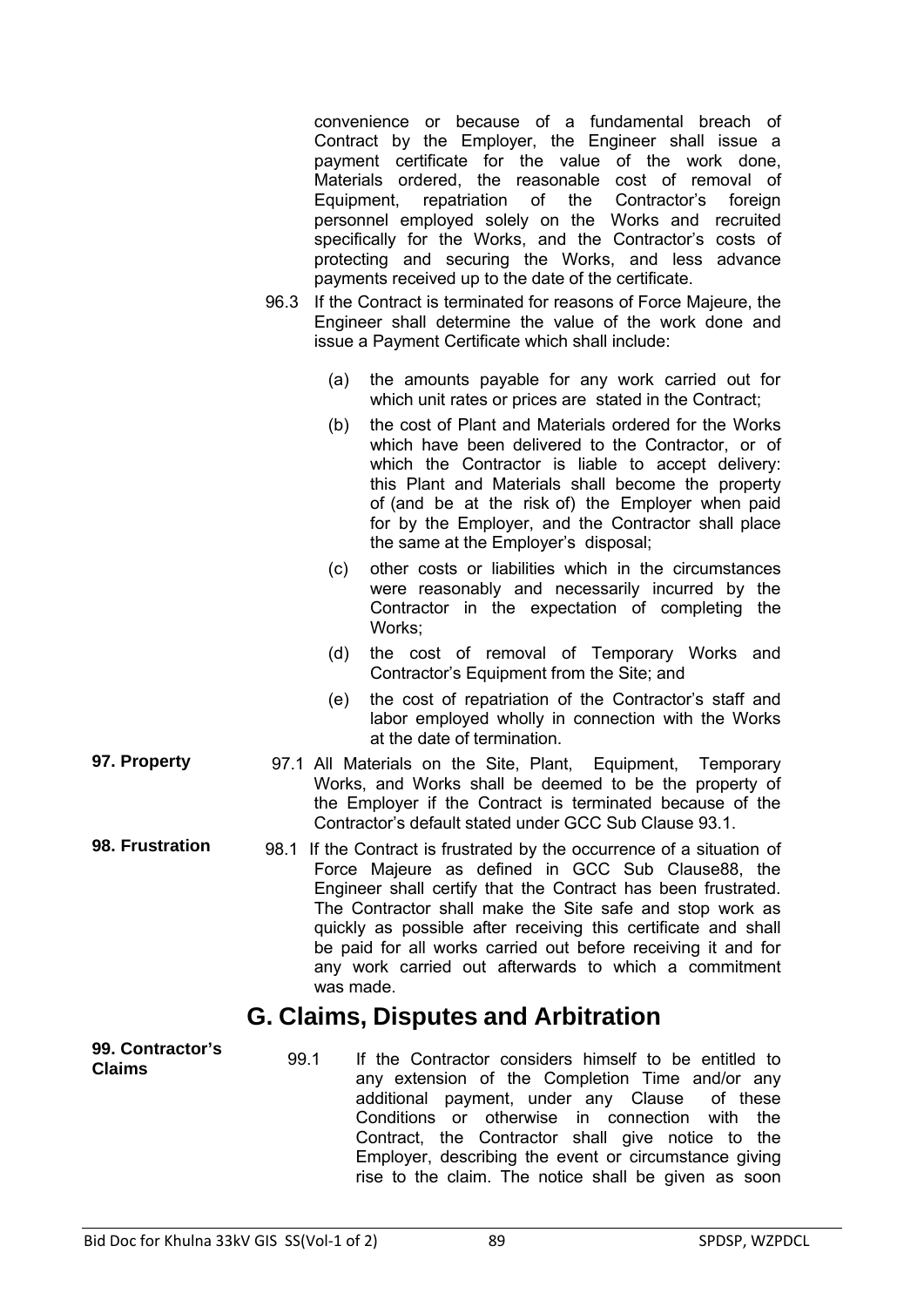convenience or because of a fundamental breach of Contract by the Employer, the Engineer shall issue a payment certificate for the value of the work done, Materials ordered, the reasonable cost of removal of Equipment, repatriation of the Contractor's foreign personnel employed solely on the Works and recruited specifically for the Works, and the Contractor's costs of protecting and securing the Works, and less advance payments received up to the date of the certificate.

96.3 If the Contract is terminated for reasons of Force Majeure, the Engineer shall determine the value of the work done and issue a Payment Certificate which shall include:

(a) the amounts payable for any work carried out for which unit rates or prices are stated in the Contract;

(b) the cost of Plant and Materials ordered for the Works which have been delivered to the Contractor, or of which the Contractor is liable to accept delivery: this Plant and Materials shall become the property of (and be at the risk of) the Employer when paid for by the Employer, and the Contractor shall place the same at the Employer's disposal;

(c) other costs or liabilities which in the circumstances were reasonably and necessarily incurred by the Contractor in the expectation of completing the Works;

(d) the cost of removal of Temporary Works and Contractor's Equipment from the Site; and

(e) the cost of repatriation of the Contractor's staff and labor employed wholly in connection with the Works at the date of termination.

**97. Property**

97.1 All Materials on the Site, Plant, Equipment, Temporary Works, and Works shall be deemed to be the property of the Employer if the Contract is terminated because of the Contractor's default stated under GCC Sub Clause 93.1.

**98. Frustration**

98.1 If the Contract is frustrated by the occurrence of a situation of Force Majeure as defined in GCC Sub Clause88, the Engineer shall certify that the Contract has been frustrated. The Contractor shall make the Site safe and stop work as quickly as possible after receiving this certificate and shall be paid for all works carried out before receiving it and for any work carried out afterwards to which a commitment was made.

## G. Claims, Disputes and Arbitration

**99. Contractor's Claims**

99.1 If the Contractor considers himself to be entitled to any extension of the Completion Time and/or any additional payment, under any Clause of these Conditions or otherwise in connection with the Contract, the Contractor shall give notice to the Employer, describing the event or circumstance giving rise to the claim. The notice shall be given as soon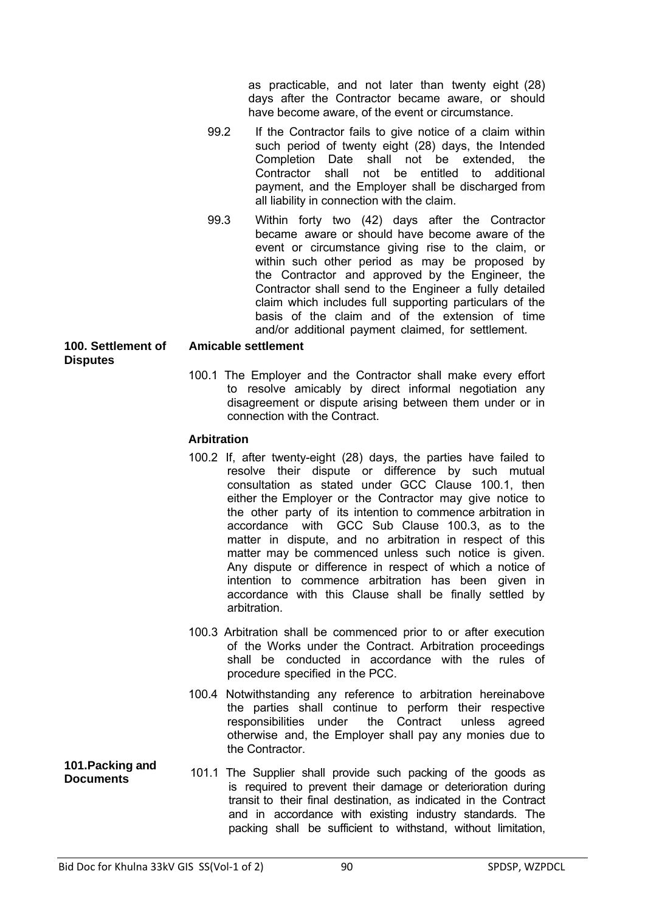as practicable, and not later than twenty eight (28) days after the Contractor became aware, or should have become aware, of the event or circumstance.

99.2 If the Contractor fails to give notice of a claim within such period of twenty eight (28) days, the Intended Completion Date shall not be extended, the Contractor shall not be entitled to additional payment, and the Employer shall be discharged from all liability in connection with the claim.

99.3 Within forty two (42) days after the Contractor became aware or should have become aware of the event or circumstance giving rise to the claim, or within such other period as may be proposed by the Contractor and approved by the Engineer, the Contractor shall send to the Engineer a fully detailed claim which includes full supporting particulars of the basis of the claim and of the extension of time and/or additional payment claimed, for settlement.

**100. Settlement of Disputes**

**Amicable settlement**

100.1 The Employer and the Contractor shall make every effort to resolve amicably by direct informal negotiation any disagreement or dispute arising between them under or in connection with the Contract.

**Arbitration**

100.2 If, after twenty-eight (28) days, the parties have failed to resolve their dispute or difference by such mutual consultation as stated under GCC Clause 100.1, then either the Employer or the Contractor may give notice to the other party of its intention to commence arbitration in accordance with GCC Sub Clause 100.3, as to the matter in dispute, and no arbitration in respect of this matter may be commenced unless such notice is given. Any dispute or difference in respect of which a notice of intention to commence arbitration has been given in accordance with this Clause shall be finally settled by arbitration.

100.3 Arbitration shall be commenced prior to or after execution of the Works under the Contract. Arbitration proceedings shall be conducted in accordance with the rules of procedure specified in the PCC.

100.4 Notwithstanding any reference to arbitration hereinabove the parties shall continue to perform their respective responsibilities under the Contract unless agreed otherwise and, the Employer shall pay any monies due to the Contractor.

**101. Packing and Documents**

101.1 The Supplier shall provide such packing of the goods as is required to prevent their damage or deterioration during transit to their final destination, as indicated in the Contract and in accordance with existing industry standards. The packing shall be sufficient to withstand, without limitation,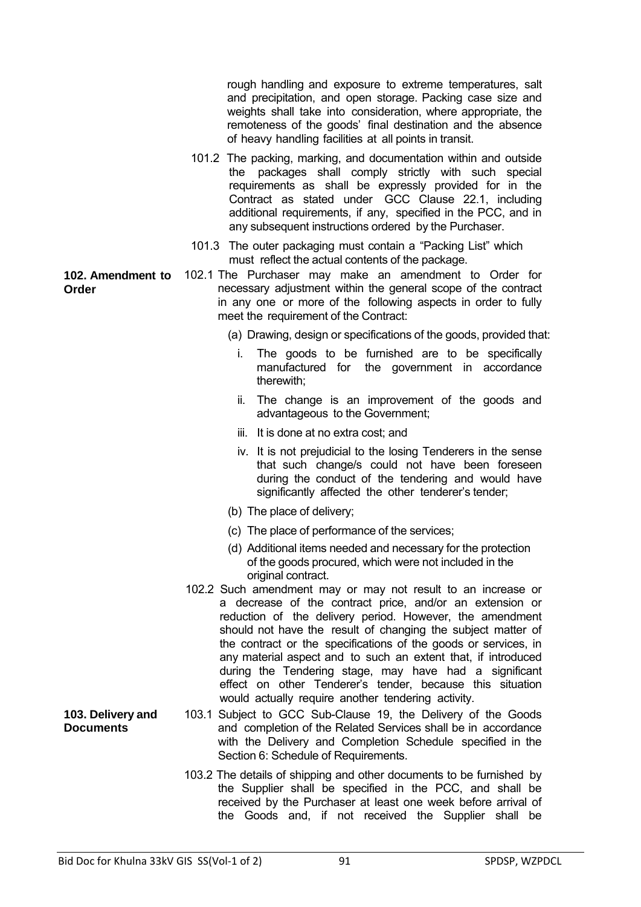rough handling and exposure to extreme temperatures, salt and precipitation, and open storage. Packing case size and weights shall take into consideration, where appropriate, the remoteness of the goods' final destination and the absence of heavy handling facilities at all points in transit.

101.2 The packing, marking, and documentation within and outside the packages shall comply strictly with such special requirements as shall be expressly provided for in the Contract as stated under GCC Clause 22.1, including additional requirements, if any, specified in the PCC, and in any subsequent instructions ordered by the Purchaser.

101.3 The outer packaging must contain a "Packing List" which must reflect the actual contents of the package.

**102. Amendment to Order**

102.1 The Purchaser may make an amendment to Order for necessary adjustment within the general scope of the contract in any one or more of the following aspects in order to fully meet the requirement of the Contract:

(a) Drawing, design or specifications of the goods, provided that:

i. The goods to be furnished are to be specifically manufactured for the government in accordance therewith;

ii. The change is an improvement of the goods and advantageous to the Government;

iii. It is done at no extra cost; and

iv. It is not prejudicial to the losing Tenderers in the sense that such change/s could not have been foreseen during the conduct of the tendering and would have significantly affected the other tenderer's tender;

(b) The place of delivery;

(c) The place of performance of the services;

(d) Additional items needed and necessary for the protection of the goods procured, which were not included in the original contract.

102.2 Such amendment may or may not result to an increase or a decrease of the contract price, and/or an extension or reduction of the delivery period. However, the amendment should not have the result of changing the subject matter of the contract or the specifications of the goods or services, in any material aspect and to such an extent that, if introduced during the Tendering stage, may have had a significant effect on other Tenderer's tender, because this situation would actually require another tendering activity.

**103. Delivery and Documents**

103.1 Subject to GCC Sub-Clause 19, the Delivery of the Goods and completion of the Related Services shall be in accordance with the Delivery and Completion Schedule specified in the Section 6: Schedule of Requirements.

103.2 The details of shipping and other documents to be furnished by the Supplier shall be specified in the PCC, and shall be received by the Purchaser at least one week before arrival of the Goods and, if not received the Supplier shall be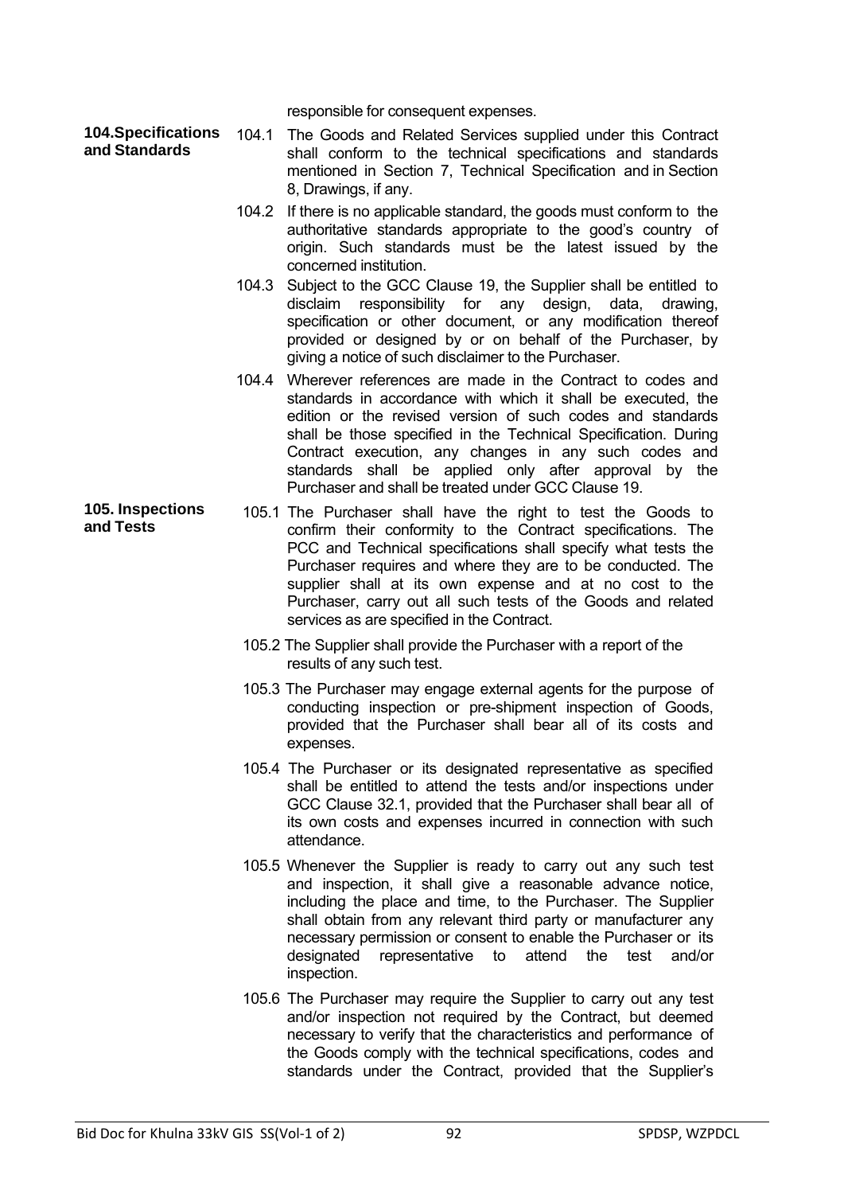responsible for consequent expenses.

**104.Specifications and Standards**

104.1 The Goods and Related Services supplied under this Contract shall conform to the technical specifications and standards mentioned in Section 7, Technical Specification and in Section 8, Drawings, if any.

104.2 If there is no applicable standard, the goods must conform to the authoritative standards appropriate to the good's country of origin. Such standards must be the latest issued by the concerned institution.

104.3 Subject to the GCC Clause 19, the Supplier shall be entitled to disclaim responsibility for any design, data, drawing, specification or other document, or any modification thereof provided or designed by or on behalf of the Purchaser, by giving a notice of such disclaimer to the Purchaser.

104.4 Wherever references are made in the Contract to codes and standards in accordance with which it shall be executed, the edition or the revised version of such codes and standards shall be those specified in the Technical Specification. During Contract execution, any changes in any such codes and standards shall be applied only after approval by the Purchaser and shall be treated under GCC Clause 19.

**105. Inspections and Tests**

105.1 The Purchaser shall have the right to test the Goods to confirm their conformity to the Contract specifications. The PCC and Technical specifications shall specify what tests the Purchaser requires and where they are to be conducted. The supplier shall at its own expense and at no cost to the Purchaser, carry out all such tests of the Goods and related services as are specified in the Contract.

105.2 The Supplier shall provide the Purchaser with a report of the results of any such test.

105.3 The Purchaser may engage external agents for the purpose of conducting inspection or pre-shipment inspection of Goods, provided that the Purchaser shall bear all of its costs and expenses.

105.4 The Purchaser or its designated representative as specified shall be entitled to attend the tests and/or inspections under GCC Clause 32.1, provided that the Purchaser shall bear all of its own costs and expenses incurred in connection with such attendance.

105.5 Whenever the Supplier is ready to carry out any such test and inspection, it shall give a reasonable advance notice, including the place and time, to the Purchaser. The Supplier shall obtain from any relevant third party or manufacturer any necessary permission or consent to enable the Purchaser or its designated representative to attend the test and/or inspection.

105.6 The Purchaser may require the Supplier to carry out any test and/or inspection not required by the Contract, but deemed necessary to verify that the characteristics and performance of the Goods comply with the technical specifications, codes and standards under the Contract, provided that the Supplier's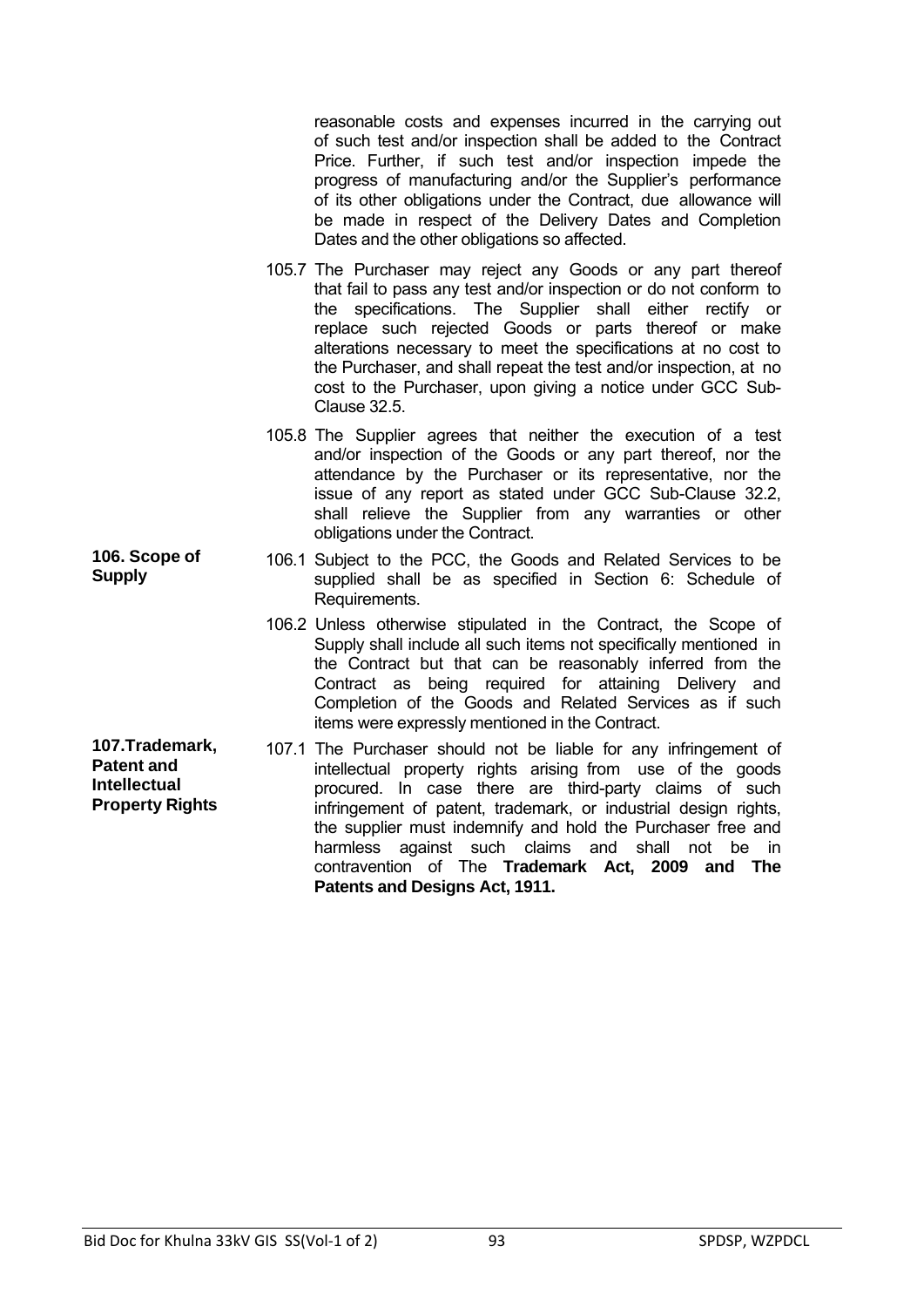reasonable costs and expenses incurred in the carrying out of such test and/or inspection shall be added to the Contract Price. Further, if such test and/or inspection impede the progress of manufacturing and/or the Supplier's performance of its other obligations under the Contract, due allowance will be made in respect of the Delivery Dates and Completion Dates and the other obligations so affected.

105.7 The Purchaser may reject any Goods or any part thereof that fail to pass any test and/or inspection or do not conform to the specifications. The Supplier shall either rectify or replace such rejected Goods or parts thereof or make alterations necessary to meet the specifications at no cost to the Purchaser, and shall repeat the test and/or inspection, at no cost to the Purchaser, upon giving a notice under GCC Sub-Clause 32.5.

105.8 The Supplier agrees that neither the execution of a test and/or inspection of the Goods or any part thereof, nor the attendance by the Purchaser or its representative, nor the issue of any report as stated under GCC Sub-Clause 32.2, shall relieve the Supplier from any warranties or other obligations under the Contract.

**106. Scope of Supply**

106.1 Subject to the PCC, the Goods and Related Services to be supplied shall be as specified in Section 6: Schedule of Requirements.

106.2 Unless otherwise stipulated in the Contract, the Scope of Supply shall include all such items not specifically mentioned in the Contract but that can be reasonably inferred from the Contract as being required for attaining Delivery and Completion of the Goods and Related Services as if such items were expressly mentioned in the Contract.

**107. Trademark, Patent and Intellectual Property Rights**

107.1 The Purchaser should not be liable for any infringement of intellectual property rights arising from use of the goods procured. In case there are third-party claims of such infringement of patent, trademark, or industrial design rights, the supplier must indemnify and hold the Purchaser free and harmless against such claims and shall not be in contravention of The **Trademark Act, 2009 and The Patents and Designs Act, 1911.**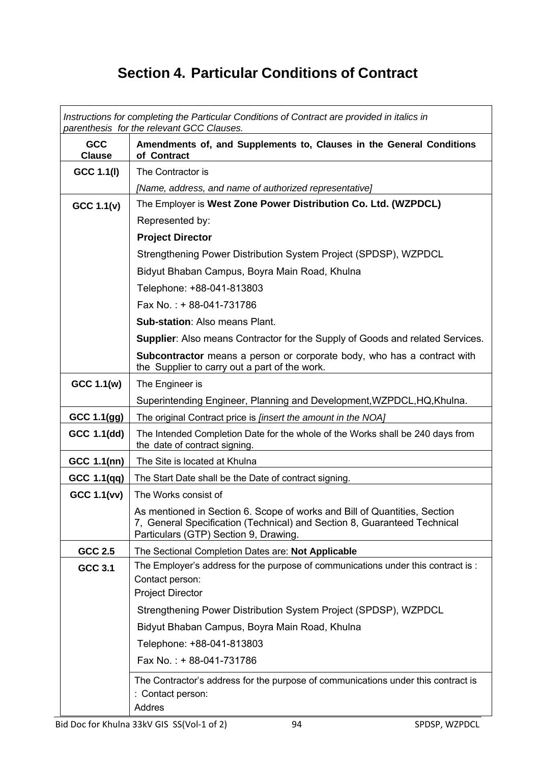# Section 4. Particular Conditions of Contract

| *Instructions for completing the Particular Conditions of Contract are provided in italics in parenthesis for the relevant GCC Clauses.* | |
|---|---|
| **GCC Clause** | **Amendments of, and Supplements to, Clauses in the General Conditions of Contract** |
| **GCC 1.1(l)** | The Contractor is<br>*[Name, address, and name of authorized representative]* |
| **GCC 1.1(v)** | The Employer is **West Zone Power Distribution Co. Ltd. (WZPDCL)**<br>Represented by:<br>**Project Director**<br>Strengthening Power Distribution System Project (SPDSP), WZPDCL<br>Bidyut Bhaban Campus, Boyra Main Road, Khulna<br>Telephone: +88-041-813803<br>Fax No. : + 88-041-731786<br>**Sub-station**: Also means Plant.<br>**Supplier**: Also means Contractor for the Supply of Goods and related Services.<br>**Subcontractor** means a person or corporate body, who has a contract with the Supplier to carry out a part of the work. |
| **GCC 1.1(w)** | The Engineer is<br>Superintending Engineer, Planning and Development,WZPDCL,HQ,Khulna. |
| **GCC 1.1(gg)** | The original Contract price is *[insert the amount in the NOA]* |
| **GCC 1.1(dd)** | The Intended Completion Date for the whole of the Works shall be 240 days from the date of contract signing. |
| **GCC 1.1(nn)** | The Site is located at Khulna |
| **GCC 1.1(qq)** | The Start Date shall be the Date of contract signing. |
| **GCC 1.1(vv)** | The Works consist of<br>As mentioned in Section 6. Scope of works and Bill of Quantities, Section 7, General Specification (Technical) and Section 8, Guaranteed Technical Particulars (GTP) Section 9, Drawing. |
| **GCC 2.5** | The Sectional Completion Dates are: **Not Applicable** |
| **GCC 3.1** | The Employer's address for the purpose of communications under this contract is :<br>Contact person:<br>Project Director<br>Strengthening Power Distribution System Project (SPDSP), WZPDCL<br>Bidyut Bhaban Campus, Boyra Main Road, Khulna<br>Telephone: +88-041-813803<br>Fax No. : + 88-041-731786 |
| | The Contractor's address for the purpose of communications under this contract is : Contact person:<br>Addres |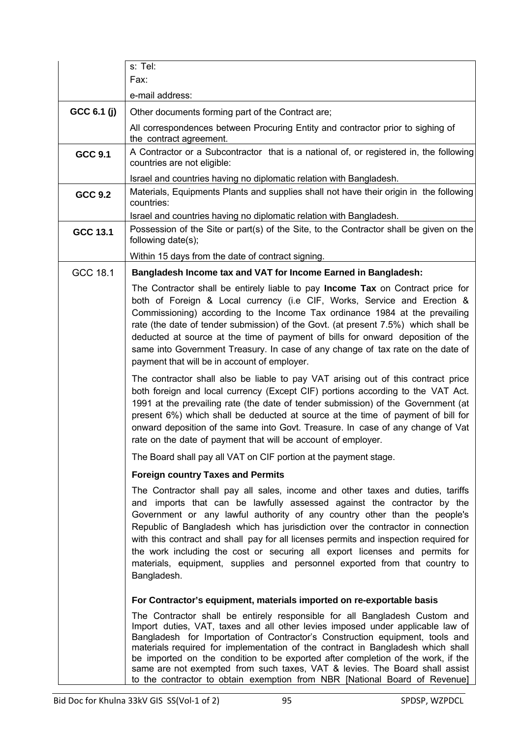| | |
|---|---|
| | s: Tel:<br>Fax:<br>e-mail address: |
| **GCC 6.1 (j)** | Other documents forming part of the Contract are;<br>All correspondences between Procuring Entity and contractor prior to sighing of the contract agreement. |
| **GCC 9.1** | A Contractor or a Subcontractor that is a national of, or registered in, the following countries are not eligible:<br>Israel and countries having no diplomatic relation with Bangladesh. |
| **GCC 9.2** | Materials, Equipments Plants and supplies shall not have their origin in the following countries:<br>Israel and countries having no diplomatic relation with Bangladesh. |
| **GCC 13.1** | Possession of the Site or part(s) of the Site, to the Contractor shall be given on the following date(s);<br>Within 15 days from the date of contract signing. |
| GCC 18.1 | **Bangladesh Income tax and VAT for Income Earned in Bangladesh:**<br>The Contractor shall be entirely liable to pay **Income Tax** on Contract price for both of Foreign & Local currency (i.e CIF, Works, Service and Erection & Commissioning) according to the Income Tax ordinance 1984 at the prevailing rate (the date of tender submission) of the Govt. (at present 7.5%) which shall be deducted at source at the time of payment of bills for onward deposition of the same into Government Treasury. In case of any change of tax rate on the date of payment that will be in account of employer.<br>The contractor shall also be liable to pay VAT arising out of this contract price both foreign and local currency (Except CIF) portions according to the VAT Act. 1991 at the prevailing rate (the date of tender submission) of the Government (at present 6%) which shall be deducted at source at the time of payment of bill for onward deposition of the same into Govt. Treasure. In case of any change of Vat rate on the date of payment that will be account of employer.<br>The Board shall pay all VAT on CIF portion at the payment stage.<br>**Foreign country Taxes and Permits**<br>The Contractor shall pay all sales, income and other taxes and duties, tariffs and imports that can be lawfully assessed against the contractor by the Government or any lawful authority of any country other than the people's Republic of Bangladesh which has jurisdiction over the contractor in connection with this contract and shall pay for all licenses permits and inspection required for the work including the cost or securing all export licenses and permits for materials, equipment, supplies and personnel exported from that country to Bangladesh.<br>**For Contractor's equipment, materials imported on re-exportable basis**<br>The Contractor shall be entirely responsible for all Bangladesh Custom and Import duties, VAT, taxes and all other levies imposed under applicable law of Bangladesh for Importation of Contractor's Construction equipment, tools and materials required for implementation of the contract in Bangladesh which shall be imported on the condition to be exported after completion of the work, if the same are not exempted from such taxes, VAT & levies. The Board shall assist to the contractor to obtain exemption from NBR [National Board of Revenue] |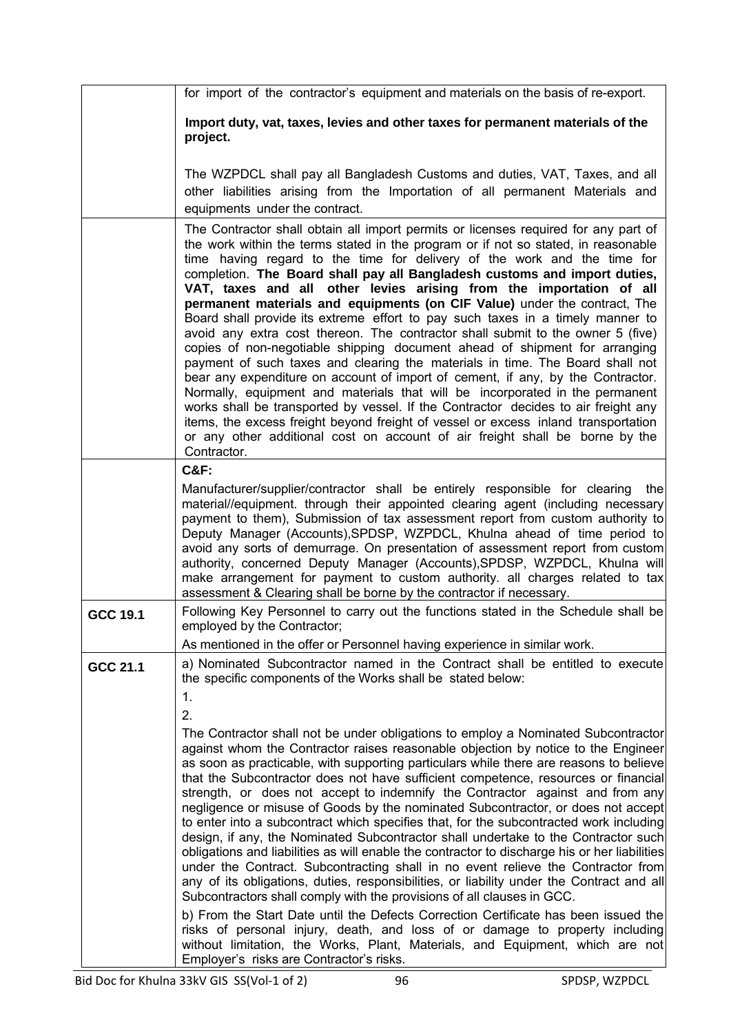| | |
|---|---|
| | for import of the contractor's equipment and materials on the basis of re-export.<br><br>**Import duty, vat, taxes, levies and other taxes for permanent materials of the project.**<br><br>The WZPDCL shall pay all Bangladesh Customs and duties, VAT, Taxes, and all other liabilities arising from the Importation of all permanent Materials and equipments under the contract. |
| | The Contractor shall obtain all import permits or licenses required for any part of the work within the terms stated in the program or if not so stated, in reasonable time having regard to the time for delivery of the work and the time for completion. **The Board shall pay all Bangladesh customs and import duties, VAT, taxes and all other levies arising from the importation of all permanent materials and equipments (on CIF Value)** under the contract, The Board shall provide its extreme effort to pay such taxes in a timely manner to avoid any extra cost thereon. The contractor shall submit to the owner 5 (five) copies of non-negotiable shipping document ahead of shipment for arranging payment of such taxes and clearing the materials in time. The Board shall not bear any expenditure on account of import of cement, if any, by the Contractor. Normally, equipment and materials that will be incorporated in the permanent works shall be transported by vessel. If the Contractor decides to air freight any items, the excess freight beyond freight of vessel or excess inland transportation or any other additional cost on account of air freight shall be borne by the Contractor. |
| | **C&F:**<br><br>Manufacturer/supplier/contractor shall be entirely responsible for clearing the material//equipment. through their appointed clearing agent (including necessary payment to them), Submission of tax assessment report from custom authority to Deputy Manager (Accounts),SPDSP, WZPDCL, Khulna ahead of time period to avoid any sorts of demurrage. On presentation of assessment report from custom authority, concerned Deputy Manager (Accounts),SPDSP, WZPDCL, Khulna will make arrangement for payment to custom authority. all charges related to tax assessment & Clearing shall be borne by the contractor if necessary. |
| **GCC 19.1** | Following Key Personnel to carry out the functions stated in the Schedule shall be employed by the Contractor;<br><br>As mentioned in the offer or Personnel having experience in similar work. |
| **GCC 21.1** | a) Nominated Subcontractor named in the Contract shall be entitled to execute the specific components of the Works shall be stated below:<br><br>1.<br><br>2.<br><br>The Contractor shall not be under obligations to employ a Nominated Subcontractor against whom the Contractor raises reasonable objection by notice to the Engineer as soon as practicable, with supporting particulars while there are reasons to believe that the Subcontractor does not have sufficient competence, resources or financial strength, or does not accept to indemnify the Contractor against and from any negligence or misuse of Goods by the nominated Subcontractor, or does not accept to enter into a subcontract which specifies that, for the subcontracted work including design, if any, the Nominated Subcontractor shall undertake to the Contractor such obligations and liabilities as will enable the contractor to discharge his or her liabilities under the Contract. Subcontracting shall in no event relieve the Contractor from any of its obligations, duties, responsibilities, or liability under the Contract and all Subcontractors shall comply with the provisions of all clauses in GCC.<br><br>b) From the Start Date until the Defects Correction Certificate has been issued the risks of personal injury, death, and loss of or damage to property including without limitation, the Works, Plant, Materials, and Equipment, which are not Employer's risks are Contractor's risks. |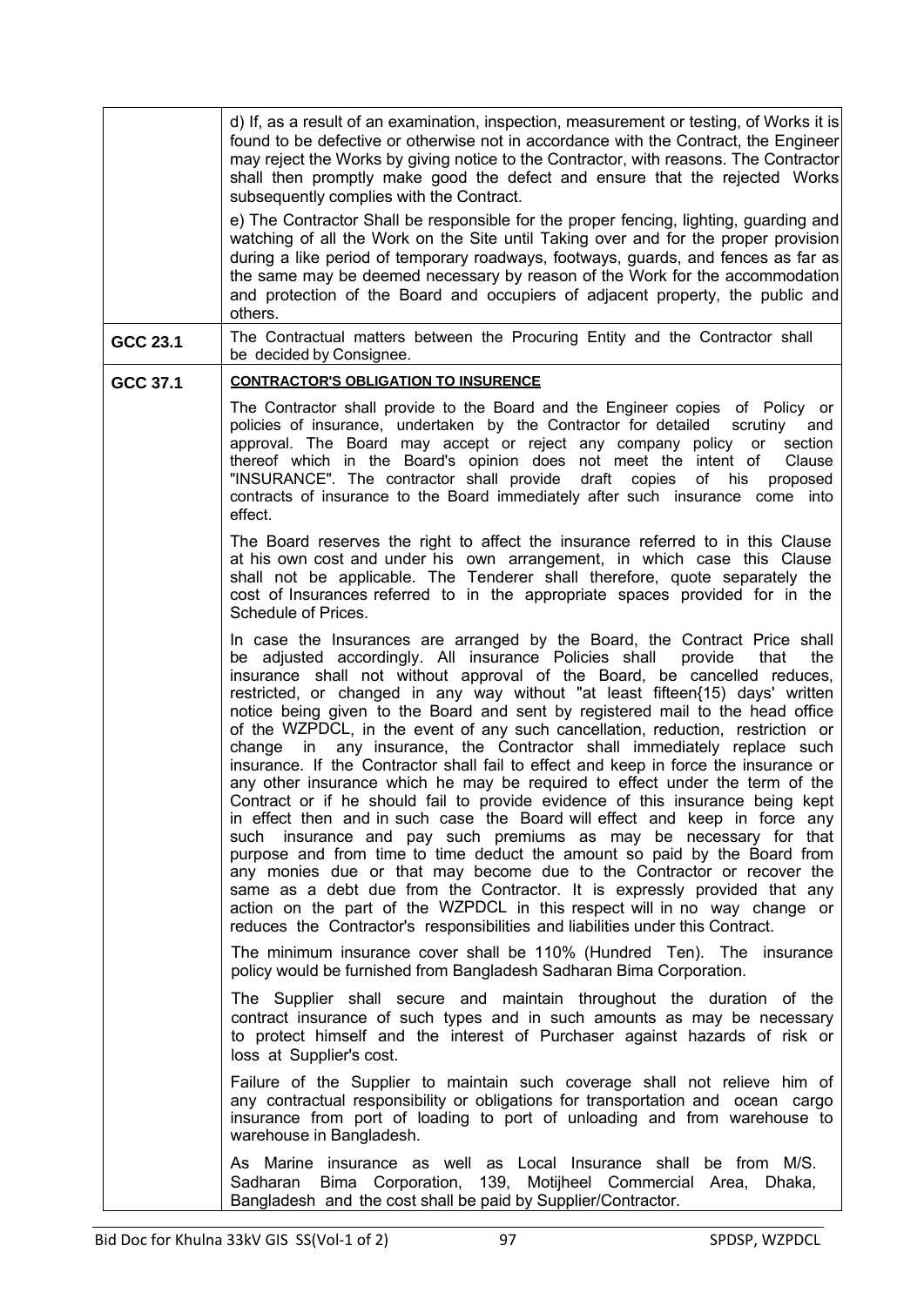| | |
|---|---|
| | d) If, as a result of an examination, inspection, measurement or testing, of Works it is found to be defective or otherwise not in accordance with the Contract, the Engineer may reject the Works by giving notice to the Contractor, with reasons. The Contractor shall then promptly make good the defect and ensure that the rejected Works subsequently complies with the Contract.<br><br>e) The Contractor Shall be responsible for the proper fencing, lighting, guarding and watching of all the Work on the Site until Taking over and for the proper provision during a like period of temporary roadways, footways, guards, and fences as far as the same may be deemed necessary by reason of the Work for the accommodation and protection of the Board and occupiers of adjacent property, the public and others. |
| **GCC 23.1** | The Contractual matters between the Procuring Entity and the Contractor shall be decided by Consignee. |
| **GCC 37.1** | **CONTRACTOR'S OBLIGATION TO INSURENCE**<br><br>The Contractor shall provide to the Board and the Engineer copies of Policy or policies of insurance, undertaken by the Contractor for detailed scrutiny and approval. The Board may accept or reject any company policy or section thereof which in the Board's opinion does not meet the intent of Clause "INSURANCE". The contractor shall provide draft copies of his proposed contracts of insurance to the Board immediately after such insurance come into effect.<br><br>The Board reserves the right to affect the insurance referred to in this Clause at his own cost and under his own arrangement, in which case this Clause shall not be applicable. The Tenderer shall therefore, quote separately the cost of Insurances referred to in the appropriate spaces provided for in the Schedule of Prices.<br><br>In case the Insurances are arranged by the Board, the Contract Price shall be adjusted accordingly. All insurance Policies shall provide that the insurance shall not without approval of the Board, be cancelled reduces, restricted, or changed in any way without "at least fifteen{15) days' written notice being given to the Board and sent by registered mail to the head office of the WZPDCL, in the event of any such cancellation, reduction, restriction or change in any insurance, the Contractor shall immediately replace such insurance. If the Contractor shall fail to effect and keep in force the insurance or any other insurance which he may be required to effect under the term of the Contract or if he should fail to provide evidence of this insurance being kept in effect then and in such case the Board will effect and keep in force any such insurance and pay such premiums as may be necessary for that purpose and from time to time deduct the amount so paid by the Board from any monies due or that may become due to the Contractor or recover the same as a debt due from the Contractor. It is expressly provided that any action on the part of the WZPDCL in this respect will in no way change or reduces the Contractor's responsibilities and liabilities under this Contract.<br><br>The minimum insurance cover shall be 110% (Hundred Ten). The insurance policy would be furnished from Bangladesh Sadharan Bima Corporation.<br><br>The Supplier shall secure and maintain throughout the duration of the contract insurance of such types and in such amounts as may be necessary to protect himself and the interest of Purchaser against hazards of risk or loss at Supplier's cost.<br><br>Failure of the Supplier to maintain such coverage shall not relieve him of any contractual responsibility or obligations for transportation and ocean cargo insurance from port of loading to port of unloading and from warehouse to warehouse in Bangladesh.<br><br>As Marine insurance as well as Local Insurance shall be from M/S. Sadharan Bima Corporation, 139, Motijheel Commercial Area, Dhaka, Bangladesh and the cost shall be paid by Supplier/Contractor. |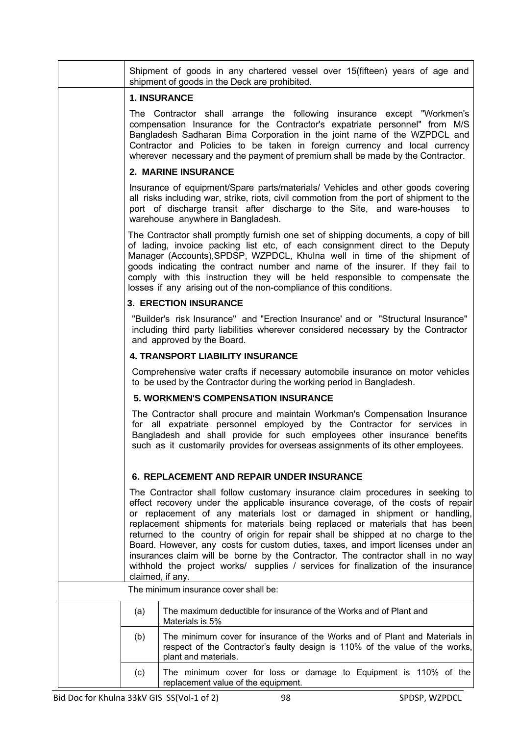Shipment of goods in any chartered vessel over 15(fifteen) years of age and shipment of goods in the Deck are prohibited.

**1. INSURANCE**

The Contractor shall arrange the following insurance except "Workmen's compensation Insurance for the Contractor's expatriate personnel" from M/S Bangladesh Sadharan Bima Corporation in the joint name of the WZPDCL and Contractor and Policies to be taken in foreign currency and local currency wherever necessary and the payment of premium shall be made by the Contractor.

**2. MARINE INSURANCE**

Insurance of equipment/Spare parts/materials/ Vehicles and other goods covering all risks including war, strike, riots, civil commotion from the port of shipment to the port of discharge transit after discharge to the Site, and ware-houses to warehouse anywhere in Bangladesh.

The Contractor shall promptly furnish one set of shipping documents, a copy of bill of lading, invoice packing list etc, of each consignment direct to the Deputy Manager (Accounts),SPDSP, WZPDCL, Khulna well in time of the shipment of goods indicating the contract number and name of the insurer. If they fail to comply with this instruction they will be held responsible to compensate the losses if any arising out of the non-compliance of this conditions.

**3. ERECTION INSURANCE**

"Builder's risk Insurance" and "Erection Insurance' and or "Structural Insurance" including third party liabilities wherever considered necessary by the Contractor and approved by the Board.

**4. TRANSPORT LIABILITY INSURANCE**

Comprehensive water crafts if necessary automobile insurance on motor vehicles to be used by the Contractor during the working period in Bangladesh.

**5. WORKMEN'S COMPENSATION INSURANCE**

The Contractor shall procure and maintain Workman's Compensation Insurance for all expatriate personnel employed by the Contractor for services in Bangladesh and shall provide for such employees other insurance benefits such as it customarily provides for overseas assignments of its other employees.

**6. REPLACEMENT AND REPAIR UNDER INSURANCE**

The Contractor shall follow customary insurance claim procedures in seeking to effect recovery under the applicable insurance coverage, of the costs of repair or replacement of any materials lost or damaged in shipment or handling, replacement shipments for materials being replaced or materials that has been returned to the country of origin for repair shall be shipped at no charge to the Board. However, any costs for custom duties, taxes, and import licenses under an insurances claim will be borne by the Contractor. The contractor shall in no way withhold the project works/ supplies / services for finalization of the insurance claimed, if any.

The minimum insurance cover shall be:

| | |
|---|---|
| (a) | The maximum deductible for insurance of the Works and of Plant and Materials is 5% |
| (b) | The minimum cover for insurance of the Works and of Plant and Materials in respect of the Contractor's faulty design is 110% of the value of the works, plant and materials. |
| (c) | The minimum cover for loss or damage to Equipment is 110% of the replacement value of the equipment. |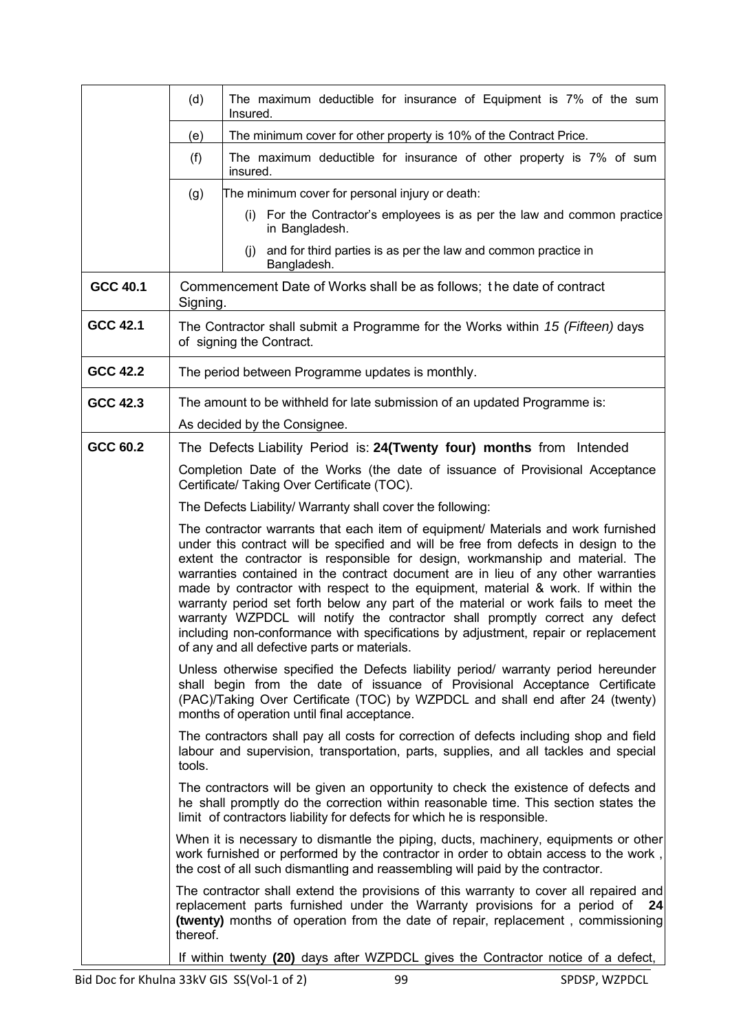| | | |
|---|---|---|
| | (d) | The maximum deductible for insurance of Equipment is 7% of the sum Insured. |
| | (e) | The minimum cover for other property is 10% of the Contract Price. |
| | (f) | The maximum deductible for insurance of other property is 7% of sum insured. |
| | (g) | The minimum cover for personal injury or death:<br>(i) For the Contractor's employees is as per the law and common practice in Bangladesh.<br>(j) and for third parties is as per the law and common practice in Bangladesh. |
| **GCC 40.1** | Commencement Date of Works shall be as follows; the date of contract Signing. | |
| **GCC 42.1** | The Contractor shall submit a Programme for the Works within *15 (Fifteen)* days of signing the Contract. | |
| **GCC 42.2** | The period between Programme updates is monthly. | |
| **GCC 42.3** | The amount to be withheld for late submission of an updated Programme is:<br>As decided by the Consignee. | |
| **GCC 60.2** | The Defects Liability Period is: **24(Twenty four) months** from Intended Completion Date of the Works (the date of issuance of Provisional Acceptance Certificate/ Taking Over Certificate (TOC).<br>The Defects Liability/ Warranty shall cover the following:<br>The contractor warrants that each item of equipment/ Materials and work furnished under this contract will be specified and will be free from defects in design to the extent the contractor is responsible for design, workmanship and material. The warranties contained in the contract document are in lieu of any other warranties made by contractor with respect to the equipment, material & work. If within the warranty period set forth below any part of the material or work fails to meet the warranty WZPDCL will notify the contractor shall promptly correct any defect including non-conformance with specifications by adjustment, repair or replacement of any and all defective parts or materials.<br>Unless otherwise specified the Defects liability period/ warranty period hereunder shall begin from the date of issuance of Provisional Acceptance Certificate (PAC)/Taking Over Certificate (TOC) by WZPDCL and shall end after 24 (twenty) months of operation until final acceptance.<br>The contractors shall pay all costs for correction of defects including shop and field labour and supervision, transportation, parts, supplies, and all tackles and special tools.<br>The contractors will be given an opportunity to check the existence of defects and he shall promptly do the correction within reasonable time. This section states the limit of contractors liability for defects for which he is responsible.<br>When it is necessary to dismantle the piping, ducts, machinery, equipments or other work furnished or performed by the contractor in order to obtain access to the work , the cost of all such dismantling and reassembling will paid by the contractor.<br>The contractor shall extend the provisions of this warranty to cover all repaired and replacement parts furnished under the Warranty provisions for a period of **24 (twenty)** months of operation from the date of repair, replacement , commissioning thereof.<br>If within twenty **(20)** days after WZPDCL gives the Contractor notice of a defect, | |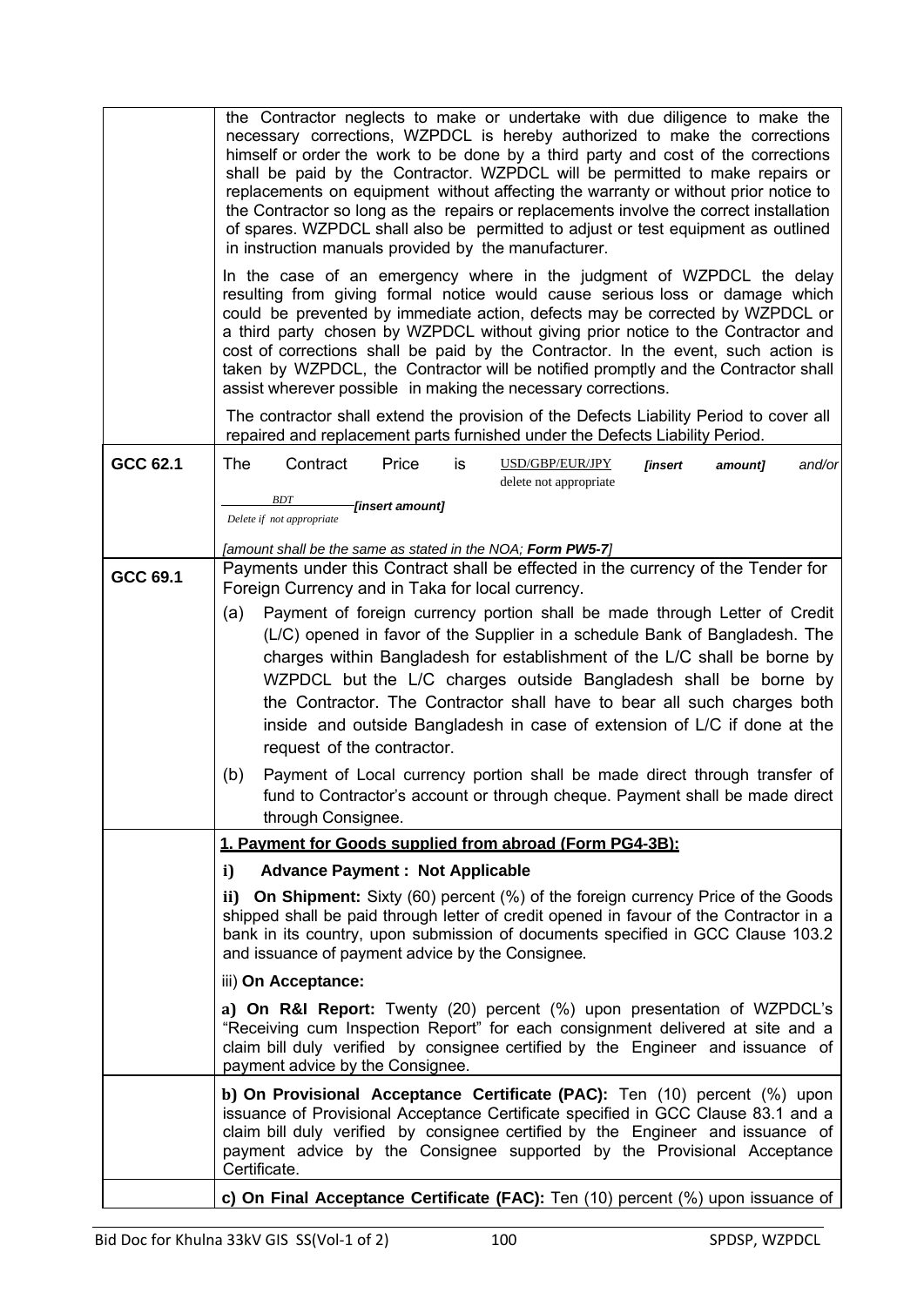| | |
|---|---|
| | the Contractor neglects to make or undertake with due diligence to make the necessary corrections, WZPDCL is hereby authorized to make the corrections himself or order the work to be done by a third party and cost of the corrections shall be paid by the Contractor. WZPDCL will be permitted to make repairs or replacements on equipment without affecting the warranty or without prior notice to the Contractor so long as the repairs or replacements involve the correct installation of spares. WZPDCL shall also be permitted to adjust or test equipment as outlined in instruction manuals provided by the manufacturer.<br><br>In the case of an emergency where in the judgment of WZPDCL the delay resulting from giving formal notice would cause serious loss or damage which could be prevented by immediate action, defects may be corrected by WZPDCL or a third party chosen by WZPDCL without giving prior notice to the Contractor and cost of corrections shall be paid by the Contractor. In the event, such action is taken by WZPDCL, the Contractor will be notified promptly and the Contractor shall assist wherever possible in making the necessary corrections.<br><br>The contractor shall extend the provision of the Defects Liability Period to cover all repaired and replacement parts furnished under the Defects Liability Period. |
| **GCC 62.1** | The Contract Price is USD/GBP/EUR/JPY (delete not appropriate) *[insert amount]* and/or BDT (Delete if not appropriate) *[insert amount]*<br><br>*[amount shall be the same as stated in the NOA; **Form PW5-7**]* |
| **GCC 69.1** | Payments under this Contract shall be effected in the currency of the Tender for Foreign Currency and in Taka for local currency.<br><br>(a) Payment of foreign currency portion shall be made through Letter of Credit (L/C) opened in favor of the Supplier in a schedule Bank of Bangladesh. The charges within Bangladesh for establishment of the L/C shall be borne by WZPDCL but the L/C charges outside Bangladesh shall be borne by the Contractor. The Contractor shall have to bear all such charges both inside and outside Bangladesh in case of extension of L/C if done at the request of the contractor.<br><br>(b) Payment of Local currency portion shall be made direct through transfer of fund to Contractor's account or through cheque. Payment shall be made direct through Consignee. |
| | **<u>1. Payment for Goods supplied from abroad (Form PG4-3B):</u>**<br><br>**i) Advance Payment : Not Applicable**<br><br>**ii) On Shipment:** Sixty (60) percent (%) of the foreign currency Price of the Goods shipped shall be paid through letter of credit opened in favour of the Contractor in a bank in its country, upon submission of documents specified in GCC Clause 103.2 and issuance of payment advice by the Consignee.<br><br>iii) **On Acceptance:**<br><br>**a) On R&I Report:** Twenty (20) percent (%) upon presentation of WZPDCL's "Receiving cum Inspection Report" for each consignment delivered at site and a claim bill duly verified by consignee certified by the Engineer and issuance of payment advice by the Consignee. |
| | **b) On Provisional Acceptance Certificate (PAC):** Ten (10) percent (%) upon issuance of Provisional Acceptance Certificate specified in GCC Clause 83.1 and a claim bill duly verified by consignee certified by the Engineer and issuance of payment advice by the Consignee supported by the Provisional Acceptance Certificate. |
| | **c) On Final Acceptance Certificate (FAC):** Ten (10) percent (%) upon issuance of |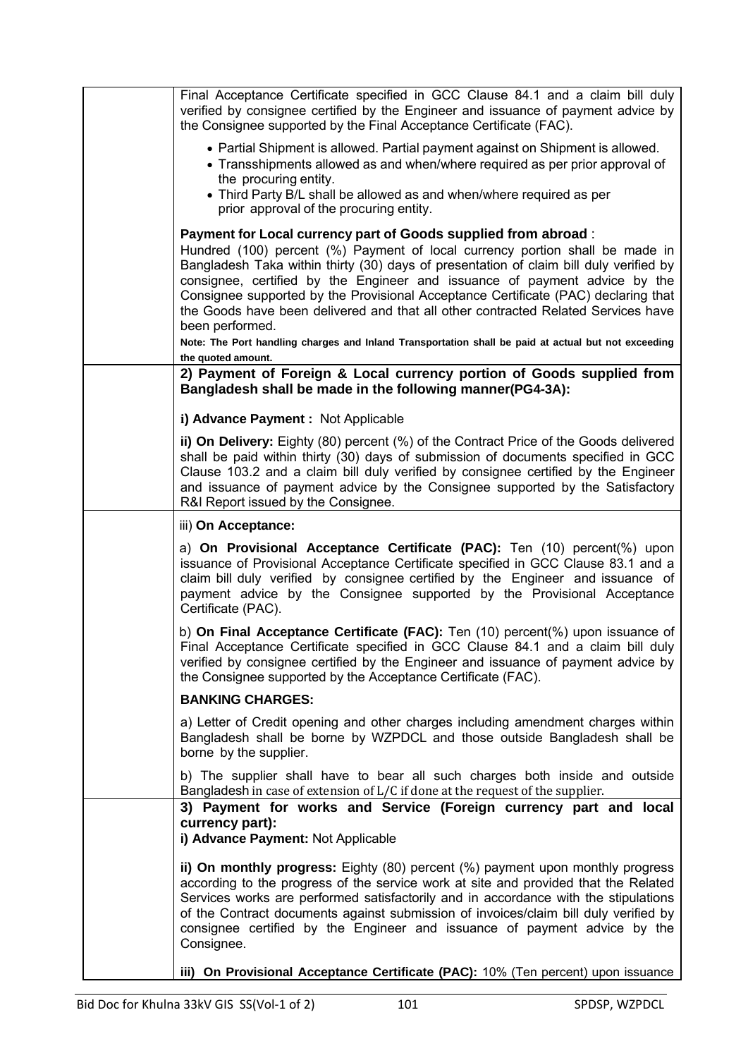| | |
|---|---|
| | Final Acceptance Certificate specified in GCC Clause 84.1 and a claim bill duly verified by consignee certified by the Engineer and issuance of payment advice by the Consignee supported by the Final Acceptance Certificate (FAC).<br><br>• Partial Shipment is allowed. Partial payment against on Shipment is allowed.<br>• Transshipments allowed as and when/where required as per prior approval of the procuring entity.<br>• Third Party B/L shall be allowed as and when/where required as per prior approval of the procuring entity.<br><br>**Payment for Local currency part of Goods supplied from abroad** :<br>Hundred (100) percent (%) Payment of local currency portion shall be made in Bangladesh Taka within thirty (30) days of presentation of claim bill duly verified by consignee, certified by the Engineer and issuance of payment advice by the Consignee supported by the Provisional Acceptance Certificate (PAC) declaring that the Goods have been delivered and that all other contracted Related Services have been performed.<br>**Note: The Port handling charges and Inland Transportation shall be paid at actual but not exceeding the quoted amount.** |
| | **2) Payment of Foreign & Local currency portion of Goods supplied from Bangladesh shall be made in the following manner(PG4-3A):**<br><br>**i) Advance Payment :** Not Applicable<br><br>**ii) On Delivery:** Eighty (80) percent (%) of the Contract Price of the Goods delivered shall be paid within thirty (30) days of submission of documents specified in GCC Clause 103.2 and a claim bill duly verified by consignee certified by the Engineer and issuance of payment advice by the Consignee supported by the Satisfactory R&I Report issued by the Consignee. |
| | iii) **On Acceptance:**<br><br>a) **On Provisional Acceptance Certificate (PAC):** Ten (10) percent(%) upon issuance of Provisional Acceptance Certificate specified in GCC Clause 83.1 and a claim bill duly verified by consignee certified by the Engineer and issuance of payment advice by the Consignee supported by the Provisional Acceptance Certificate (PAC).<br><br>b) **On Final Acceptance Certificate (FAC):** Ten (10) percent(%) upon issuance of Final Acceptance Certificate specified in GCC Clause 84.1 and a claim bill duly verified by consignee certified by the Engineer and issuance of payment advice by the Consignee supported by the Acceptance Certificate (FAC).<br><br>**BANKING CHARGES:**<br><br>a) Letter of Credit opening and other charges including amendment charges within Bangladesh shall be borne by WZPDCL and those outside Bangladesh shall be borne by the supplier.<br><br>b) The supplier shall have to bear all such charges both inside and outside Bangladesh in case of extension of L/C if done at the request of the supplier. |
| | **3) Payment for works and Service (Foreign currency part and local currency part):**<br>**i) Advance Payment:** Not Applicable<br><br>**ii) On monthly progress:** Eighty (80) percent (%) payment upon monthly progress according to the progress of the service work at site and provided that the Related Services works are performed satisfactorily and in accordance with the stipulations of the Contract documents against submission of invoices/claim bill duly verified by consignee certified by the Engineer and issuance of payment advice by the Consignee.<br><br>**iii) On Provisional Acceptance Certificate (PAC):** 10% (Ten percent) upon issuance |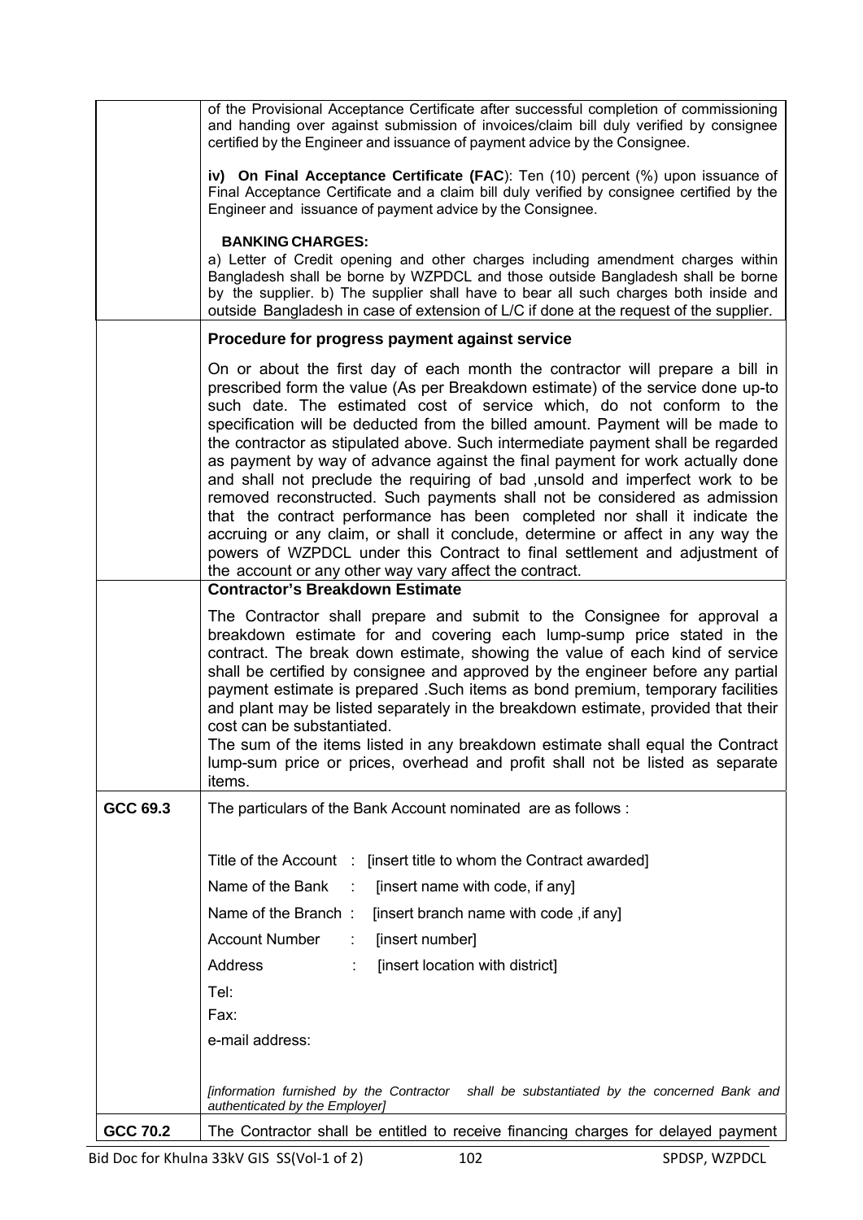| | |
|---|---|
| | of the Provisional Acceptance Certificate after successful completion of commissioning and handing over against submission of invoices/claim bill duly verified by consignee certified by the Engineer and issuance of payment advice by the Consignee.<br><br>**iv) On Final Acceptance Certificate (FAC)**: Ten (10) percent (%) upon issuance of Final Acceptance Certificate and a claim bill duly verified by consignee certified by the Engineer and issuance of payment advice by the Consignee.<br><br>**BANKING CHARGES:**<br>a) Letter of Credit opening and other charges including amendment charges within Bangladesh shall be borne by WZPDCL and those outside Bangladesh shall be borne by the supplier. b) The supplier shall have to bear all such charges both inside and outside Bangladesh in case of extension of L/C if done at the request of the supplier. |
| | **Procedure for progress payment against service**<br><br>On or about the first day of each month the contractor will prepare a bill in prescribed form the value (As per Breakdown estimate) of the service done up-to such date. The estimated cost of service which, do not conform to the specification will be deducted from the billed amount. Payment will be made to the contractor as stipulated above. Such intermediate payment shall be regarded as payment by way of advance against the final payment for work actually done and shall not preclude the requiring of bad ,unsold and imperfect work to be removed reconstructed. Such payments shall not be considered as admission that the contract performance has been completed nor shall it indicate the accruing or any claim, or shall it conclude, determine or affect in any way the powers of WZPDCL under this Contract to final settlement and adjustment of the account or any other way vary affect the contract. |
| | **Contractor's Breakdown Estimate**<br><br>The Contractor shall prepare and submit to the Consignee for approval a breakdown estimate for and covering each lump-sump price stated in the contract. The break down estimate, showing the value of each kind of service shall be certified by consignee and approved by the engineer before any partial payment estimate is prepared .Such items as bond premium, temporary facilities and plant may be listed separately in the breakdown estimate, provided that their cost can be substantiated.<br>The sum of the items listed in any breakdown estimate shall equal the Contract lump-sum price or prices, overhead and profit shall not be listed as separate items. |
| **GCC 69.3** | The particulars of the Bank Account nominated are as follows :<br><br>Title of the Account : [insert title to whom the Contract awarded]<br>Name of the Bank : [insert name with code, if any]<br>Name of the Branch : [insert branch name with code ,if any]<br>Account Number : [insert number]<br>Address : [insert location with district]<br>Tel:<br>Fax:<br>e-mail address:<br><br>*[information furnished by the Contractor shall be substantiated by the concerned Bank and authenticated by the Employer]* |
| **GCC 70.2** | The Contractor shall be entitled to receive financing charges for delayed payment |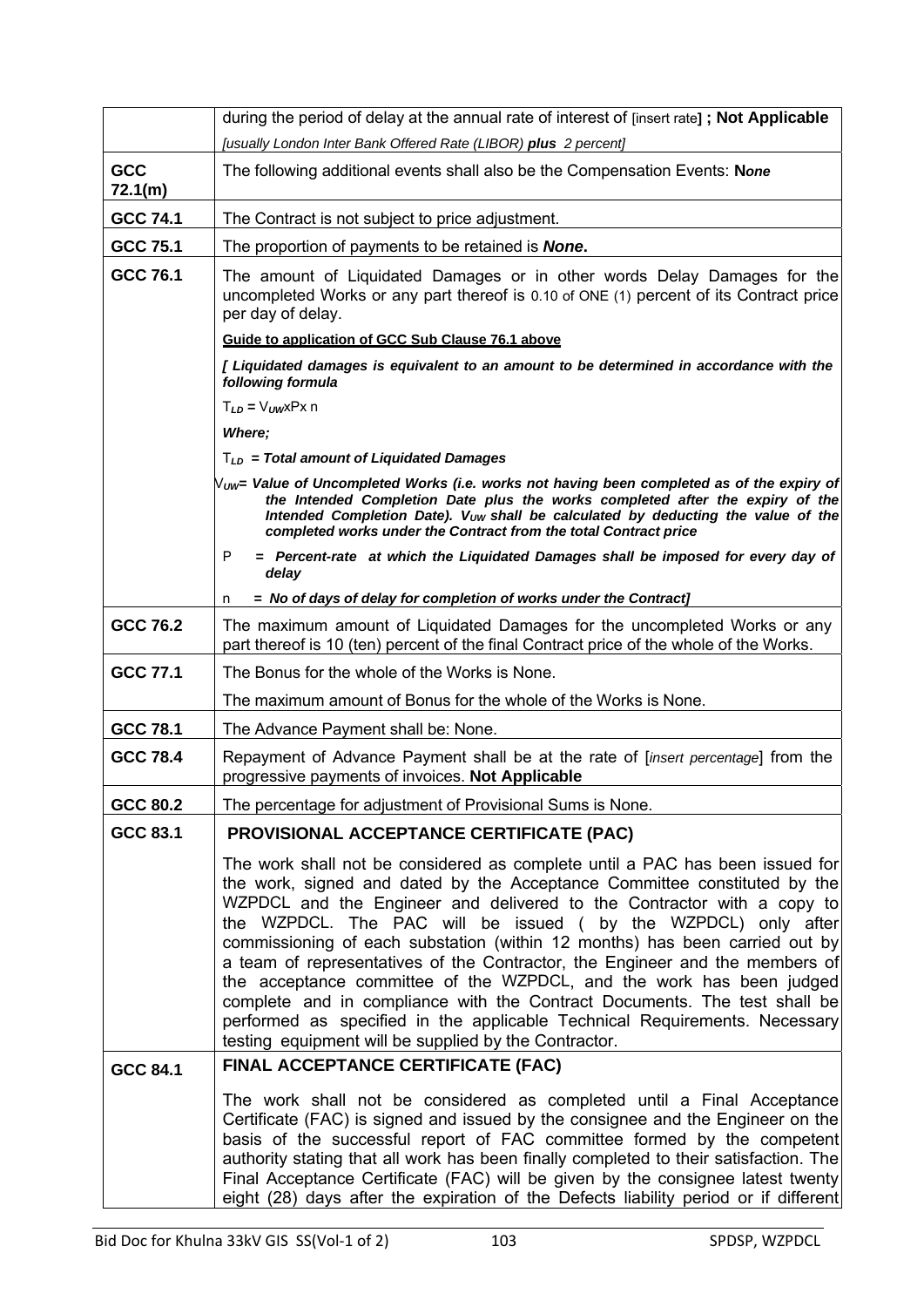| | |
|---|---|
| | during the period of delay at the annual rate of interest of [insert rate] **; Not Applicable** *[usually London Inter Bank Offered Rate (LIBOR)* ***plus*** *2 percent]* |
| **GCC 72.1(m)** | The following additional events shall also be the Compensation Events: **N*one*** |
| **GCC 74.1** | The Contract is not subject to price adjustment. |
| **GCC 75.1** | The proportion of payments to be retained is ***None*****.** |
| **GCC 76.1** | The amount of Liquidated Damages or in other words Delay Damages for the uncompleted Works or any part thereof is 0.10 of ONE (1) percent of its Contract price per day of delay.<br><br>**Guide to application of GCC Sub Clause 76.1 above**<br><br>***[ Liquidated damages is equivalent to an amount to be determined in accordance with the following formula***<br><br>$T_{LD} = V_{UW} x P x n$<br><br>***Where;***<br><br>$T_{LD}$ ***= Total amount of Liquidated Damages***<br><br>$V_{UW}$***= Value of Uncompleted Works (i.e. works not having been completed as of the expiry of the Intended Completion Date plus the works completed after the expiry of the Intended Completion Date).*** $V_{UW}$ ***shall be calculated by deducting the value of the completed works under the Contract from the total Contract price***<br><br>P ***= Percent-rate at which the Liquidated Damages shall be imposed for every day of delay***<br><br>n ***= No of days of delay for completion of works under the Contract]*** |
| **GCC 76.2** | The maximum amount of Liquidated Damages for the uncompleted Works or any part thereof is 10 (ten) percent of the final Contract price of the whole of the Works. |
| **GCC 77.1** | The Bonus for the whole of the Works is None.<br><br>The maximum amount of Bonus for the whole of the Works is None. |
| **GCC 78.1** | The Advance Payment shall be: None. |
| **GCC 78.4** | Repayment of Advance Payment shall be at the rate of [*insert percentage*] from the progressive payments of invoices. **Not Applicable** |
| **GCC 80.2** | The percentage for adjustment of Provisional Sums is None. |
| **GCC 83.1** | **PROVISIONAL ACCEPTANCE CERTIFICATE (PAC)**<br><br>The work shall not be considered as complete until a PAC has been issued for the work, signed and dated by the Acceptance Committee constituted by the WZPDCL and the Engineer and delivered to the Contractor with a copy to the WZPDCL. The PAC will be issued ( by the WZPDCL) only after commissioning of each substation (within 12 months) has been carried out by a team of representatives of the Contractor, the Engineer and the members of the acceptance committee of the WZPDCL, and the work has been judged complete and in compliance with the Contract Documents. The test shall be performed as specified in the applicable Technical Requirements. Necessary testing equipment will be supplied by the Contractor. |
| **GCC 84.1** | **FINAL ACCEPTANCE CERTIFICATE (FAC)**<br><br>The work shall not be considered as completed until a Final Acceptance Certificate (FAC) is signed and issued by the consignee and the Engineer on the basis of the successful report of FAC committee formed by the competent authority stating that all work has been finally completed to their satisfaction. The Final Acceptance Certificate (FAC) will be given by the consignee latest twenty eight (28) days after the expiration of the Defects liability period or if different |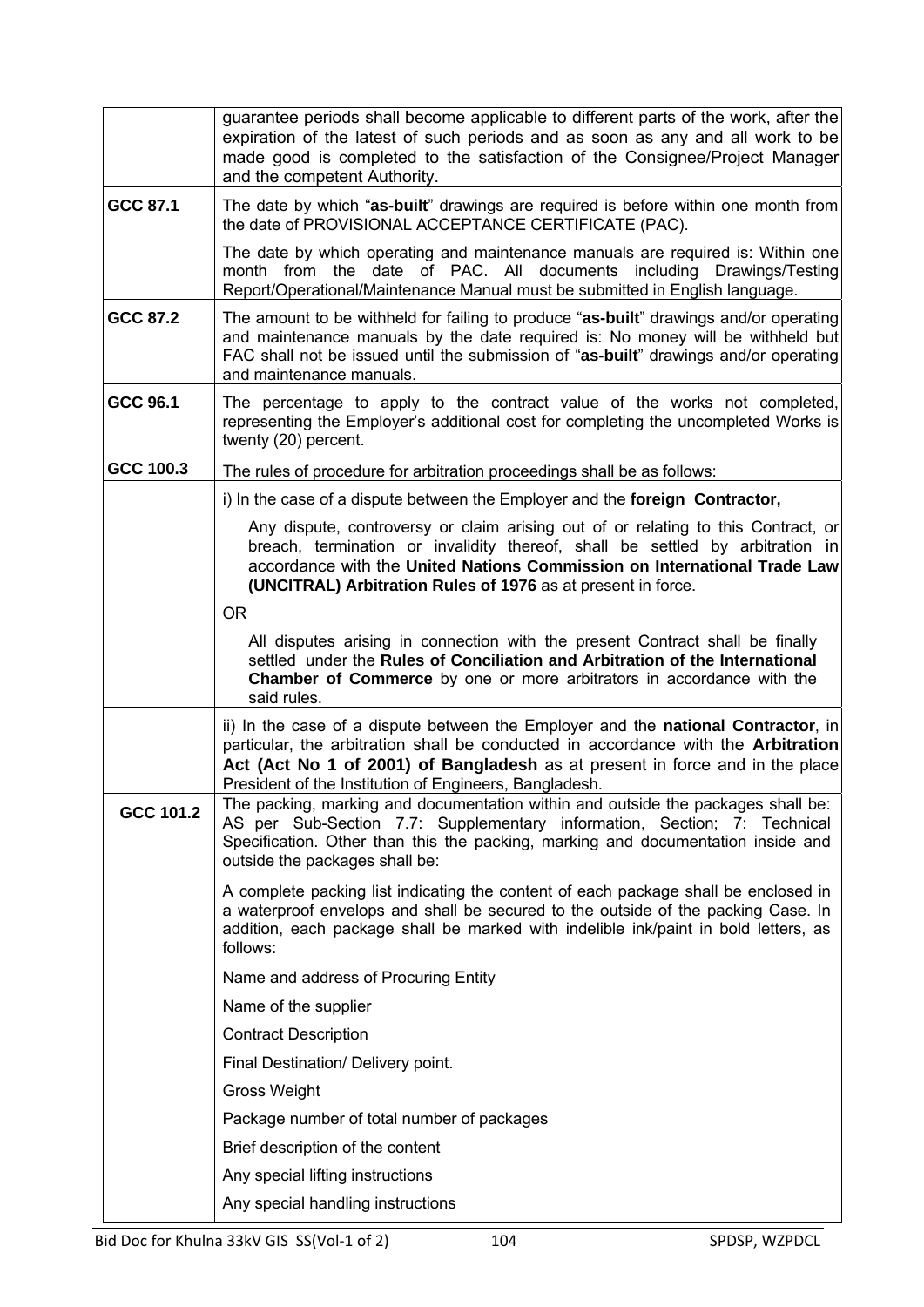| | |
|---|---|
| | guarantee periods shall become applicable to different parts of the work, after the expiration of the latest of such periods and as soon as any and all work to be made good is completed to the satisfaction of the Consignee/Project Manager and the competent Authority. |
| **GCC 87.1** | The date by which "**as-built**" drawings are required is before within one month from the date of PROVISIONAL ACCEPTANCE CERTIFICATE (PAC).<br><br>The date by which operating and maintenance manuals are required is: Within one month from the date of PAC. All documents including Drawings/Testing Report/Operational/Maintenance Manual must be submitted in English language. |
| **GCC 87.2** | The amount to be withheld for failing to produce "**as-built**" drawings and/or operating and maintenance manuals by the date required is: No money will be withheld but FAC shall not be issued until the submission of "**as-built**" drawings and/or operating and maintenance manuals. |
| **GCC 96.1** | The percentage to apply to the contract value of the works not completed, representing the Employer's additional cost for completing the uncompleted Works is twenty (20) percent. |
| **GCC 100.3** | The rules of procedure for arbitration proceedings shall be as follows: |
| | i) In the case of a dispute between the Employer and the **foreign Contractor,**<br><br>Any dispute, controversy or claim arising out of or relating to this Contract, or breach, termination or invalidity thereof, shall be settled by arbitration in accordance with the **United Nations Commission on International Trade Law (UNCITRAL) Arbitration Rules of 1976** as at present in force.<br><br>OR<br><br>All disputes arising in connection with the present Contract shall be finally settled under the **Rules of Conciliation and Arbitration of the International Chamber of Commerce** by one or more arbitrators in accordance with the said rules. |
| | ii) In the case of a dispute between the Employer and the **national Contractor**, in particular, the arbitration shall be conducted in accordance with the **Arbitration Act (Act No 1 of 2001) of Bangladesh** as at present in force and in the place President of the Institution of Engineers, Bangladesh. |
| **GCC 101.2** | The packing, marking and documentation within and outside the packages shall be: AS per Sub-Section 7.7: Supplementary information, Section; 7: Technical Specification. Other than this the packing, marking and documentation inside and outside the packages shall be:<br><br>A complete packing list indicating the content of each package shall be enclosed in a waterproof envelops and shall be secured to the outside of the packing Case. In addition, each package shall be marked with indelible ink/paint in bold letters, as follows:<br><br>Name and address of Procuring Entity<br><br>Name of the supplier<br><br>Contract Description<br><br>Final Destination/ Delivery point.<br><br>Gross Weight<br><br>Package number of total number of packages<br><br>Brief description of the content<br><br>Any special lifting instructions<br><br>Any special handling instructions |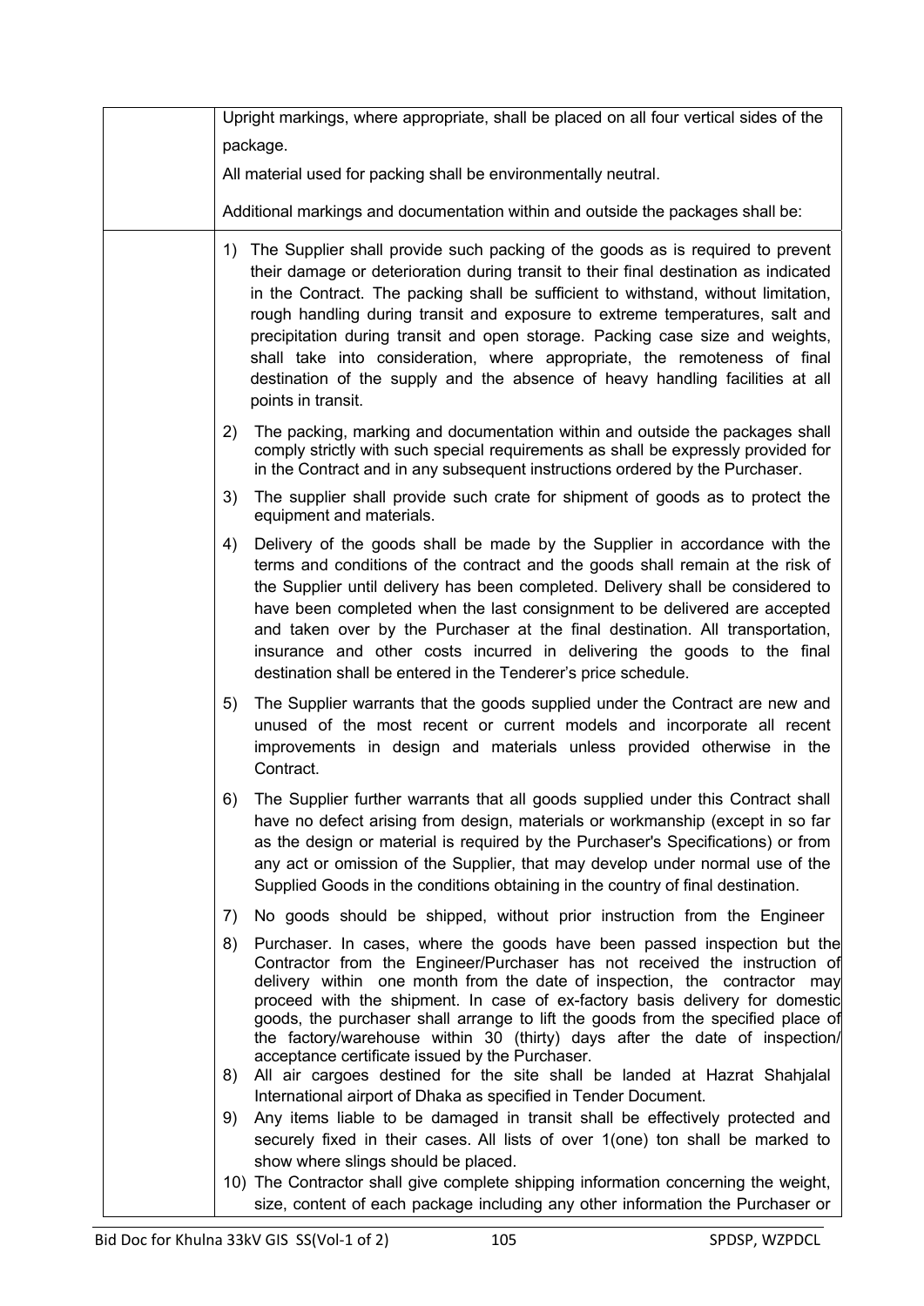| | |
|---|---|
| | Upright markings, where appropriate, shall be placed on all four vertical sides of the package.<br><br>All material used for packing shall be environmentally neutral.<br><br>Additional markings and documentation within and outside the packages shall be: |
| | 1) The Supplier shall provide such packing of the goods as is required to prevent their damage or deterioration during transit to their final destination as indicated in the Contract. The packing shall be sufficient to withstand, without limitation, rough handling during transit and exposure to extreme temperatures, salt and precipitation during transit and open storage. Packing case size and weights, shall take into consideration, where appropriate, the remoteness of final destination of the supply and the absence of heavy handling facilities at all points in transit.<br><br>2) The packing, marking and documentation within and outside the packages shall comply strictly with such special requirements as shall be expressly provided for in the Contract and in any subsequent instructions ordered by the Purchaser.<br><br>3) The supplier shall provide such crate for shipment of goods as to protect the equipment and materials.<br><br>4) Delivery of the goods shall be made by the Supplier in accordance with the terms and conditions of the contract and the goods shall remain at the risk of the Supplier until delivery has been completed. Delivery shall be considered to have been completed when the last consignment to be delivered are accepted and taken over by the Purchaser at the final destination. All transportation, insurance and other costs incurred in delivering the goods to the final destination shall be entered in the Tenderer's price schedule.<br><br>5) The Supplier warrants that the goods supplied under the Contract are new and unused of the most recent or current models and incorporate all recent improvements in design and materials unless provided otherwise in the Contract.<br><br>6) The Supplier further warrants that all goods supplied under this Contract shall have no defect arising from design, materials or workmanship (except in so far as the design or material is required by the Purchaser's Specifications) or from any act or omission of the Supplier, that may develop under normal use of the Supplied Goods in the conditions obtaining in the country of final destination.<br><br>7) No goods should be shipped, without prior instruction from the Engineer<br><br>8) Purchaser. In cases, where the goods have been passed inspection but the Contractor from the Engineer/Purchaser has not received the instruction of delivery within one month from the date of inspection, the contractor may proceed with the shipment. In case of ex-factory basis delivery for domestic goods, the purchaser shall arrange to lift the goods from the specified place of the factory/warehouse within 30 (thirty) days after the date of inspection/ acceptance certificate issued by the Purchaser.<br><br>8) All air cargoes destined for the site shall be landed at Hazrat Shahjalal International airport of Dhaka as specified in Tender Document.<br><br>9) Any items liable to be damaged in transit shall be effectively protected and securely fixed in their cases. All lists of over 1(one) ton shall be marked to show where slings should be placed.<br><br>10) The Contractor shall give complete shipping information concerning the weight, size, content of each package including any other information the Purchaser or |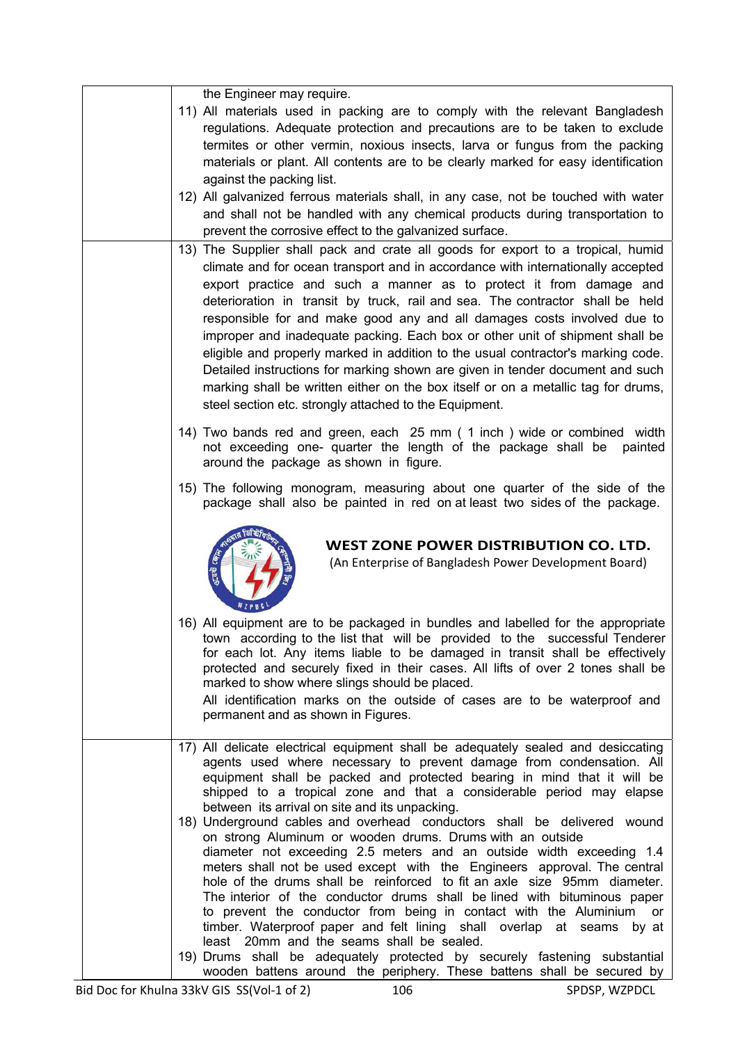the Engineer may require.

11) All materials used in packing are to comply with the relevant Bangladesh regulations. Adequate protection and precautions are to be taken to exclude termites or other vermin, noxious insects, larva or fungus from the packing materials or plant. All contents are to be clearly marked for easy identification against the packing list.

12) All galvanized ferrous materials shall, in any case, not be touched with water and shall not be handled with any chemical products during transportation to prevent the corrosive effect to the galvanized surface.

13) The Supplier shall pack and crate all goods for export to a tropical, humid climate and for ocean transport and in accordance with internationally accepted export practice and such a manner as to protect it from damage and deterioration in transit by truck, rail and sea. The contractor shall be held responsible for and make good any and all damages costs involved due to improper and inadequate packing. Each box or other unit of shipment shall be eligible and properly marked in addition to the usual contractor's marking code. Detailed instructions for marking shown are given in tender document and such marking shall be written either on the box itself or on a metallic tag for drums, steel section etc. strongly attached to the Equipment.

14) Two bands red and green, each 25 mm ( 1 inch ) wide or combined width not exceeding one- quarter the length of the package shall be painted around the package as shown in figure.

15) The following monogram, measuring about one quarter of the side of the package shall also be painted in red on at least two sides of the package.

**WEST ZONE POWER DISTRIBUTION CO. LTD.**
(An Enterprise of Bangladesh Power Development Board)

16) All equipment are to be packaged in bundles and labelled for the appropriate town according to the list that will be provided to the successful Tenderer for each lot. Any items liable to be damaged in transit shall be effectively protected and securely fixed in their cases. All lifts of over 2 tones shall be marked to show where slings should be placed.
All identification marks on the outside of cases are to be waterproof and permanent and as shown in Figures.

17) All delicate electrical equipment shall be adequately sealed and desiccating agents used where necessary to prevent damage from condensation. All equipment shall be packed and protected bearing in mind that it will be shipped to a tropical zone and that a considerable period may elapse between its arrival on site and its unpacking.

18) Underground cables and overhead conductors shall be delivered wound on strong Aluminum or wooden drums. Drums with an outside diameter not exceeding 2.5 meters and an outside width exceeding 1.4 meters shall not be used except with the Engineers approval. The central hole of the drums shall be reinforced to fit an axle size 95mm diameter. The interior of the conductor drums shall be lined with bituminous paper to prevent the conductor from being in contact with the Aluminium or timber. Waterproof paper and felt lining shall overlap at seams by at least 20mm and the seams shall be sealed.

19) Drums shall be adequately protected by securely fastening substantial wooden battens around the periphery. These battens shall be secured by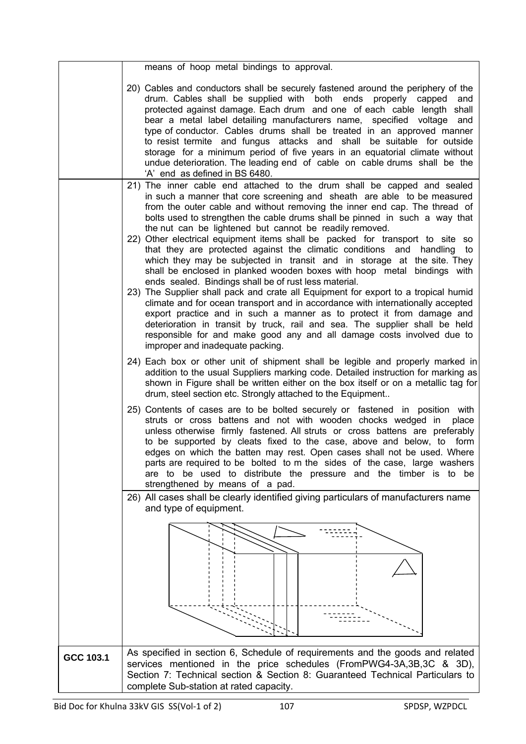| | |
|---|---|
| | means of hoop metal bindings to approval.<br><br>20) Cables and conductors shall be securely fastened around the periphery of the drum. Cables shall be supplied with both ends properly capped and protected against damage. Each drum and one of each cable length shall bear a metal label detailing manufacturers name, specified voltage and type of conductor. Cables drums shall be treated in an approved manner to resist termite and fungus attacks and shall be suitable for outside storage for a minimum period of five years in an equatorial climate without undue deterioration. The leading end of cable on cable drums shall be the 'A' end as defined in BS 6480. |
| | 21) The inner cable end attached to the drum shall be capped and sealed in such a manner that core screening and sheath are able to be measured from the outer cable and without removing the inner end cap. The thread of bolts used to strengthen the cable drums shall be pinned in such a way that the nut can be lightened but cannot be readily removed.<br>22) Other electrical equipment items shall be packed for transport to site so that they are protected against the climatic conditions and handling to which they may be subjected in transit and in storage at the site. They shall be enclosed in planked wooden boxes with hoop metal bindings with ends sealed. Bindings shall be of rust less material.<br>23) The Supplier shall pack and crate all Equipment for export to a tropical humid climate and for ocean transport and in accordance with internationally accepted export practice and in such a manner as to protect it from damage and deterioration in transit by truck, rail and sea. The supplier shall be held responsible for and make good any and all damage costs involved due to improper and inadequate packing.<br><br>24) Each box or other unit of shipment shall be legible and properly marked in addition to the usual Suppliers marking code. Detailed instruction for marking as shown in Figure shall be written either on the box itself or on a metallic tag for drum, steel section etc. Strongly attached to the Equipment..<br><br>25) Contents of cases are to be bolted securely or fastened in position with struts or cross battens and not with wooden chocks wedged in place unless otherwise firmly fastened. All struts or cross battens are preferably to be supported by cleats fixed to the case, above and below, to form edges on which the batten may rest. Open cases shall not be used. Where parts are required to be bolted to m the sides of the case, large washers are to be used to distribute the pressure and the timber is to be strengthened by means of a pad. |
| | 26) All cases shall be clearly identified giving particulars of manufacturers name and type of equipment. |
| **GCC 103.1** | As specified in section 6, Schedule of requirements and the goods and related services mentioned in the price schedules (FromPWG4-3A,3B,3C & 3D), Section 7: Technical section & Section 8: Guaranteed Technical Particulars to complete Sub-station at rated capacity. |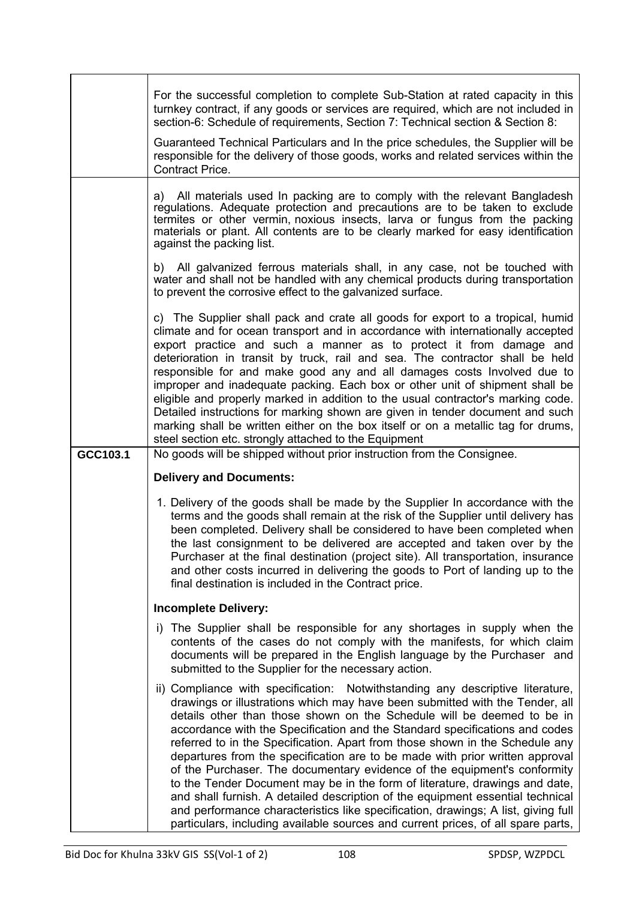| | |
|---|---|
| | For the successful completion to complete Sub-Station at rated capacity in this turnkey contract, if any goods or services are required, which are not included in section-6: Schedule of requirements, Section 7: Technical section & Section 8:<br><br>Guaranteed Technical Particulars and In the price schedules, the Supplier will be responsible for the delivery of those goods, works and related services within the Contract Price. |
| | a) All materials used In packing are to comply with the relevant Bangladesh regulations. Adequate protection and precautions are to be taken to exclude termites or other vermin, noxious insects, larva or fungus from the packing materials or plant. All contents are to be clearly marked for easy identification against the packing list.<br><br>b) All galvanized ferrous materials shall, in any case, not be touched with water and shall not be handled with any chemical products during transportation to prevent the corrosive effect to the galvanized surface.<br><br>c) The Supplier shall pack and crate all goods for export to a tropical, humid climate and for ocean transport and in accordance with internationally accepted export practice and such a manner as to protect it from damage and deterioration in transit by truck, rail and sea. The contractor shall be held responsible for and make good any and all damages costs Involved due to improper and inadequate packing. Each box or other unit of shipment shall be eligible and properly marked in addition to the usual contractor's marking code. Detailed instructions for marking shown are given in tender document and such marking shall be written either on the box itself or on a metallic tag for drums, steel section etc. strongly attached to the Equipment |
| **GCC103.1** | No goods will be shipped without prior instruction from the Consignee.<br><br>**Delivery and Documents:**<br><br>1. Delivery of the goods shall be made by the Supplier In accordance with the terms and the goods shall remain at the risk of the Supplier until delivery has been completed. Delivery shall be considered to have been completed when the last consignment to be delivered are accepted and taken over by the Purchaser at the final destination (project site). All transportation, insurance and other costs incurred in delivering the goods to Port of landing up to the final destination is included in the Contract price.<br><br>**Incomplete Delivery:**<br><br>i) The Supplier shall be responsible for any shortages in supply when the contents of the cases do not comply with the manifests, for which claim documents will be prepared in the English language by the Purchaser and submitted to the Supplier for the necessary action.<br><br>ii) Compliance with specification: Notwithstanding any descriptive literature, drawings or illustrations which may have been submitted with the Tender, all details other than those shown on the Schedule will be deemed to be in accordance with the Specification and the Standard specifications and codes referred to in the Specification. Apart from those shown in the Schedule any departures from the specification are to be made with prior written approval of the Purchaser. The documentary evidence of the equipment's conformity to the Tender Document may be in the form of literature, drawings and date, and shall furnish. A detailed description of the equipment essential technical and performance characteristics like specification, drawings; A list, giving full particulars, including available sources and current prices, of all spare parts, |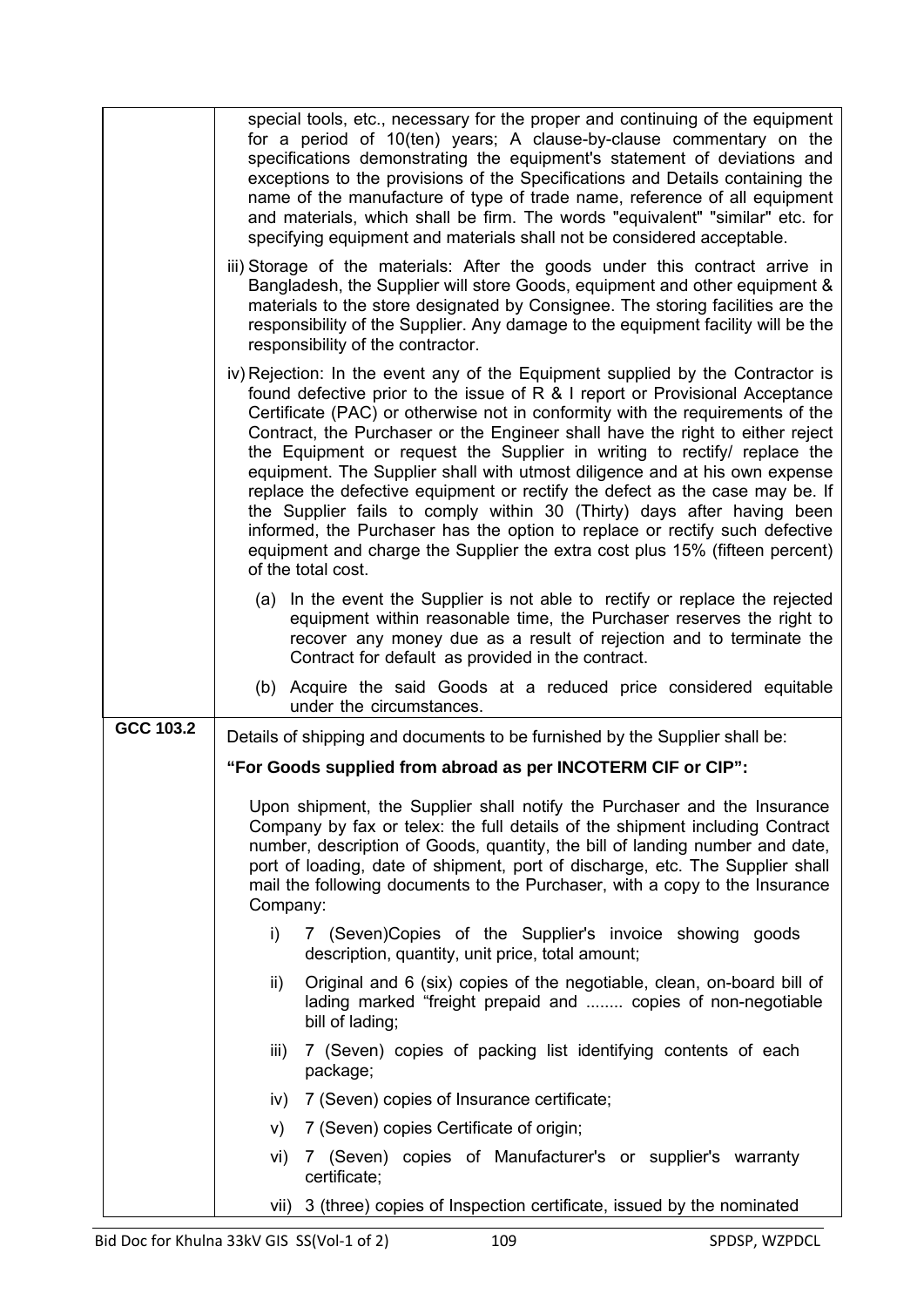| | |
|---|---|
| | special tools, etc., necessary for the proper and continuing of the equipment for a period of 10(ten) years; A clause-by-clause commentary on the specifications demonstrating the equipment's statement of deviations and exceptions to the provisions of the Specifications and Details containing the name of the manufacture of type of trade name, reference of all equipment and materials, which shall be firm. The words "equivalent" "similar" etc. for specifying equipment and materials shall not be considered acceptable.<br><br>iii) Storage of the materials: After the goods under this contract arrive in Bangladesh, the Supplier will store Goods, equipment and other equipment & materials to the store designated by Consignee. The storing facilities are the responsibility of the Supplier. Any damage to the equipment facility will be the responsibility of the contractor.<br><br>iv) Rejection: In the event any of the Equipment supplied by the Contractor is found defective prior to the issue of R & I report or Provisional Acceptance Certificate (PAC) or otherwise not in conformity with the requirements of the Contract, the Purchaser or the Engineer shall have the right to either reject the Equipment or request the Supplier in writing to rectify/ replace the equipment. The Supplier shall with utmost diligence and at his own expense replace the defective equipment or rectify the defect as the case may be. If the Supplier fails to comply within 30 (Thirty) days after having been informed, the Purchaser has the option to replace or rectify such defective equipment and charge the Supplier the extra cost plus 15% (fifteen percent) of the total cost.<br><br>(a) In the event the Supplier is not able to rectify or replace the rejected equipment within reasonable time, the Purchaser reserves the right to recover any money due as a result of rejection and to terminate the Contract for default as provided in the contract.<br><br>(b) Acquire the said Goods at a reduced price considered equitable under the circumstances. |
| **GCC 103.2** | Details of shipping and documents to be furnished by the Supplier shall be:<br><br>**"For Goods supplied from abroad as per INCOTERM CIF or CIP":**<br><br>Upon shipment, the Supplier shall notify the Purchaser and the Insurance Company by fax or telex: the full details of the shipment including Contract number, description of Goods, quantity, the bill of landing number and date, port of loading, date of shipment, port of discharge, etc. The Supplier shall mail the following documents to the Purchaser, with a copy to the Insurance Company:<br><br>i) 7 (Seven)Copies of the Supplier's invoice showing goods description, quantity, unit price, total amount;<br><br>ii) Original and 6 (six) copies of the negotiable, clean, on-board bill of lading marked "freight prepaid and ........ copies of non-negotiable bill of lading;<br><br>iii) 7 (Seven) copies of packing list identifying contents of each package;<br><br>iv) 7 (Seven) copies of Insurance certificate;<br><br>v) 7 (Seven) copies Certificate of origin;<br><br>vi) 7 (Seven) copies of Manufacturer's or supplier's warranty certificate;<br><br>vii) 3 (three) copies of Inspection certificate, issued by the nominated |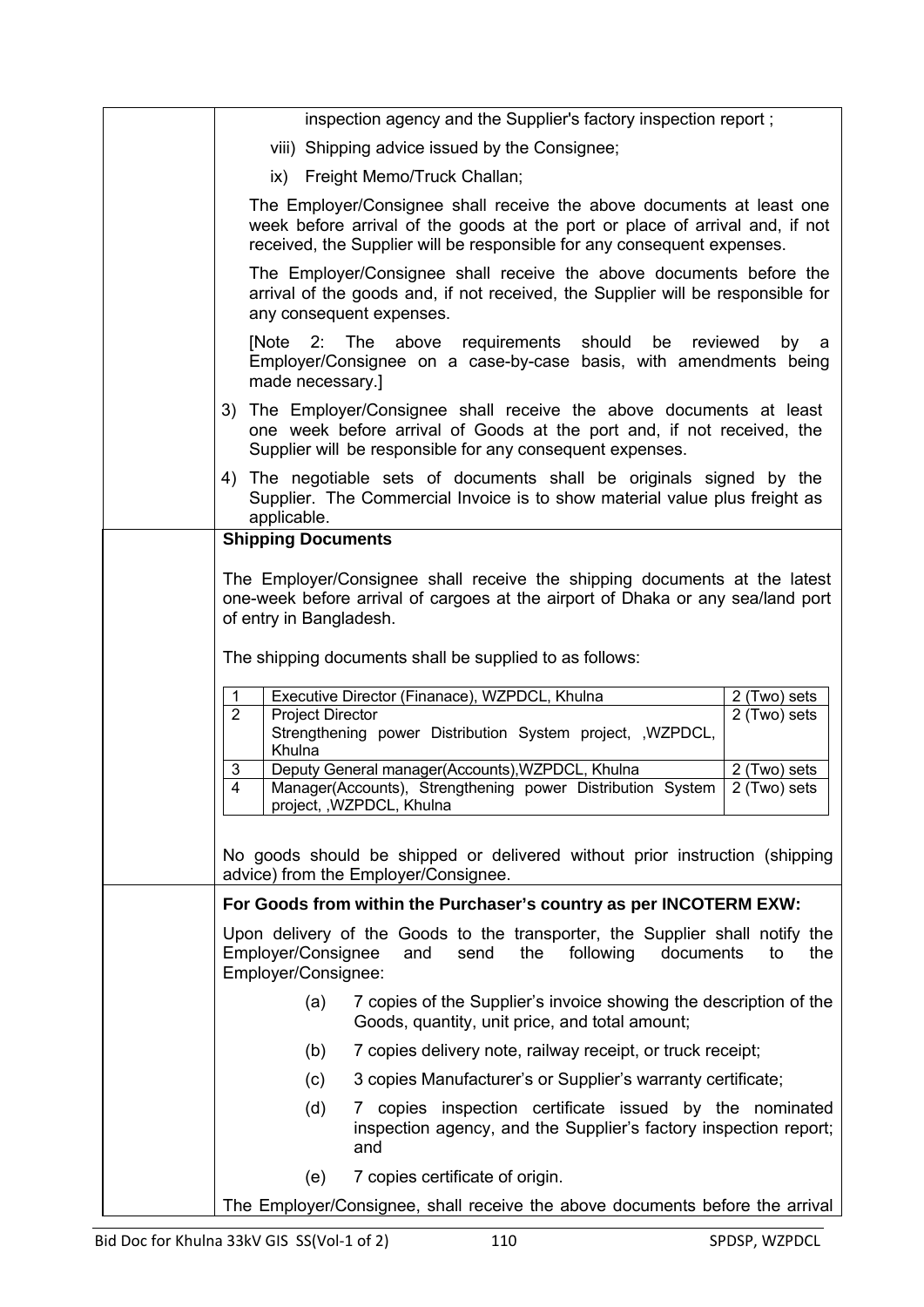inspection agency and the Supplier's factory inspection report ;

viii) Shipping advice issued by the Consignee;

ix) Freight Memo/Truck Challan;

The Employer/Consignee shall receive the above documents at least one week before arrival of the goods at the port or place of arrival and, if not received, the Supplier will be responsible for any consequent expenses.

The Employer/Consignee shall receive the above documents before the arrival of the goods and, if not received, the Supplier will be responsible for any consequent expenses.

[Note 2: The above requirements should be reviewed by a Employer/Consignee on a case-by-case basis, with amendments being made necessary.]

3) The Employer/Consignee shall receive the above documents at least one week before arrival of Goods at the port and, if not received, the Supplier will be responsible for any consequent expenses.

4) The negotiable sets of documents shall be originals signed by the Supplier. The Commercial Invoice is to show material value plus freight as applicable.

**Shipping Documents**

The Employer/Consignee shall receive the shipping documents at the latest one-week before arrival of cargoes at the airport of Dhaka or any sea/land port of entry in Bangladesh.

The shipping documents shall be supplied to as follows:

| | | |
|---|---|---|
| 1 | Executive Director (Finanace), WZPDCL, Khulna | 2 (Two) sets |
| 2 | Project Director<br>Strengthening power Distribution System project, ,WZPDCL, Khulna | 2 (Two) sets |
| 3 | Deputy General manager(Accounts),WZPDCL, Khulna | 2 (Two) sets |
| 4 | Manager(Accounts), Strengthening power Distribution System project, ,WZPDCL, Khulna | 2 (Two) sets |

No goods should be shipped or delivered without prior instruction (shipping advice) from the Employer/Consignee.

**For Goods from within the Purchaser's country as per INCOTERM EXW:**

Upon delivery of the Goods to the transporter, the Supplier shall notify the Employer/Consignee and send the following documents to the Employer/Consignee:

(a) 7 copies of the Supplier's invoice showing the description of the Goods, quantity, unit price, and total amount;

(b) 7 copies delivery note, railway receipt, or truck receipt;

(c) 3 copies Manufacturer's or Supplier's warranty certificate;

(d) 7 copies inspection certificate issued by the nominated inspection agency, and the Supplier's factory inspection report; and

(e) 7 copies certificate of origin.

The Employer/Consignee, shall receive the above documents before the arrival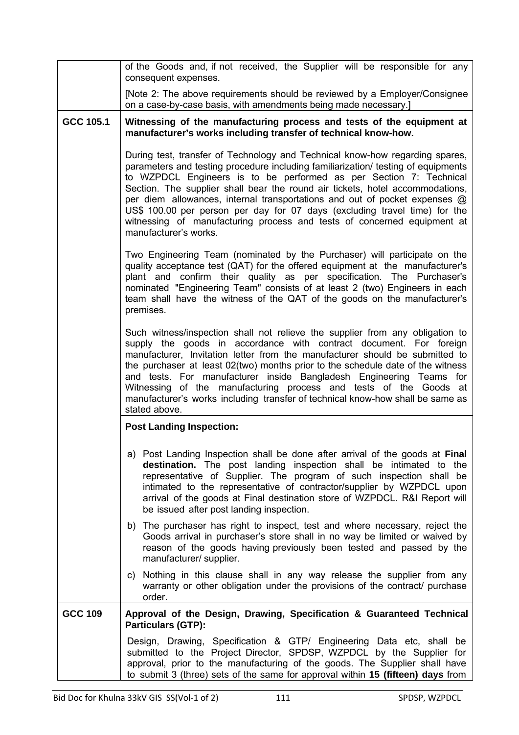| | |
|---|---|
| | of the Goods and, if not received, the Supplier will be responsible for any consequent expenses.<br><br>[Note 2: The above requirements should be reviewed by a Employer/Consignee on a case-by-case basis, with amendments being made necessary.] |
| **GCC 105.1** | **Witnessing of the manufacturing process and tests of the equipment at manufacturer's works including transfer of technical know-how.**<br><br>During test, transfer of Technology and Technical know-how regarding spares, parameters and testing procedure including familiarization/ testing of equipments to WZPDCL Engineers is to be performed as per Section 7: Technical Section. The supplier shall bear the round air tickets, hotel accommodations, per diem allowances, internal transportations and out of pocket expenses @ US$ 100.00 per person per day for 07 days (excluding travel time) for the witnessing of manufacturing process and tests of concerned equipment at manufacturer's works.<br><br>Two Engineering Team (nominated by the Purchaser) will participate on the quality acceptance test (QAT) for the offered equipment at the manufacturer's plant and confirm their quality as per specification. The Purchaser's nominated "Engineering Team" consists of at least 2 (two) Engineers in each team shall have the witness of the QAT of the goods on the manufacturer's premises.<br><br>Such witness/inspection shall not relieve the supplier from any obligation to supply the goods in accordance with contract document. For foreign manufacturer, Invitation letter from the manufacturer should be submitted to the purchaser at least 02(two) months prior to the schedule date of the witness and tests. For manufacturer inside Bangladesh Engineering Teams for Witnessing of the manufacturing process and tests of the Goods at manufacturer's works including transfer of technical know-how shall be same as stated above. |
| | **Post Landing Inspection:**<br><br>a) Post Landing Inspection shall be done after arrival of the goods at **Final destination.** The post landing inspection shall be intimated to the representative of Supplier. The program of such inspection shall be intimated to the representative of contractor/supplier by WZPDCL upon arrival of the goods at Final destination store of WZPDCL. R&I Report will be issued after post landing inspection.<br><br>b) The purchaser has right to inspect, test and where necessary, reject the Goods arrival in purchaser's store shall in no way be limited or waived by reason of the goods having previously been tested and passed by the manufacturer/ supplier.<br><br>c) Nothing in this clause shall in any way release the supplier from any warranty or other obligation under the provisions of the contract/ purchase order. |
| **GCC 109** | **Approval of the Design, Drawing, Specification & Guaranteed Technical Particulars (GTP):**<br><br>Design, Drawing, Specification & GTP/ Engineering Data etc, shall be submitted to the Project Director, SPDSP, WZPDCL by the Supplier for approval, prior to the manufacturing of the goods. The Supplier shall have to submit 3 (three) sets of the same for approval within **15 (fifteen) days** from |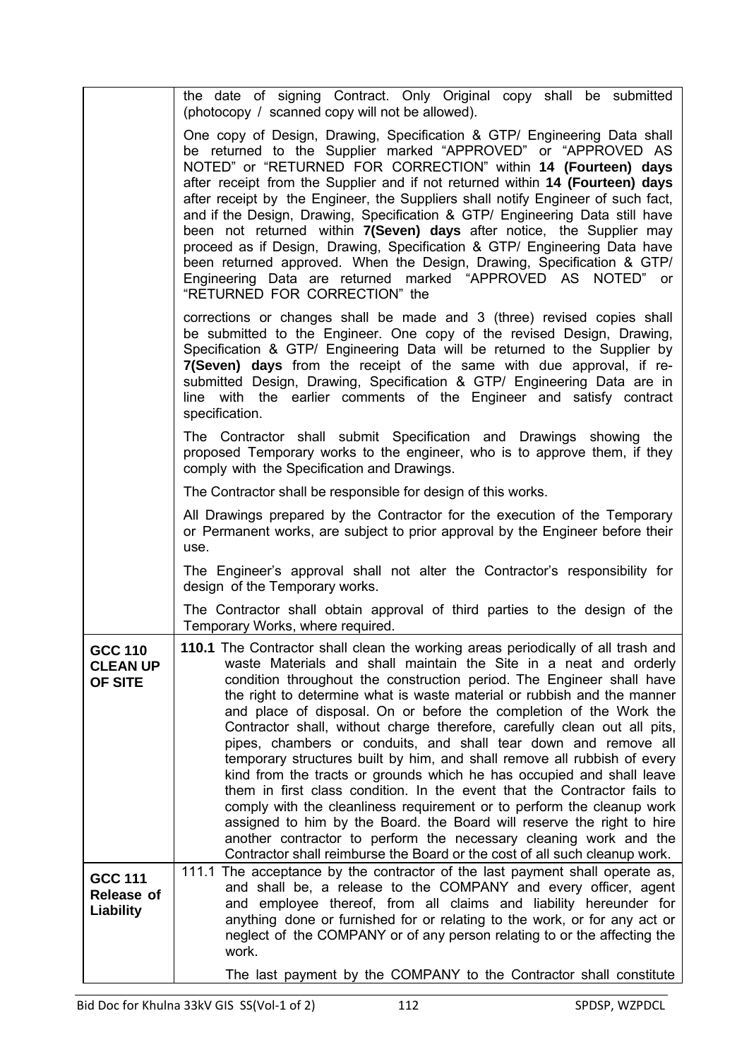| | |
|---|---|
| | the date of signing Contract. Only Original copy shall be submitted (photocopy / scanned copy will not be allowed).<br><br>One copy of Design, Drawing, Specification & GTP/ Engineering Data shall be returned to the Supplier marked "APPROVED" or "APPROVED AS NOTED" or "RETURNED FOR CORRECTION" within **14 (Fourteen) days** after receipt from the Supplier and if not returned within **14 (Fourteen) days** after receipt by the Engineer, the Suppliers shall notify Engineer of such fact, and if the Design, Drawing, Specification & GTP/ Engineering Data still have been not returned within **7(Seven) days** after notice, the Supplier may proceed as if Design, Drawing, Specification & GTP/ Engineering Data have been returned approved. When the Design, Drawing, Specification & GTP/ Engineering Data are returned marked "APPROVED AS NOTED" or "RETURNED FOR CORRECTION" the<br><br>corrections or changes shall be made and 3 (three) revised copies shall be submitted to the Engineer. One copy of the revised Design, Drawing, Specification & GTP/ Engineering Data will be returned to the Supplier by **7(Seven) days** from the receipt of the same with due approval, if re-submitted Design, Drawing, Specification & GTP/ Engineering Data are in line with the earlier comments of the Engineer and satisfy contract specification.<br><br>The Contractor shall submit Specification and Drawings showing the proposed Temporary works to the engineer, who is to approve them, if they comply with the Specification and Drawings.<br><br>The Contractor shall be responsible for design of this works.<br><br>All Drawings prepared by the Contractor for the execution of the Temporary or Permanent works, are subject to prior approval by the Engineer before their use.<br><br>The Engineer's approval shall not alter the Contractor's responsibility for design of the Temporary works.<br><br>The Contractor shall obtain approval of third parties to the design of the Temporary Works, where required. |
| **GCC 110 CLEAN UP OF SITE** | **110.1** The Contractor shall clean the working areas periodically of all trash and waste Materials and shall maintain the Site in a neat and orderly condition throughout the construction period. The Engineer shall have the right to determine what is waste material or rubbish and the manner and place of disposal. On or before the completion of the Work the Contractor shall, without charge therefore, carefully clean out all pits, pipes, chambers or conduits, and shall tear down and remove all temporary structures built by him, and shall remove all rubbish of every kind from the tracts or grounds which he has occupied and shall leave them in first class condition. In the event that the Contractor fails to comply with the cleanliness requirement or to perform the cleanup work assigned to him by the Board. the Board will reserve the right to hire another contractor to perform the necessary cleaning work and the Contractor shall reimburse the Board or the cost of all such cleanup work. |
| **GCC 111 Release of Liability** | 111.1 The acceptance by the contractor of the last payment shall operate as, and shall be, a release to the COMPANY and every officer, agent and employee thereof, from all claims and liability hereunder for anything done or furnished for or relating to the work, or for any act or neglect of the COMPANY or of any person relating to or the affecting the work.<br><br>The last payment by the COMPANY to the Contractor shall constitute |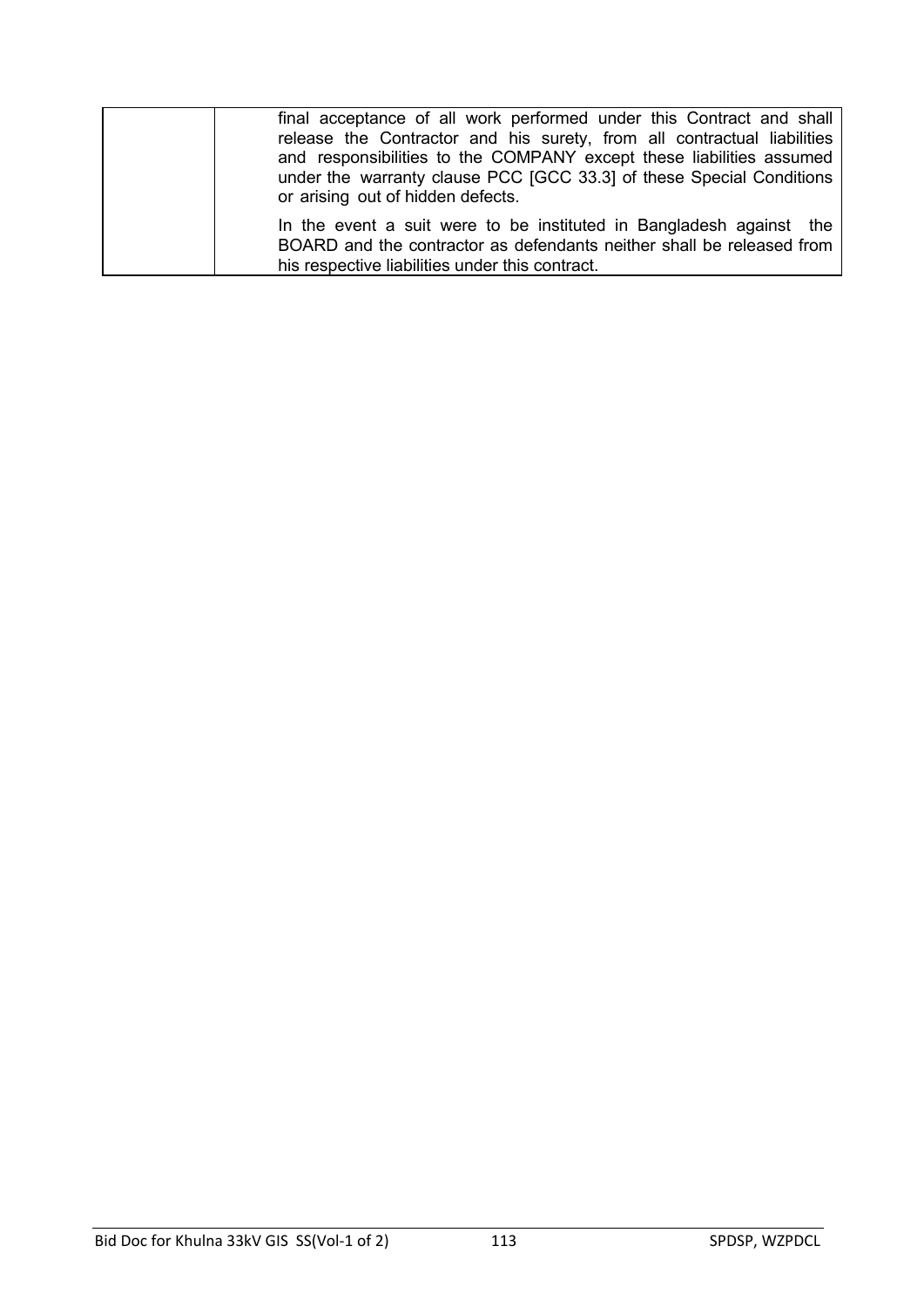| | |
|---|---|
| | final acceptance of all work performed under this Contract and shall release the Contractor and his surety, from all contractual liabilities and responsibilities to the COMPANY except these liabilities assumed under the warranty clause PCC [GCC 33.3] of these Special Conditions or arising out of hidden defects.<br><br>In the event a suit were to be instituted in Bangladesh against the BOARD and the contractor as defendants neither shall be released from his respective liabilities under this contract. |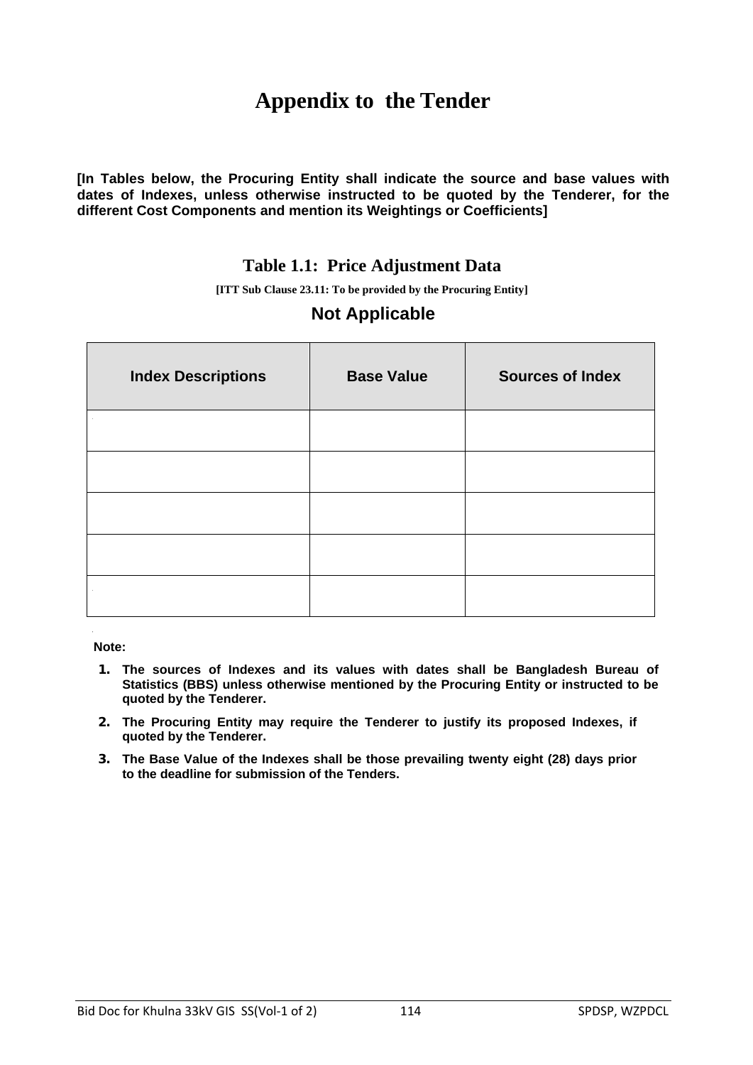# Appendix to the Tender

**[In Tables below, the Procuring Entity shall indicate the source and base values with dates of Indexes, unless otherwise instructed to be quoted by the Tenderer, for the different Cost Components and mention its Weightings or Coefficients]**

## Table 1.1: Price Adjustment Data

**[ITT Sub Clause 23.11: To be provided by the Procuring Entity]**

### Not Applicable

| Index Descriptions | Base Value | Sources of Index |
|---|---|---|
| | | |
| | | |
| | | |
| | | |
| | | |

**Note:**

1. **The sources of Indexes and its values with dates shall be Bangladesh Bureau of Statistics (BBS) unless otherwise mentioned by the Procuring Entity or instructed to be quoted by the Tenderer.**
2. **The Procuring Entity may require the Tenderer to justify its proposed Indexes, if quoted by the Tenderer.**
3. **The Base Value of the Indexes shall be those prevailing twenty eight (28) days prior to the deadline for submission of the Tenders.**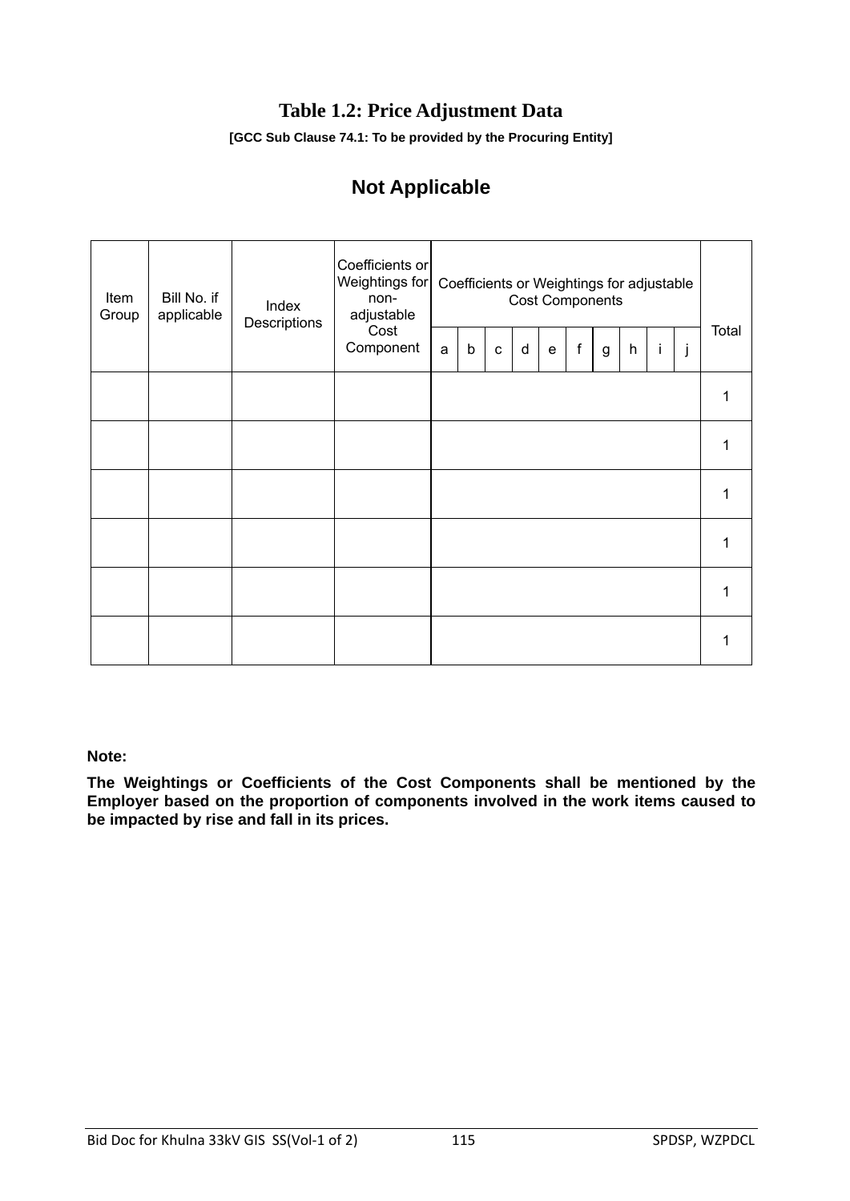# Table 1.2: Price Adjustment Data

**[GCC Sub Clause 74.1: To be provided by the Procuring Entity]**

## Not Applicable

| Item Group | Bill No. if applicable | Index Descriptions | Coefficients or Weightings for non-adjustable Cost Component | Coefficients or Weightings for adjustable Cost Components | | | | | | | | | | Total |
|---|---|---|---|---|---|---|---|---|---|---|---|---|---|---|
| | | | | a | b | c | d | e | f | g | h | i | j | |
| | | | | | | | | | | | | | | 1 |
| | | | | | | | | | | | | | | 1 |
| | | | | | | | | | | | | | | 1 |
| | | | | | | | | | | | | | | 1 |
| | | | | | | | | | | | | | | 1 |
| | | | | | | | | | | | | | | 1 |

**Note:**

**The Weightings or Coefficients of the Cost Components shall be mentioned by the Employer based on the proportion of components involved in the work items caused to be impacted by rise and fall in its prices.**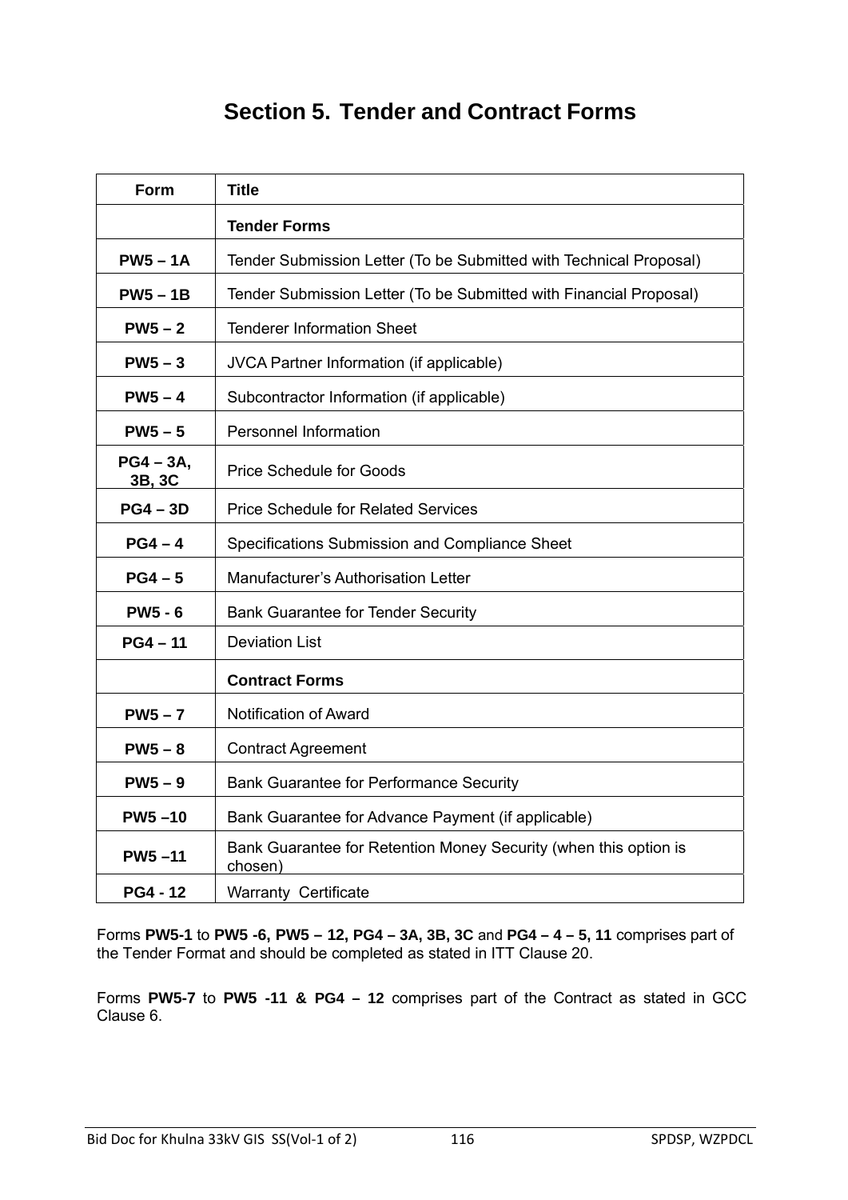# Section 5. Tender and Contract Forms

| Form | Title |
|---|---|
| | **Tender Forms** |
| **PW5 – 1A** | Tender Submission Letter (To be Submitted with Technical Proposal) |
| **PW5 – 1B** | Tender Submission Letter (To be Submitted with Financial Proposal) |
| **PW5 – 2** | Tenderer Information Sheet |
| **PW5 – 3** | JVCA Partner Information (if applicable) |
| **PW5 – 4** | Subcontractor Information (if applicable) |
| **PW5 – 5** | Personnel Information |
| **PG4 – 3A, 3B, 3C** | Price Schedule for Goods |
| **PG4 – 3D** | Price Schedule for Related Services |
| **PG4 – 4** | Specifications Submission and Compliance Sheet |
| **PG4 – 5** | Manufacturer's Authorisation Letter |
| **PW5 - 6** | Bank Guarantee for Tender Security |
| **PG4 – 11** | Deviation List |
| | **Contract Forms** |
| **PW5 – 7** | Notification of Award |
| **PW5 – 8** | Contract Agreement |
| **PW5 – 9** | Bank Guarantee for Performance Security |
| **PW5 –10** | Bank Guarantee for Advance Payment (if applicable) |
| **PW5 –11** | Bank Guarantee for Retention Money Security (when this option is chosen) |
| **PG4 - 12** | Warranty Certificate |

Forms **PW5-1** to **PW5 -6, PW5 – 12, PG4 – 3A, 3B, 3C** and **PG4 – 4 – 5, 11** comprises part of the Tender Format and should be completed as stated in ITT Clause 20.

Forms **PW5-7** to **PW5 -11 & PG4 – 12** comprises part of the Contract as stated in GCC Clause 6.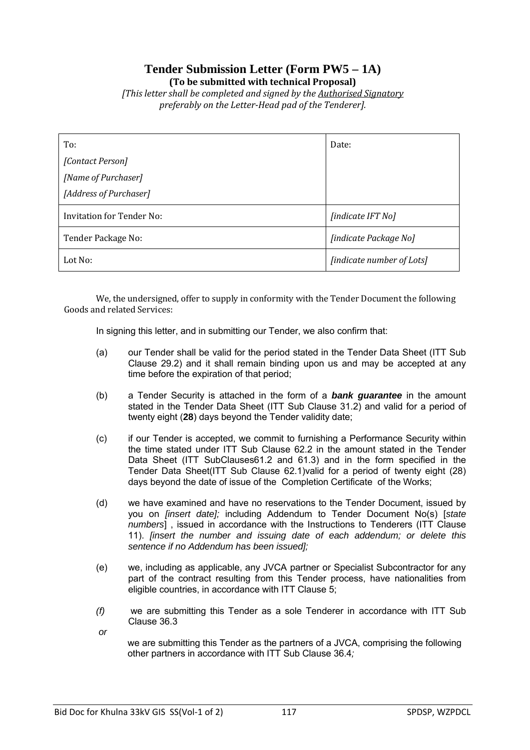# Tender Submission Letter (Form PW5 – 1A)

**(To be submitted with technical Proposal)**

*[This letter shall be completed and signed by the Authorised Signatory preferably on the Letter-Head pad of the Tenderer].*

| To:<br>*[Contact Person]*<br>*[Name of Purchaser]*<br>*[Address of Purchaser]* | Date: |
|---|---|
| Invitation for Tender No: | *[indicate IFT No]* |
| Tender Package No: | *[indicate Package No]* |
| Lot No: | *[indicate number of Lots]* |

We, the undersigned, offer to supply in conformity with the Tender Document the following Goods and related Services:

In signing this letter, and in submitting our Tender, we also confirm that:

(a) our Tender shall be valid for the period stated in the Tender Data Sheet (ITT Sub Clause 29.2) and it shall remain binding upon us and may be accepted at any time before the expiration of that period;

(b) a Tender Security is attached in the form of a ***bank guarantee*** in the amount stated in the Tender Data Sheet (ITT Sub Clause 31.2) and valid for a period of twenty eight (**28**) days beyond the Tender validity date;

(c) if our Tender is accepted, we commit to furnishing a Performance Security within the time stated under ITT Sub Clause 62.2 in the amount stated in the Tender Data Sheet (ITT SubClauses61.2 and 61.3) and in the form specified in the Tender Data Sheet(ITT Sub Clause 62.1)valid for a period of twenty eight (28) days beyond the date of issue of the Completion Certificate of the Works;

(d) we have examined and have no reservations to the Tender Document, issued by you on *[insert date];* including Addendum to Tender Document No(s) [*state numbers*] , issued in accordance with the Instructions to Tenderers (ITT Clause 11). *[insert the number and issuing date of each addendum; or delete this sentence if no Addendum has been issued];*

(e) we, including as applicable, any JVCA partner or Specialist Subcontractor for any part of the contract resulting from this Tender process, have nationalities from eligible countries, in accordance with ITT Clause 5;

*(f)* we are submitting this Tender as a sole Tenderer in accordance with ITT Sub Clause 36.3

*or*

we are submitting this Tender as the partners of a JVCA, comprising the following other partners in accordance with ITT Sub Clause 36.4*;*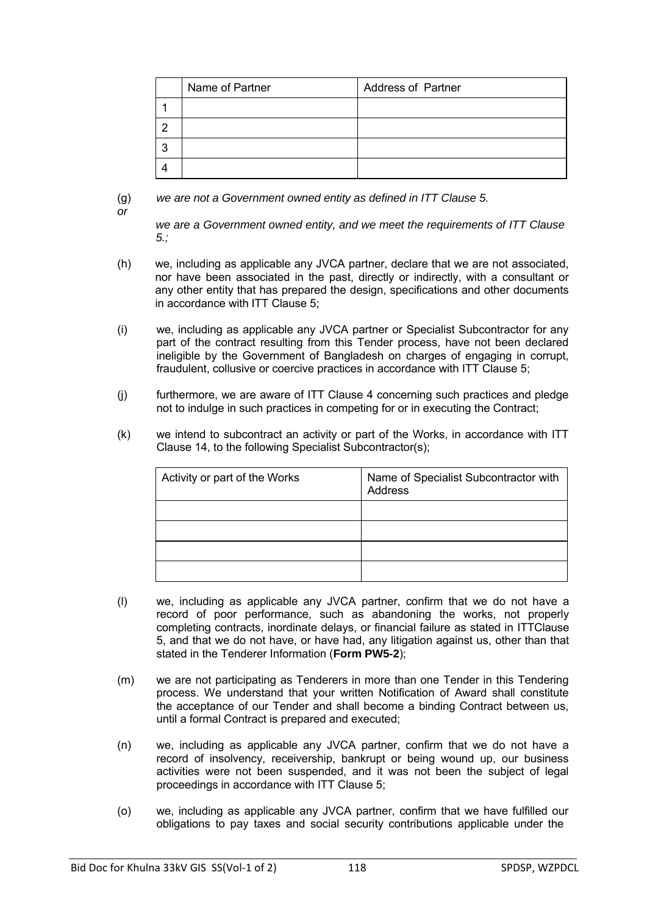| | Name of Partner | Address of Partner |
|---|---|---|
| 1 | | |
| 2 | | |
| 3 | | |
| 4 | | |

(g) *we are not a Government owned entity as defined in ITT Clause 5.*

*or*

*we are a Government owned entity, and we meet the requirements of ITT Clause 5.;*

(h) we, including as applicable any JVCA partner, declare that we are not associated, nor have been associated in the past, directly or indirectly, with a consultant or any other entity that has prepared the design, specifications and other documents in accordance with ITT Clause 5;

(i) we, including as applicable any JVCA partner or Specialist Subcontractor for any part of the contract resulting from this Tender process, have not been declared ineligible by the Government of Bangladesh on charges of engaging in corrupt, fraudulent, collusive or coercive practices in accordance with ITT Clause 5;

(j) furthermore, we are aware of ITT Clause 4 concerning such practices and pledge not to indulge in such practices in competing for or in executing the Contract;

(k) we intend to subcontract an activity or part of the Works, in accordance with ITT Clause 14, to the following Specialist Subcontractor(s);

| Activity or part of the Works | Name of Specialist Subcontractor with Address |
|---|---|
| | |
| | |
| | |
| | |

(l) we, including as applicable any JVCA partner, confirm that we do not have a record of poor performance, such as abandoning the works, not properly completing contracts, inordinate delays, or financial failure as stated in ITTClause 5, and that we do not have, or have had, any litigation against us, other than that stated in the Tenderer Information (**Form PW5-2**);

(m) we are not participating as Tenderers in more than one Tender in this Tendering process. We understand that your written Notification of Award shall constitute the acceptance of our Tender and shall become a binding Contract between us, until a formal Contract is prepared and executed;

(n) we, including as applicable any JVCA partner, confirm that we do not have a record of insolvency, receivership, bankrupt or being wound up, our business activities were not been suspended, and it was not been the subject of legal proceedings in accordance with ITT Clause 5;

(o) we, including as applicable any JVCA partner, confirm that we have fulfilled our obligations to pay taxes and social security contributions applicable under the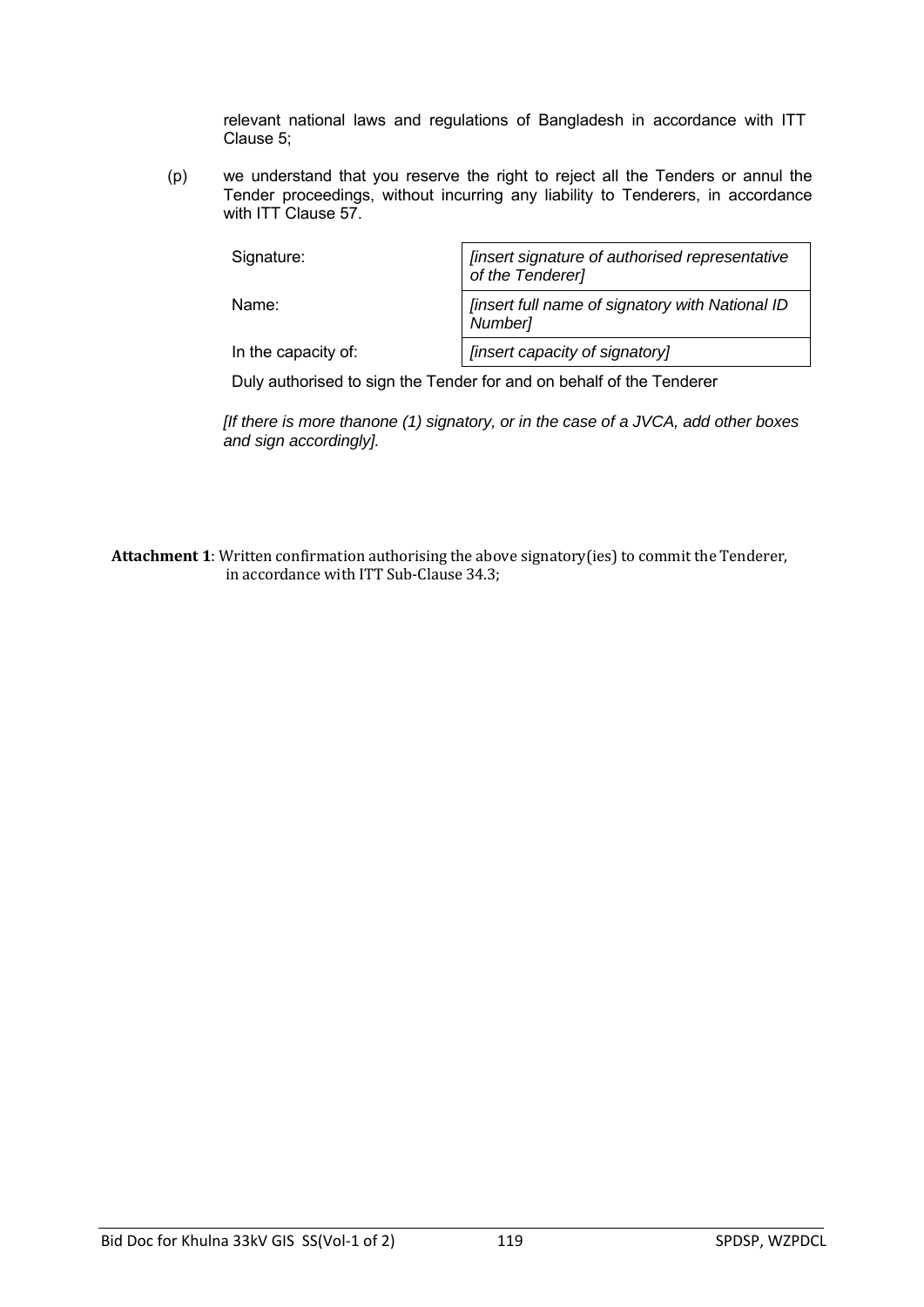relevant national laws and regulations of Bangladesh in accordance with ITT Clause 5;

(p) we understand that you reserve the right to reject all the Tenders or annul the Tender proceedings, without incurring any liability to Tenderers, in accordance with ITT Clause 57.

| | |
|---|---|
| Signature: | *[insert signature of authorised representative of the Tenderer]* |
| Name: | *[insert full name of signatory with National ID Number]* |
| In the capacity of: | *[insert capacity of signatory]* |

Duly authorised to sign the Tender for and on behalf of the Tenderer

*[If there is more thanone (1) signatory, or in the case of a JVCA, add other boxes and sign accordingly].*

**Attachment 1**: Written confirmation authorising the above signatory(ies) to commit the Tenderer, in accordance with ITT Sub-Clause 34.3;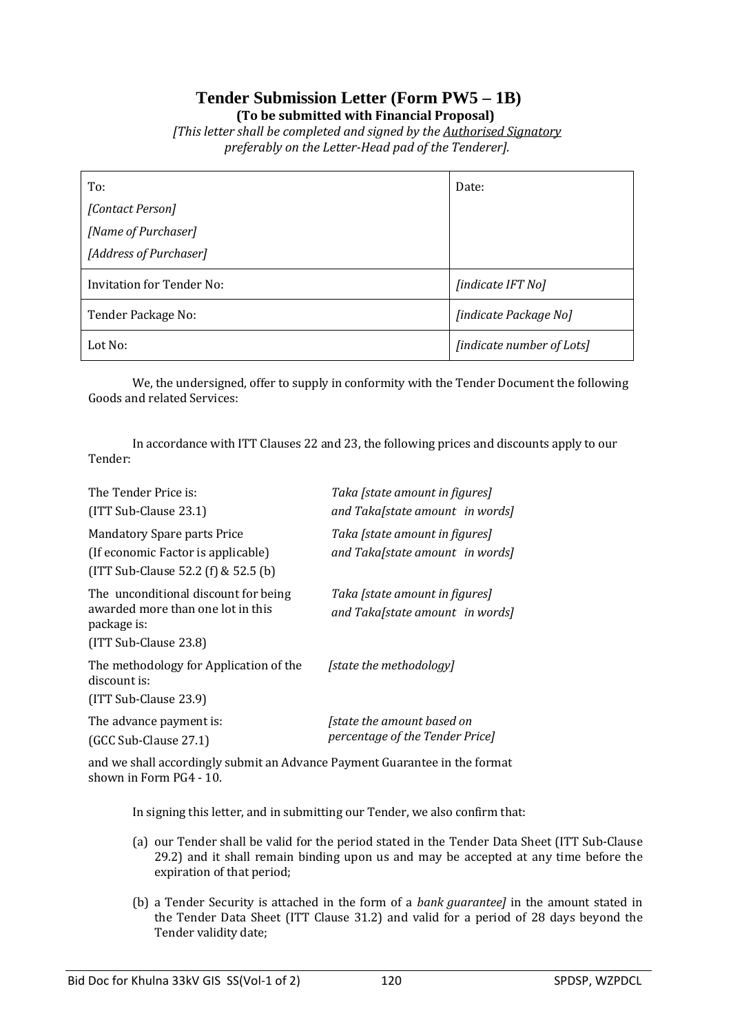# Tender Submission Letter (Form PW5 – 1B)

**(To be submitted with Financial Proposal)**

*[This letter shall be completed and signed by the Authorised Signatory preferably on the Letter-Head pad of the Tenderer].*

| To:<br>*[Contact Person]*<br>*[Name of Purchaser]*<br>*[Address of Purchaser]* | Date: |
|---|---|
| Invitation for Tender No: | *[indicate IFT No]* |
| Tender Package No: | *[indicate Package No]* |
| Lot No: | *[indicate number of Lots]* |

We, the undersigned, offer to supply in conformity with the Tender Document the following Goods and related Services:

In accordance with ITT Clauses 22 and 23, the following prices and discounts apply to our Tender:

| | |
|---|---|
| The Tender Price is:<br>(ITT Sub-Clause 23.1) | *Taka [state amount in figures]*<br>*and Taka[state amount in words]* |
| Mandatory Spare parts Price<br>(If economic Factor is applicable)<br>(ITT Sub-Clause 52.2 (f) & 52.5 (b) | *Taka [state amount in figures]*<br>*and Taka[state amount in words]* |
| The unconditional discount for being awarded more than one lot in this package is:<br>(ITT Sub-Clause 23.8) | *Taka [state amount in figures]*<br>*and Taka[state amount in words]* |
| The methodology for Application of the discount is:<br>(ITT Sub-Clause 23.9) | *[state the methodology]* |
| The advance payment is:<br>(GCC Sub-Clause 27.1) | *[state the amount based on percentage of the Tender Price]* |

and we shall accordingly submit an Advance Payment Guarantee in the format shown in Form PG4 - 10.

In signing this letter, and in submitting our Tender, we also confirm that:

(a) our Tender shall be valid for the period stated in the Tender Data Sheet (ITT Sub-Clause 29.2) and it shall remain binding upon us and may be accepted at any time before the expiration of that period;

(b) a Tender Security is attached in the form of a *bank guarantee]* in the amount stated in the Tender Data Sheet (ITT Clause 31.2) and valid for a period of 28 days beyond the Tender validity date;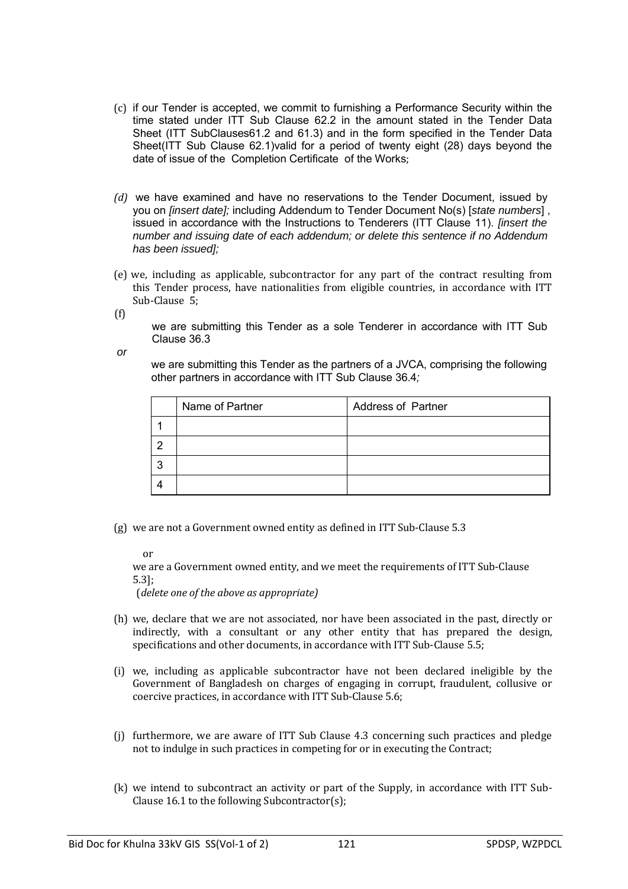(c) if our Tender is accepted, we commit to furnishing a Performance Security within the time stated under ITT Sub Clause 62.2 in the amount stated in the Tender Data Sheet (ITT SubClauses61.2 and 61.3) and in the form specified in the Tender Data Sheet(ITT Sub Clause 62.1)valid for a period of twenty eight (28) days beyond the date of issue of the Completion Certificate of the Works;

*(d)* we have examined and have no reservations to the Tender Document, issued by you on *[insert date];* including Addendum to Tender Document No(s) [*state numbers*] , issued in accordance with the Instructions to Tenderers (ITT Clause 11). *[insert the number and issuing date of each addendum; or delete this sentence if no Addendum has been issued];*

(e) we, including as applicable, subcontractor for any part of the contract resulting from this Tender process, have nationalities from eligible countries, in accordance with ITT Sub-Clause 5;

(f) we are submitting this Tender as a sole Tenderer in accordance with ITT Sub Clause 36.3

*or*

we are submitting this Tender as the partners of a JVCA, comprising the following other partners in accordance with ITT Sub Clause 36.4*;*

| | Name of Partner | Address of Partner |
|---|---|---|
| 1 | | |
| 2 | | |
| 3 | | |
| 4 | | |

(g) we are not a Government owned entity as defined in ITT Sub-Clause 5.3

or

we are a Government owned entity, and we meet the requirements of ITT Sub-Clause 5.3];

(*delete one of the above as appropriate)*

(h) we, declare that we are not associated, nor have been associated in the past, directly or indirectly, with a consultant or any other entity that has prepared the design, specifications and other documents, in accordance with ITT Sub-Clause 5.5;

(i) we, including as applicable subcontractor have not been declared ineligible by the Government of Bangladesh on charges of engaging in corrupt, fraudulent, collusive or coercive practices, in accordance with ITT Sub-Clause 5.6;

(j) furthermore, we are aware of ITT Sub Clause 4.3 concerning such practices and pledge not to indulge in such practices in competing for or in executing the Contract;

(k) we intend to subcontract an activity or part of the Supply, in accordance with ITT Sub-Clause 16.1 to the following Subcontractor(s);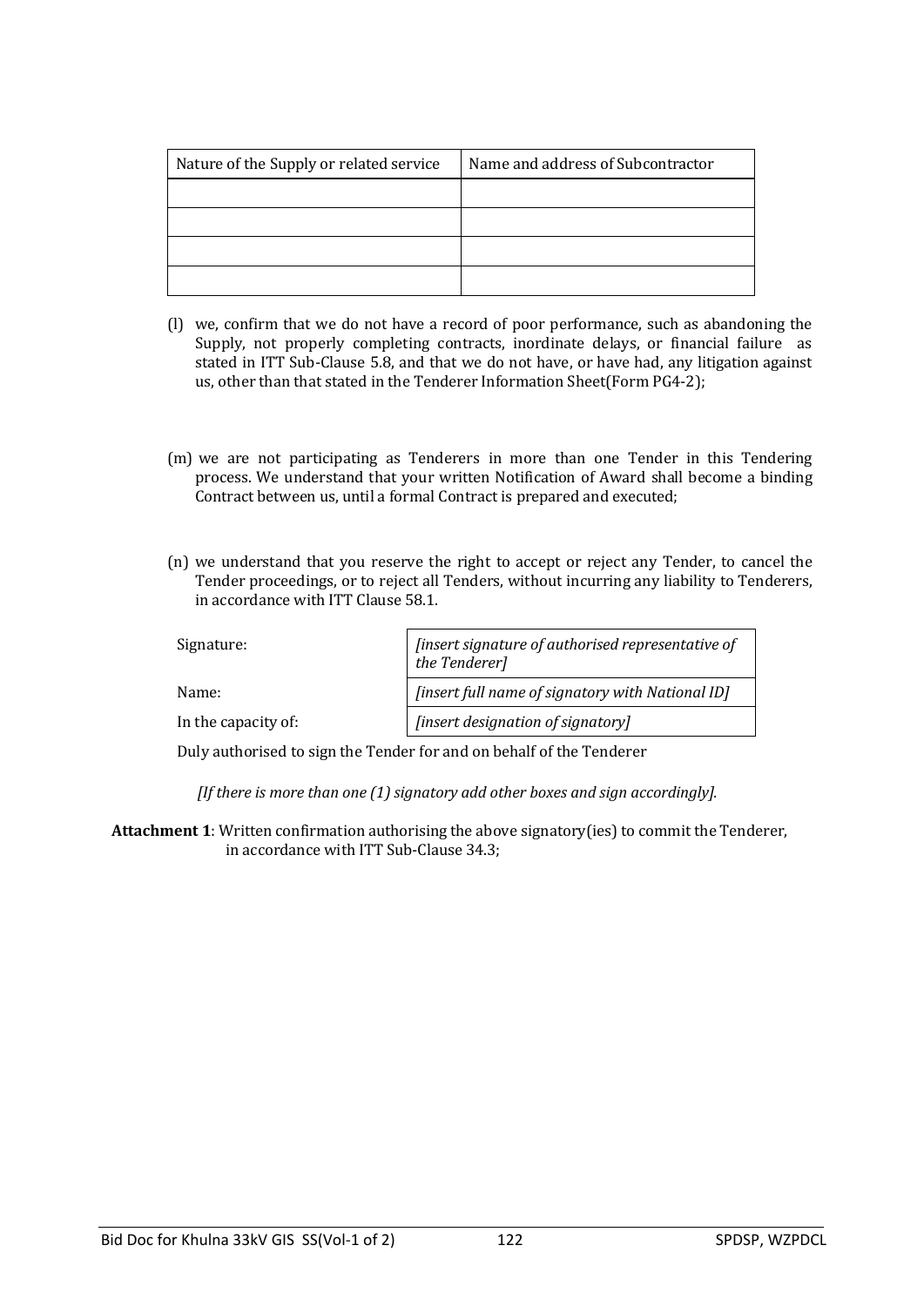| Nature of the Supply or related service | Name and address of Subcontractor |
|---|---|
| | |
| | |
| | |
| | |

(l) we, confirm that we do not have a record of poor performance, such as abandoning the Supply, not properly completing contracts, inordinate delays, or financial failure as stated in ITT Sub-Clause 5.8, and that we do not have, or have had, any litigation against us, other than that stated in the Tenderer Information Sheet(Form PG4-2);

(m) we are not participating as Tenderers in more than one Tender in this Tendering process. We understand that your written Notification of Award shall become a binding Contract between us, until a formal Contract is prepared and executed;

(n) we understand that you reserve the right to accept or reject any Tender, to cancel the Tender proceedings, or to reject all Tenders, without incurring any liability to Tenderers, in accordance with ITT Clause 58.1.

| | |
|---|---|
| Signature: | *[insert signature of authorised representative of the Tenderer]* |
| Name: | *[insert full name of signatory with National ID]* |
| In the capacity of: | *[insert designation of signatory]* |

Duly authorised to sign the Tender for and on behalf of the Tenderer

*[If there is more than one (1) signatory add other boxes and sign accordingly].*

**Attachment 1**: Written confirmation authorising the above signatory(ies) to commit the Tenderer, in accordance with ITT Sub-Clause 34.3;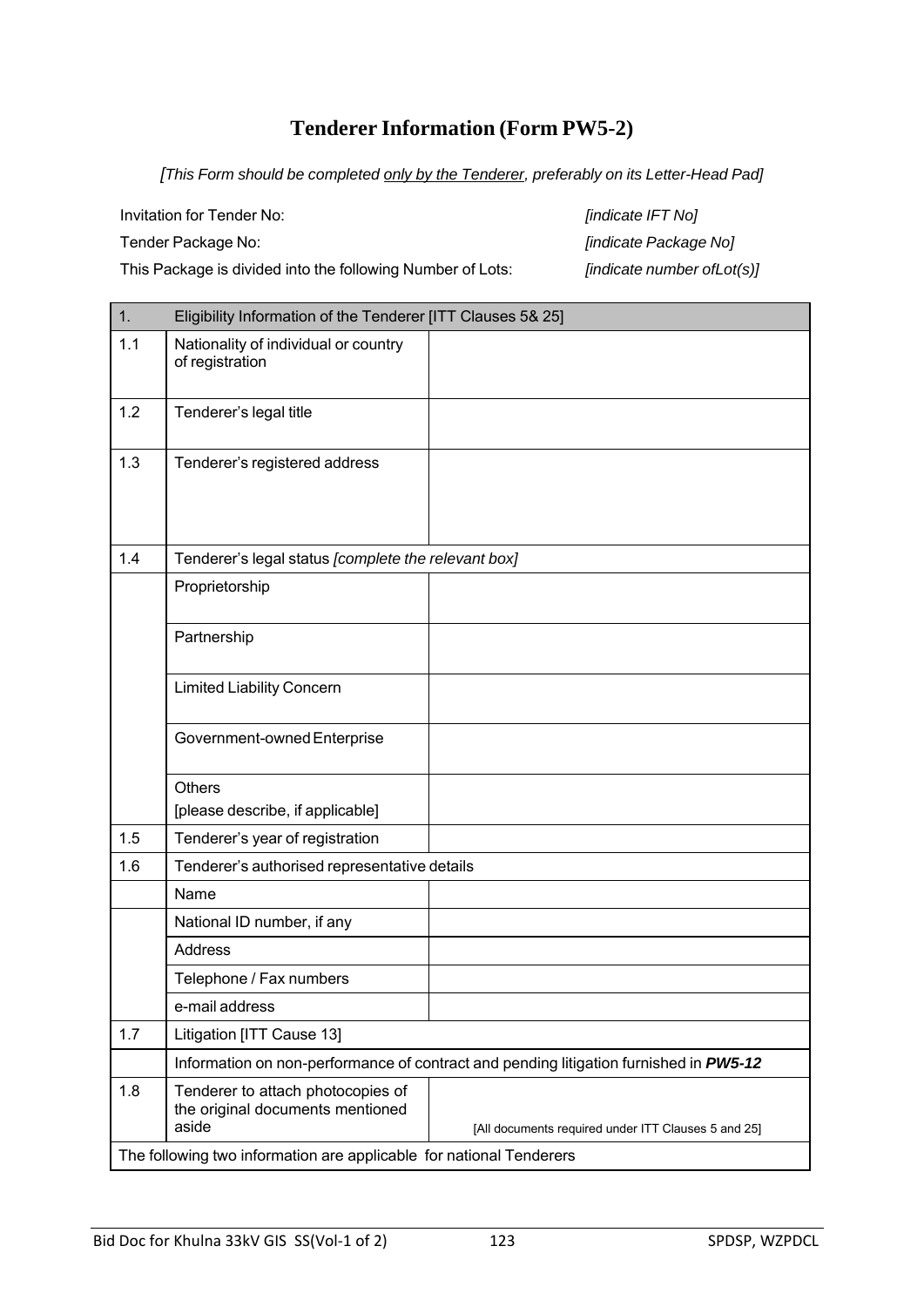# Tenderer Information (Form PW5-2)

*[This Form should be completed only by the Tenderer, preferably on its Letter-Head Pad]*

| | |
|---|---|
| Invitation for Tender No: | *[indicate IFT No]* |
| Tender Package No: | *[indicate Package No]* |
| This Package is divided into the following Number of Lots: | *[indicate number ofLot(s)]* |

| 1. | Eligibility Information of the Tenderer [ITT Clauses 5& 25] | |
|---|---|---|
| 1.1 | Nationality of individual or country of registration | |
| 1.2 | Tenderer's legal title | |
| 1.3 | Tenderer's registered address | |
| 1.4 | Tenderer's legal status *[complete the relevant box]* | |
| | Proprietorship | |
| | Partnership | |
| | Limited Liability Concern | |
| | Government-owned Enterprise | |
| | Others [please describe, if applicable] | |
| 1.5 | Tenderer's year of registration | |
| 1.6 | Tenderer's authorised representative details | |
| | Name | |
| | National ID number, if any | |
| | Address | |
| | Telephone / Fax numbers | |
| | e-mail address | |
| 1.7 | Litigation [ITT Cause 13] | |
| | Information on non-performance of contract and pending litigation furnished in ***PW5-12*** | |
| 1.8 | Tenderer to attach photocopies of the original documents mentioned aside | [All documents required under ITT Clauses 5 and 25] |
| The following two information are applicable for national Tenderers | | |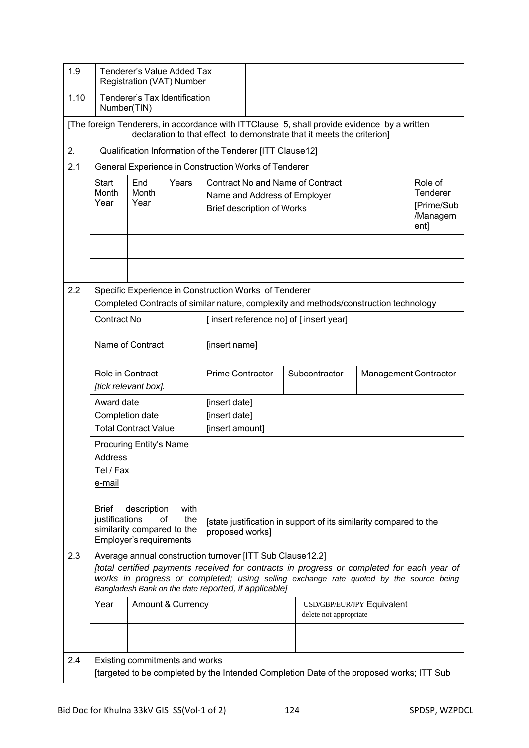| | | |
|---|---|---|
| 1.9 | Tenderer's Value Added Tax Registration (VAT) Number | |
| 1.10 | Tenderer's Tax Identification Number(TIN) | |

[The foreign Tenderers, in accordance with ITTClause 5, shall provide evidence by a written declaration to that effect to demonstrate that it meets the criterion]

**2.** Qualification Information of the Tenderer [ITT Clause12]

**2.1** General Experience in Construction Works of Tenderer

| Start Month Year | End Month Year | Years | Contract No and Name of Contract<br>Name and Address of Employer<br>Brief description of Works | Role of Tenderer [Prime/Sub /Management] |
|---|---|---|---|---|
| | | | | |
| | | | | |

**2.2** Specific Experience in Construction Works of Tenderer

Completed Contracts of similar nature, complexity and methods/construction technology

| | | | |
|---|---|---|---|
| Contract No<br><br>Name of Contract | [ insert reference no] of [ insert year]<br><br>[insert name] | | |
| Role in Contract<br>*[tick relevant box].* | Prime Contractor | Subcontractor | Management Contractor |
| Award date<br>Completion date<br>Total Contract Value | [insert date]<br>[insert date]<br>[insert amount] | | |
| Procuring Entity's Name<br>Address<br>Tel / Fax<br>e-mail | | | |
| Brief description with justifications of the similarity compared to the Employer's requirements | [state justification in support of its similarity compared to the proposed works] | | |

**2.3** Average annual construction turnover [ITT Sub Clause12.2]

*[total certified payments received for contracts in progress or completed for each year of works in progress or completed; using selling exchange rate quoted by the source being Bangladesh Bank on the date reported, if applicable]*

| Year | Amount & Currency | USD/GBP/EUR/JPY Equivalent<br>delete not appropriate |
|---|---|---|
| | | |

**2.4** Existing commitments and works

[targeted to be completed by the Intended Completion Date of the proposed works; ITT Sub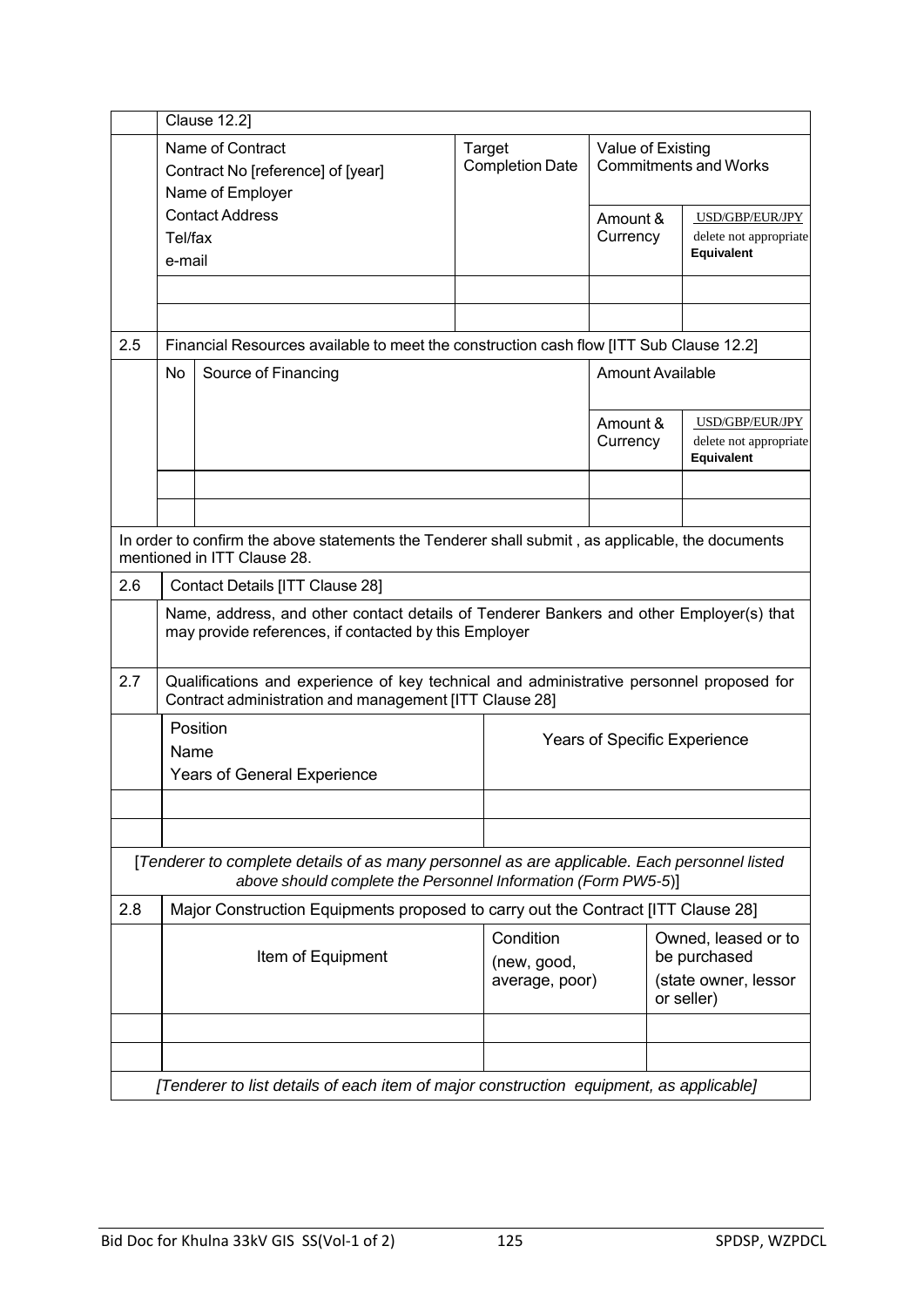| | Clause 12.2] | | | |
|---|---|---|---|---|
| | Name of Contract<br>Contract No [reference] of [year]<br>Name of Employer<br>Contact Address<br>Tel/fax<br>e-mail | Target Completion Date | Value of Existing Commitments and Works | |
| | | | Amount & Currency | USD/GBP/EUR/JPY delete not appropriate **Equivalent** |
| | | | | |
| | | | | |

| 2.5 | Financial Resources available to meet the construction cash flow [ITT Sub Clause 12.2] | | | |
|---|---|---|---|---|
| | No | Source of Financing | Amount Available | |
| | | | Amount & Currency | USD/GBP/EUR/JPY delete not appropriate **Equivalent** |
| | | | | |
| | | | | |

In order to confirm the above statements the Tenderer shall submit , as applicable, the documents mentioned in ITT Clause 28.

| 2.6 | Contact Details [ITT Clause 28] |
|---|---|
| | Name, address, and other contact details of Tenderer Bankers and other Employer(s) that may provide references, if contacted by this Employer |

| 2.7 | Qualifications and experience of key technical and administrative personnel proposed for Contract administration and management [ITT Clause 28] | |
|---|---|---|
| | Position<br>Name<br>Years of General Experience | Years of Specific Experience |
| | | |
| | | |

*[Tenderer to complete details of as many personnel as are applicable. Each personnel listed above should complete the Personnel Information (Form PW5-5)]*

| 2.8 | Major Construction Equipments proposed to carry out the Contract [ITT Clause 28] | | |
|---|---|---|---|
| | Item of Equipment | Condition (new, good, average, poor) | Owned, leased or to be purchased (state owner, lessor or seller) |
| | | | |
| | | | |

*[Tenderer to list details of each item of major construction equipment, as applicable]*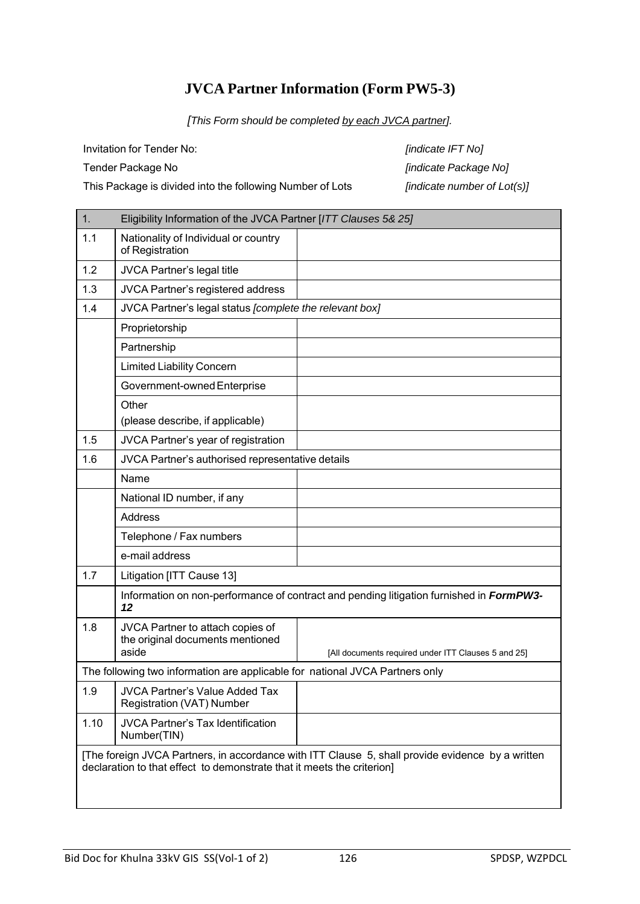# JVCA Partner Information (Form PW5-3)

*[This Form should be completed by each JVCA partner].*

| | |
|---|---|
| Invitation for Tender No: | *[indicate IFT No]* |
| Tender Package No | *[indicate Package No]* |
| This Package is divided into the following Number of Lots | *[indicate number of Lot(s)]* |

| 1. | Eligibility Information of the JVCA Partner [*ITT Clauses 5& 25]* | |
|---|---|---|
| 1.1 | Nationality of Individual or country of Registration | |
| 1.2 | JVCA Partner's legal title | |
| 1.3 | JVCA Partner's registered address | |
| 1.4 | JVCA Partner's legal status *[complete the relevant box]* | |
| | Proprietorship | |
| | Partnership | |
| | Limited Liability Concern | |
| | Government-owned Enterprise | |
| | Other<br>(please describe, if applicable) | |
| 1.5 | JVCA Partner's year of registration | |
| 1.6 | JVCA Partner's authorised representative details | |
| | Name | |
| | National ID number, if any | |
| | Address | |
| | Telephone / Fax numbers | |
| | e-mail address | |
| 1.7 | Litigation [ITT Cause 13] | |
| | Information on non-performance of contract and pending litigation furnished in ***FormPW3-12*** | |
| 1.8 | JVCA Partner to attach copies of the original documents mentioned aside | [All documents required under ITT Clauses 5 and 25] |
| The following two information are applicable for national JVCA Partners only | | |
| 1.9 | JVCA Partner's Value Added Tax Registration (VAT) Number | |
| 1.10 | JVCA Partner's Tax Identification Number(TIN) | |
| [The foreign JVCA Partners, in accordance with ITT Clause 5, shall provide evidence by a written declaration to that effect to demonstrate that it meets the criterion] | | |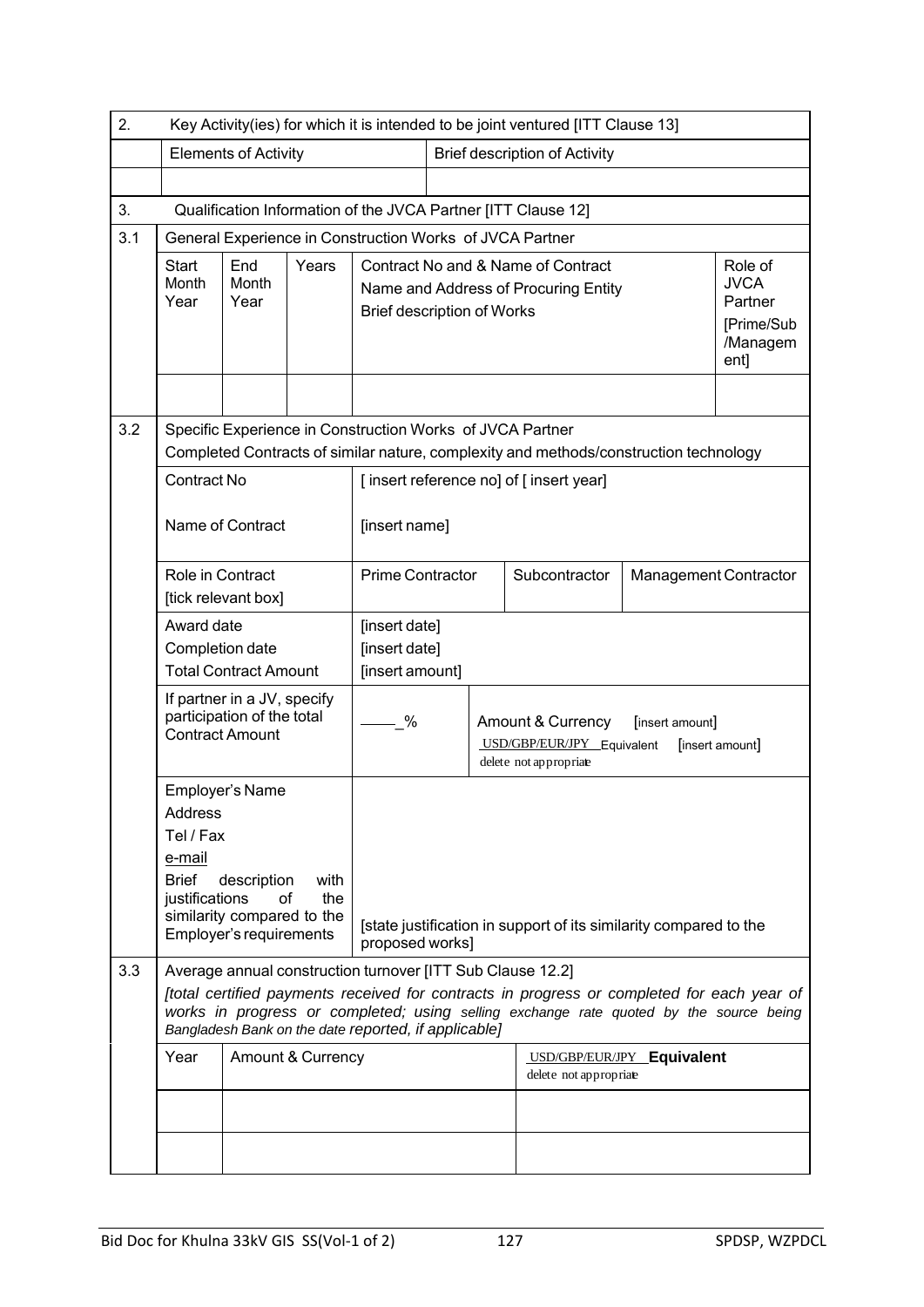| 2. | Key Activity(ies) for which it is intended to be joint ventured [ITT Clause 13] | | | | | |
|---|---|---|---|---|---|---|
| | Elements of Activity | | | Brief description of Activity | | |
| | | | | | | |
| 3. | Qualification Information of the JVCA Partner [ITT Clause 12] | | | | | |
| 3.1 | General Experience in Construction Works of JVCA Partner | | | | | |
| | Start Month Year | End Month Year | Years | Contract No and & Name of Contract<br>Name and Address of Procuring Entity<br>Brief description of Works | | Role of JVCA Partner [Prime/Sub /Management] |
| | | | | | | |

| 3.2 | Specific Experience in Construction Works of JVCA Partner<br>Completed Contracts of similar nature, complexity and methods/construction technology | | | |
|---|---|---|---|---|
| | Contract No<br><br>Name of Contract | [ insert reference no] of [ insert year]<br><br>[insert name] | | |
| | Role in Contract<br>[tick relevant box] | Prime Contractor | Subcontractor | Management Contractor |
| | Award date<br>Completion date<br>Total Contract Amount | [insert date]<br>[insert date]<br>[insert amount] | | |
| | If partner in a JV, specify participation of the total Contract Amount | ____% | Amount & Currency [insert amount]<br>USD/GBP/EUR/JPY Equivalent [insert amount]<br>delete not appropriate | |
| | Employer's Name<br>Address<br>Tel / Fax<br>e-mail<br>Brief description with justifications of the similarity compared to the Employer's requirements | [state justification in support of its similarity compared to the proposed works] | | |

| 3.3 | Average annual construction turnover [ITT Sub Clause 12.2]<br>*[total certified payments received for contracts in progress or completed for each year of works in progress or completed; using selling exchange rate quoted by the source being Bangladesh Bank on the date reported, if applicable]* | | |
|---|---|---|---|
| | Year | Amount & Currency | USD/GBP/EUR/JPY **Equivalent**<br>delete not appropriate |
| | | | |
| | | | |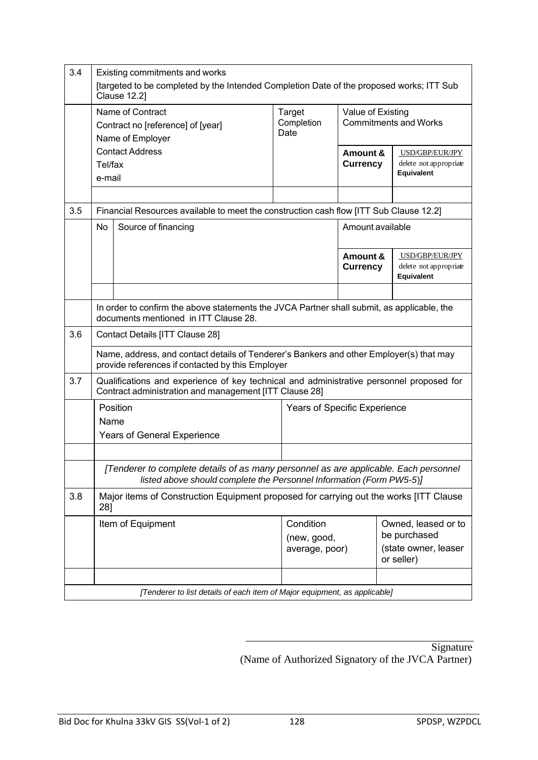| 3.4 | Existing commitments and works<br>[targeted to be completed by the Intended Completion Date of the proposed works; ITT Sub Clause 12.2] | | | |
|---|---|---|---|---|
| | Name of Contract<br>Contract no [reference] of [year]<br>Name of Employer<br>Contact Address<br>Tel/fax<br>e-mail | Target Completion Date | Value of Existing Commitments and Works | |
| | | | **Amount & Currency** | USD/GBP/EUR/JPY<br>delete not appropriate<br>**Equivalent** |
| | | | | |

| 3.5 | Financial Resources available to meet the construction cash flow [ITT Sub Clause 12.2] | | | |
|---|---|---|---|---|
| | No | Source of financing | Amount available | |
| | | | **Amount & Currency** | USD/GBP/EUR/JPY<br>delete not appropriate<br>**Equivalent** |
| | | | | |
| | In order to confirm the above statements the JVCA Partner shall submit, as applicable, the documents mentioned in ITT Clause 28. | | | |

| 3.6 | Contact Details [ITT Clause 28] |
|---|---|
| | Name, address, and contact details of Tenderer's Bankers and other Employer(s) that may provide references if contacted by this Employer |

| 3.7 | Qualifications and experience of key technical and administrative personnel proposed for Contract administration and management [ITT Clause 28] | |
|---|---|---|
| | Position<br>Name<br>Years of General Experience | Years of Specific Experience |
| | | |
| | *[Tenderer to complete details of as many personnel as are applicable. Each personnel listed above should complete the Personnel Information (Form PW5-5)]* | |

| 3.8 | Major items of Construction Equipment proposed for carrying out the works [ITT Clause 28] | | |
|---|---|---|---|
| | Item of Equipment | Condition<br>(new, good, average, poor) | Owned, leased or to be purchased<br>(state owner, leaser or seller) |
| | | | |
| | *[Tenderer to list details of each item of Major equipment, as applicable]* | | |

\_\_\_\_\_\_\_\_\_\_\_\_\_\_\_\_\_\_\_\_\_\_\_\_\_\_\_\_\_\_\_\_\_\_

Signature
(Name of Authorized Signatory of the JVCA Partner)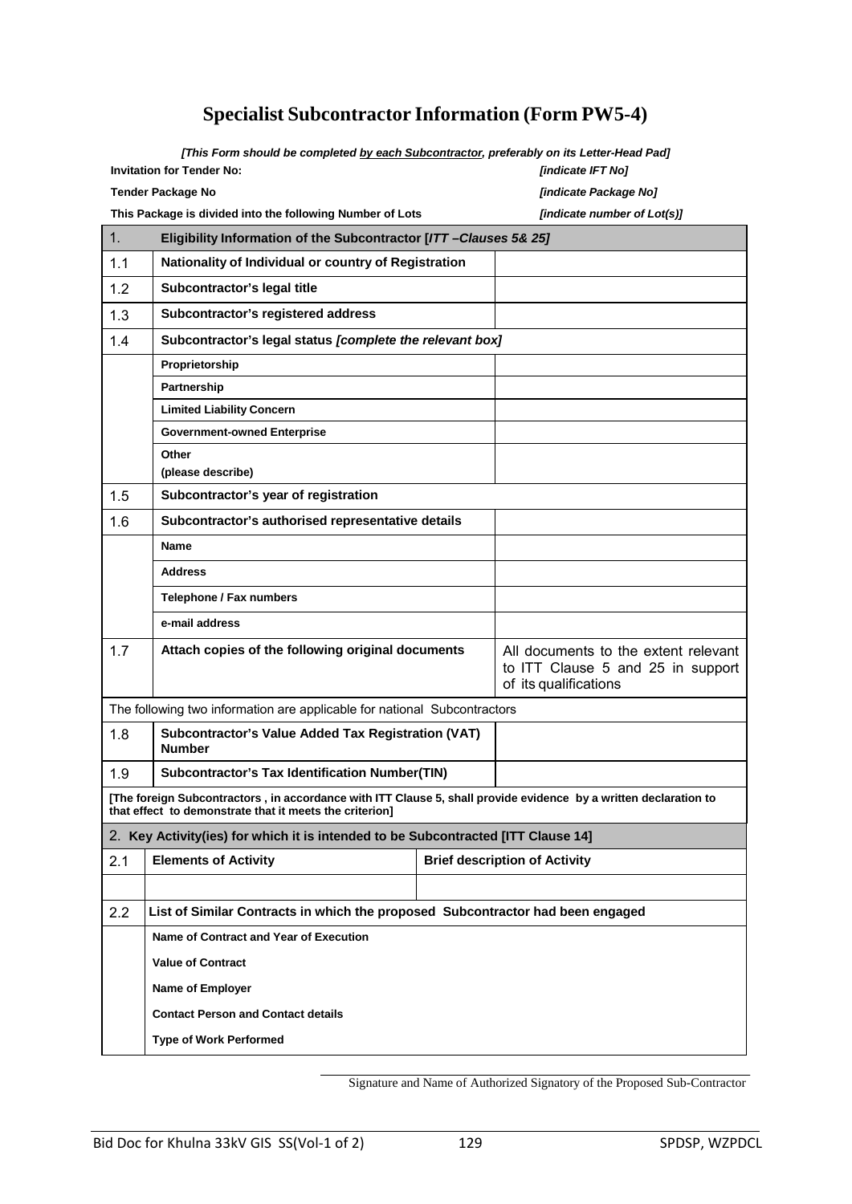# Specialist Subcontractor Information (Form PW5-4)

*[This Form should be completed by each Subcontractor, preferably on its Letter-Head Pad]*

| | |
|---|---|
| **Invitation for Tender No:** | ***[indicate IFT No]*** |
| **Tender Package No** | ***[indicate Package No]*** |
| **This Package is divided into the following Number of Lots** | ***[indicate number of Lot(s)]*** |

| | | |
|---|---|---|
| 1. | **Eligibility Information of the Subcontractor [*ITT –Clauses 5& 25]*** | |
| 1.1 | **Nationality of Individual or country of Registration** | |
| 1.2 | **Subcontractor's legal title** | |
| 1.3 | **Subcontractor's registered address** | |
| 1.4 | **Subcontractor's legal status *[complete the relevant box]*** | |
| | **Proprietorship** | |
| | **Partnership** | |
| | **Limited Liability Concern** | |
| | **Government-owned Enterprise** | |
| | **Other (please describe)** | |
| 1.5 | **Subcontractor's year of registration** | |
| 1.6 | **Subcontractor's authorised representative details** | |
| | **Name** | |
| | **Address** | |
| | **Telephone / Fax numbers** | |
| | **e-mail address** | |
| 1.7 | **Attach copies of the following original documents** | All documents to the extent relevant to ITT Clause 5 and 25 in support of its qualifications |
| | The following two information are applicable for national Subcontractors | |
| 1.8 | **Subcontractor's Value Added Tax Registration (VAT) Number** | |
| 1.9 | **Subcontractor's Tax Identification Number(TIN)** | |
| | **[The foreign Subcontractors , in accordance with ITT Clause 5, shall provide evidence by a written declaration to that effect to demonstrate that it meets the criterion]** | |
| 2. | **Key Activity(ies) for which it is intended to be Subcontracted [ITT Clause 14]** | |
| 2.1 | **Elements of Activity** | **Brief description of Activity** |
| | | |
| 2.2 | **List of Similar Contracts in which the proposed Subcontractor had been engaged** | |
| | **Name of Contract and Year of Execution** | |
| | **Value of Contract** | |
| | **Name of Employer** | |
| | **Contact Person and Contact details** | |
| | **Type of Work Performed** | |

Signature and Name of Authorized Signatory of the Proposed Sub-Contractor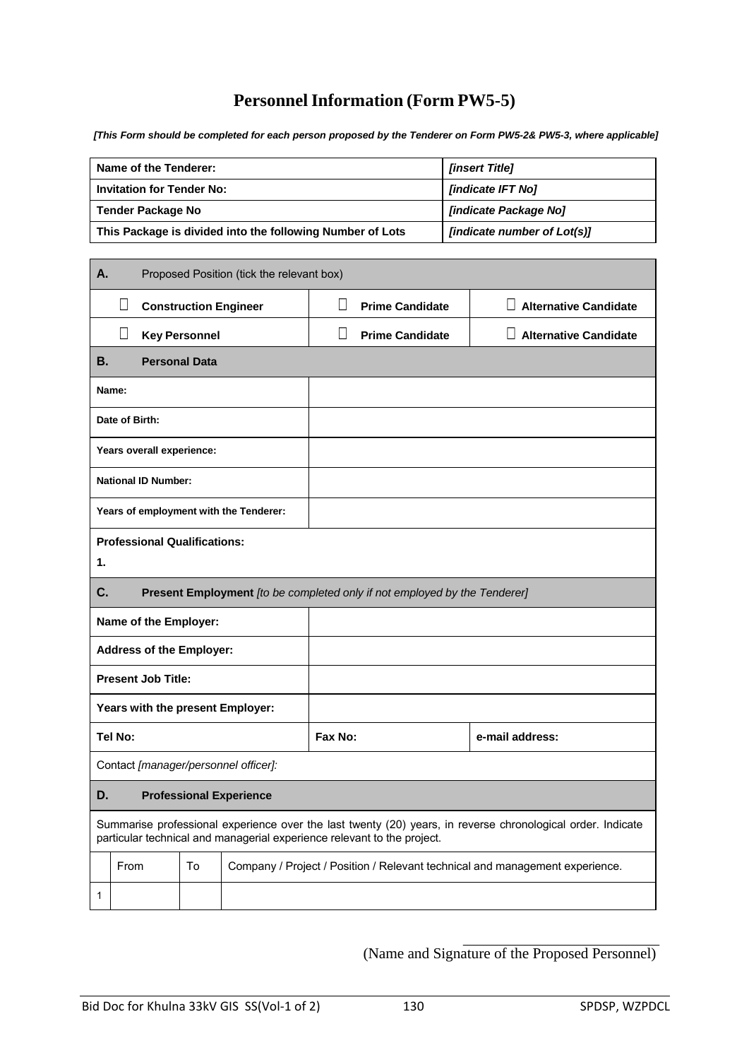# Personnel Information (Form PW5-5)

***[This Form should be completed for each person proposed by the Tenderer on Form PW5-2& PW5-3, where applicable]***

| **Name of the Tenderer:** | ***[insert Title]*** |
|---|---|
| **Invitation for Tender No:** | ***[indicate IFT No]*** |
| **Tender Package No** | ***[indicate Package No]*** |
| **This Package is divided into the following Number of Lots** | ***[indicate number of Lot(s)]*** |

| **A.** Proposed Position (tick the relevant box) | | |
|---|---|---|
| ☐ **Construction Engineer** | ☐ **Prime Candidate** | ☐ **Alternative Candidate** |
| ☐ **Key Personnel** | ☐ **Prime Candidate** | ☐ **Alternative Candidate** |
| **B. Personal Data** | | |
| **Name:** | | |
| **Date of Birth:** | | |
| **Years overall experience:** | | |
| **National ID Number:** | | |
| **Years of employment with the Tenderer:** | | |
| **Professional Qualifications:**<br>**1.** | | |
| **C. Present Employment** *[to be completed only if not employed by the Tenderer]* | | |
| **Name of the Employer:** | | |
| **Address of the Employer:** | | |
| **Present Job Title:** | | |
| **Years with the present Employer:** | | |
| **Tel No:** | **Fax No:** | **e-mail address:** |
| Contact *[manager/personnel officer]:* | | |
| **D. Professional Experience** | | |
| Summarise professional experience over the last twenty (20) years, in reverse chronological order. Indicate particular technical and managerial experience relevant to the project. | | |

| | From | To | Company / Project / Position / Relevant technical and management experience. |
|---|---|---|---|
| 1 | | | |

(Name and Signature of the Proposed Personnel)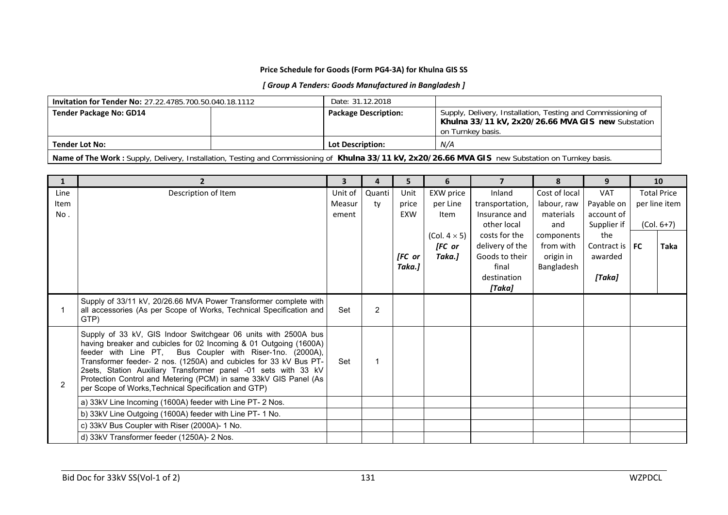**Price Schedule for Goods (Form PG4-3A) for Khulna GIS SS**

***[ Group A Tenders: Goods Manufactured in Bangladesh ]***

| **Invitation for Tender No:** 27.22.4785.700.50.040.18.1112 | | Date: 31.12.2018 | |
|---|---|---|---|
| **Tender Package No: GD14** | | **Package Description:** | Supply, Delivery, Installation, Testing and Commissioning of **Khulna 33/11 kV, 2x20/26.66 MVA GIS new** Substation on Turnkey basis. |
| **Tender Lot No:** | | **Lot Description:** | *N/A* |
| **Name of The Work :** Supply, Delivery, Installation, Testing and Commissioning of **Khulna 33/11 kV, 2x20/26.66 MVA GIS** new Substation on Turnkey basis. | | | |

| 1 | 2 | 3 | 4 | 5 | 6 | 7 | 8 | 9 | 10 | |
|---|---|---|---|---|---|---|---|---|---|---|
| Line Item No . | Description of Item | Unit of Measurement | Quantity | Unit price EXW *[FC or Taka.]* | EXW price per Line Item (Col. $4 \times 5$) *[FC or Taka.]* | Inland transportation, Insurance and other local costs for the delivery of the Goods to their final destination *[Taka]* | Cost of local labour, raw materials and components from with origin in Bangladesh | VAT Payable on account of Supplier if the Contract is awarded *[Taka]* | Total Price per line item (Col. 6+7) | |
| | | | | | | | | | FC | Taka |
| 1 | Supply of 33/11 kV, 20/26.66 MVA Power Transformer complete with all accessories (As per Scope of Works, Technical Specification and GTP) | Set | 2 | | | | | | | |
| 2 | Supply of 33 kV, GIS Indoor Switchgear 06 units with 2500A bus having breaker and cubicles for 02 Incoming & 01 Outgoing (1600A) feeder with Line PT, Bus Coupler with Riser-1no. (2000A), Transformer feeder- 2 nos. (1250A) and cubicles for 33 kV Bus PT-2sets, Station Auxiliary Transformer panel -01 sets with 33 kV Protection Control and Metering (PCM) in same 33kV GIS Panel (As per Scope of Works,Technical Specification and GTP) | Set | 1 | | | | | | | |
| | a) 33kV Line Incoming (1600A) feeder with Line PT- 2 Nos. | | | | | | | | | |
| | b) 33kV Line Outgoing (1600A) feeder with Line PT- 1 No. | | | | | | | | | |
| | c) 33kV Bus Coupler with Riser (2000A)- 1 No. | | | | | | | | | |
| | d) 33kV Transformer feeder (1250A)- 2 Nos. | | | | | | | | | |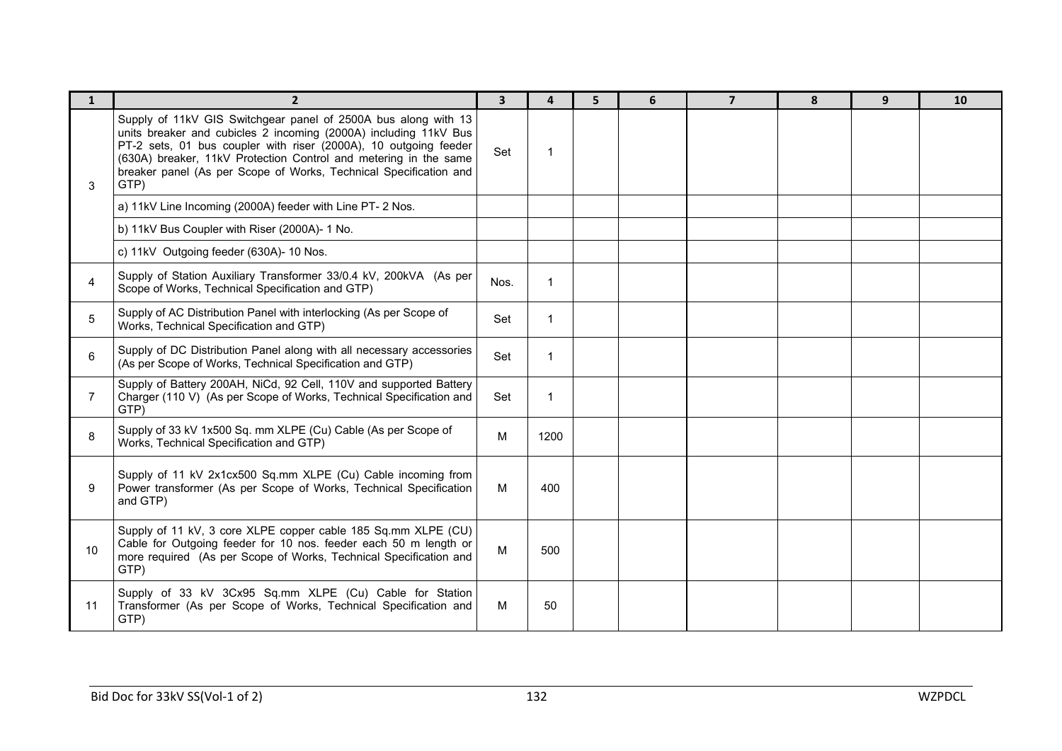| 1 | 2 | 3 | 4 | 5 | 6 | 7 | 8 | 9 | 10 |
|---|---|---|---|---|---|---|---|---|---|
| 3 | Supply of 11kV GIS Switchgear panel of 2500A bus along with 13 units breaker and cubicles 2 incoming (2000A) including 11kV Bus PT-2 sets, 01 bus coupler with riser (2000A), 10 outgoing feeder (630A) breaker, 11kV Protection Control and metering in the same breaker panel (As per Scope of Works, Technical Specification and GTP) | Set | 1 | | | | | | |
| | a) 11kV Line Incoming (2000A) feeder with Line PT- 2 Nos. | | | | | | | | |
| | b) 11kV Bus Coupler with Riser (2000A)- 1 No. | | | | | | | | |
| | c) 11kV Outgoing feeder (630A)- 10 Nos. | | | | | | | | |
| 4 | Supply of Station Auxiliary Transformer 33/0.4 kV, 200kVA (As per Scope of Works, Technical Specification and GTP) | Nos. | 1 | | | | | | |
| 5 | Supply of AC Distribution Panel with interlocking (As per Scope of Works, Technical Specification and GTP) | Set | 1 | | | | | | |
| 6 | Supply of DC Distribution Panel along with all necessary accessories (As per Scope of Works, Technical Specification and GTP) | Set | 1 | | | | | | |
| 7 | Supply of Battery 200AH, NiCd, 92 Cell, 110V and supported Battery Charger (110 V) (As per Scope of Works, Technical Specification and GTP) | Set | 1 | | | | | | |
| 8 | Supply of 33 kV 1x500 Sq. mm XLPE (Cu) Cable (As per Scope of Works, Technical Specification and GTP) | M | 1200 | | | | | | |
| 9 | Supply of 11 kV 2x1cx500 Sq.mm XLPE (Cu) Cable incoming from Power transformer (As per Scope of Works, Technical Specification and GTP) | M | 400 | | | | | | |
| 10 | Supply of 11 kV, 3 core XLPE copper cable 185 Sq.mm XLPE (CU) Cable for Outgoing feeder for 10 nos. feeder each 50 m length or more required (As per Scope of Works, Technical Specification and GTP) | M | 500 | | | | | | |
| 11 | Supply of 33 kV 3Cx95 Sq.mm XLPE (Cu) Cable for Station Transformer (As per Scope of Works, Technical Specification and GTP) | M | 50 | | | | | | |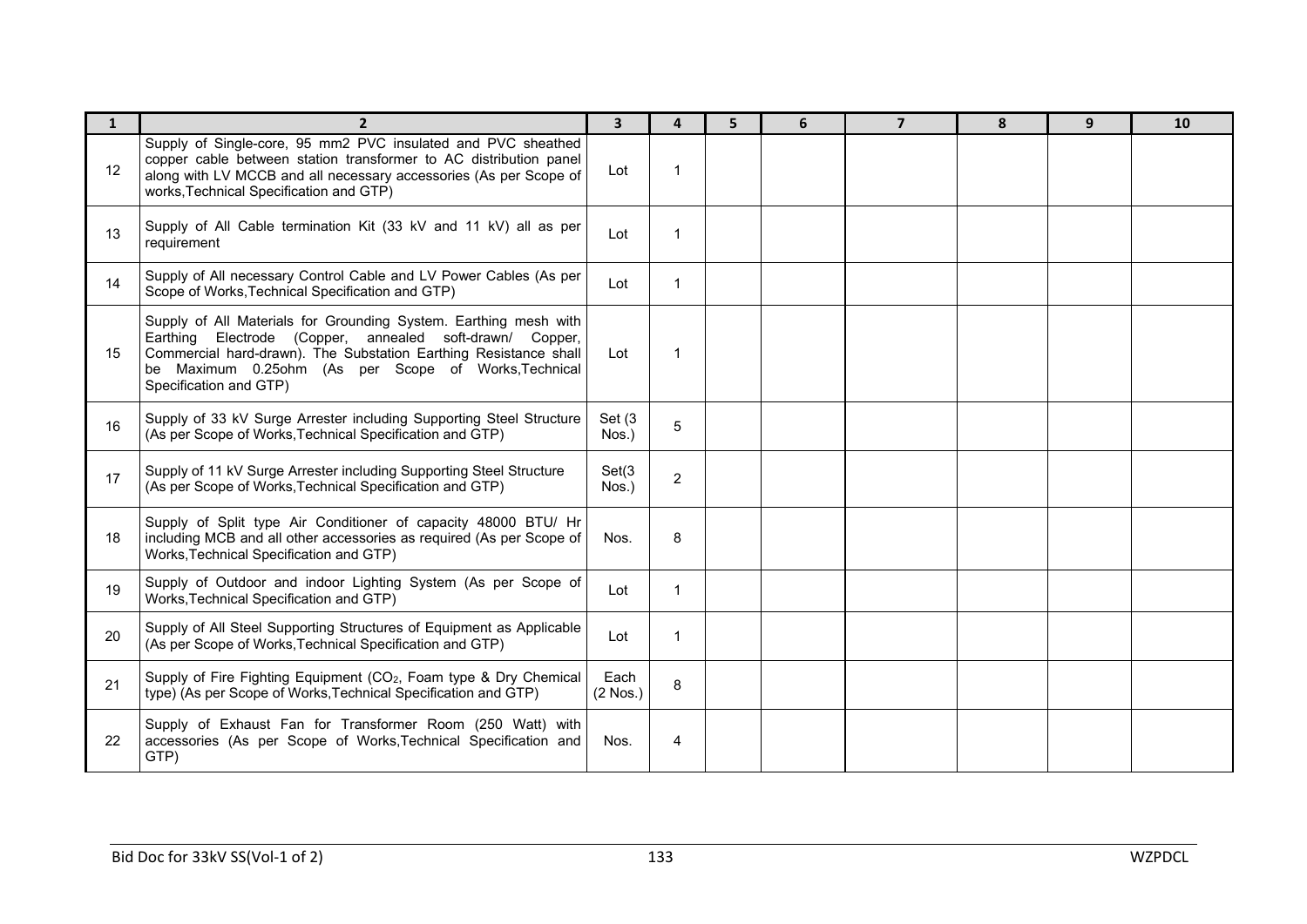| 1 | 2 | 3 | 4 | 5 | 6 | 7 | 8 | 9 | 10 |
|---|---|---|---|---|---|---|---|---|---|
| 12 | Supply of Single-core, 95 mm2 PVC insulated and PVC sheathed copper cable between station transformer to AC distribution panel along with LV MCCB and all necessary accessories (As per Scope of works,Technical Specification and GTP) | Lot | 1 | | | | | | |
| 13 | Supply of All Cable termination Kit (33 kV and 11 kV) all as per requirement | Lot | 1 | | | | | | |
| 14 | Supply of All necessary Control Cable and LV Power Cables (As per Scope of Works,Technical Specification and GTP) | Lot | 1 | | | | | | |
| 15 | Supply of All Materials for Grounding System. Earthing mesh with Earthing Electrode (Copper, annealed soft-drawn/ Copper, Commercial hard-drawn). The Substation Earthing Resistance shall be Maximum 0.25ohm (As per Scope of Works,Technical Specification and GTP) | Lot | 1 | | | | | | |
| 16 | Supply of 33 kV Surge Arrester including Supporting Steel Structure (As per Scope of Works,Technical Specification and GTP) | Set (3 Nos.) | 5 | | | | | | |
| 17 | Supply of 11 kV Surge Arrester including Supporting Steel Structure (As per Scope of Works,Technical Specification and GTP) | Set(3 Nos.) | 2 | | | | | | |
| 18 | Supply of Split type Air Conditioner of capacity 48000 BTU/ Hr including MCB and all other accessories as required (As per Scope of Works,Technical Specification and GTP) | Nos. | 8 | | | | | | |
| 19 | Supply of Outdoor and indoor Lighting System (As per Scope of Works,Technical Specification and GTP) | Lot | 1 | | | | | | |
| 20 | Supply of All Steel Supporting Structures of Equipment as Applicable (As per Scope of Works,Technical Specification and GTP) | Lot | 1 | | | | | | |
| 21 | Supply of Fire Fighting Equipment ($CO_2$, Foam type & Dry Chemical type) (As per Scope of Works,Technical Specification and GTP) | Each (2 Nos.) | 8 | | | | | | |
| 22 | Supply of Exhaust Fan for Transformer Room (250 Watt) with accessories (As per Scope of Works,Technical Specification and GTP) | Nos. | 4 | | | | | | |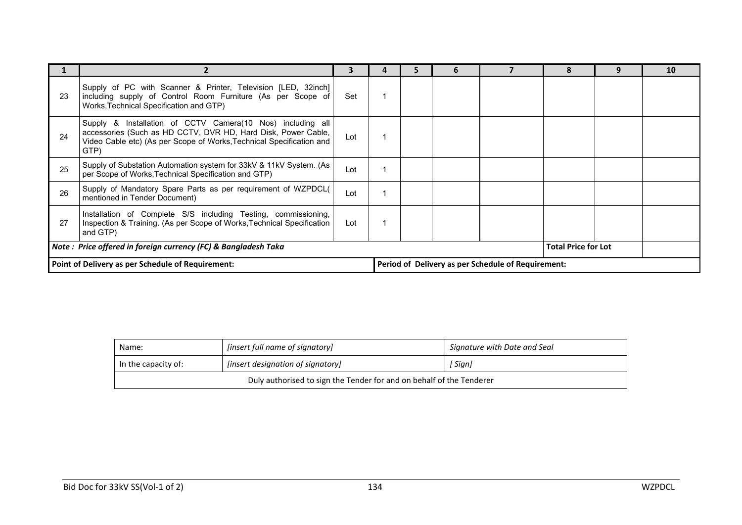| 1 | 2 | 3 | 4 | 5 | 6 | 7 | 8 | 9 | 10 |
|---|---|---|---|---|---|---|---|---|---|
| 23 | Supply of PC with Scanner & Printer, Television [LED, 32inch] including supply of Control Room Furniture (As per Scope of Works,Technical Specification and GTP) | Set | 1 | | | | | | |
| 24 | Supply & Installation of CCTV Camera(10 Nos) including all accessories (Such as HD CCTV, DVR HD, Hard Disk, Power Cable, Video Cable etc) (As per Scope of Works,Technical Specification and GTP) | Lot | 1 | | | | | | |
| 25 | Supply of Substation Automation system for 33kV & 11kV System. (As per Scope of Works,Technical Specification and GTP) | Lot | 1 | | | | | | |
| 26 | Supply of Mandatory Spare Parts as per requirement of WZPDCL( mentioned in Tender Document) | Lot | 1 | | | | | | |
| 27 | Installation of Complete S/S including Testing, commissioning, Inspection & Training. (As per Scope of Works,Technical Specification and GTP) | Lot | 1 | | | | | | |
| ***Note : Price offered in foreign currency (FC) & Bangladesh Taka*** | | | | | | | **Total Price for Lot** | | |
| **Point of Delivery as per Schedule of Requirement:** | | | | **Period of Delivery as per Schedule of Requirement:** | | | | | |

| Name: | *[insert full name of signatory]* | *Signature with Date and Seal* |
|---|---|---|
| In the capacity of: | *[insert designation of signatory]* | *[ Sign]* |
| Duly authorised to sign the Tender for and on behalf of the Tenderer | | |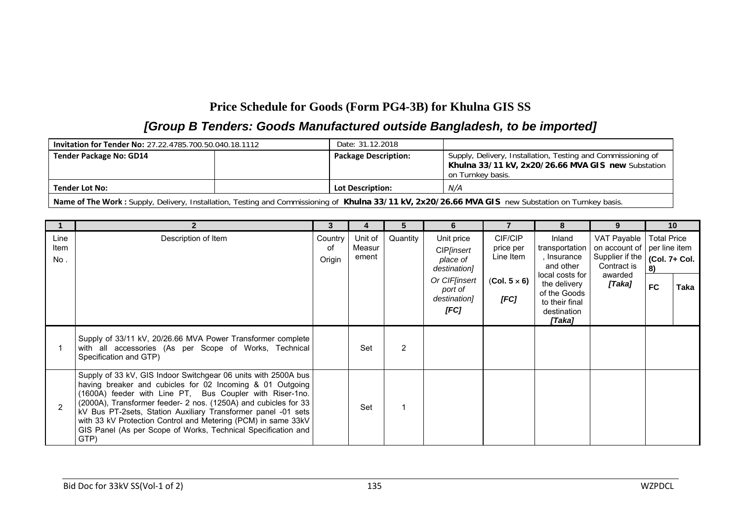# Price Schedule for Goods (Form PG4-3B) for Khulna GIS SS

## *[Group B Tenders: Goods Manufactured outside Bangladesh, to be imported]*

| **Invitation for Tender No:** 27.22.4785.700.50.040.18.1112 | | Date: 31.12.2018 | |
|---|---|---|---|
| **Tender Package No: GD14** | | **Package Description:** | Supply, Delivery, Installation, Testing and Commissioning of **Khulna 33/11 kV, 2x20/26.66 MVA GIS new** Substation on Turnkey basis. |
| **Tender Lot No:** | | **Lot Description:** | *N/A* |
| **Name of The Work :** Supply, Delivery, Installation, Testing and Commissioning of **Khulna 33/11 kV, 2x20/26.66 MVA GIS** new Substation on Turnkey basis. | | | |

| 1 | 2 | 3 | 4 | 5 | 6 | 7 | 8 | 9 | 10 | |
|---|---|---|---|---|---|---|---|---|---|---|
| Line Item No . | Description of Item | Country of Origin | Unit of Measurement | Quantity | Unit price CIP*[insert place of destination]* Or CIF*[insert port of destination]* ***[FC]*** | CIF/CIP price per Line Item (**Col. 5 × 6**) ***[FC]*** | Inland transportation , Insurance and other local costs for the delivery of the Goods to their final destination ***[Taka]*** | VAT Payable on account of Supplier if the Contract is awarded ***[Taka]*** | Total Price per line item **(Col. 7+ Col. 8)** | |
| | | | | | | | | | **FC** | **Taka** |
| 1 | Supply of 33/11 kV, 20/26.66 MVA Power Transformer complete with all accessories (As per Scope of Works, Technical Specification and GTP) | | Set | 2 | | | | | | |
| 2 | Supply of 33 kV, GIS Indoor Switchgear 06 units with 2500A bus having breaker and cubicles for 02 Incoming & 01 Outgoing (1600A) feeder with Line PT, Bus Coupler with Riser-1no. (2000A), Transformer feeder- 2 nos. (1250A) and cubicles for 33 kV Bus PT-2sets, Station Auxiliary Transformer panel -01 sets with 33 kV Protection Control and Metering (PCM) in same 33kV GIS Panel (As per Scope of Works, Technical Specification and GTP) | | Set | 1 | | | | | | |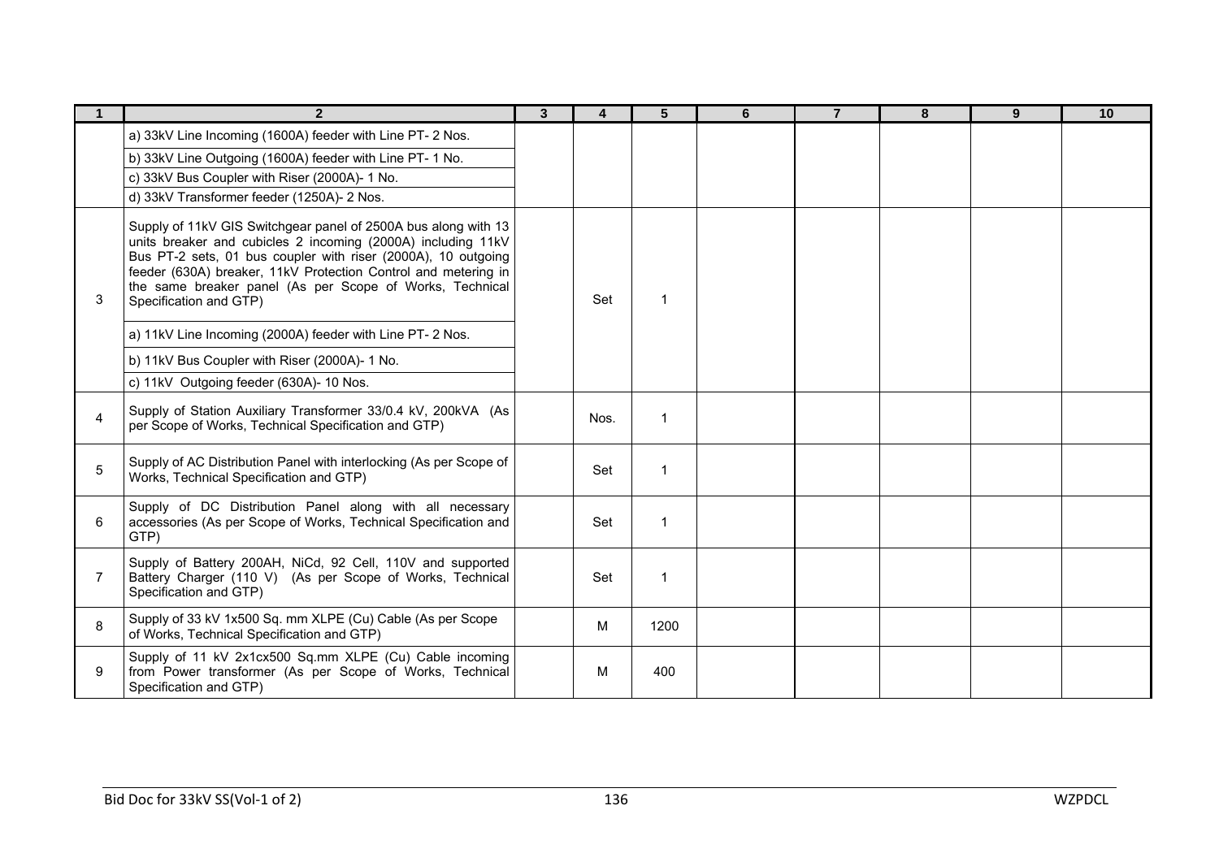| 1 | 2 | 3 | 4 | 5 | 6 | 7 | 8 | 9 | 10 |
|---|---|---|---|---|---|---|---|---|---|
| | a) 33kV Line Incoming (1600A) feeder with Line PT- 2 Nos. | | | | | | | | |
| | b) 33kV Line Outgoing (1600A) feeder with Line PT- 1 No. | | | | | | | | |
| | c) 33kV Bus Coupler with Riser (2000A)- 1 No. | | | | | | | | |
| | d) 33kV Transformer feeder (1250A)- 2 Nos. | | | | | | | | |
| 3 | Supply of 11kV GIS Switchgear panel of 2500A bus along with 13 units breaker and cubicles 2 incoming (2000A) including 11kV Bus PT-2 sets, 01 bus coupler with riser (2000A), 10 outgoing feeder (630A) breaker, 11kV Protection Control and metering in the same breaker panel (As per Scope of Works, Technical Specification and GTP) | | Set | 1 | | | | | |
| | a) 11kV Line Incoming (2000A) feeder with Line PT- 2 Nos. | | | | | | | | |
| | b) 11kV Bus Coupler with Riser (2000A)- 1 No. | | | | | | | | |
| | c) 11kV Outgoing feeder (630A)- 10 Nos. | | | | | | | | |
| 4 | Supply of Station Auxiliary Transformer 33/0.4 kV, 200kVA (As per Scope of Works, Technical Specification and GTP) | | Nos. | 1 | | | | | |
| 5 | Supply of AC Distribution Panel with interlocking (As per Scope of Works, Technical Specification and GTP) | | Set | 1 | | | | | |
| 6 | Supply of DC Distribution Panel along with all necessary accessories (As per Scope of Works, Technical Specification and GTP) | | Set | 1 | | | | | |
| 7 | Supply of Battery 200AH, NiCd, 92 Cell, 110V and supported Battery Charger (110 V) (As per Scope of Works, Technical Specification and GTP) | | Set | 1 | | | | | |
| 8 | Supply of 33 kV 1x500 Sq. mm XLPE (Cu) Cable (As per Scope of Works, Technical Specification and GTP) | | M | 1200 | | | | | |
| 9 | Supply of 11 kV 2x1cx500 Sq.mm XLPE (Cu) Cable incoming from Power transformer (As per Scope of Works, Technical Specification and GTP) | | M | 400 | | | | | |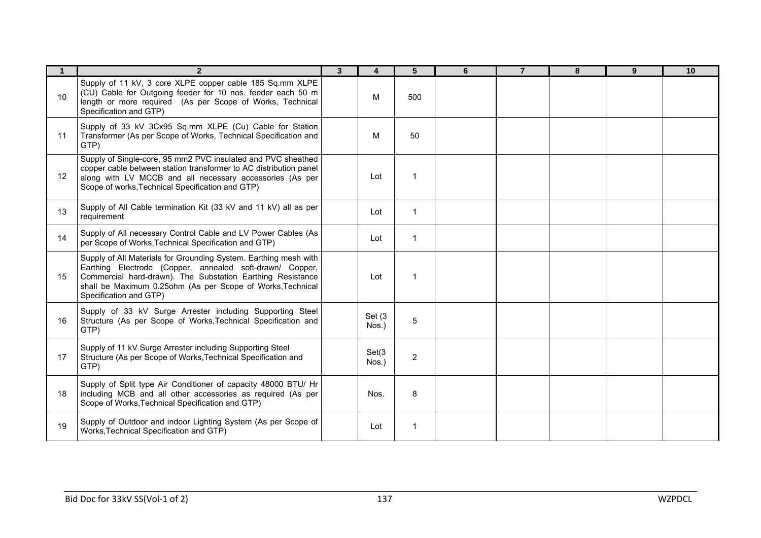| 1 | 2 | 3 | 4 | 5 | 6 | 7 | 8 | 9 | 10 |
|---|---|---|---|---|---|---|---|---|---|
| 10 | Supply of 11 kV, 3 core XLPE copper cable 185 Sq.mm XLPE (CU) Cable for Outgoing feeder for 10 nos. feeder each 50 m length or more required (As per Scope of Works, Technical Specification and GTP) | | M | 500 | | | | | |
| 11 | Supply of 33 kV 3Cx95 Sq.mm XLPE (Cu) Cable for Station Transformer (As per Scope of Works, Technical Specification and GTP) | | M | 50 | | | | | |
| 12 | Supply of Single-core, 95 mm2 PVC insulated and PVC sheathed copper cable between station transformer to AC distribution panel along with LV MCCB and all necessary accessories (As per Scope of works,Technical Specification and GTP) | | Lot | 1 | | | | | |
| 13 | Supply of All Cable termination Kit (33 kV and 11 kV) all as per requirement | | Lot | 1 | | | | | |
| 14 | Supply of All necessary Control Cable and LV Power Cables (As per Scope of Works,Technical Specification and GTP) | | Lot | 1 | | | | | |
| 15 | Supply of All Materials for Grounding System. Earthing mesh with Earthing Electrode (Copper, annealed soft-drawn/ Copper, Commercial hard-drawn). The Substation Earthing Resistance shall be Maximum 0.25ohm (As per Scope of Works,Technical Specification and GTP) | | Lot | 1 | | | | | |
| 16 | Supply of 33 kV Surge Arrester including Supporting Steel Structure (As per Scope of Works,Technical Specification and GTP) | | Set (3 Nos.) | 5 | | | | | |
| 17 | Supply of 11 kV Surge Arrester including Supporting Steel Structure (As per Scope of Works,Technical Specification and GTP) | | Set(3 Nos.) | 2 | | | | | |
| 18 | Supply of Split type Air Conditioner of capacity 48000 BTU/ Hr including MCB and all other accessories as required (As per Scope of Works,Technical Specification and GTP) | | Nos. | 8 | | | | | |
| 19 | Supply of Outdoor and indoor Lighting System (As per Scope of Works,Technical Specification and GTP) | | Lot | 1 | | | | | |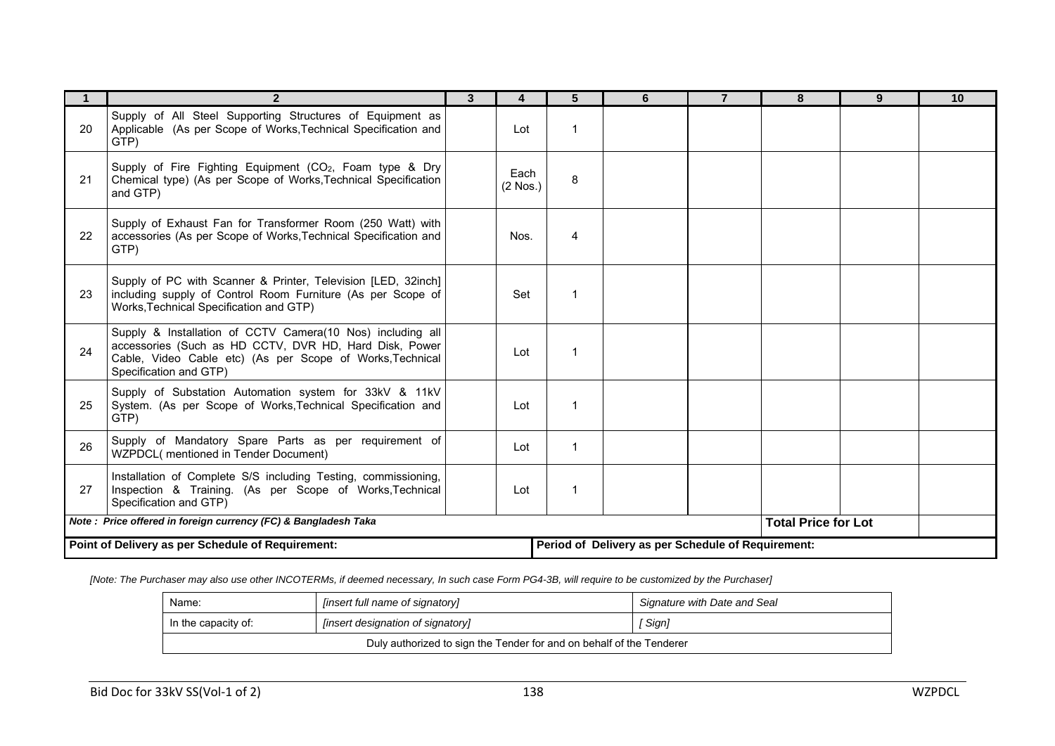| 1 | 2 | 3 | 4 | 5 | 6 | 7 | 8 | 9 | 10 |
|---|---|---|---|---|---|---|---|---|---|
| 20 | Supply of All Steel Supporting Structures of Equipment as Applicable (As per Scope of Works,Technical Specification and GTP) | | Lot | 1 | | | | | |
| 21 | Supply of Fire Fighting Equipment ($CO_2$, Foam type & Dry Chemical type) (As per Scope of Works,Technical Specification and GTP) | | Each (2 Nos.) | 8 | | | | | |
| 22 | Supply of Exhaust Fan for Transformer Room (250 Watt) with accessories (As per Scope of Works,Technical Specification and GTP) | | Nos. | 4 | | | | | |
| 23 | Supply of PC with Scanner & Printer, Television [LED, 32inch] including supply of Control Room Furniture (As per Scope of Works,Technical Specification and GTP) | | Set | 1 | | | | | |
| 24 | Supply & Installation of CCTV Camera(10 Nos) including all accessories (Such as HD CCTV, DVR HD, Hard Disk, Power Cable, Video Cable etc) (As per Scope of Works,Technical Specification and GTP) | | Lot | 1 | | | | | |
| 25 | Supply of Substation Automation system for 33kV & 11kV System. (As per Scope of Works,Technical Specification and GTP) | | Lot | 1 | | | | | |
| 26 | Supply of Mandatory Spare Parts as per requirement of WZPDCL( mentioned in Tender Document) | | Lot | 1 | | | | | |
| 27 | Installation of Complete S/S including Testing, commissioning, Inspection & Training. (As per Scope of Works,Technical Specification and GTP) | | Lot | 1 | | | | | |
| ***Note : Price offered in foreign currency (FC) & Bangladesh Taka*** | | | | | | | **Total Price for Lot** | | |
| **Point of Delivery as per Schedule of Requirement:** | | | | **Period of Delivery as per Schedule of Requirement:** | | | | | |

*[Note: The Purchaser may also use other INCOTERMs, if deemed necessary, In such case Form PG4-3B, will require to be customized by the Purchaser]*

| Name: | *[insert full name of signatory]* | *Signature with Date and Seal* |
|---|---|---|
| In the capacity of: | *[insert designation of signatory]* | *[ Sign]* |
| Duly authorized to sign the Tender for and on behalf of the Tenderer | | |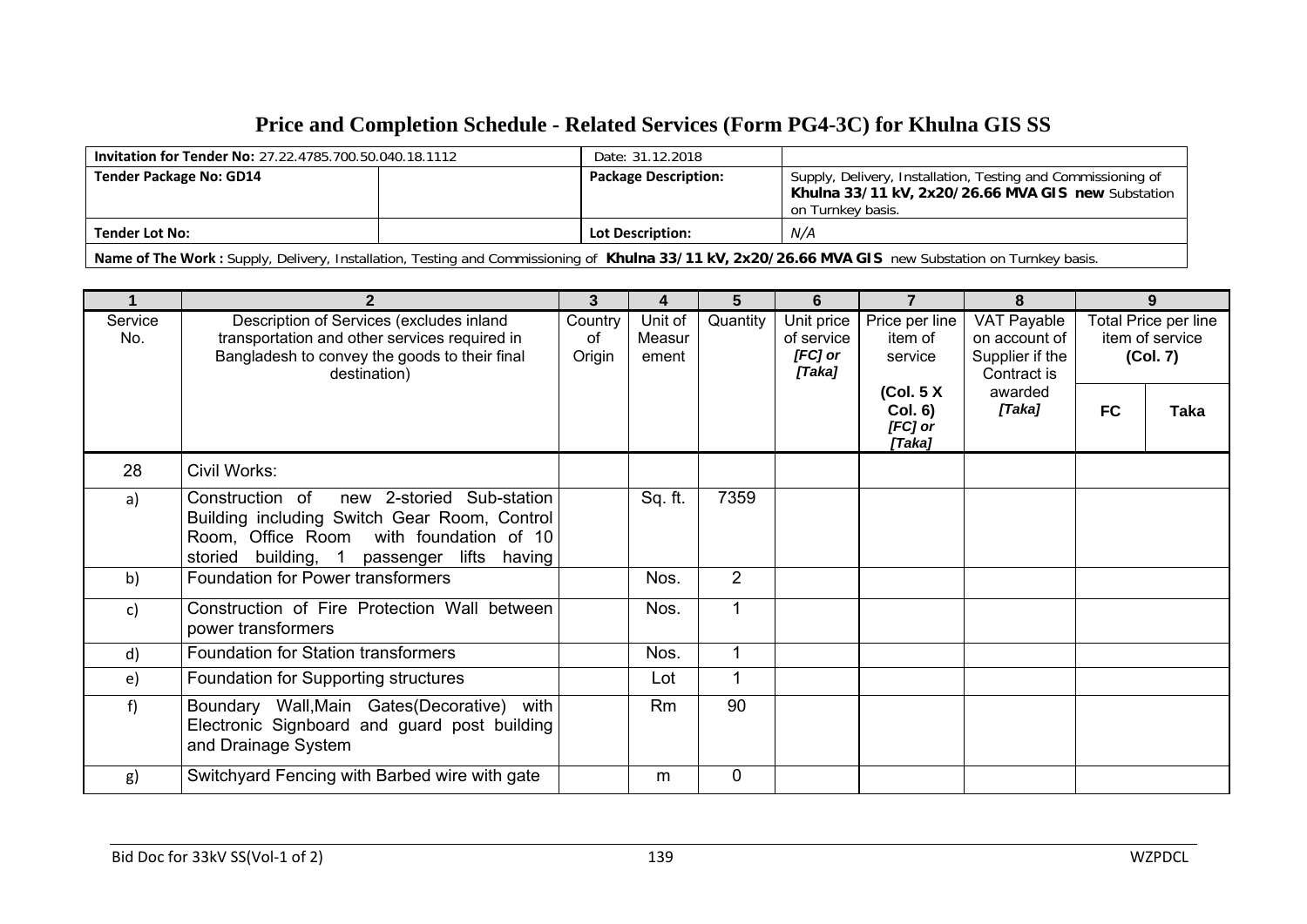# Price and Completion Schedule - Related Services (Form PG4-3C) for Khulna GIS SS

| **Invitation for Tender No:** 27.22.4785.700.50.040.18.1112 | | Date: 31.12.2018 | |
|---|---|---|---|
| **Tender Package No: GD14** | | **Package Description:** | Supply, Delivery, Installation, Testing and Commissioning of **Khulna 33/11 kV, 2x20/26.66 MVA GIS new** Substation on Turnkey basis. |
| **Tender Lot No:** | | **Lot Description:** | *N/A* |
| **Name of The Work :** Supply, Delivery, Installation, Testing and Commissioning of **Khulna 33/11 kV, 2x20/26.66 MVA GIS** new Substation on Turnkey basis. | | | |

| 1 | 2 | 3 | 4 | 5 | 6 | 7 | 8 | 9 | |
|---|---|---|---|---|---|---|---|---|---|
| Service No. | Description of Services (excludes inland transportation and other services required in Bangladesh to convey the goods to their final destination) | Country of Origin | Unit of Measurement | Quantity | Unit price of service *[FC] or [Taka]* | Price per line item of service **(Col. 5 X Col. 6)** *[FC] or [Taka]* | VAT Payable on account of Supplier if the Contract is awarded *[Taka]* | Total Price per line item of service **(Col. 7)** | |
| | | | | | | | | **FC** | **Taka** |
| 28 | Civil Works: | | | | | | | | |
| a) | Construction of new 2-storied Sub-station Building including Switch Gear Room, Control Room, Office Room with foundation of 10 storied building, 1 passenger lifts having | | Sq. ft. | 7359 | | | | | |
| b) | Foundation for Power transformers | | Nos. | 2 | | | | | |
| c) | Construction of Fire Protection Wall between power transformers | | Nos. | 1 | | | | | |
| d) | Foundation for Station transformers | | Nos. | 1 | | | | | |
| e) | Foundation for Supporting structures | | Lot | 1 | | | | | |
| f) | Boundary Wall,Main Gates(Decorative) with Electronic Signboard and guard post building and Drainage System | | Rm | 90 | | | | | |
| g) | Switchyard Fencing with Barbed wire with gate | | m | 0 | | | | | |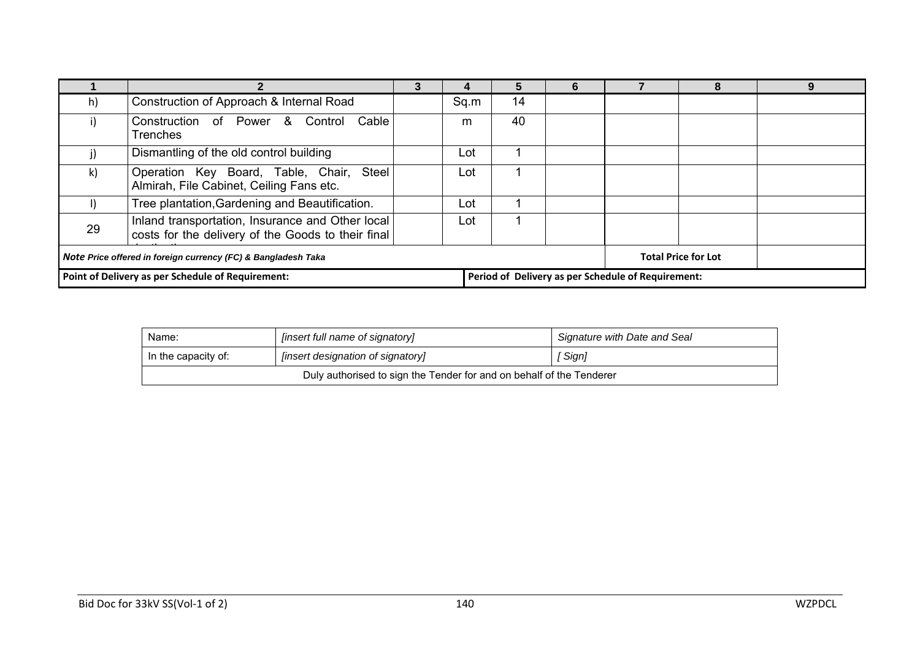| 1 | 2 | 3 | 4 | 5 | 6 | 7 | 8 | 9 |
|---|---|---|---|---|---|---|---|---|
| h) | Construction of Approach & Internal Road | | Sq.m | 14 | | | | |
| i) | Construction of Power & Control Cable Trenches | | m | 40 | | | | |
| j) | Dismantling of the old control building | | Lot | 1 | | | | |
| k) | Operation Key Board, Table, Chair, Steel Almirah, File Cabinet, Ceiling Fans etc. | | Lot | 1 | | | | |
| l) | Tree plantation,Gardening and Beautification. | | Lot | 1 | | | | |
| 29 | Inland transportation, Insurance and Other local costs for the delivery of the Goods to their final destination | | Lot | 1 | | | | |
| ***Note** Price offered in foreign currency (FC) & Bangladesh Taka* | | | | | | **Total Price for Lot** | | |
| **Point of Delivery as per Schedule of Requirement:** | | | | **Period of Delivery as per Schedule of Requirement:** | | | | |

| Name: | *[insert full name of signatory]* | *Signature with Date and Seal* |
|---|---|---|
| In the capacity of: | *[insert designation of signatory]* | *[ Sign]* |
| Duly authorised to sign the Tender for and on behalf of the Tenderer | | |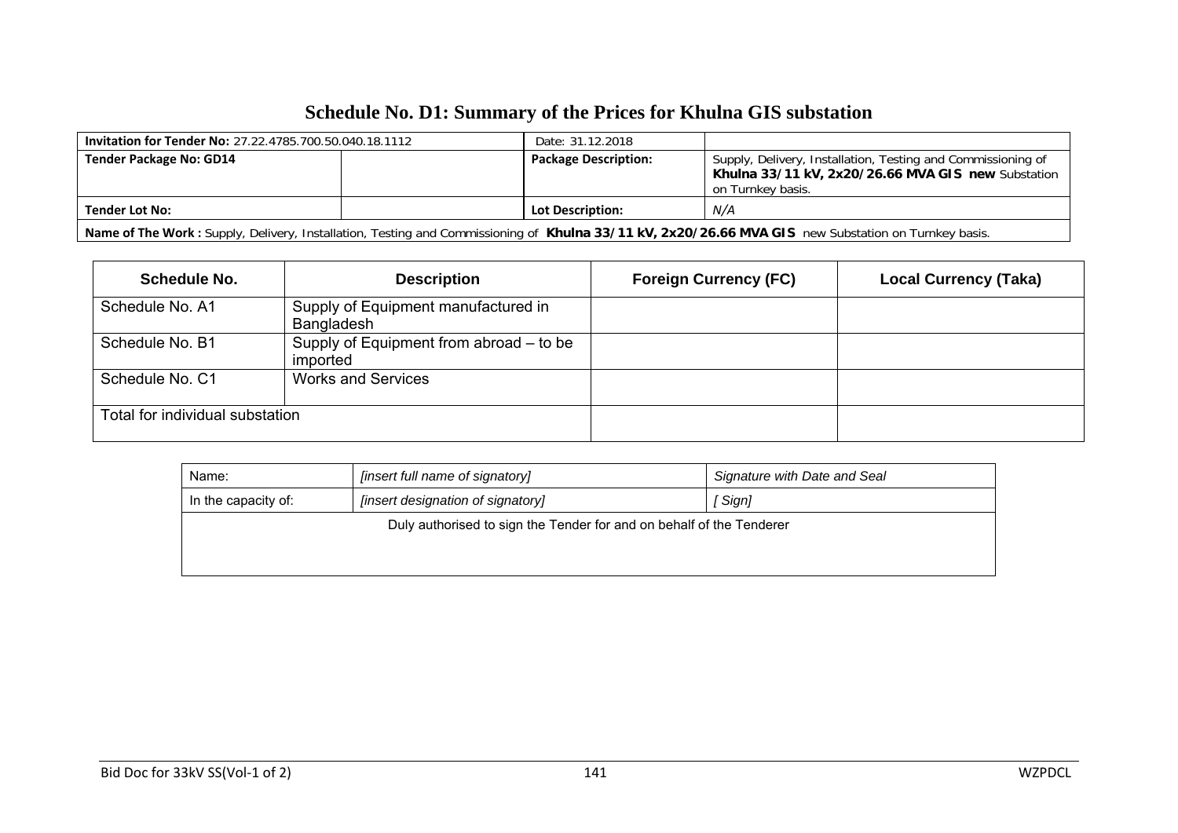# Schedule No. D1: Summary of the Prices for Khulna GIS substation

| **Invitation for Tender No:** 27.22.4785.700.50.040.18.1112 | | Date: 31.12.2018 | |
|---|---|---|---|
| **Tender Package No: GD14** | | **Package Description:** | Supply, Delivery, Installation, Testing and Commissioning of **Khulna 33/11 kV, 2x20/26.66 MVA GIS new** Substation on Turnkey basis. |
| **Tender Lot No:** | | **Lot Description:** | *N/A* |
| **Name of The Work :** Supply, Delivery, Installation, Testing and Commissioning of **Khulna 33/11 kV, 2x20/26.66 MVA GIS** new Substation on Turnkey basis. | | | |

| Schedule No. | Description | Foreign Currency (FC) | Local Currency (Taka) |
|---|---|---|---|
| Schedule No. A1 | Supply of Equipment manufactured in Bangladesh | | |
| Schedule No. B1 | Supply of Equipment from abroad – to be imported | | |
| Schedule No. C1 | Works and Services | | |
| Total for individual substation | | | |

| Name: | *[insert full name of signatory]* | *Signature with Date and Seal* |
|---|---|---|
| In the capacity of: | *[insert designation of signatory]* | *[ Sign]* |
| Duly authorised to sign the Tender for and on behalf of the Tenderer | | |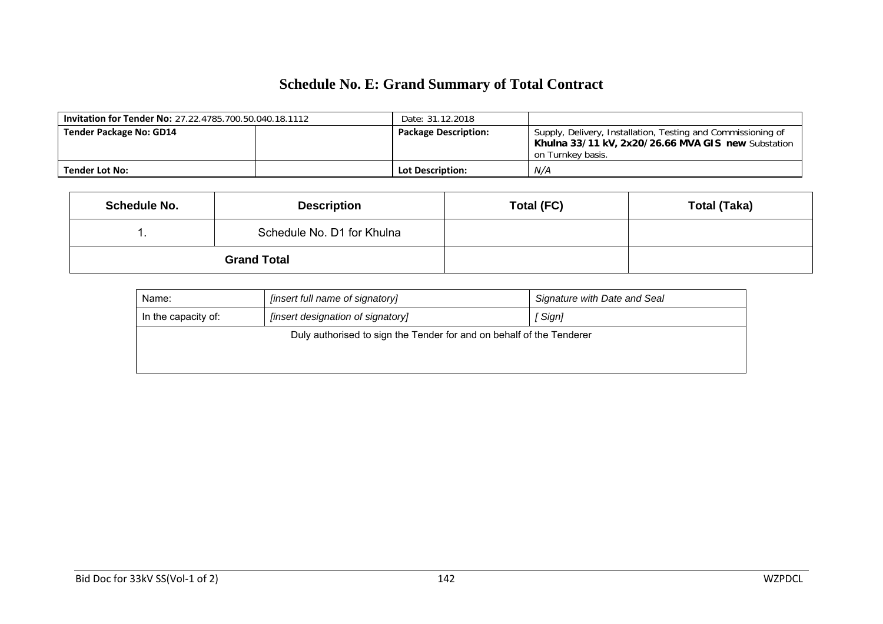# Schedule No. E: Grand Summary of Total Contract

| **Invitation for Tender No:** 27.22.4785.700.50.040.18.1112 | | Date: 31.12.2018 | |
|---|---|---|---|
| **Tender Package No: GD14** | | **Package Description:** | Supply, Delivery, Installation, Testing and Commissioning of **Khulna 33/11 kV, 2x20/26.66 MVA GIS new** Substation on Turnkey basis. |
| **Tender Lot No:** | | **Lot Description:** | *N/A* |

| Schedule No. | Description | Total (FC) | Total (Taka) |
|---|---|---|---|
| 1. | Schedule No. D1 for Khulna | | |
| **Grand Total** | | | |

| Name: | *[insert full name of signatory]* | *Signature with Date and Seal* |
|---|---|---|
| In the capacity of: | *[insert designation of signatory]* | *[ Sign]* |
| Duly authorised to sign the Tender for and on behalf of the Tenderer | | |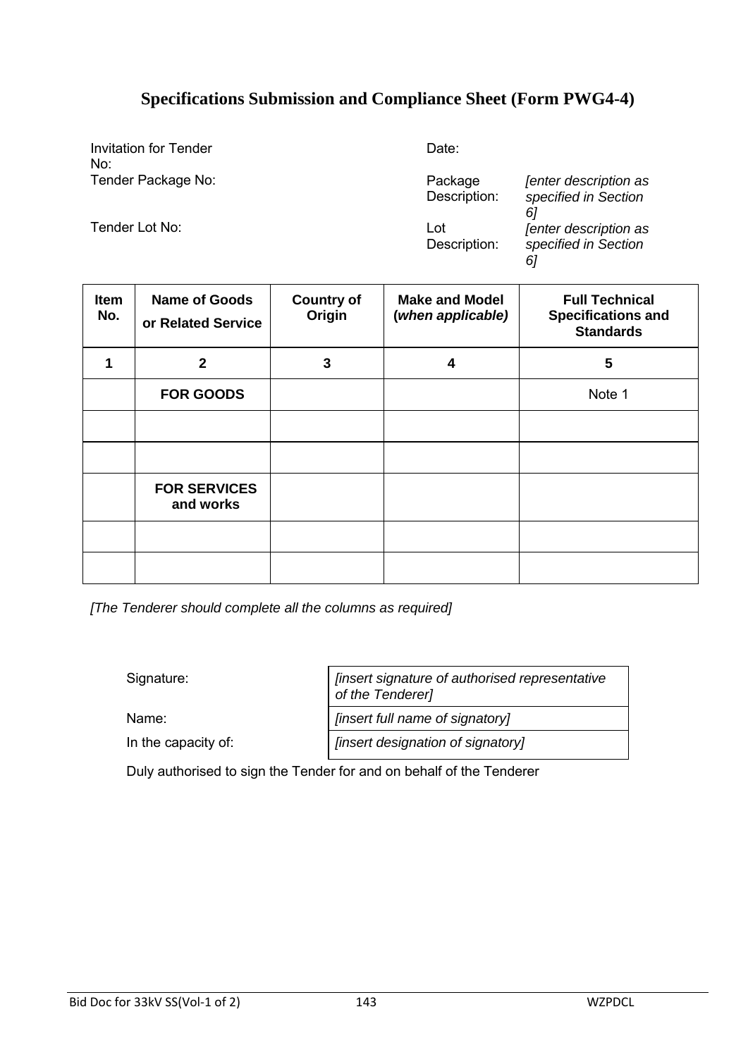# Specifications Submission and Compliance Sheet (Form PWG4-4)

| | | | |
|---|---|---|---|
| Invitation for Tender No: | | Date: | |
| Tender Package No: | | Package Description: | *[enter description as specified in Section 6]* |
| Tender Lot No: | | Lot Description: | *[enter description as specified in Section 6]* |

| Item No. | Name of Goods or Related Service | Country of Origin | Make and Model (*when applicable)* | Full Technical Specifications and Standards |
|---|---|---|---|---|
| **1** | **2** | **3** | **4** | **5** |
| | **FOR GOODS** | | | Note 1 |
| | | | | |
| | | | | |
| | **FOR SERVICES and works** | | | |
| | | | | |
| | | | | |

*[The Tenderer should complete all the columns as required]*

| | |
|---|---|
| Signature: | *[insert signature of authorised representative of the Tenderer]* |
| Name: | *[insert full name of signatory]* |
| In the capacity of: | *[insert designation of signatory]* |

Duly authorised to sign the Tender for and on behalf of the Tenderer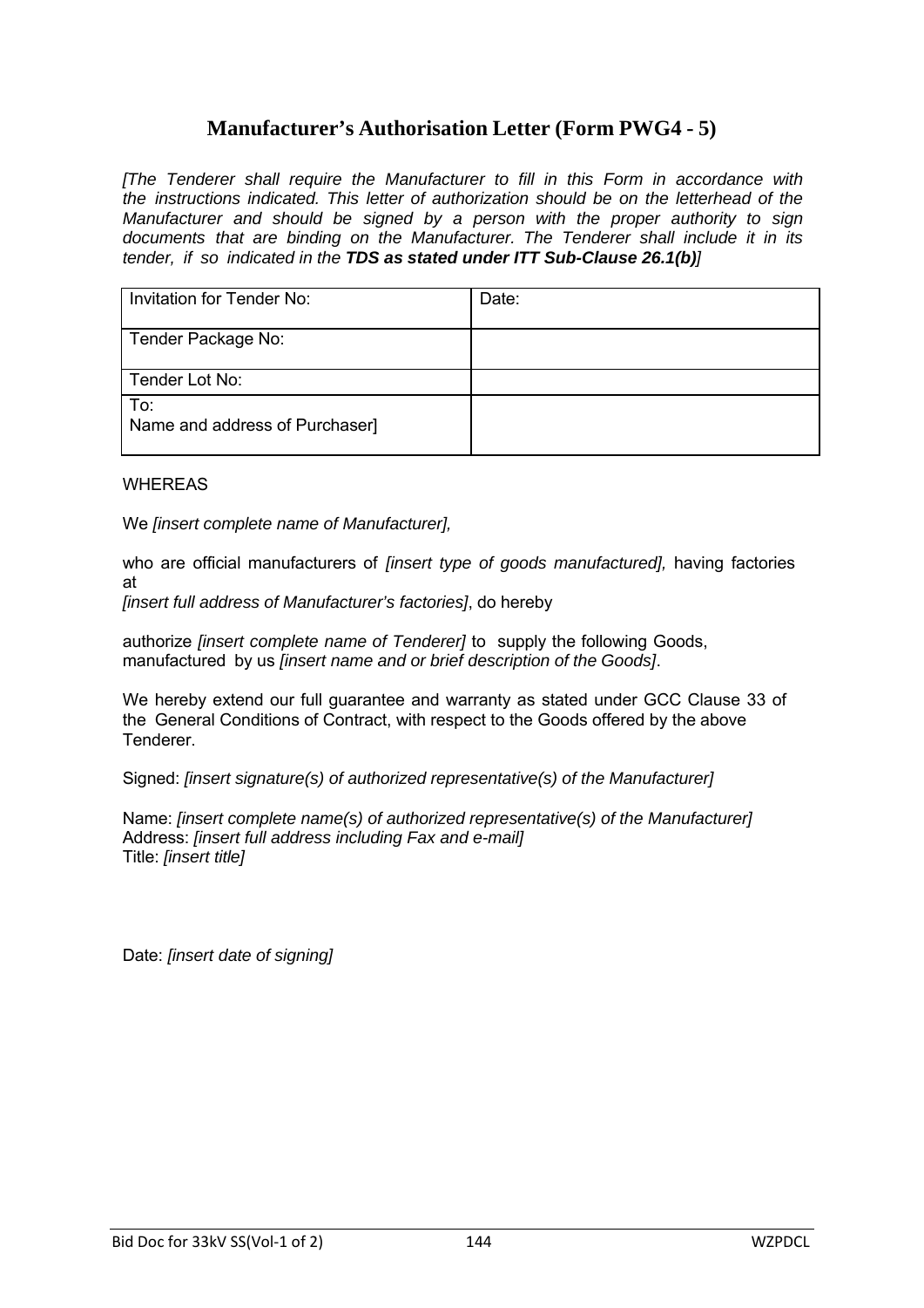# Manufacturer's Authorisation Letter (Form PWG4 - 5)

*[The Tenderer shall require the Manufacturer to fill in this Form in accordance with the instructions indicated. This letter of authorization should be on the letterhead of the Manufacturer and should be signed by a person with the proper authority to sign documents that are binding on the Manufacturer. The Tenderer shall include it in its tender, if so indicated in the* ***TDS as stated under ITT Sub-Clause 26.1(b)****]*

| Invitation for Tender No: | Date: |
|---|---|
| Tender Package No: | |
| Tender Lot No: | |
| To:<br>Name and address of Purchaser] | |

WHEREAS

We *[insert complete name of Manufacturer],*

who are official manufacturers of *[insert type of goods manufactured],* having factories at
*[insert full address of Manufacturer's factories]*, do hereby

authorize *[insert complete name of Tenderer]* to supply the following Goods, manufactured by us *[insert name and or brief description of the Goods]*.

We hereby extend our full guarantee and warranty as stated under GCC Clause 33 of the General Conditions of Contract, with respect to the Goods offered by the above Tenderer.

Signed: *[insert signature(s) of authorized representative(s) of the Manufacturer]*

Name: *[insert complete name(s) of authorized representative(s) of the Manufacturer]*
Address: *[insert full address including Fax and e-mail]*
Title: *[insert title]*

Date: *[insert date of signing]*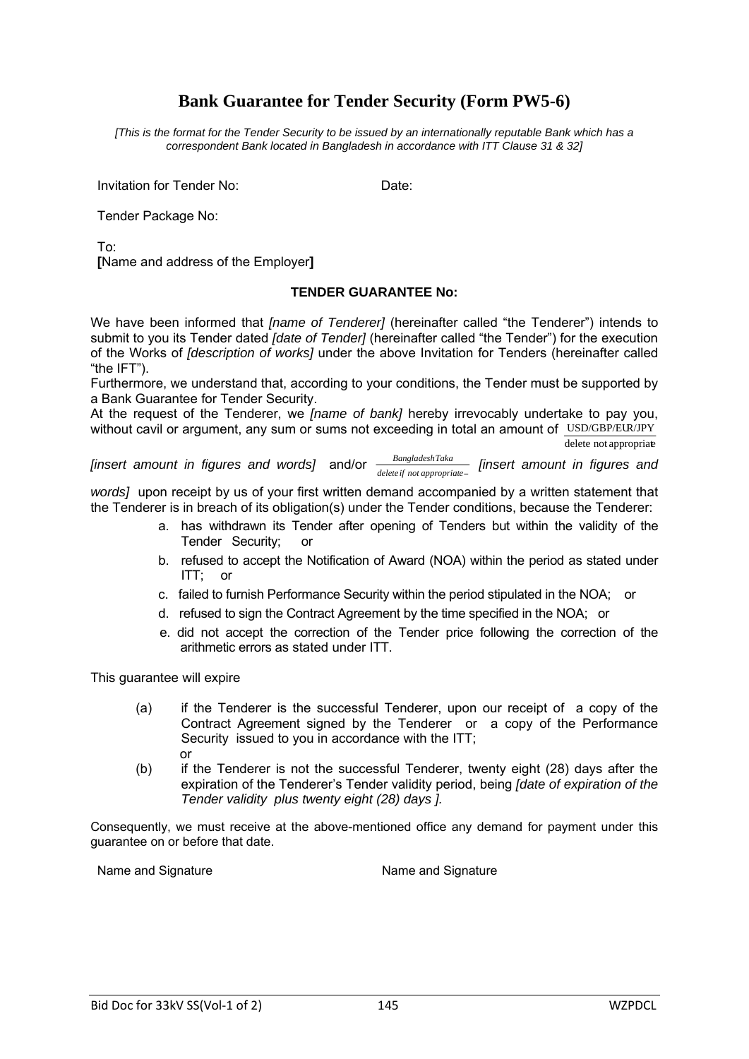# Bank Guarantee for Tender Security (Form PW5-6)

*[This is the format for the Tender Security to be issued by an internationally reputable Bank which has a correspondent Bank located in Bangladesh in accordance with ITT Clause 31 & 32]*

Invitation for Tender No: Date:

Tender Package No:

To:
**[**Name and address of the Employer**]**

**TENDER GUARANTEE No:**

We have been informed that *[name of Tenderer]* (hereinafter called "the Tenderer") intends to submit to you its Tender dated *[date of Tender]* (hereinafter called "the Tender") for the execution of the Works of *[description of works]* under the above Invitation for Tenders (hereinafter called "the IFT").

Furthermore, we understand that, according to your conditions, the Tender must be supported by a Bank Guarantee for Tender Security.

At the request of the Tenderer, we *[name of bank]* hereby irrevocably undertake to pay you, without cavil or argument, any sum or sums not exceeding in total an amount of $\frac{\text{USD/GBP/EUR/JPY}}{\text{delete not appropriate}}$ *[insert amount in figures and words]* and/or $\frac{\textit{Bangladesh Taka}}{\textit{delete if not appropriate}}$ *[insert amount in figures and words]* upon receipt by us of your first written demand accompanied by a written statement that the Tenderer is in breach of its obligation(s) under the Tender conditions, because the Tenderer:

a. has withdrawn its Tender after opening of Tenders but within the validity of the Tender Security; or
b. refused to accept the Notification of Award (NOA) within the period as stated under ITT; or
c. failed to furnish Performance Security within the period stipulated in the NOA; or
d. refused to sign the Contract Agreement by the time specified in the NOA; or
e. did not accept the correction of the Tender price following the correction of the arithmetic errors as stated under ITT.

This guarantee will expire

(a) if the Tenderer is the successful Tenderer, upon our receipt of a copy of the Contract Agreement signed by the Tenderer or a copy of the Performance Security issued to you in accordance with the ITT;
or

(b) if the Tenderer is not the successful Tenderer, twenty eight (28) days after the expiration of the Tenderer's Tender validity period, being *[date of expiration of the Tender validity plus twenty eight (28) days ].*

Consequently, we must receive at the above-mentioned office any demand for payment under this guarantee on or before that date.

Name and Signature Name and Signature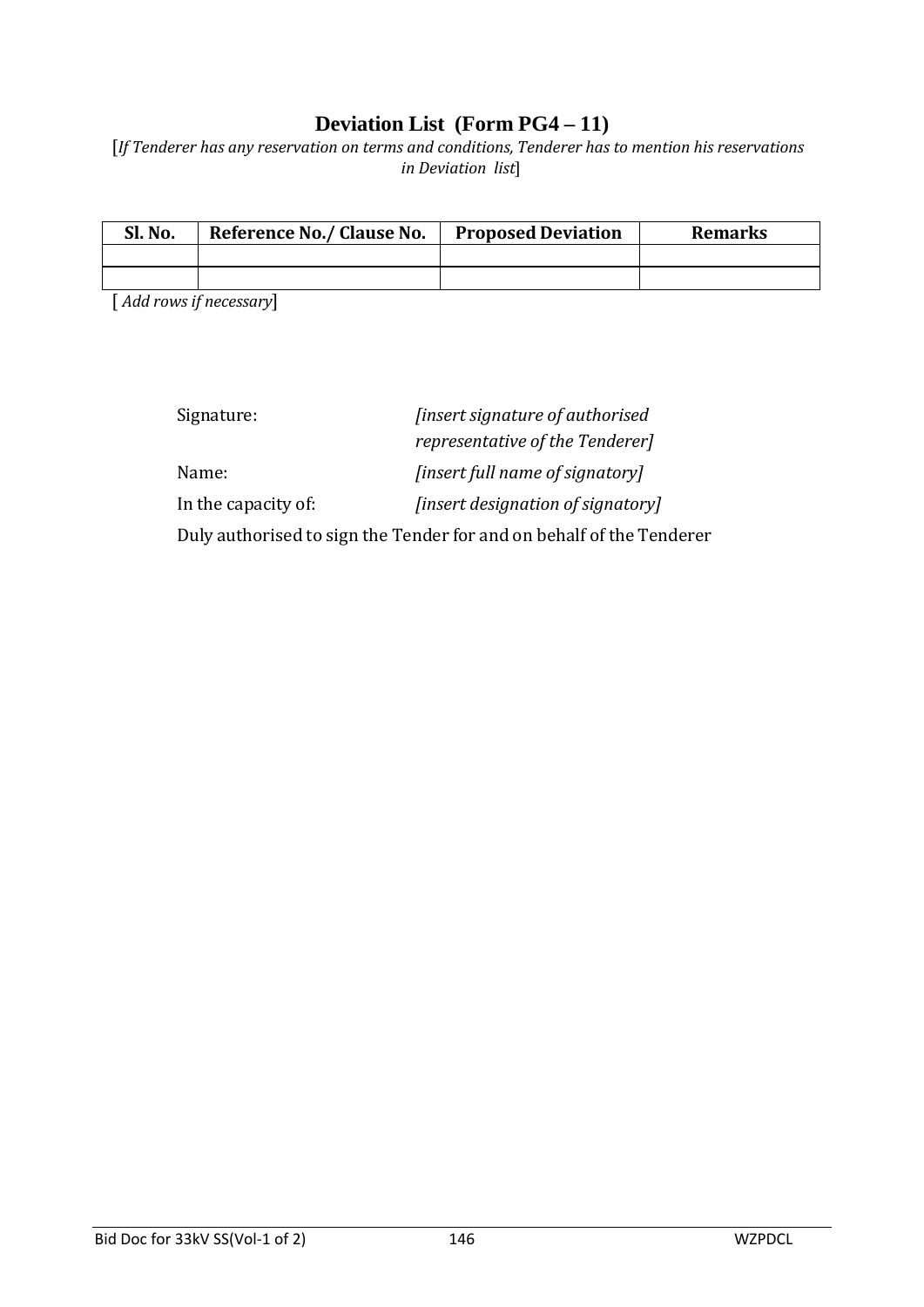# Deviation List (Form PG4 – 11)

[*If Tenderer has any reservation on terms and conditions, Tenderer has to mention his reservations in Deviation list*]

| Sl. No. | Reference No./ Clause No. | Proposed Deviation | Remarks |
|---|---|---|---|
| | | | |
| | | | |

[ *Add rows if necessary*]

Signature: *[insert signature of authorised representative of the Tenderer]*

Name: *[insert full name of signatory]*

In the capacity of: *[insert designation of signatory]*

Duly authorised to sign the Tender for and on behalf of the Tenderer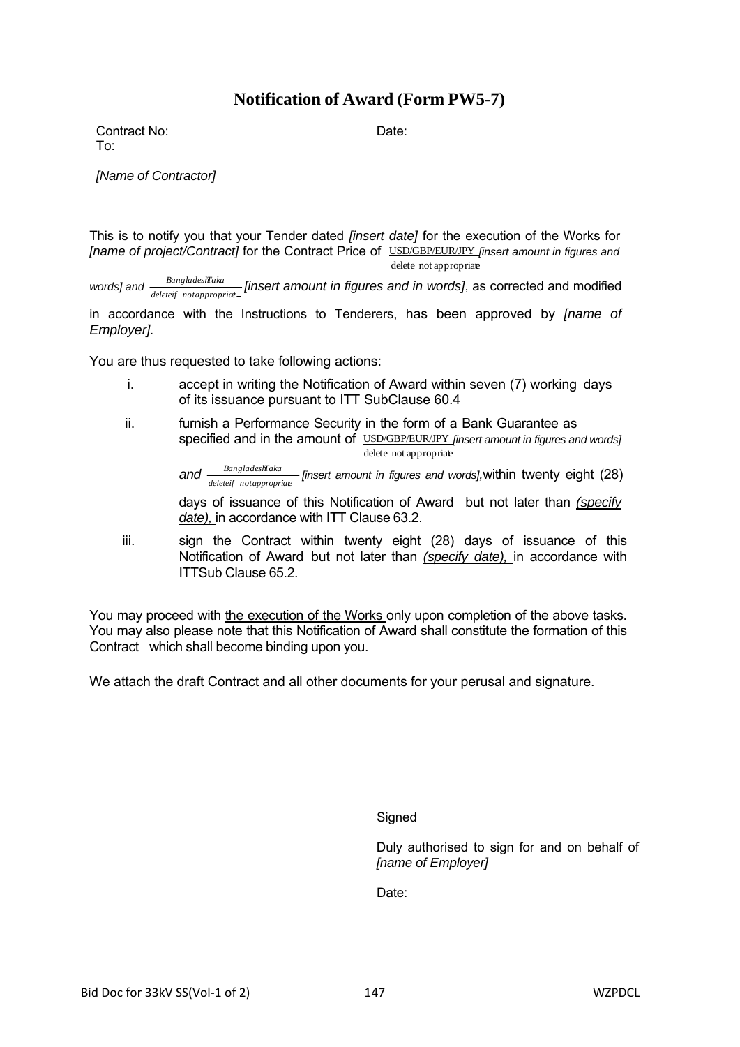# Notification of Award (Form PW5-7)

Contract No: Date:

To:

*[Name of Contractor]*

This is to notify you that your Tender dated *[insert date]* for the execution of the Works for *[name of project/Contract]* for the Contract Price of $\frac{\text{USD/GBP/EUR/JPY}}{\text{delete not appropriate}}$ *[insert amount in figures and words]* and $\frac{\textit{Bangladesh Taka}}{\textit{delete if not appropriate}}$ *[insert amount in figures and in words]*, as corrected and modified in accordance with the Instructions to Tenderers, has been approved by *[name of Employer].*

You are thus requested to take following actions:

i. accept in writing the Notification of Award within seven (7) working days of its issuance pursuant to ITT SubClause 60.4

ii. furnish a Performance Security in the form of a Bank Guarantee as specified and in the amount of $\frac{\text{USD/GBP/EUR/JPY}}{\text{delete not appropriate}}$ *[insert amount in figures and words]* *and* $\frac{\textit{Bangladesh Taka}}{\textit{delete if not appropriate}}$ *[insert amount in figures and words]*, within twenty eight (28) days of issuance of this Notification of Award but not later than *(specify date)*, in accordance with ITT Clause 63.2.

iii. sign the Contract within twenty eight (28) days of issuance of this Notification of Award but not later than *(specify date)*, in accordance with ITTSub Clause 65.2.

You may proceed with the execution of the Works only upon completion of the above tasks. You may also please note that this Notification of Award shall constitute the formation of this Contract which shall become binding upon you.

We attach the draft Contract and all other documents for your perusal and signature.

Signed

Duly authorised to sign for and on behalf of *[name of Employer]*

Date: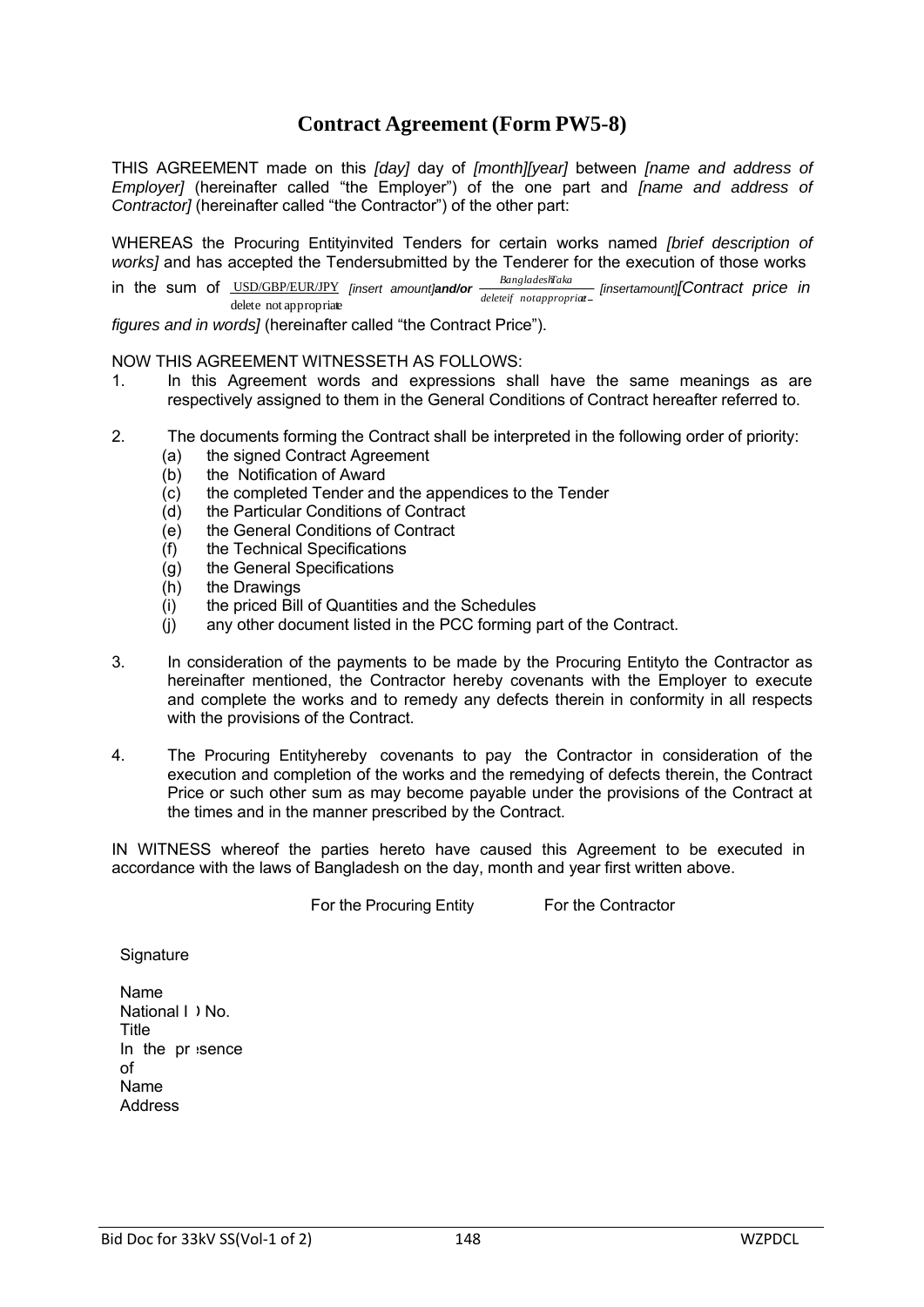# Contract Agreement (Form PW5-8)

THIS AGREEMENT made on this *[day]* day of *[month][year]* between *[name and address of Employer]* (hereinafter called "the Employer") of the one part and *[name and address of Contractor]* (hereinafter called "the Contractor") of the other part:

WHEREAS the Procuring Entityinvited Tenders for certain works named *[brief description of works]* and has accepted the Tendersubmitted by the Tenderer for the execution of those works in the sum of $\frac{\text{USD/GBP/EUR/JPY}}{\text{delete not appropriate}}$ *[insert amount]**and/or*** $\frac{\textit{BangladeshiTaka}}{\textit{deleteif notappropriate}}$ *[insertamount][Contract price in figures and in words]* (hereinafter called "the Contract Price").

NOW THIS AGREEMENT WITNESSETH AS FOLLOWS:

1. In this Agreement words and expressions shall have the same meanings as are respectively assigned to them in the General Conditions of Contract hereafter referred to.

2. The documents forming the Contract shall be interpreted in the following order of priority:
   - (a) the signed Contract Agreement
   - (b) the Notification of Award
   - (c) the completed Tender and the appendices to the Tender
   - (d) the Particular Conditions of Contract
   - (e) the General Conditions of Contract
   - (f) the Technical Specifications
   - (g) the General Specifications
   - (h) the Drawings
   - (i) the priced Bill of Quantities and the Schedules
   - (j) any other document listed in the PCC forming part of the Contract.

3. In consideration of the payments to be made by the Procuring Entityto the Contractor as hereinafter mentioned, the Contractor hereby covenants with the Employer to execute and complete the works and to remedy any defects therein in conformity in all respects with the provisions of the Contract.

4. The Procuring Entityhereby covenants to pay the Contractor in consideration of the execution and completion of the works and the remedying of defects therein, the Contract Price or such other sum as may become payable under the provisions of the Contract at the times and in the manner prescribed by the Contract.

IN WITNESS whereof the parties hereto have caused this Agreement to be executed in accordance with the laws of Bangladesh on the day, month and year first written above.

| | For the Procuring Entity | For the Contractor |
|---|---|---|
| Signature | | |
| Name | | |
| National ID No. | | |
| Title | | |
| In the presence of | | |
| Name | | |
| Address | | |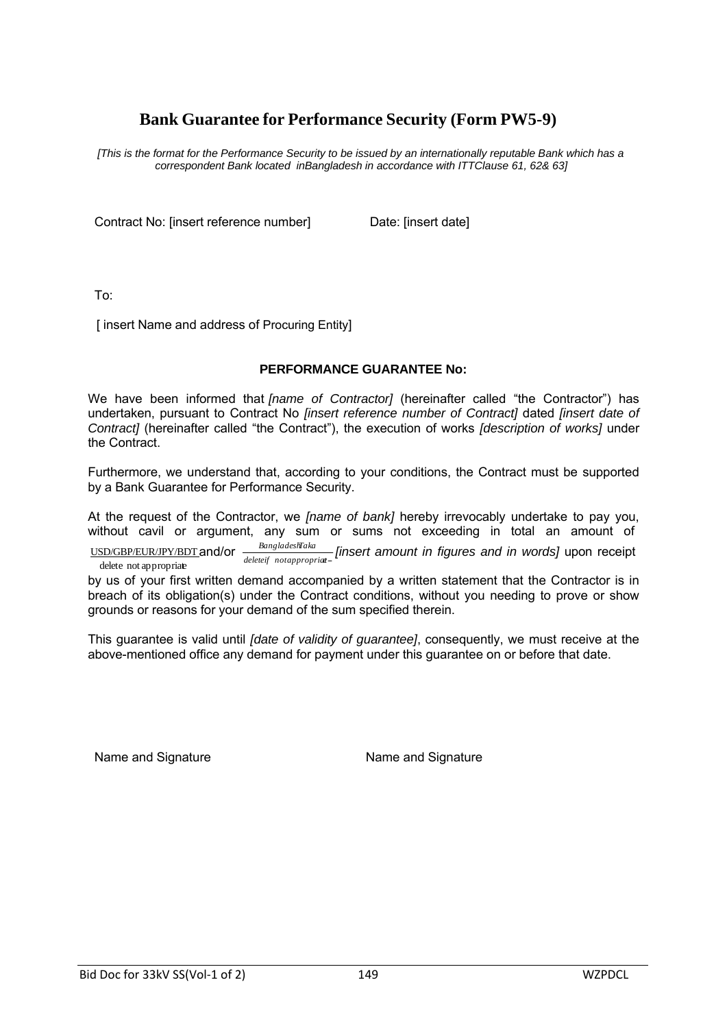## Bank Guarantee for Performance Security (Form PW5-9)

*[This is the format for the Performance Security to be issued by an internationally reputable Bank which has a correspondent Bank located inBangladesh in accordance with ITTClause 61, 62& 63]*

Contract No: [insert reference number]     Date: [insert date]

To:

[ insert Name and address of Procuring Entity]

**PERFORMANCE GUARANTEE No:**

We have been informed that *[name of Contractor]* (hereinafter called "the Contractor") has undertaken, pursuant to Contract No *[insert reference number of Contract]* dated *[insert date of Contract]* (hereinafter called "the Contract"), the execution of works *[description of works]* under the Contract.

Furthermore, we understand that, according to your conditions, the Contract must be supported by a Bank Guarantee for Performance Security.

At the request of the Contractor, we *[name of bank]* hereby irrevocably undertake to pay you, without cavil or argument, any sum or sums not exceeding in total an amount of $\frac{\text{USD/GBP/EUR/JPY/BDT}}{\text{delete not appropriate}}$ and/or $\frac{\text{Bangladeshi Taka}}{\text{delete if not appropriate}}$ *[insert amount in figures and in words]* upon receipt by us of your first written demand accompanied by a written statement that the Contractor is in breach of its obligation(s) under the Contract conditions, without you needing to prove or show grounds or reasons for your demand of the sum specified therein.

This guarantee is valid until *[date of validity of guarantee]*, consequently, we must receive at the above-mentioned office any demand for payment under this guarantee on or before that date.

Name and Signature     Name and Signature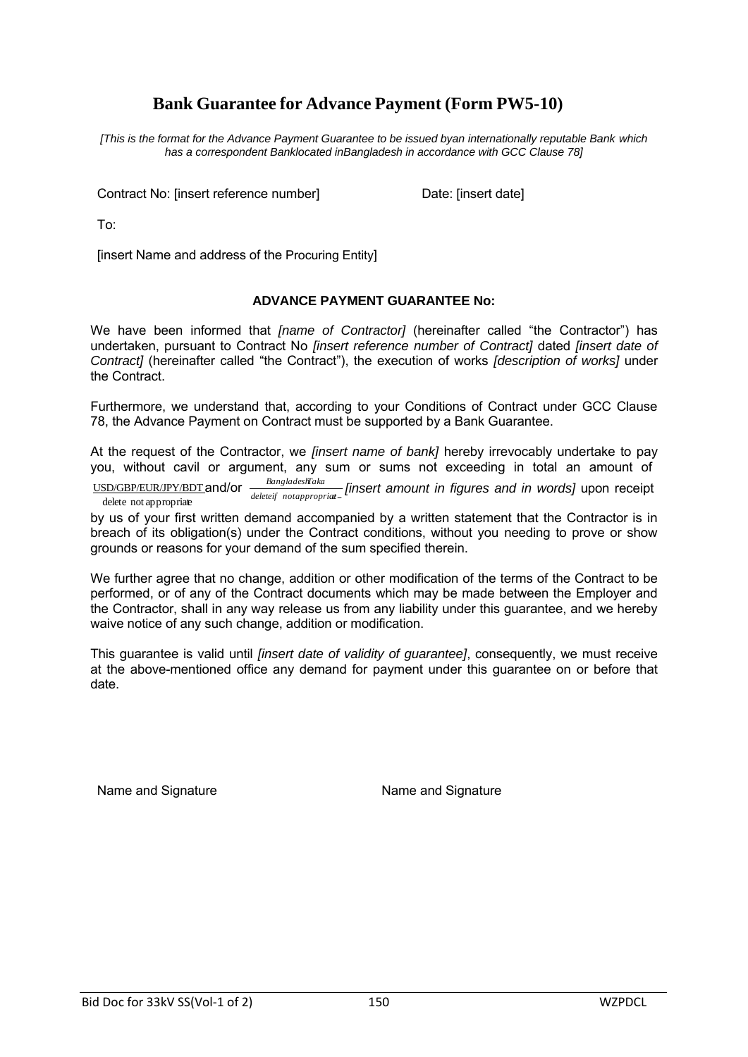# Bank Guarantee for Advance Payment (Form PW5-10)

*[This is the format for the Advance Payment Guarantee to be issued byan internationally reputable Bank which has a correspondent Banklocated inBangladesh in accordance with GCC Clause 78]*

Contract No: [insert reference number] Date: [insert date]

To:

[insert Name and address of the Procuring Entity]

**ADVANCE PAYMENT GUARANTEE No:**

We have been informed that *[name of Contractor]* (hereinafter called "the Contractor") has undertaken, pursuant to Contract No *[insert reference number of Contract]* dated *[insert date of Contract]* (hereinafter called "the Contract"), the execution of works *[description of works]* under the Contract.

Furthermore, we understand that, according to your Conditions of Contract under GCC Clause 78, the Advance Payment on Contract must be supported by a Bank Guarantee.

At the request of the Contractor, we *[insert name of bank]* hereby irrevocably undertake to pay you, without cavil or argument, any sum or sums not exceeding in total an amount of $\frac{\text{USD/GBP/EUR/JPY/BDT}}{\text{delete not appropriate}}$ and/or $\frac{\textit{Bangladesh Taka}}{\textit{delete if not appropriate}}$ *[insert amount in figures and in words]* upon receipt by us of your first written demand accompanied by a written statement that the Contractor is in breach of its obligation(s) under the Contract conditions, without you needing to prove or show grounds or reasons for your demand of the sum specified therein.

We further agree that no change, addition or other modification of the terms of the Contract to be performed, or of any of the Contract documents which may be made between the Employer and the Contractor, shall in any way release us from any liability under this guarantee, and we hereby waive notice of any such change, addition or modification.

This guarantee is valid until *[insert date of validity of guarantee]*, consequently, we must receive at the above-mentioned office any demand for payment under this guarantee on or before that date.

Name and Signature Name and Signature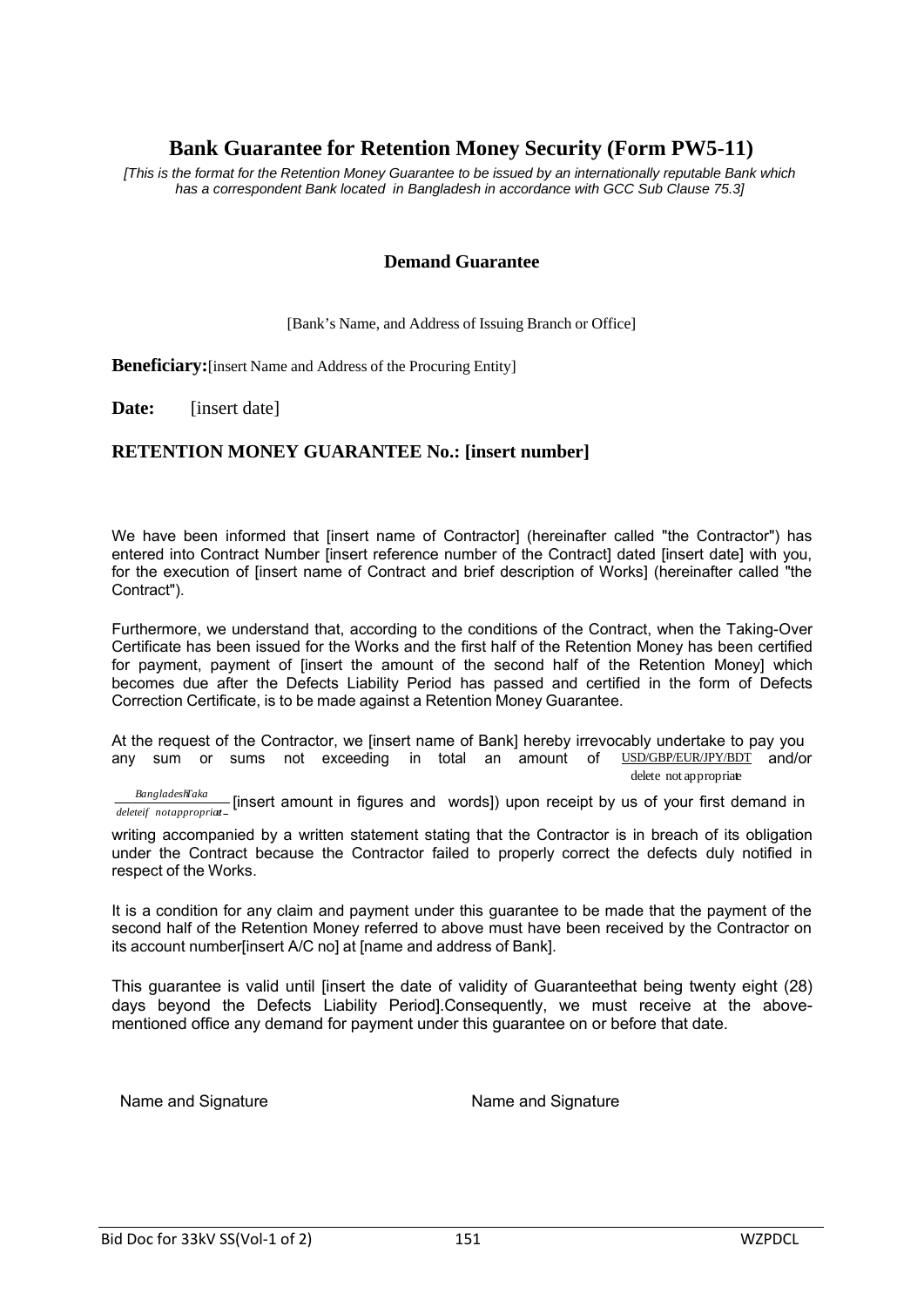# Bank Guarantee for Retention Money Security (Form PW5-11)

*[This is the format for the Retention Money Guarantee to be issued by an internationally reputable Bank which has a correspondent Bank located in Bangladesh in accordance with GCC Sub Clause 75.3]*

### Demand Guarantee

[Bank's Name, and Address of Issuing Branch or Office]

**Beneficiary:**[insert Name and Address of the Procuring Entity]

**Date:** [insert date]

### RETENTION MONEY GUARANTEE No.: [insert number]

We have been informed that [insert name of Contractor] (hereinafter called "the Contractor") has entered into Contract Number [insert reference number of the Contract] dated [insert date] with you, for the execution of [insert name of Contract and brief description of Works] (hereinafter called "the Contract").

Furthermore, we understand that, according to the conditions of the Contract, when the Taking-Over Certificate has been issued for the Works and the first half of the Retention Money has been certified for payment, payment of [insert the amount of the second half of the Retention Money] which becomes due after the Defects Liability Period has passed and certified in the form of Defects Correction Certificate, is to be made against a Retention Money Guarantee.

At the request of the Contractor, we [insert name of Bank] hereby irrevocably undertake to pay you any sum or sums not exceeding in total an amount of USD/GBP/EUR/JPY/BDT (delete not appropriate) and/or Bangladeshi Taka (delete if not appropriate) [insert amount in figures and words]) upon receipt by us of your first demand in writing accompanied by a written statement stating that the Contractor is in breach of its obligation under the Contract because the Contractor failed to properly correct the defects duly notified in respect of the Works.

It is a condition for any claim and payment under this guarantee to be made that the payment of the second half of the Retention Money referred to above must have been received by the Contractor on its account number[insert A/C no] at [name and address of Bank].

This guarantee is valid until [insert the date of validity of Guaranteethat being twenty eight (28) days beyond the Defects Liability Period].Consequently, we must receive at the above-mentioned office any demand for payment under this guarantee on or before that date.

Name and Signature Name and Signature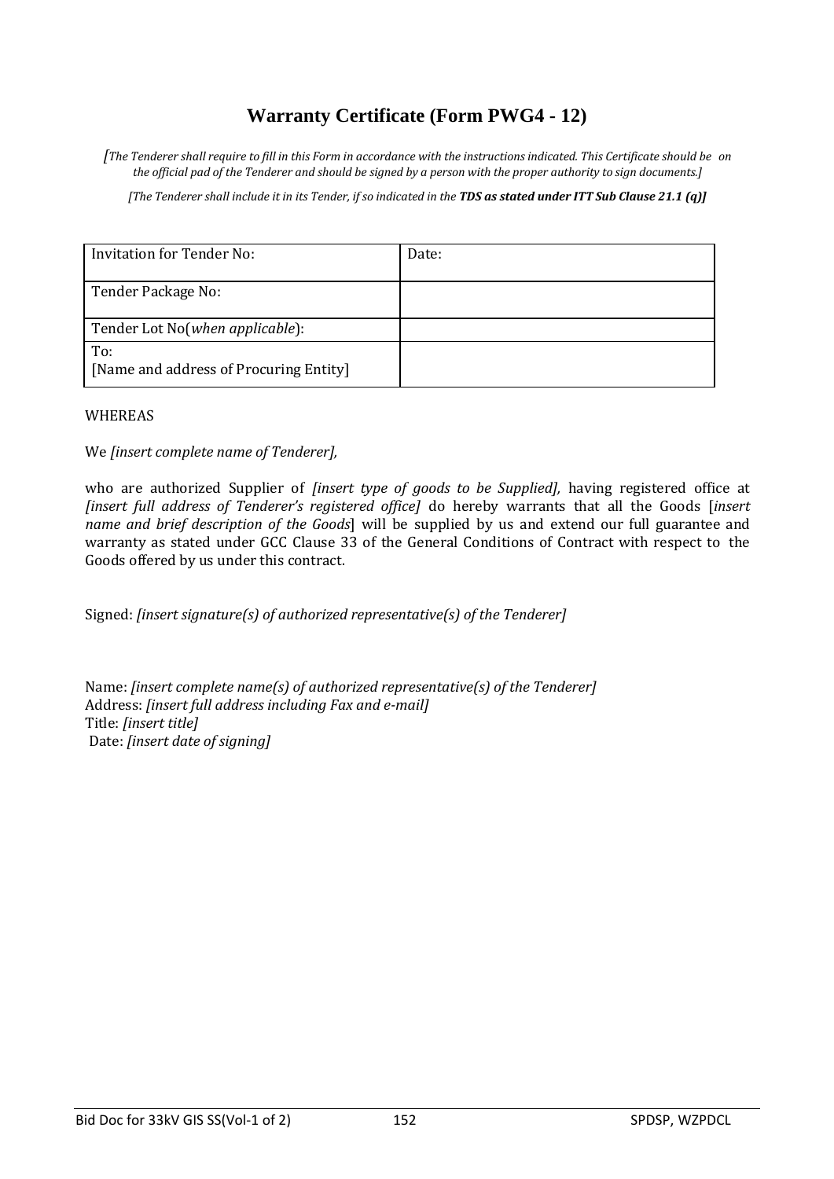# Warranty Certificate (Form PWG4 - 12)

*[The Tenderer shall require to fill in this Form in accordance with the instructions indicated. This Certificate should be on the official pad of the Tenderer and should be signed by a person with the proper authority to sign documents.]*

*[The Tenderer shall include it in its Tender, if so indicated in the* ***TDS as stated under ITT Sub Clause 21.1 (q)]***

| Invitation for Tender No: | Date: |
|---|---|
| Tender Package No: | |
| Tender Lot No(*when applicable*): | |
| To:<br>[Name and address of Procuring Entity] | |

WHEREAS

We *[insert complete name of Tenderer],*

who are authorized Supplier of *[insert type of goods to be Supplied],* having registered office at *[insert full address of Tenderer's registered office]* do hereby warrants that all the Goods [*insert name and brief description of the Goods*] will be supplied by us and extend our full guarantee and warranty as stated under GCC Clause 33 of the General Conditions of Contract with respect to the Goods offered by us under this contract.

Signed: *[insert signature(s) of authorized representative(s) of the Tenderer]*

Name: *[insert complete name(s) of authorized representative(s) of the Tenderer]*
Address: *[insert full address including Fax and e-mail]*
Title: *[insert title]*
Date: *[insert date of signing]*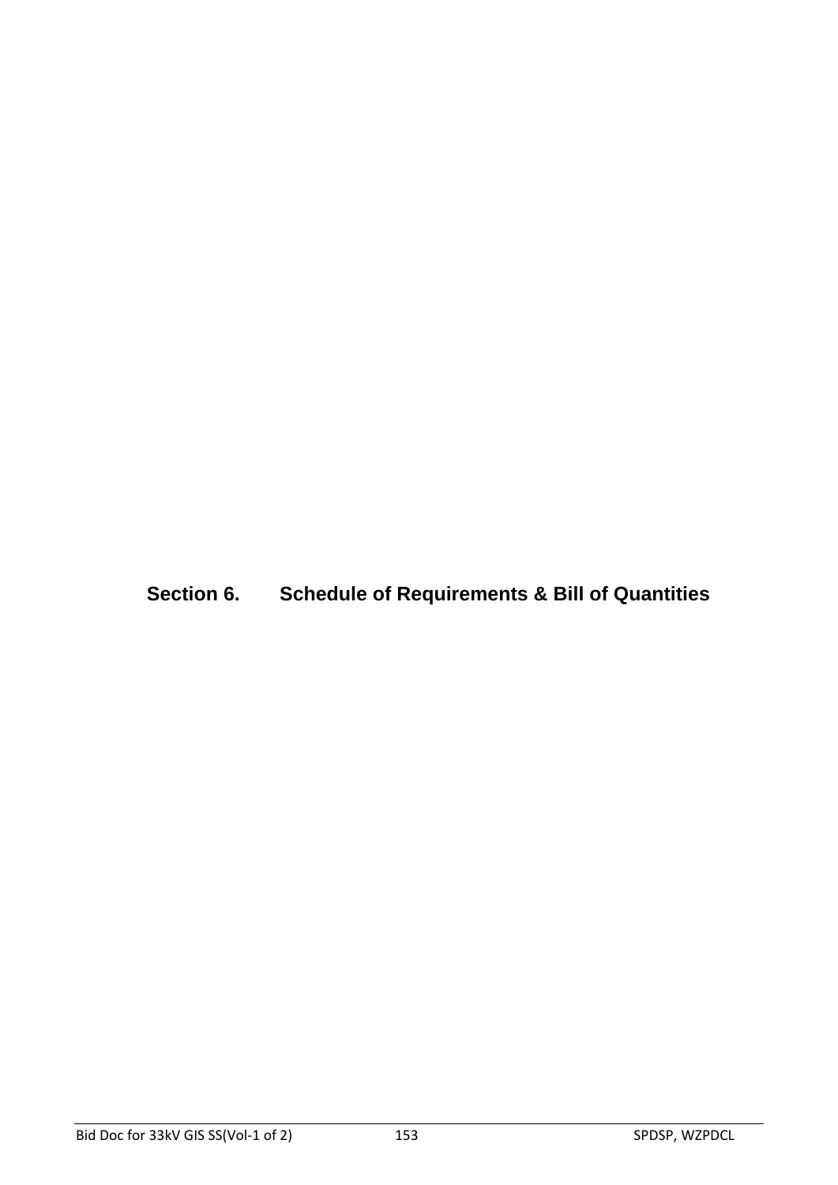# Section 6. Schedule of Requirements & Bill of Quantities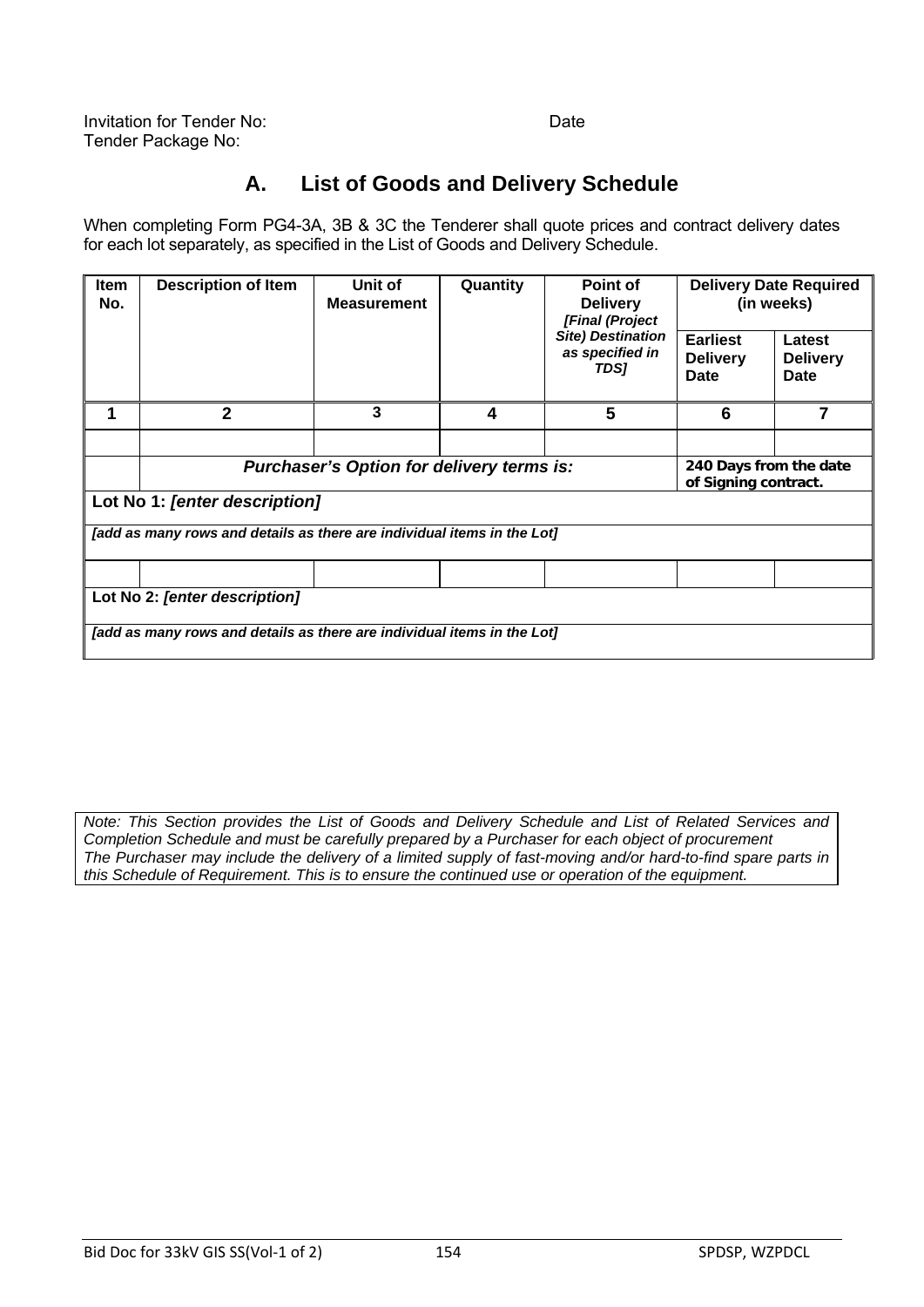Invitation for Tender No: Date
Tender Package No:

## A. List of Goods and Delivery Schedule

When completing Form PG4-3A, 3B & 3C the Tenderer shall quote prices and contract delivery dates for each lot separately, as specified in the List of Goods and Delivery Schedule.

| Item No. | Description of Item | Unit of Measurement | Quantity | Point of Delivery *[Final (Project Site) Destination as specified in TDS]* | Delivery Date Required (in weeks) | |
|---|---|---|---|---|---|---|
| | | | | | Earliest Delivery Date | Latest Delivery Date |
| 1 | 2 | 3 | 4 | 5 | 6 | 7 |
| | | | | | | |
| | ***Purchaser's Option for delivery terms is:*** | | | | **240 Days from the date of Signing contract.** | |
| **Lot No 1: *[enter description]*** | | | | | | |
| ***[add as many rows and details as there are individual items in the Lot]*** | | | | | | |
| | | | | | | |
| **Lot No 2: *[enter description]*** | | | | | | |
| ***[add as many rows and details as there are individual items in the Lot]*** | | | | | | |

*Note: This Section provides the List of Goods and Delivery Schedule and List of Related Services and Completion Schedule and must be carefully prepared by a Purchaser for each object of procurement*
*The Purchaser may include the delivery of a limited supply of fast-moving and/or hard-to-find spare parts in this Schedule of Requirement. This is to ensure the continued use or operation of the equipment.*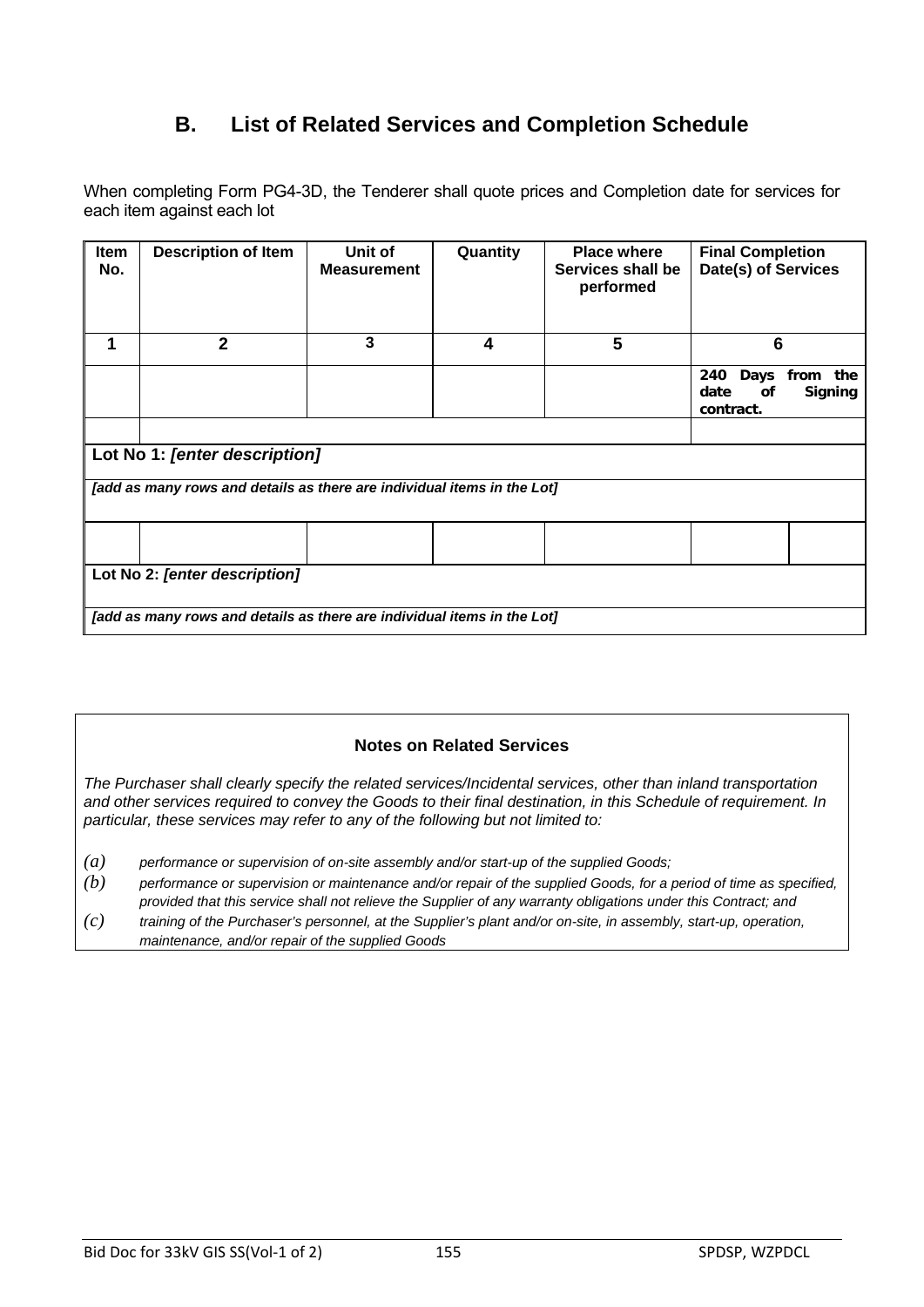## B. List of Related Services and Completion Schedule

When completing Form PG4-3D, the Tenderer shall quote prices and Completion date for services for each item against each lot

| Item No. | Description of Item | Unit of Measurement | Quantity | Place where Services shall be performed | Final Completion Date(s) of Services | |
|---|---|---|---|---|---|---|
| 1 | 2 | 3 | 4 | 5 | 6 | |
| | | | | | **240 Days from the date of Signing contract.** | |
| | | | | | | |
| **Lot No 1: *[enter description]*** | | | | | | |
| ***[add as many rows and details as there are individual items in the Lot]*** | | | | | | |
| | | | | | | |
| **Lot No 2: *[enter description]*** | | | | | | |
| ***[add as many rows and details as there are individual items in the Lot]*** | | | | | | |

**Notes on Related Services**

*The Purchaser shall clearly specify the related services/Incidental services, other than inland transportation and other services required to convey the Goods to their final destination, in this Schedule of requirement. In particular, these services may refer to any of the following but not limited to:*

*(a) performance or supervision of on-site assembly and/or start-up of the supplied Goods;*

*(b) performance or supervision or maintenance and/or repair of the supplied Goods, for a period of time as specified, provided that this service shall not relieve the Supplier of any warranty obligations under this Contract; and*

*(c) training of the Purchaser's personnel, at the Supplier's plant and/or on-site, in assembly, start-up, operation, maintenance, and/or repair of the supplied Goods*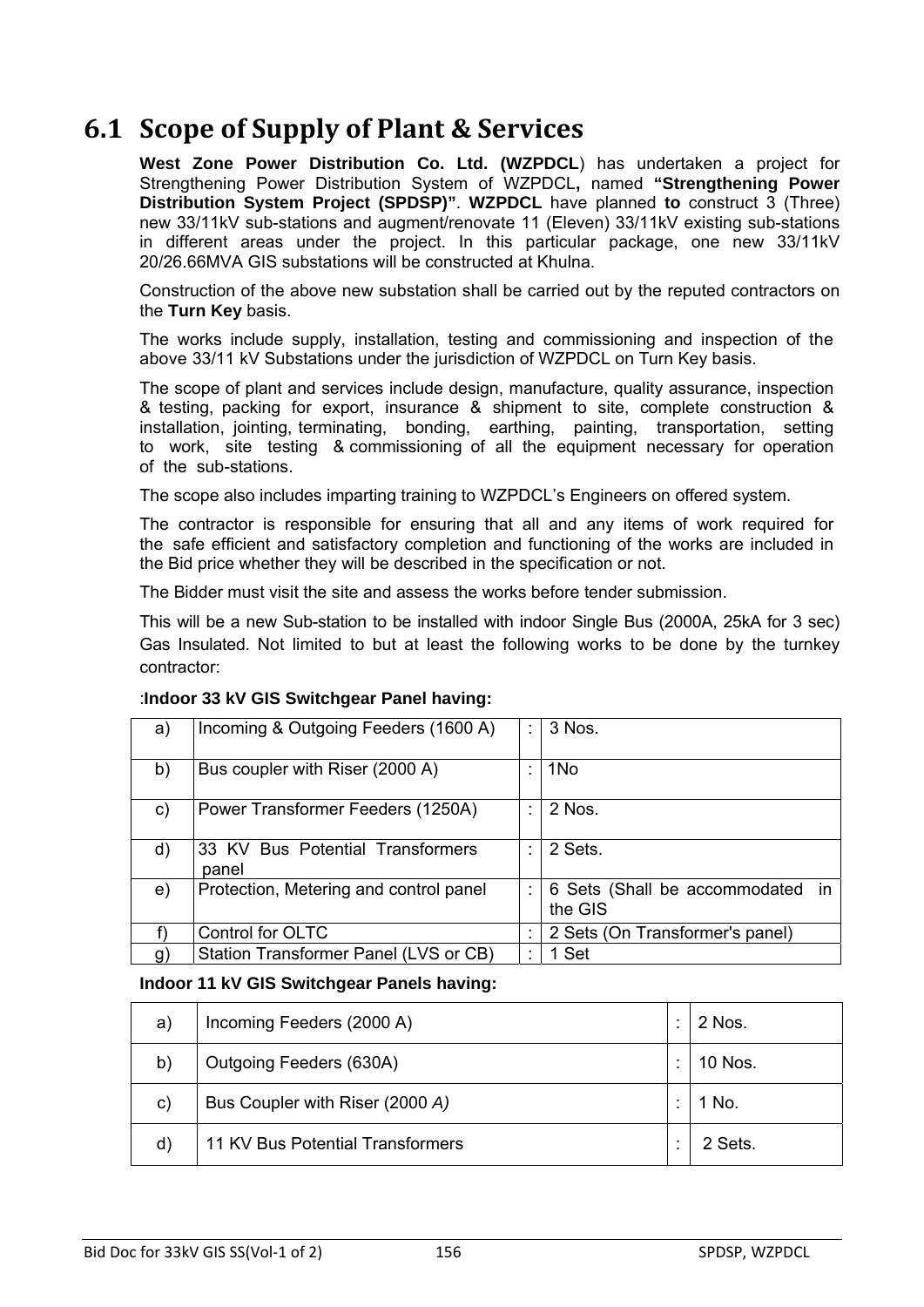## 6.1 Scope of Supply of Plant & Services

**West Zone Power Distribution Co. Ltd. (WZPDCL**) has undertaken a project for Strengthening Power Distribution System of WZPDCL**,** named **"Strengthening Power Distribution System Project (SPDSP)"**. **WZPDCL** have planned **to** construct 3 (Three) new 33/11kV sub-stations and augment/renovate 11 (Eleven) 33/11kV existing sub-stations in different areas under the project. In this particular package, one new 33/11kV 20/26.66MVA GIS substations will be constructed at Khulna.

Construction of the above new substation shall be carried out by the reputed contractors on the **Turn Key** basis.

The works include supply, installation, testing and commissioning and inspection of the above 33/11 kV Substations under the jurisdiction of WZPDCL on Turn Key basis.

The scope of plant and services include design, manufacture, quality assurance, inspection & testing, packing for export, insurance & shipment to site, complete construction & installation, jointing, terminating, bonding, earthing, painting, transportation, setting to work, site testing & commissioning of all the equipment necessary for operation of the sub-stations.

The scope also includes imparting training to WZPDCL's Engineers on offered system.

The contractor is responsible for ensuring that all and any items of work required for the safe efficient and satisfactory completion and functioning of the works are included in the Bid price whether they will be described in the specification or not.

The Bidder must visit the site and assess the works before tender submission.

This will be a new Sub-station to be installed with indoor Single Bus (2000A, 25kA for 3 sec) Gas Insulated. Not limited to but at least the following works to be done by the turnkey contractor:

:**Indoor 33 kV GIS Switchgear Panel having:**

| | | | |
|---|---|---|---|
| a) | Incoming & Outgoing Feeders (1600 A) | : | 3 Nos. |
| b) | Bus coupler with Riser (2000 A) | : | 1No |
| c) | Power Transformer Feeders (1250A) | : | 2 Nos. |
| d) | 33 KV Bus Potential Transformers panel | : | 2 Sets. |
| e) | Protection, Metering and control panel | : | 6 Sets (Shall be accommodated in the GIS |
| f) | Control for OLTC | : | 2 Sets (On Transformer's panel) |
| g) | Station Transformer Panel (LVS or CB) | : | 1 Set |

**Indoor 11 kV GIS Switchgear Panels having:**

| | | | |
|---|---|---|---|
| a) | Incoming Feeders (2000 A) | : | 2 Nos. |
| b) | Outgoing Feeders (630A) | : | 10 Nos. |
| c) | Bus Coupler with Riser (2000 *A)* | : | 1 No. |
| d) | 11 KV Bus Potential Transformers | : | 2 Sets. |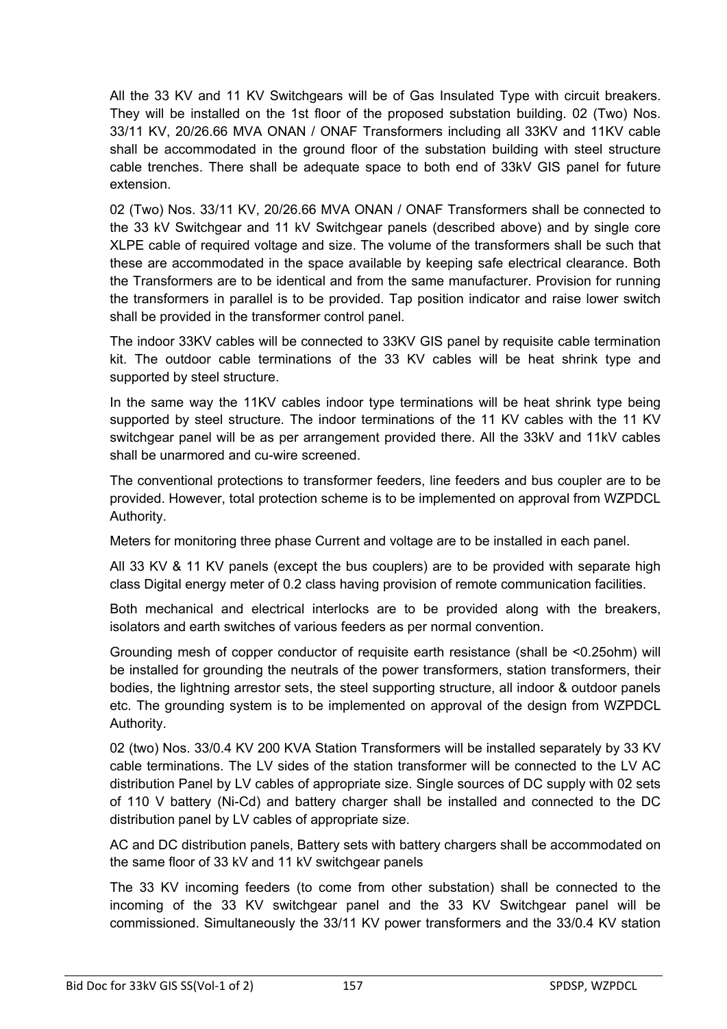All the 33 KV and 11 KV Switchgears will be of Gas Insulated Type with circuit breakers. They will be installed on the 1st floor of the proposed substation building. 02 (Two) Nos. 33/11 KV, 20/26.66 MVA ONAN / ONAF Transformers including all 33KV and 11KV cable shall be accommodated in the ground floor of the substation building with steel structure cable trenches. There shall be adequate space to both end of 33kV GIS panel for future extension.

02 (Two) Nos. 33/11 KV, 20/26.66 MVA ONAN / ONAF Transformers shall be connected to the 33 kV Switchgear and 11 kV Switchgear panels (described above) and by single core XLPE cable of required voltage and size. The volume of the transformers shall be such that these are accommodated in the space available by keeping safe electrical clearance. Both the Transformers are to be identical and from the same manufacturer. Provision for running the transformers in parallel is to be provided. Tap position indicator and raise lower switch shall be provided in the transformer control panel.

The indoor 33KV cables will be connected to 33KV GIS panel by requisite cable termination kit. The outdoor cable terminations of the 33 KV cables will be heat shrink type and supported by steel structure.

In the same way the 11KV cables indoor type terminations will be heat shrink type being supported by steel structure. The indoor terminations of the 11 KV cables with the 11 KV switchgear panel will be as per arrangement provided there. All the 33kV and 11kV cables shall be unarmored and cu-wire screened.

The conventional protections to transformer feeders, line feeders and bus coupler are to be provided. However, total protection scheme is to be implemented on approval from WZPDCL Authority.

Meters for monitoring three phase Current and voltage are to be installed in each panel.

All 33 KV & 11 KV panels (except the bus couplers) are to be provided with separate high class Digital energy meter of 0.2 class having provision of remote communication facilities.

Both mechanical and electrical interlocks are to be provided along with the breakers, isolators and earth switches of various feeders as per normal convention.

Grounding mesh of copper conductor of requisite earth resistance (shall be <0.25ohm) will be installed for grounding the neutrals of the power transformers, station transformers, their bodies, the lightning arrestor sets, the steel supporting structure, all indoor & outdoor panels etc. The grounding system is to be implemented on approval of the design from WZPDCL Authority.

02 (two) Nos. 33/0.4 KV 200 KVA Station Transformers will be installed separately by 33 KV cable terminations. The LV sides of the station transformer will be connected to the LV AC distribution Panel by LV cables of appropriate size. Single sources of DC supply with 02 sets of 110 V battery (Ni-Cd) and battery charger shall be installed and connected to the DC distribution panel by LV cables of appropriate size.

AC and DC distribution panels, Battery sets with battery chargers shall be accommodated on the same floor of 33 kV and 11 kV switchgear panels

The 33 KV incoming feeders (to come from other substation) shall be connected to the incoming of the 33 KV switchgear panel and the 33 KV Switchgear panel will be commissioned. Simultaneously the 33/11 KV power transformers and the 33/0.4 KV station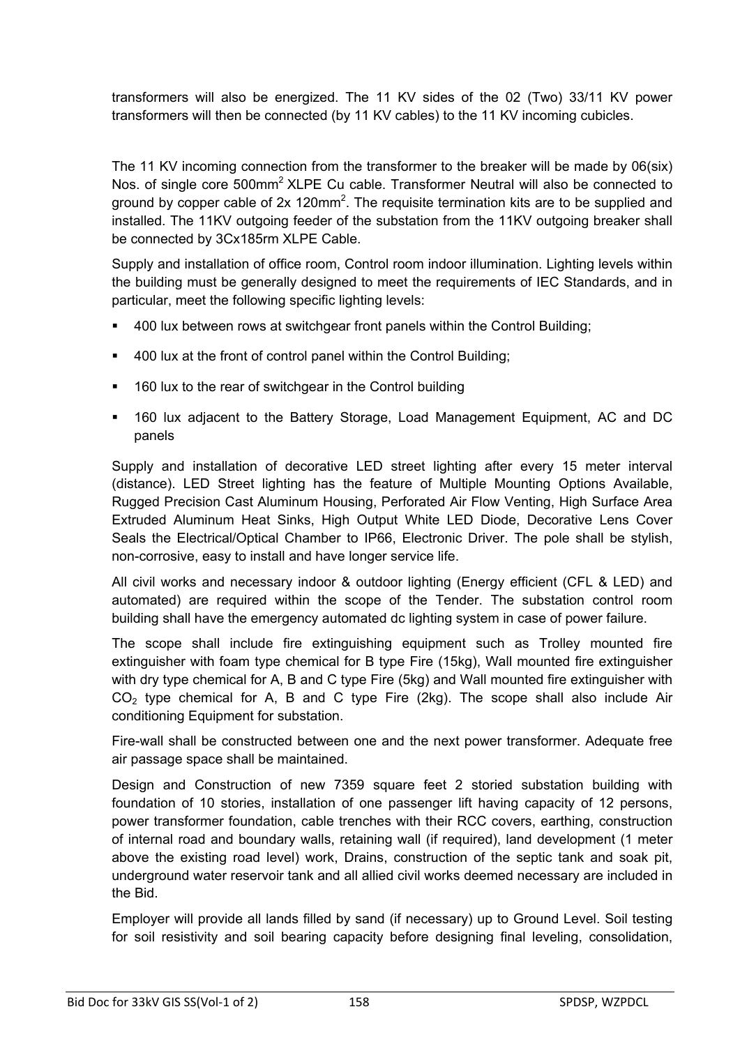transformers will also be energized. The 11 KV sides of the 02 (Two) 33/11 KV power transformers will then be connected (by 11 KV cables) to the 11 KV incoming cubicles.

The 11 KV incoming connection from the transformer to the breaker will be made by 06(six) Nos. of single core 500mm$^2$ XLPE Cu cable. Transformer Neutral will also be connected to ground by copper cable of 2x 120mm$^2$. The requisite termination kits are to be supplied and installed. The 11KV outgoing feeder of the substation from the 11KV outgoing breaker shall be connected by 3Cx185rm XLPE Cable.

Supply and installation of office room, Control room indoor illumination. Lighting levels within the building must be generally designed to meet the requirements of IEC Standards, and in particular, meet the following specific lighting levels:

- 400 lux between rows at switchgear front panels within the Control Building;
- 400 lux at the front of control panel within the Control Building;
- 160 lux to the rear of switchgear in the Control building
- 160 lux adjacent to the Battery Storage, Load Management Equipment, AC and DC panels

Supply and installation of decorative LED street lighting after every 15 meter interval (distance). LED Street lighting has the feature of Multiple Mounting Options Available, Rugged Precision Cast Aluminum Housing, Perforated Air Flow Venting, High Surface Area Extruded Aluminum Heat Sinks, High Output White LED Diode, Decorative Lens Cover Seals the Electrical/Optical Chamber to IP66, Electronic Driver. The pole shall be stylish, non-corrosive, easy to install and have longer service life.

All civil works and necessary indoor & outdoor lighting (Energy efficient (CFL & LED) and automated) are required within the scope of the Tender. The substation control room building shall have the emergency automated dc lighting system in case of power failure.

The scope shall include fire extinguishing equipment such as Trolley mounted fire extinguisher with foam type chemical for B type Fire (15kg), Wall mounted fire extinguisher with dry type chemical for A, B and C type Fire (5kg) and Wall mounted fire extinguisher with $CO_2$ type chemical for A, B and C type Fire (2kg). The scope shall also include Air conditioning Equipment for substation.

Fire-wall shall be constructed between one and the next power transformer. Adequate free air passage space shall be maintained.

Design and Construction of new 7359 square feet 2 storied substation building with foundation of 10 stories, installation of one passenger lift having capacity of 12 persons, power transformer foundation, cable trenches with their RCC covers, earthing, construction of internal road and boundary walls, retaining wall (if required), land development (1 meter above the existing road level) work, Drains, construction of the septic tank and soak pit, underground water reservoir tank and all allied civil works deemed necessary are included in the Bid.

Employer will provide all lands filled by sand (if necessary) up to Ground Level. Soil testing for soil resistivity and soil bearing capacity before designing final leveling, consolidation,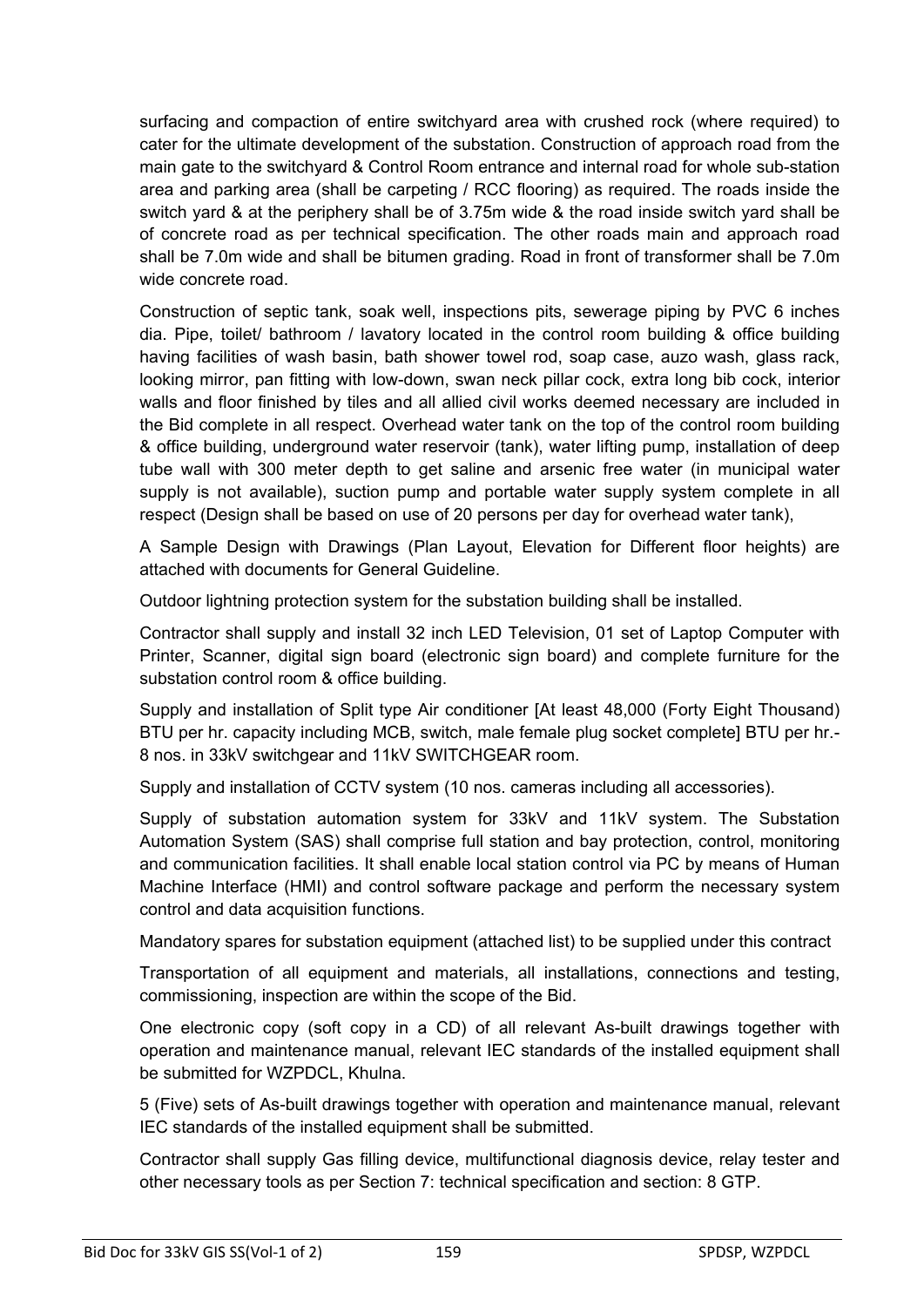surfacing and compaction of entire switchyard area with crushed rock (where required) to cater for the ultimate development of the substation. Construction of approach road from the main gate to the switchyard & Control Room entrance and internal road for whole sub-station area and parking area (shall be carpeting / RCC flooring) as required. The roads inside the switch yard & at the periphery shall be of 3.75m wide & the road inside switch yard shall be of concrete road as per technical specification. The other roads main and approach road shall be 7.0m wide and shall be bitumen grading. Road in front of transformer shall be 7.0m wide concrete road.

Construction of septic tank, soak well, inspections pits, sewerage piping by PVC 6 inches dia. Pipe, toilet/ bathroom / lavatory located in the control room building & office building having facilities of wash basin, bath shower towel rod, soap case, auzo wash, glass rack, looking mirror, pan fitting with low-down, swan neck pillar cock, extra long bib cock, interior walls and floor finished by tiles and all allied civil works deemed necessary are included in the Bid complete in all respect. Overhead water tank on the top of the control room building & office building, underground water reservoir (tank), water lifting pump, installation of deep tube wall with 300 meter depth to get saline and arsenic free water (in municipal water supply is not available), suction pump and portable water supply system complete in all respect (Design shall be based on use of 20 persons per day for overhead water tank),

A Sample Design with Drawings (Plan Layout, Elevation for Different floor heights) are attached with documents for General Guideline.

Outdoor lightning protection system for the substation building shall be installed.

Contractor shall supply and install 32 inch LED Television, 01 set of Laptop Computer with Printer, Scanner, digital sign board (electronic sign board) and complete furniture for the substation control room & office building.

Supply and installation of Split type Air conditioner [At least 48,000 (Forty Eight Thousand) BTU per hr. capacity including MCB, switch, male female plug socket complete] BTU per hr.- 8 nos. in 33kV switchgear and 11kV SWITCHGEAR room.

Supply and installation of CCTV system (10 nos. cameras including all accessories).

Supply of substation automation system for 33kV and 11kV system. The Substation Automation System (SAS) shall comprise full station and bay protection, control, monitoring and communication facilities. It shall enable local station control via PC by means of Human Machine Interface (HMI) and control software package and perform the necessary system control and data acquisition functions.

Mandatory spares for substation equipment (attached list) to be supplied under this contract

Transportation of all equipment and materials, all installations, connections and testing, commissioning, inspection are within the scope of the Bid.

One electronic copy (soft copy in a CD) of all relevant As-built drawings together with operation and maintenance manual, relevant IEC standards of the installed equipment shall be submitted for WZPDCL, Khulna.

5 (Five) sets of As-built drawings together with operation and maintenance manual, relevant IEC standards of the installed equipment shall be submitted.

Contractor shall supply Gas filling device, multifunctional diagnosis device, relay tester and other necessary tools as per Section 7: technical specification and section: 8 GTP.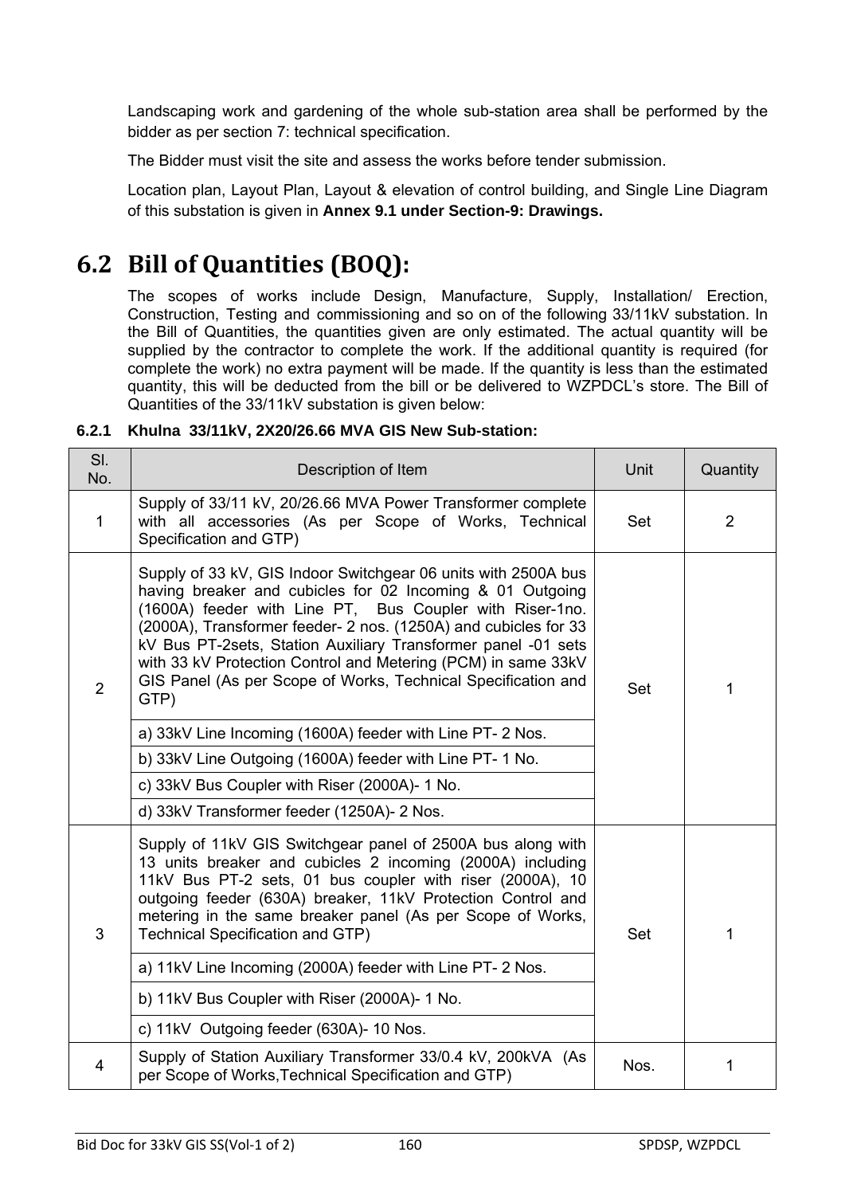Landscaping work and gardening of the whole sub-station area shall be performed by the bidder as per section 7: technical specification.

The Bidder must visit the site and assess the works before tender submission.

Location plan, Layout Plan, Layout & elevation of control building, and Single Line Diagram of this substation is given in **Annex 9.1 under Section-9: Drawings.**

## 6.2 Bill of Quantities (BOQ):

The scopes of works include Design, Manufacture, Supply, Installation/ Erection, Construction, Testing and commissioning and so on of the following 33/11kV substation. In the Bill of Quantities, the quantities given are only estimated. The actual quantity will be supplied by the contractor to complete the work. If the additional quantity is required (for complete the work) no extra payment will be made. If the quantity is less than the estimated quantity, this will be deducted from the bill or be delivered to WZPDCL's store. The Bill of Quantities of the 33/11kV substation is given below:

### 6.2.1 Khulna 33/11kV, 2X20/26.66 MVA GIS New Sub-station:

| Sl. No. | Description of Item | Unit | Quantity |
|---|---|---|---|
| 1 | Supply of 33/11 kV, 20/26.66 MVA Power Transformer complete with all accessories (As per Scope of Works, Technical Specification and GTP) | Set | 2 |
| 2 | Supply of 33 kV, GIS Indoor Switchgear 06 units with 2500A bus having breaker and cubicles for 02 Incoming & 01 Outgoing (1600A) feeder with Line PT, Bus Coupler with Riser-1no. (2000A), Transformer feeder- 2 nos. (1250A) and cubicles for 33 kV Bus PT-2sets, Station Auxiliary Transformer panel -01 sets with 33 kV Protection Control and Metering (PCM) in same 33kV GIS Panel (As per Scope of Works, Technical Specification and GTP) | Set | 1 |
| | a) 33kV Line Incoming (1600A) feeder with Line PT- 2 Nos. | | |
| | b) 33kV Line Outgoing (1600A) feeder with Line PT- 1 No. | | |
| | c) 33kV Bus Coupler with Riser (2000A)- 1 No. | | |
| | d) 33kV Transformer feeder (1250A)- 2 Nos. | | |
| 3 | Supply of 11kV GIS Switchgear panel of 2500A bus along with 13 units breaker and cubicles 2 incoming (2000A) including 11kV Bus PT-2 sets, 01 bus coupler with riser (2000A), 10 outgoing feeder (630A) breaker, 11kV Protection Control and metering in the same breaker panel (As per Scope of Works, Technical Specification and GTP) | Set | 1 |
| | a) 11kV Line Incoming (2000A) feeder with Line PT- 2 Nos. | | |
| | b) 11kV Bus Coupler with Riser (2000A)- 1 No. | | |
| | c) 11kV Outgoing feeder (630A)- 10 Nos. | | |
| 4 | Supply of Station Auxiliary Transformer 33/0.4 kV, 200kVA (As per Scope of Works,Technical Specification and GTP) | Nos. | 1 |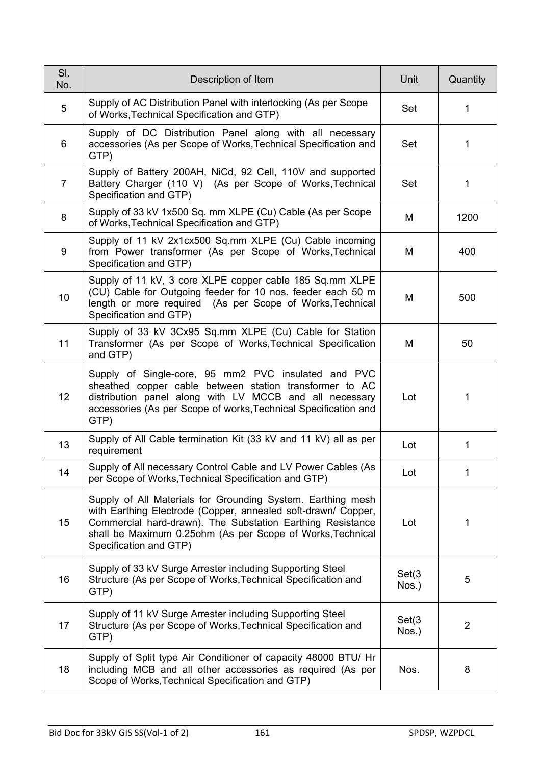| Sl. No. | Description of Item | Unit | Quantity |
|---|---|---|---|
| 5 | Supply of AC Distribution Panel with interlocking (As per Scope of Works,Technical Specification and GTP) | Set | 1 |
| 6 | Supply of DC Distribution Panel along with all necessary accessories (As per Scope of Works,Technical Specification and GTP) | Set | 1 |
| 7 | Supply of Battery 200AH, NiCd, 92 Cell, 110V and supported Battery Charger (110 V) (As per Scope of Works,Technical Specification and GTP) | Set | 1 |
| 8 | Supply of 33 kV 1x500 Sq. mm XLPE (Cu) Cable (As per Scope of Works,Technical Specification and GTP) | M | 1200 |
| 9 | Supply of 11 kV 2x1cx500 Sq.mm XLPE (Cu) Cable incoming from Power transformer (As per Scope of Works,Technical Specification and GTP) | M | 400 |
| 10 | Supply of 11 kV, 3 core XLPE copper cable 185 Sq.mm XLPE (CU) Cable for Outgoing feeder for 10 nos. feeder each 50 m length or more required (As per Scope of Works,Technical Specification and GTP) | M | 500 |
| 11 | Supply of 33 kV 3Cx95 Sq.mm XLPE (Cu) Cable for Station Transformer (As per Scope of Works,Technical Specification and GTP) | M | 50 |
| 12 | Supply of Single-core, 95 mm2 PVC insulated and PVC sheathed copper cable between station transformer to AC distribution panel along with LV MCCB and all necessary accessories (As per Scope of works,Technical Specification and GTP) | Lot | 1 |
| 13 | Supply of All Cable termination Kit (33 kV and 11 kV) all as per requirement | Lot | 1 |
| 14 | Supply of All necessary Control Cable and LV Power Cables (As per Scope of Works,Technical Specification and GTP) | Lot | 1 |
| 15 | Supply of All Materials for Grounding System. Earthing mesh with Earthing Electrode (Copper, annealed soft-drawn/ Copper, Commercial hard-drawn). The Substation Earthing Resistance shall be Maximum 0.25ohm (As per Scope of Works,Technical Specification and GTP) | Lot | 1 |
| 16 | Supply of 33 kV Surge Arrester including Supporting Steel Structure (As per Scope of Works,Technical Specification and GTP) | Set(3 Nos.) | 5 |
| 17 | Supply of 11 kV Surge Arrester including Supporting Steel Structure (As per Scope of Works,Technical Specification and GTP) | Set(3 Nos.) | 2 |
| 18 | Supply of Split type Air Conditioner of capacity 48000 BTU/ Hr including MCB and all other accessories as required (As per Scope of Works,Technical Specification and GTP) | Nos. | 8 |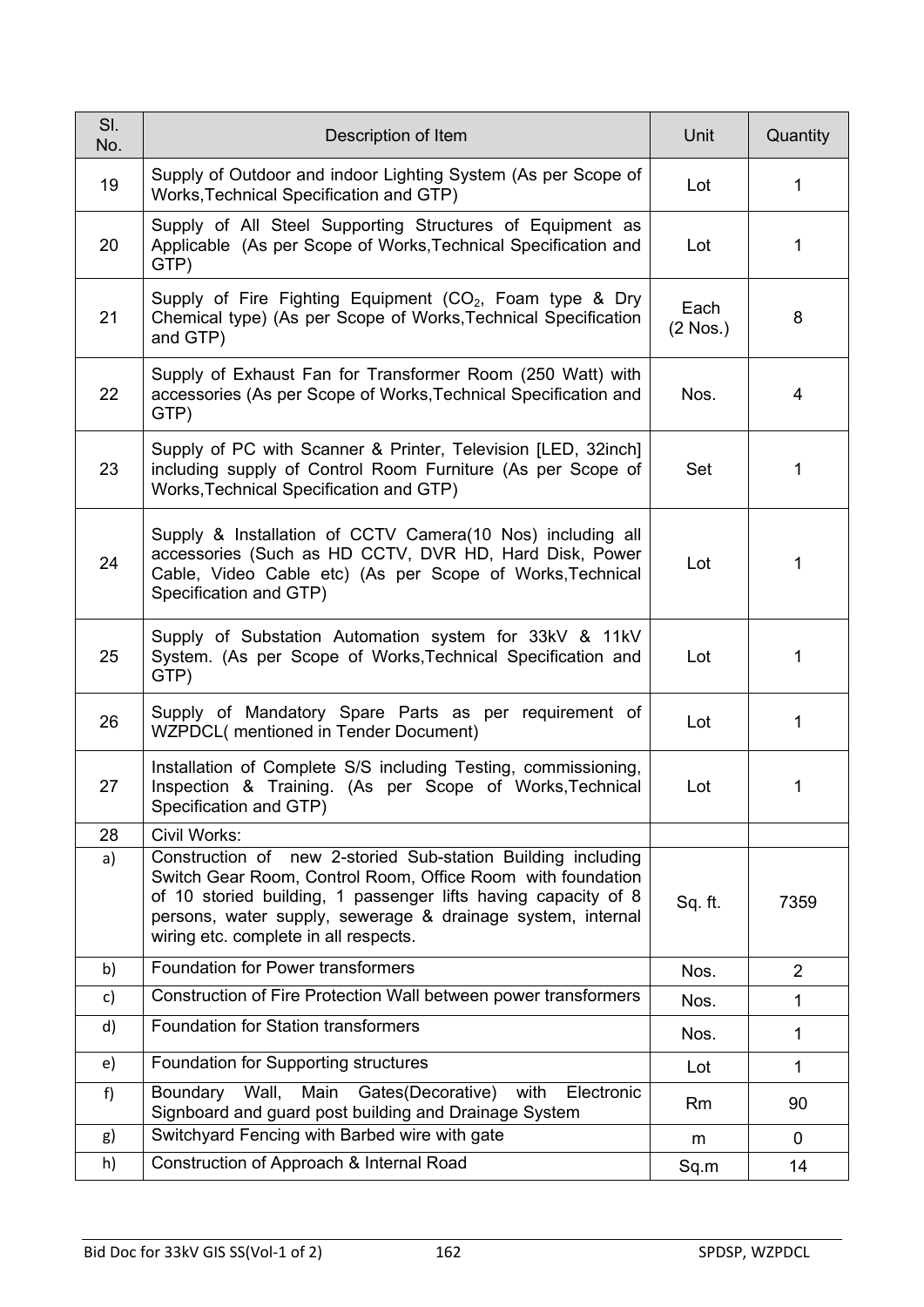| Sl. No. | Description of Item | Unit | Quantity |
|---|---|---|---|
| 19 | Supply of Outdoor and indoor Lighting System (As per Scope of Works,Technical Specification and GTP) | Lot | 1 |
| 20 | Supply of All Steel Supporting Structures of Equipment as Applicable (As per Scope of Works,Technical Specification and GTP) | Lot | 1 |
| 21 | Supply of Fire Fighting Equipment ($CO_2$, Foam type & Dry Chemical type) (As per Scope of Works,Technical Specification and GTP) | Each (2 Nos.) | 8 |
| 22 | Supply of Exhaust Fan for Transformer Room (250 Watt) with accessories (As per Scope of Works,Technical Specification and GTP) | Nos. | 4 |
| 23 | Supply of PC with Scanner & Printer, Television [LED, 32inch] including supply of Control Room Furniture (As per Scope of Works,Technical Specification and GTP) | Set | 1 |
| 24 | Supply & Installation of CCTV Camera(10 Nos) including all accessories (Such as HD CCTV, DVR HD, Hard Disk, Power Cable, Video Cable etc) (As per Scope of Works,Technical Specification and GTP) | Lot | 1 |
| 25 | Supply of Substation Automation system for 33kV & 11kV System. (As per Scope of Works,Technical Specification and GTP) | Lot | 1 |
| 26 | Supply of Mandatory Spare Parts as per requirement of WZPDCL( mentioned in Tender Document) | Lot | 1 |
| 27 | Installation of Complete S/S including Testing, commissioning, Inspection & Training. (As per Scope of Works,Technical Specification and GTP) | Lot | 1 |
| 28 | Civil Works: | | |
| a) | Construction of new 2-storied Sub-station Building including Switch Gear Room, Control Room, Office Room with foundation of 10 storied building, 1 passenger lifts having capacity of 8 persons, water supply, sewerage & drainage system, internal wiring etc. complete in all respects. | Sq. ft. | 7359 |
| b) | Foundation for Power transformers | Nos. | 2 |
| c) | Construction of Fire Protection Wall between power transformers | Nos. | 1 |
| d) | Foundation for Station transformers | Nos. | 1 |
| e) | Foundation for Supporting structures | Lot | 1 |
| f) | Boundary Wall, Main Gates(Decorative) with Electronic Signboard and guard post building and Drainage System | Rm | 90 |
| g) | Switchyard Fencing with Barbed wire with gate | m | 0 |
| h) | Construction of Approach & Internal Road | Sq.m | 14 |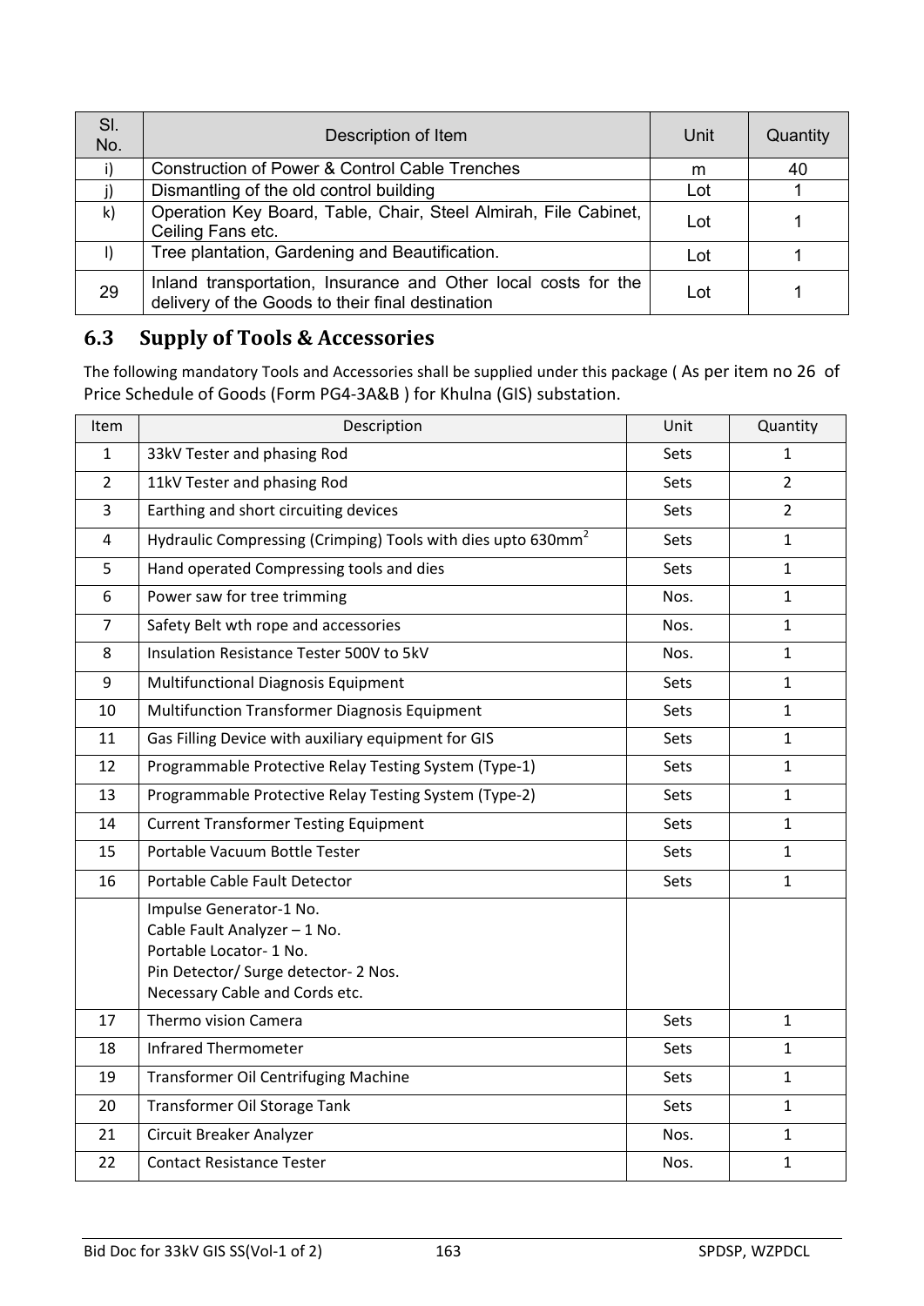| Sl. No. | Description of Item | Unit | Quantity |
|---|---|---|---|
| i) | Construction of Power & Control Cable Trenches | m | 40 |
| j) | Dismantling of the old control building | Lot | 1 |
| k) | Operation Key Board, Table, Chair, Steel Almirah, File Cabinet, Ceiling Fans etc. | Lot | 1 |
| l) | Tree plantation, Gardening and Beautification. | Lot | 1 |
| 29 | Inland transportation, Insurance and Other local costs for the delivery of the Goods to their final destination | Lot | 1 |

## 6.3 Supply of Tools & Accessories

The following mandatory Tools and Accessories shall be supplied under this package ( As per item no 26 of Price Schedule of Goods (Form PG4-3A&B ) for Khulna (GIS) substation.

| Item | Description | Unit | Quantity |
|---|---|---|---|
| 1 | 33kV Tester and phasing Rod | Sets | 1 |
| 2 | 11kV Tester and phasing Rod | Sets | 2 |
| 3 | Earthing and short circuiting devices | Sets | 2 |
| 4 | Hydraulic Compressing (Crimping) Tools with dies upto 630mm$^2$ | Sets | 1 |
| 5 | Hand operated Compressing tools and dies | Sets | 1 |
| 6 | Power saw for tree trimming | Nos. | 1 |
| 7 | Safety Belt wth rope and accessories | Nos. | 1 |
| 8 | Insulation Resistance Tester 500V to 5kV | Nos. | 1 |
| 9 | Multifunctional Diagnosis Equipment | Sets | 1 |
| 10 | Multifunction Transformer Diagnosis Equipment | Sets | 1 |
| 11 | Gas Filling Device with auxiliary equipment for GIS | Sets | 1 |
| 12 | Programmable Protective Relay Testing System (Type-1) | Sets | 1 |
| 13 | Programmable Protective Relay Testing System (Type-2) | Sets | 1 |
| 14 | Current Transformer Testing Equipment | Sets | 1 |
| 15 | Portable Vacuum Bottle Tester | Sets | 1 |
| 16 | Portable Cable Fault Detector | Sets | 1 |
| | Impulse Generator-1 No.<br>Cable Fault Analyzer – 1 No.<br>Portable Locator- 1 No.<br>Pin Detector/ Surge detector- 2 Nos.<br>Necessary Cable and Cords etc. | | |
| 17 | Thermo vision Camera | Sets | 1 |
| 18 | Infrared Thermometer | Sets | 1 |
| 19 | Transformer Oil Centrifuging Machine | Sets | 1 |
| 20 | Transformer Oil Storage Tank | Sets | 1 |
| 21 | Circuit Breaker Analyzer | Nos. | 1 |
| 22 | Contact Resistance Tester | Nos. | 1 |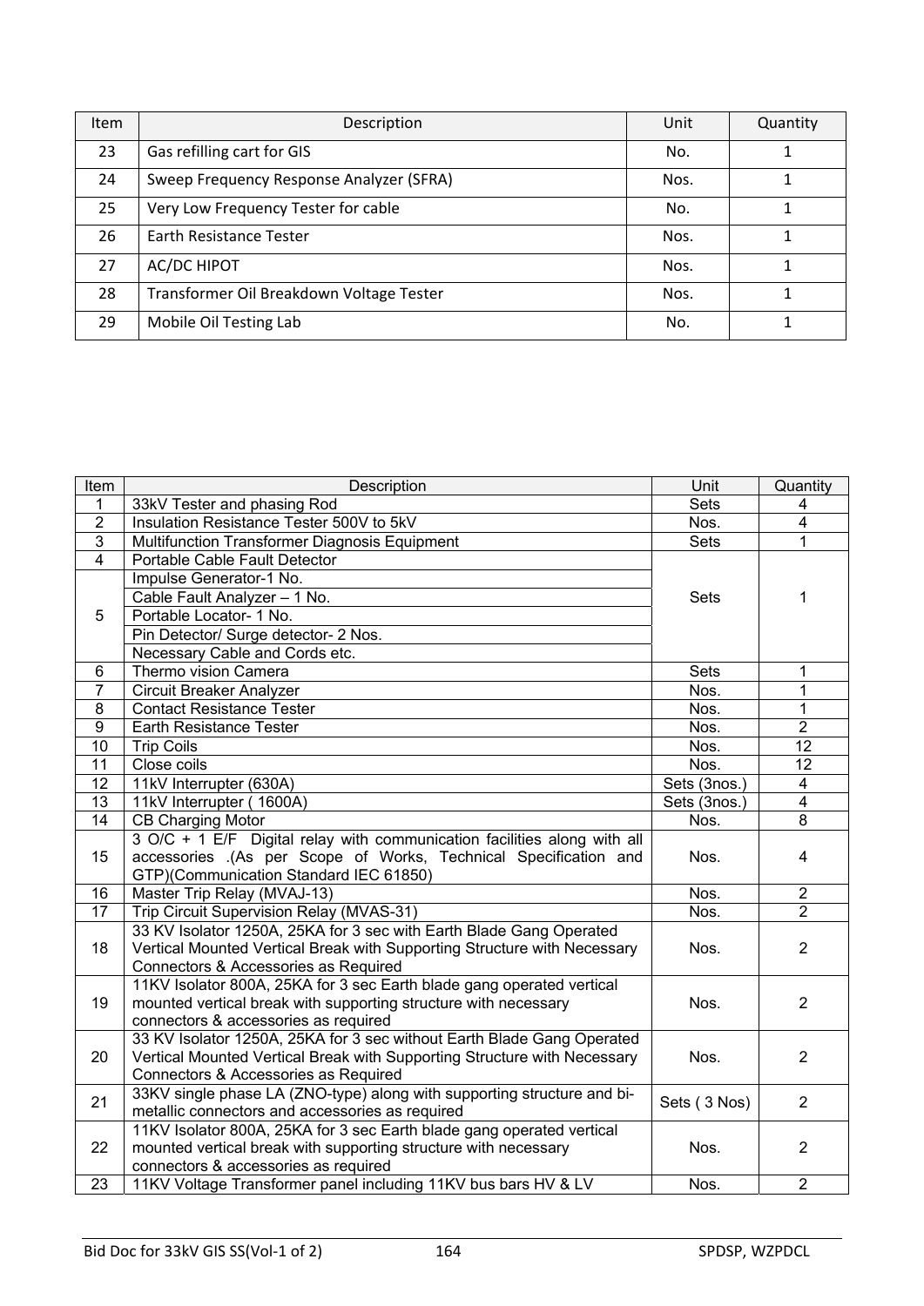| Item | Description | Unit | Quantity |
|---|---|---|---|
| 23 | Gas refilling cart for GIS | No. | 1 |
| 24 | Sweep Frequency Response Analyzer (SFRA) | Nos. | 1 |
| 25 | Very Low Frequency Tester for cable | No. | 1 |
| 26 | Earth Resistance Tester | Nos. | 1 |
| 27 | AC/DC HIPOT | Nos. | 1 |
| 28 | Transformer Oil Breakdown Voltage Tester | Nos. | 1 |
| 29 | Mobile Oil Testing Lab | No. | 1 |

| Item | Description | Unit | Quantity |
|---|---|---|---|
| 1 | 33kV Tester and phasing Rod | Sets | 4 |
| 2 | Insulation Resistance Tester 500V to 5kV | Nos. | 4 |
| 3 | Multifunction Transformer Diagnosis Equipment | Sets | 1 |
| 4 | Portable Cable Fault Detector | Sets | 1 |
| 5 | Impulse Generator-1 No. | | |
| | Cable Fault Analyzer – 1 No. | | |
| | Portable Locator- 1 No. | | |
| | Pin Detector/ Surge detector- 2 Nos. | | |
| | Necessary Cable and Cords etc. | | |
| 6 | Thermo vision Camera | Sets | 1 |
| 7 | Circuit Breaker Analyzer | Nos. | 1 |
| 8 | Contact Resistance Tester | Nos. | 1 |
| 9 | Earth Resistance Tester | Nos. | 2 |
| 10 | Trip Coils | Nos. | 12 |
| 11 | Close coils | Nos. | 12 |
| 12 | 11kV Interrupter (630A) | Sets (3nos.) | 4 |
| 13 | 11kV Interrupter ( 1600A) | Sets (3nos.) | 4 |
| 14 | CB Charging Motor | Nos. | 8 |
| 15 | 3 O/C + 1 E/F Digital relay with communication facilities along with all accessories .(As per Scope of Works, Technical Specification and GTP)(Communication Standard IEC 61850) | Nos. | 4 |
| 16 | Master Trip Relay (MVAJ-13) | Nos. | 2 |
| 17 | Trip Circuit Supervision Relay (MVAS-31) | Nos. | 2 |
| 18 | 33 KV Isolator 1250A, 25KA for 3 sec with Earth Blade Gang Operated Vertical Mounted Vertical Break with Supporting Structure with Necessary Connectors & Accessories as Required | Nos. | 2 |
| 19 | 11KV Isolator 800A, 25KA for 3 sec Earth blade gang operated vertical mounted vertical break with supporting structure with necessary connectors & accessories as required | Nos. | 2 |
| 20 | 33 KV Isolator 1250A, 25KA for 3 sec without Earth Blade Gang Operated Vertical Mounted Vertical Break with Supporting Structure with Necessary Connectors & Accessories as Required | Nos. | 2 |
| 21 | 33KV single phase LA (ZNO-type) along with supporting structure and bi-metallic connectors and accessories as required | Sets ( 3 Nos) | 2 |
| 22 | 11KV Isolator 800A, 25KA for 3 sec Earth blade gang operated vertical mounted vertical break with supporting structure with necessary connectors & accessories as required | Nos. | 2 |
| 23 | 11KV Voltage Transformer panel including 11KV bus bars HV & LV | Nos. | 2 |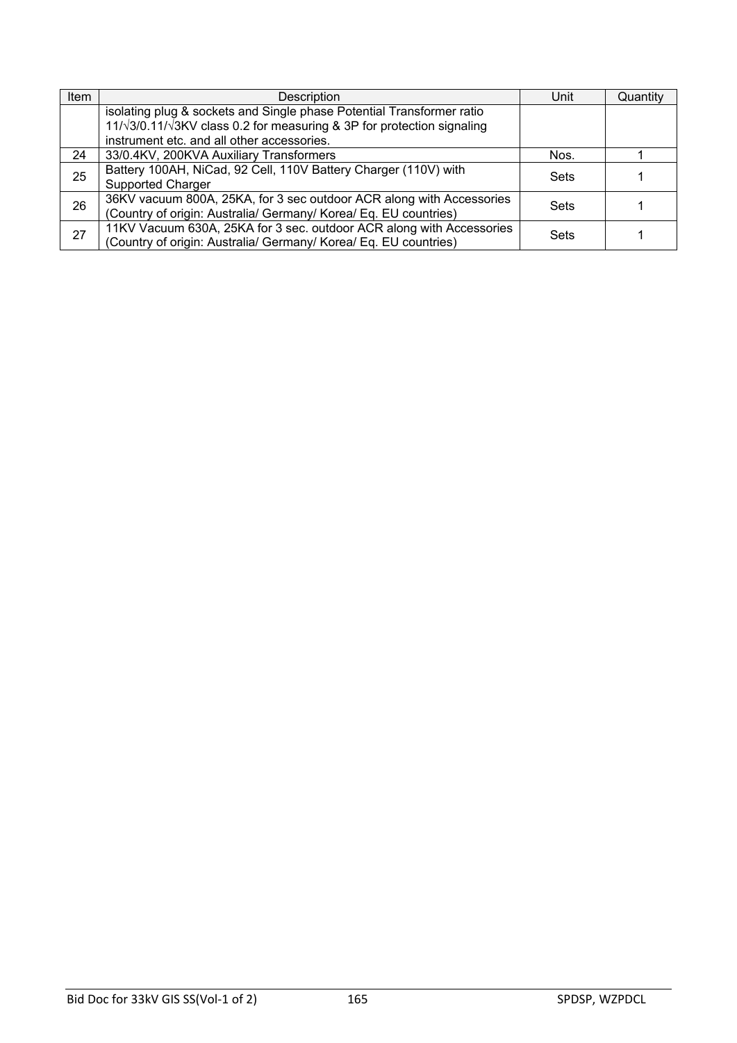| Item | Description | Unit | Quantity |
|---|---|---|---|
| | isolating plug & sockets and Single phase Potential Transformer ratio 11/√3/0.11/√3KV class 0.2 for measuring & 3P for protection signaling instrument etc. and all other accessories. | | |
| 24 | 33/0.4KV, 200KVA Auxiliary Transformers | Nos. | 1 |
| 25 | Battery 100AH, NiCad, 92 Cell, 110V Battery Charger (110V) with Supported Charger | Sets | 1 |
| 26 | 36KV vacuum 800A, 25KA, for 3 sec outdoor ACR along with Accessories (Country of origin: Australia/ Germany/ Korea/ Eq. EU countries) | Sets | 1 |
| 27 | 11KV Vacuum 630A, 25KA for 3 sec. outdoor ACR along with Accessories (Country of origin: Australia/ Germany/ Korea/ Eq. EU countries) | Sets | 1 |